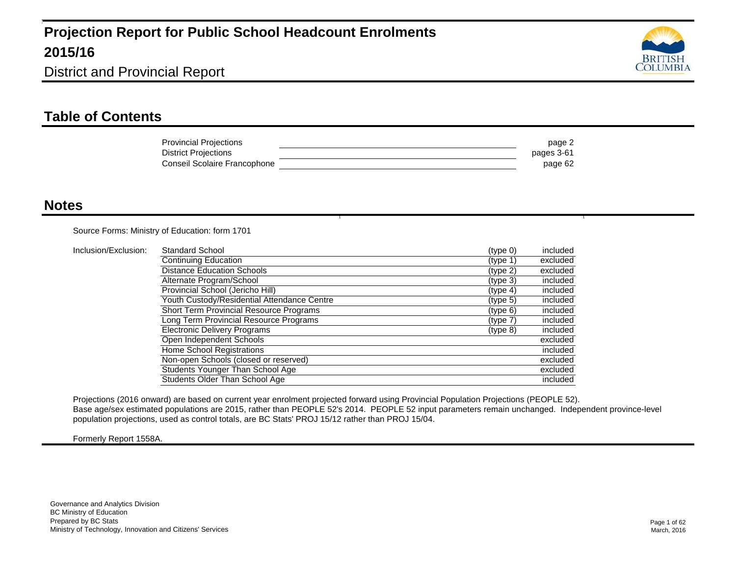# Projection Report for Public School Headcount Enrolments 2015/16

District and Provincial Report

## Table of Contents

| Section | Page |
|---|---|
| Provincial Projections | page 2 |
| District Projections | pages 3-61 |
| Conseil Scolaire Francophone | page 62 |

## Notes

Source Forms: Ministry of Education: form 1701

Inclusion/Exclusion:

| School/Program | Type | Status |
|---|---|---|
| Standard School | (type 0) | included |
| Continuing Education | (type 1) | excluded |
| Distance Education Schools | (type 2) | excluded |
| Alternate Program/School | (type 3) | included |
| Provincial School (Jericho Hill) | (type 4) | included |
| Youth Custody/Residential Attendance Centre | (type 5) | included |
| Short Term Provincial Resource Programs | (type 6) | included |
| Long Term Provincial Resource Programs | (type 7) | included |
| Electronic Delivery Programs | (type 8) | included |
| Open Independent Schools | | excluded |
| Home School Registrations | | included |
| Non-open Schools (closed or reserved) | | excluded |
| Students Younger Than School Age | | excluded |
| Students Older Than School Age | | included |

Projections (2016 onward) are based on current year enrolment projected forward using Provincial Population Projections (PEOPLE 52).
Base age/sex estimated populations are 2015, rather than PEOPLE 52's 2014. PEOPLE 52 input parameters remain unchanged. Independent province-level population projections, used as control totals, are BC Stats' PROJ 15/12 rather than PROJ 15/04.

Formerly Report 1558A.

Governance and Analytics Division
BC Ministry of Education
Prepared by BC Stats
Ministry of Technology, Innovation and Citizens' Services

March, 2016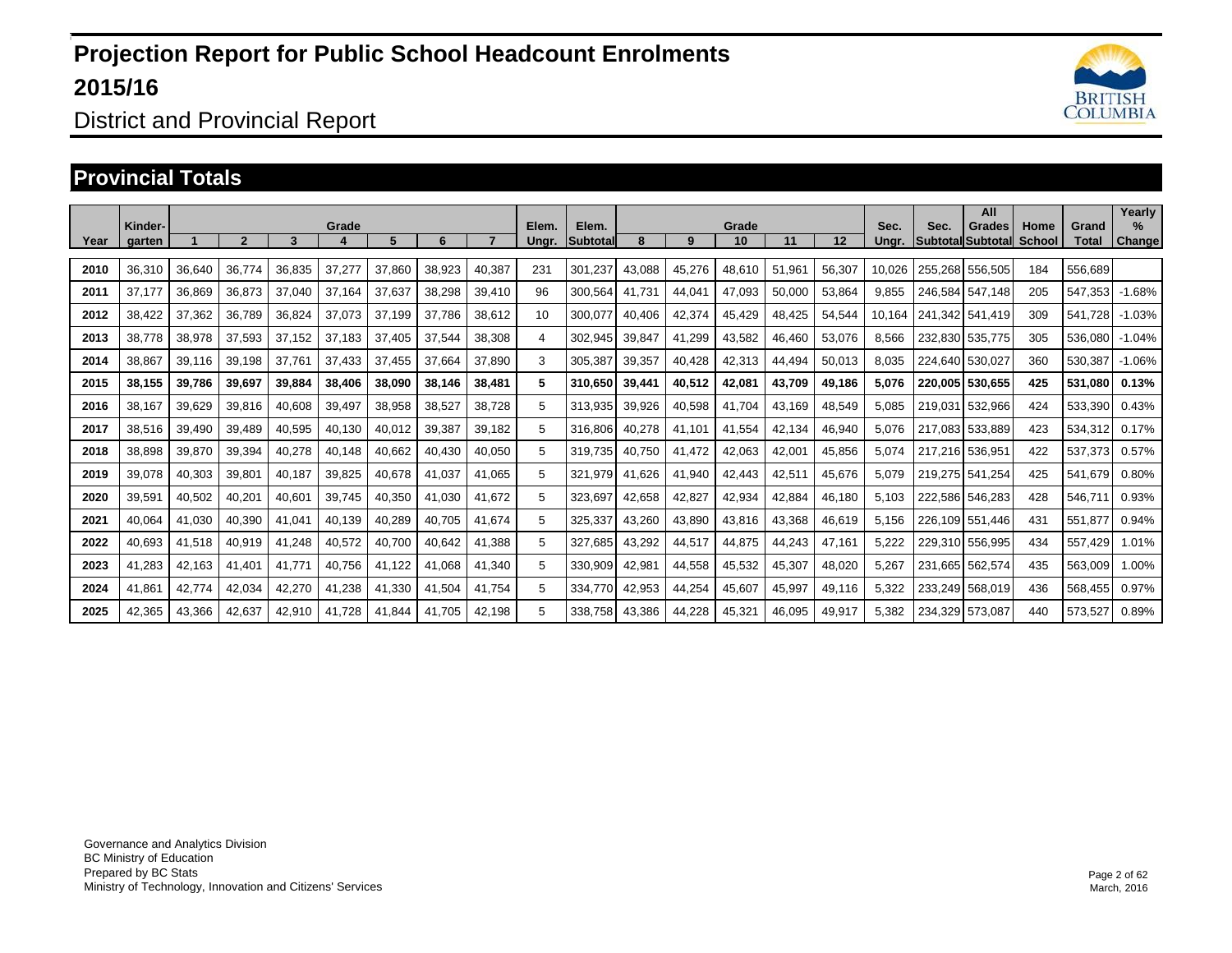# Projection Report for Public School Headcount Enrolments 2015/16

District and Provincial Report

## Provincial Totals

| Year | Kinder-garten | Grade 1 | 2 | 3 | 4 | 5 | 6 | 7 | Elem. Ungr. | Elem. Subtotal | Grade 8 | 9 | 10 | 11 | 12 | Sec. Ungr. | Sec. Subtotal | All Grades Subtotal | Home School | Grand Total | Yearly % Change |
|---|---|---|---|---|---|---|---|---|---|---|---|---|---|---|---|---|---|---|---|---|---|
| 2010 | 36,310 | 36,640 | 36,774 | 36,835 | 37,277 | 37,860 | 38,923 | 40,387 | 231 | 301,237 | 43,088 | 45,276 | 48,610 | 51,961 | 56,307 | 10,026 | 255,268 | 556,505 | 184 | 556,689 | |
| 2011 | 37,177 | 36,869 | 36,873 | 37,040 | 37,164 | 37,637 | 38,298 | 39,410 | 96 | 300,564 | 41,731 | 44,041 | 47,093 | 50,000 | 53,864 | 9,855 | 246,584 | 547,148 | 205 | 547,353 | -1.68% |
| 2012 | 38,422 | 37,362 | 36,789 | 36,824 | 37,073 | 37,199 | 37,786 | 38,612 | 10 | 300,077 | 40,406 | 42,374 | 45,429 | 48,425 | 54,544 | 10,164 | 241,342 | 541,419 | 309 | 541,728 | -1.03% |
| 2013 | 38,778 | 38,978 | 37,593 | 37,152 | 37,183 | 37,405 | 37,544 | 38,308 | 4 | 302,945 | 39,847 | 41,299 | 43,582 | 46,460 | 53,076 | 8,566 | 232,830 | 535,775 | 305 | 536,080 | -1.04% |
| 2014 | 38,867 | 39,116 | 39,198 | 37,761 | 37,433 | 37,455 | 37,664 | 37,890 | 3 | 305,387 | 39,357 | 40,428 | 42,313 | 44,494 | 50,013 | 8,035 | 224,640 | 530,027 | 360 | 530,387 | -1.06% |
| **2015** | **38,155** | **39,786** | **39,697** | **39,884** | **38,406** | **38,090** | **38,146** | **38,481** | **5** | **310,650** | **39,441** | **40,512** | **42,081** | **43,709** | **49,186** | **5,076** | **220,005** | **530,655** | **425** | **531,080** | **0.13%** |
| 2016 | 38,167 | 39,629 | 39,816 | 40,608 | 39,497 | 38,958 | 38,527 | 38,728 | 5 | 313,935 | 39,926 | 40,598 | 41,704 | 43,169 | 48,549 | 5,085 | 219,031 | 532,966 | 424 | 533,390 | 0.43% |
| 2017 | 38,516 | 39,490 | 39,489 | 40,595 | 40,130 | 40,012 | 39,387 | 39,182 | 5 | 316,806 | 40,278 | 41,101 | 41,554 | 42,134 | 46,940 | 5,076 | 217,083 | 533,889 | 423 | 534,312 | 0.17% |
| 2018 | 38,898 | 39,870 | 39,394 | 40,278 | 40,148 | 40,662 | 40,430 | 40,050 | 5 | 319,735 | 40,750 | 41,472 | 42,063 | 42,001 | 45,856 | 5,074 | 217,216 | 536,951 | 422 | 537,373 | 0.57% |
| 2019 | 39,078 | 40,303 | 39,801 | 40,187 | 39,825 | 40,678 | 41,037 | 41,065 | 5 | 321,979 | 41,626 | 41,940 | 42,443 | 42,511 | 45,676 | 5,079 | 219,275 | 541,254 | 425 | 541,679 | 0.80% |
| 2020 | 39,591 | 40,502 | 40,201 | 40,601 | 39,745 | 40,350 | 41,030 | 41,672 | 5 | 323,697 | 42,658 | 42,827 | 42,934 | 42,884 | 46,180 | 5,103 | 222,586 | 546,283 | 428 | 546,711 | 0.93% |
| 2021 | 40,064 | 41,030 | 40,390 | 41,041 | 40,139 | 40,289 | 40,705 | 41,674 | 5 | 325,337 | 43,260 | 43,890 | 43,816 | 43,368 | 46,619 | 5,156 | 226,109 | 551,446 | 431 | 551,877 | 0.94% |
| 2022 | 40,693 | 41,518 | 40,919 | 41,248 | 40,572 | 40,700 | 40,642 | 41,388 | 5 | 327,685 | 43,292 | 44,517 | 44,875 | 44,243 | 47,161 | 5,222 | 229,310 | 556,995 | 434 | 557,429 | 1.01% |
| 2023 | 41,283 | 42,163 | 41,401 | 41,771 | 40,756 | 41,122 | 41,068 | 41,340 | 5 | 330,909 | 42,981 | 44,558 | 45,532 | 45,307 | 48,020 | 5,267 | 231,665 | 562,574 | 435 | 563,009 | 1.00% |
| 2024 | 41,861 | 42,774 | 42,034 | 42,270 | 41,238 | 41,330 | 41,504 | 41,754 | 5 | 334,770 | 42,953 | 44,254 | 45,607 | 45,997 | 49,116 | 5,322 | 233,249 | 568,019 | 436 | 568,455 | 0.97% |
| 2025 | 42,365 | 43,366 | 42,637 | 42,910 | 41,728 | 41,844 | 41,705 | 42,198 | 5 | 338,758 | 43,386 | 44,228 | 45,321 | 46,095 | 49,917 | 5,382 | 234,329 | 573,087 | 440 | 573,527 | 0.89% |

Governance and Analytics Division
BC Ministry of Education
Prepared by BC Stats
Ministry of Technology, Innovation and Citizens' Services

March, 2016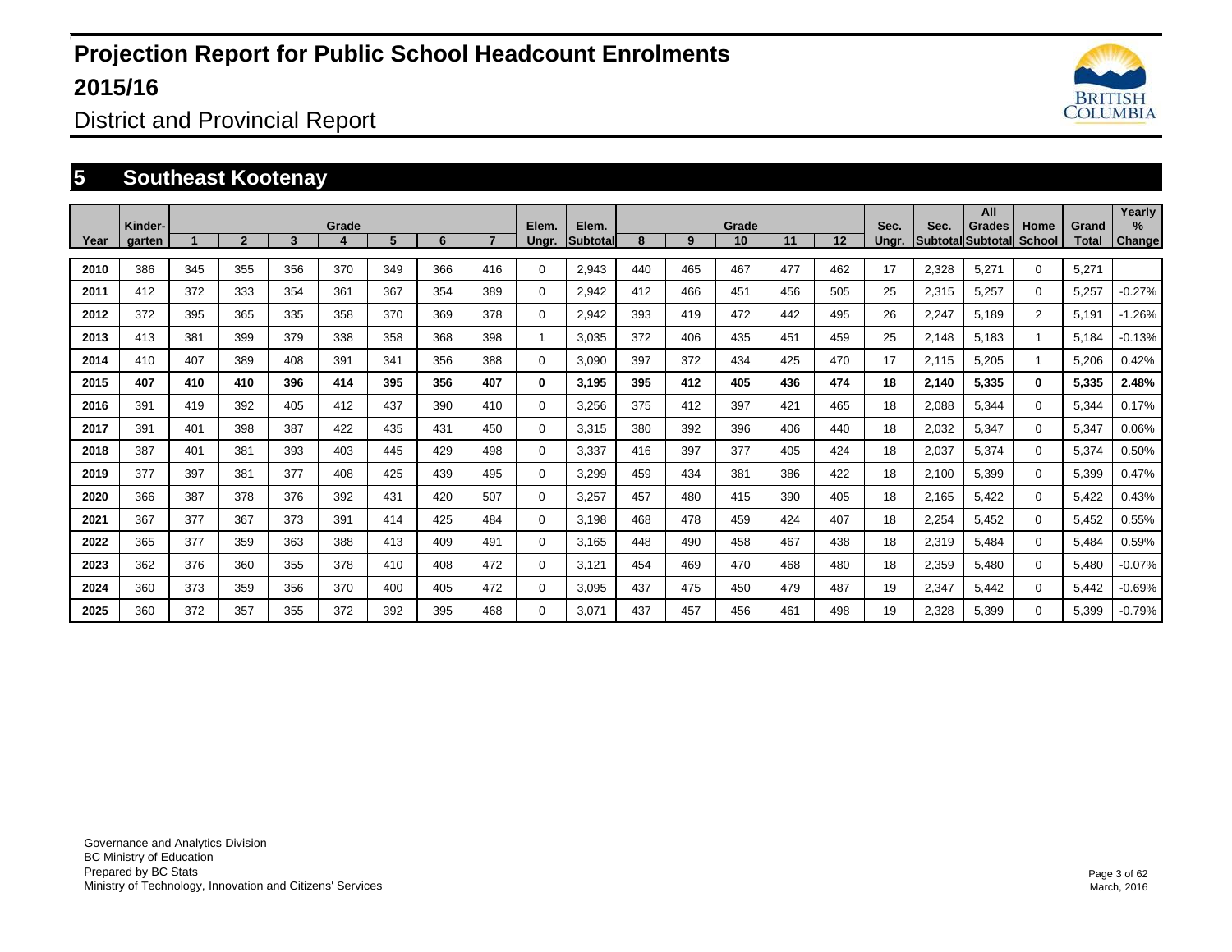# Projection Report for Public School Headcount Enrolments 2015/16

District and Provincial Report

## 5 Southeast Kootenay

| Year | Kinder-garten | Grade 1 | 2 | 3 | 4 | 5 | 6 | 7 | Elem. Ungr. | Elem. Subtotal | Grade 8 | 9 | 10 | 11 | 12 | Sec. Ungr. | Sec. Subtotal | All Grades Subtotal | Home School | Grand Total | Yearly % Change |
|---|---|---|---|---|---|---|---|---|---|---|---|---|---|---|---|---|---|---|---|---|---|
| **2010** | 386 | 345 | 355 | 356 | 370 | 349 | 366 | 416 | 0 | 2,943 | 440 | 465 | 467 | 477 | 462 | 17 | 2,328 | 5,271 | 0 | 5,271 | |
| **2011** | 412 | 372 | 333 | 354 | 361 | 367 | 354 | 389 | 0 | 2,942 | 412 | 466 | 451 | 456 | 505 | 25 | 2,315 | 5,257 | 0 | 5,257 | -0.27% |
| **2012** | 372 | 395 | 365 | 335 | 358 | 370 | 369 | 378 | 0 | 2,942 | 393 | 419 | 472 | 442 | 495 | 26 | 2,247 | 5,189 | 2 | 5,191 | -1.26% |
| **2013** | 413 | 381 | 399 | 379 | 338 | 358 | 368 | 398 | 1 | 3,035 | 372 | 406 | 435 | 451 | 459 | 25 | 2,148 | 5,183 | 1 | 5,184 | -0.13% |
| **2014** | 410 | 407 | 389 | 408 | 391 | 341 | 356 | 388 | 0 | 3,090 | 397 | 372 | 434 | 425 | 470 | 17 | 2,115 | 5,205 | 1 | 5,206 | 0.42% |
| **2015** | **407** | **410** | **410** | **396** | **414** | **395** | **356** | **407** | **0** | **3,195** | **395** | **412** | **405** | **436** | **474** | **18** | **2,140** | **5,335** | **0** | **5,335** | **2.48%** |
| **2016** | 391 | 419 | 392 | 405 | 412 | 437 | 390 | 410 | 0 | 3,256 | 375 | 412 | 397 | 421 | 465 | 18 | 2,088 | 5,344 | 0 | 5,344 | 0.17% |
| **2017** | 391 | 401 | 398 | 387 | 422 | 435 | 431 | 450 | 0 | 3,315 | 380 | 392 | 396 | 406 | 440 | 18 | 2,032 | 5,347 | 0 | 5,347 | 0.06% |
| **2018** | 387 | 401 | 381 | 393 | 403 | 445 | 429 | 498 | 0 | 3,337 | 416 | 397 | 377 | 405 | 424 | 18 | 2,037 | 5,374 | 0 | 5,374 | 0.50% |
| **2019** | 377 | 397 | 381 | 377 | 408 | 425 | 439 | 495 | 0 | 3,299 | 459 | 434 | 381 | 386 | 422 | 18 | 2,100 | 5,399 | 0 | 5,399 | 0.47% |
| **2020** | 366 | 387 | 378 | 376 | 392 | 431 | 420 | 507 | 0 | 3,257 | 457 | 480 | 415 | 390 | 405 | 18 | 2,165 | 5,422 | 0 | 5,422 | 0.43% |
| **2021** | 367 | 377 | 367 | 373 | 391 | 414 | 425 | 484 | 0 | 3,198 | 468 | 478 | 459 | 424 | 407 | 18 | 2,254 | 5,452 | 0 | 5,452 | 0.55% |
| **2022** | 365 | 377 | 359 | 363 | 388 | 413 | 409 | 491 | 0 | 3,165 | 448 | 490 | 458 | 467 | 438 | 18 | 2,319 | 5,484 | 0 | 5,484 | 0.59% |
| **2023** | 362 | 376 | 360 | 355 | 378 | 410 | 408 | 472 | 0 | 3,121 | 454 | 469 | 470 | 468 | 480 | 18 | 2,359 | 5,480 | 0 | 5,480 | -0.07% |
| **2024** | 360 | 373 | 359 | 356 | 370 | 400 | 405 | 472 | 0 | 3,095 | 437 | 475 | 450 | 479 | 487 | 19 | 2,347 | 5,442 | 0 | 5,442 | -0.69% |
| **2025** | 360 | 372 | 357 | 355 | 372 | 392 | 395 | 468 | 0 | 3,071 | 437 | 457 | 456 | 461 | 498 | 19 | 2,328 | 5,399 | 0 | 5,399 | -0.79% |

Governance and Analytics Division
BC Ministry of Education
Prepared by BC Stats
Ministry of Technology, Innovation and Citizens' Services

March, 2016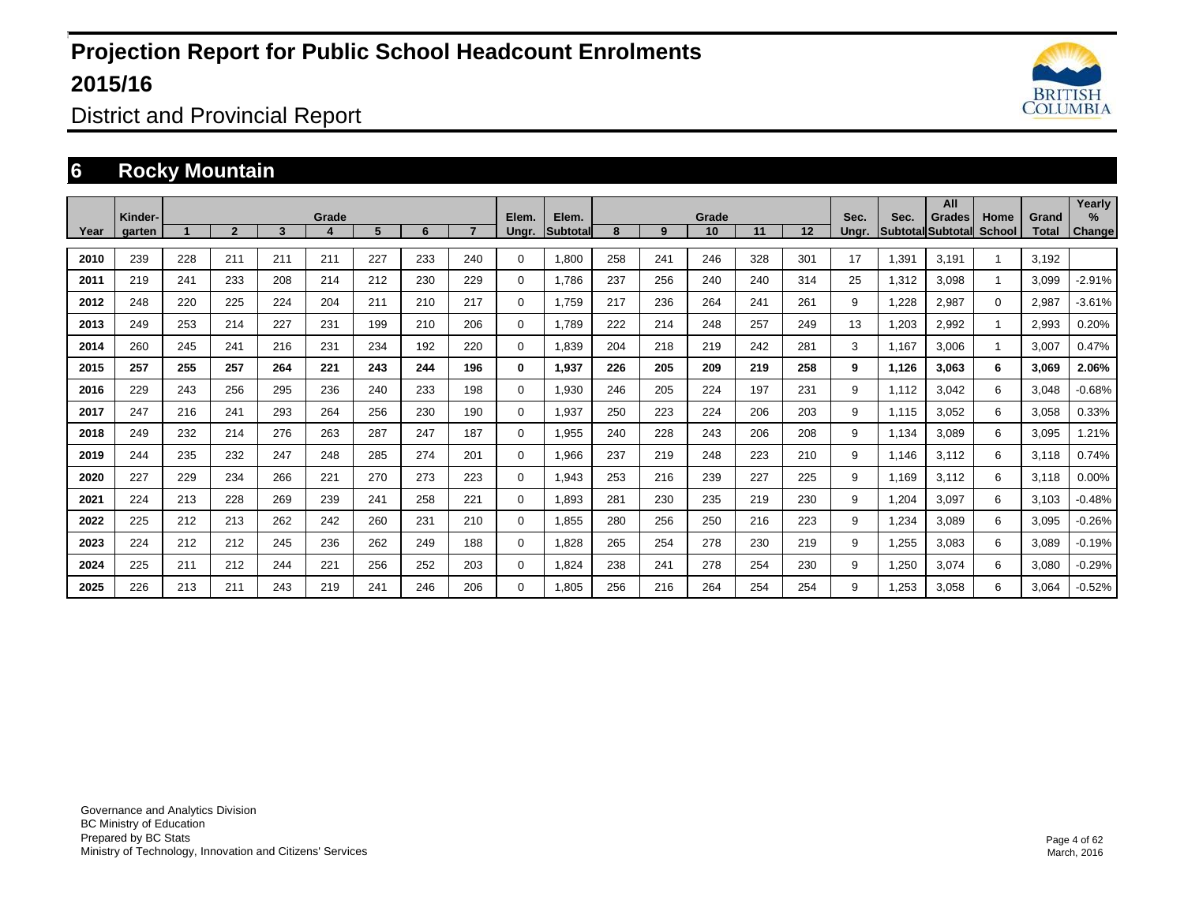# Projection Report for Public School Headcount Enrolments 2015/16

District and Provincial Report

## 6 Rocky Mountain

| Year | Kinder-garten | Grade 1 | 2 | 3 | 4 | 5 | 6 | 7 | Elem. Ungr. | Elem. Subtotal | Grade 8 | 9 | 10 | 11 | 12 | Sec. Ungr. | Sec. Subtotal | All Grades Subtotal | Home School | Grand Total | Yearly % Change |
|---|---|---|---|---|---|---|---|---|---|---|---|---|---|---|---|---|---|---|---|---|---|
| **2010** | 239 | 228 | 211 | 211 | 211 | 227 | 233 | 240 | 0 | 1,800 | 258 | 241 | 246 | 328 | 301 | 17 | 1,391 | 3,191 | 1 | 3,192 | |
| **2011** | 219 | 241 | 233 | 208 | 214 | 212 | 230 | 229 | 0 | 1,786 | 237 | 256 | 240 | 240 | 314 | 25 | 1,312 | 3,098 | 1 | 3,099 | -2.91% |
| **2012** | 248 | 220 | 225 | 224 | 204 | 211 | 210 | 217 | 0 | 1,759 | 217 | 236 | 264 | 241 | 261 | 9 | 1,228 | 2,987 | 0 | 2,987 | -3.61% |
| **2013** | 249 | 253 | 214 | 227 | 231 | 199 | 210 | 206 | 0 | 1,789 | 222 | 214 | 248 | 257 | 249 | 13 | 1,203 | 2,992 | 1 | 2,993 | 0.20% |
| **2014** | 260 | 245 | 241 | 216 | 231 | 234 | 192 | 220 | 0 | 1,839 | 204 | 218 | 219 | 242 | 281 | 3 | 1,167 | 3,006 | 1 | 3,007 | 0.47% |
| **2015** | **257** | **255** | **257** | **264** | **221** | **243** | **244** | **196** | **0** | **1,937** | **226** | **205** | **209** | **219** | **258** | **9** | **1,126** | **3,063** | **6** | **3,069** | **2.06%** |
| **2016** | 229 | 243 | 256 | 295 | 236 | 240 | 233 | 198 | 0 | 1,930 | 246 | 205 | 224 | 197 | 231 | 9 | 1,112 | 3,042 | 6 | 3,048 | -0.68% |
| **2017** | 247 | 216 | 241 | 293 | 264 | 256 | 230 | 190 | 0 | 1,937 | 250 | 223 | 224 | 206 | 203 | 9 | 1,115 | 3,052 | 6 | 3,058 | 0.33% |
| **2018** | 249 | 232 | 214 | 276 | 263 | 287 | 247 | 187 | 0 | 1,955 | 240 | 228 | 243 | 206 | 208 | 9 | 1,134 | 3,089 | 6 | 3,095 | 1.21% |
| **2019** | 244 | 235 | 232 | 247 | 248 | 285 | 274 | 201 | 0 | 1,966 | 237 | 219 | 248 | 223 | 210 | 9 | 1,146 | 3,112 | 6 | 3,118 | 0.74% |
| **2020** | 227 | 229 | 234 | 266 | 221 | 270 | 273 | 223 | 0 | 1,943 | 253 | 216 | 239 | 227 | 225 | 9 | 1,169 | 3,112 | 6 | 3,118 | 0.00% |
| **2021** | 224 | 213 | 228 | 269 | 239 | 241 | 258 | 221 | 0 | 1,893 | 281 | 230 | 235 | 219 | 230 | 9 | 1,204 | 3,097 | 6 | 3,103 | -0.48% |
| **2022** | 225 | 212 | 213 | 262 | 242 | 260 | 231 | 210 | 0 | 1,855 | 280 | 256 | 250 | 216 | 223 | 9 | 1,234 | 3,089 | 6 | 3,095 | -0.26% |
| **2023** | 224 | 212 | 212 | 245 | 236 | 262 | 249 | 188 | 0 | 1,828 | 265 | 254 | 278 | 230 | 219 | 9 | 1,255 | 3,083 | 6 | 3,089 | -0.19% |
| **2024** | 225 | 211 | 212 | 244 | 221 | 256 | 252 | 203 | 0 | 1,824 | 238 | 241 | 278 | 254 | 230 | 9 | 1,250 | 3,074 | 6 | 3,080 | -0.29% |
| **2025** | 226 | 213 | 211 | 243 | 219 | 241 | 246 | 206 | 0 | 1,805 | 256 | 216 | 264 | 254 | 254 | 9 | 1,253 | 3,058 | 6 | 3,064 | -0.52% |

Governance and Analytics Division
BC Ministry of Education
Prepared by BC Stats
Ministry of Technology, Innovation and Citizens' Services

March, 2016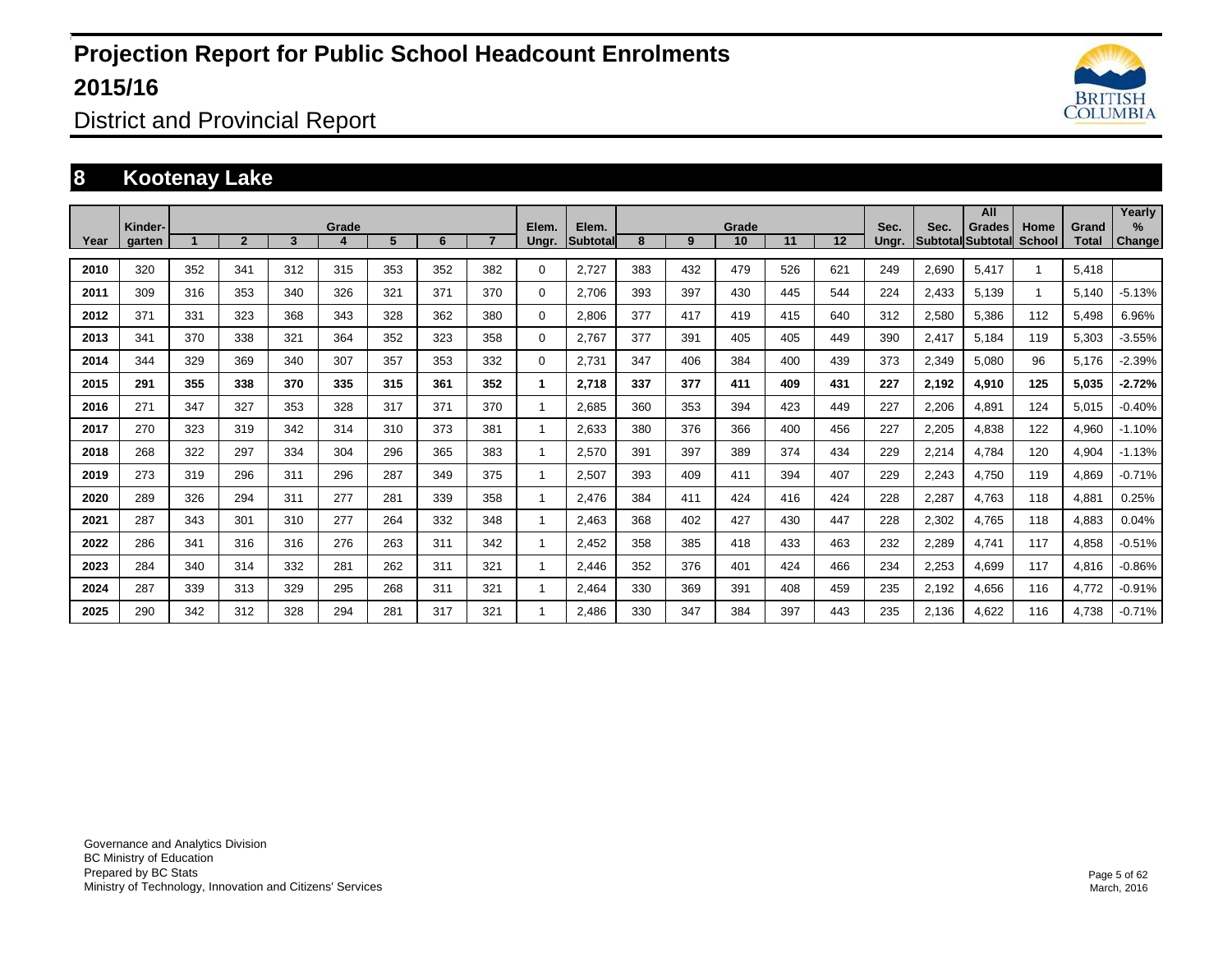# Projection Report for Public School Headcount Enrolments 2015/16

District and Provincial Report

## 8 Kootenay Lake

| Year | Kinder-garten | Grade 1 | 2 | 3 | 4 | 5 | 6 | 7 | Elem. Ungr. | Elem. Subtotal | Grade 8 | 9 | 10 | 11 | 12 | Sec. Ungr. | Sec. Subtotal | All Grades Subtotal | Home School | Grand Total | Yearly % Change |
|---|---|---|---|---|---|---|---|---|---|---|---|---|---|---|---|---|---|---|---|---|---|
| 2010 | 320 | 352 | 341 | 312 | 315 | 353 | 352 | 382 | 0 | 2,727 | 383 | 432 | 479 | 526 | 621 | 249 | 2,690 | 5,417 | 1 | 5,418 | |
| 2011 | 309 | 316 | 353 | 340 | 326 | 321 | 371 | 370 | 0 | 2,706 | 393 | 397 | 430 | 445 | 544 | 224 | 2,433 | 5,139 | 1 | 5,140 | -5.13% |
| 2012 | 371 | 331 | 323 | 368 | 343 | 328 | 362 | 380 | 0 | 2,806 | 377 | 417 | 419 | 415 | 640 | 312 | 2,580 | 5,386 | 112 | 5,498 | 6.96% |
| 2013 | 341 | 370 | 338 | 321 | 364 | 352 | 323 | 358 | 0 | 2,767 | 377 | 391 | 405 | 405 | 449 | 390 | 2,417 | 5,184 | 119 | 5,303 | -3.55% |
| 2014 | 344 | 329 | 369 | 340 | 307 | 357 | 353 | 332 | 0 | 2,731 | 347 | 406 | 384 | 400 | 439 | 373 | 2,349 | 5,080 | 96 | 5,176 | -2.39% |
| **2015** | **291** | **355** | **338** | **370** | **335** | **315** | **361** | **352** | **1** | **2,718** | **337** | **377** | **411** | **409** | **431** | **227** | **2,192** | **4,910** | **125** | **5,035** | **-2.72%** |
| 2016 | 271 | 347 | 327 | 353 | 328 | 317 | 371 | 370 | 1 | 2,685 | 360 | 353 | 394 | 423 | 449 | 227 | 2,206 | 4,891 | 124 | 5,015 | -0.40% |
| 2017 | 270 | 323 | 319 | 342 | 314 | 310 | 373 | 381 | 1 | 2,633 | 380 | 376 | 366 | 400 | 456 | 227 | 2,205 | 4,838 | 122 | 4,960 | -1.10% |
| 2018 | 268 | 322 | 297 | 334 | 304 | 296 | 365 | 383 | 1 | 2,570 | 391 | 397 | 389 | 374 | 434 | 229 | 2,214 | 4,784 | 120 | 4,904 | -1.13% |
| 2019 | 273 | 319 | 296 | 311 | 296 | 287 | 349 | 375 | 1 | 2,507 | 393 | 409 | 411 | 394 | 407 | 229 | 2,243 | 4,750 | 119 | 4,869 | -0.71% |
| 2020 | 289 | 326 | 294 | 311 | 277 | 281 | 339 | 358 | 1 | 2,476 | 384 | 411 | 424 | 416 | 424 | 228 | 2,287 | 4,763 | 118 | 4,881 | 0.25% |
| 2021 | 287 | 343 | 301 | 310 | 277 | 264 | 332 | 348 | 1 | 2,463 | 368 | 402 | 427 | 430 | 447 | 228 | 2,302 | 4,765 | 118 | 4,883 | 0.04% |
| 2022 | 286 | 341 | 316 | 316 | 276 | 263 | 311 | 342 | 1 | 2,452 | 358 | 385 | 418 | 433 | 463 | 232 | 2,289 | 4,741 | 117 | 4,858 | -0.51% |
| 2023 | 284 | 340 | 314 | 332 | 281 | 262 | 311 | 321 | 1 | 2,446 | 352 | 376 | 401 | 424 | 466 | 234 | 2,253 | 4,699 | 117 | 4,816 | -0.86% |
| 2024 | 287 | 339 | 313 | 329 | 295 | 268 | 311 | 321 | 1 | 2,464 | 330 | 369 | 391 | 408 | 459 | 235 | 2,192 | 4,656 | 116 | 4,772 | -0.91% |
| 2025 | 290 | 342 | 312 | 328 | 294 | 281 | 317 | 321 | 1 | 2,486 | 330 | 347 | 384 | 397 | 443 | 235 | 2,136 | 4,622 | 116 | 4,738 | -0.71% |

Governance and Analytics Division
BC Ministry of Education
Prepared by BC Stats
Ministry of Technology, Innovation and Citizens' Services

March, 2016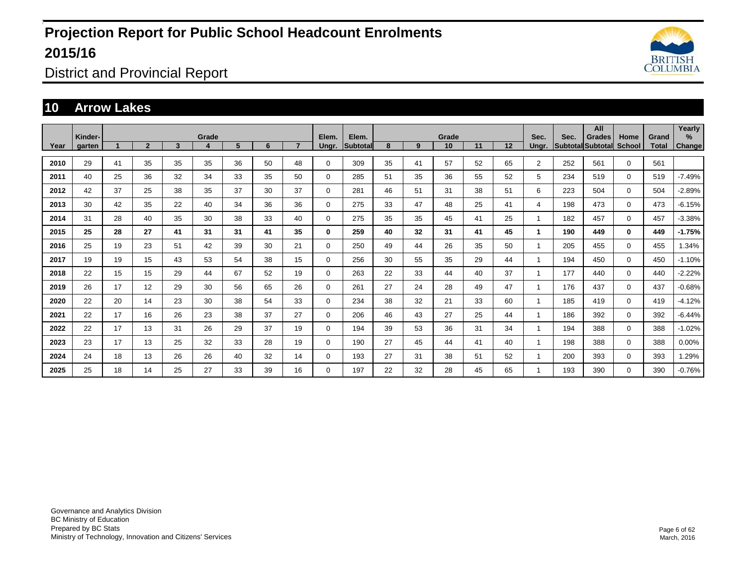# Projection Report for Public School Headcount Enrolments 2015/16

District and Provincial Report

## 10 Arrow Lakes

| Year | Kinder-garten | Grade 1 | 2 | 3 | 4 | 5 | 6 | 7 | Elem. Ungr. | Elem. Subtotal | Grade 8 | 9 | 10 | 11 | 12 | Sec. Ungr. | Sec. Subtotal | All Grades Subtotal | Home School | Grand Total | Yearly % Change |
|---|---|---|---|---|---|---|---|---|---|---|---|---|---|---|---|---|---|---|---|---|---|
| **2010** | 29 | 41 | 35 | 35 | 35 | 36 | 50 | 48 | 0 | 309 | 35 | 41 | 57 | 52 | 65 | 2 | 252 | 561 | 0 | 561 | |
| **2011** | 40 | 25 | 36 | 32 | 34 | 33 | 35 | 50 | 0 | 285 | 51 | 35 | 36 | 55 | 52 | 5 | 234 | 519 | 0 | 519 | -7.49% |
| **2012** | 42 | 37 | 25 | 38 | 35 | 37 | 30 | 37 | 0 | 281 | 46 | 51 | 31 | 38 | 51 | 6 | 223 | 504 | 0 | 504 | -2.89% |
| **2013** | 30 | 42 | 35 | 22 | 40 | 34 | 36 | 36 | 0 | 275 | 33 | 47 | 48 | 25 | 41 | 4 | 198 | 473 | 0 | 473 | -6.15% |
| **2014** | 31 | 28 | 40 | 35 | 30 | 38 | 33 | 40 | 0 | 275 | 35 | 35 | 45 | 41 | 25 | 1 | 182 | 457 | 0 | 457 | -3.38% |
| **2015** | **25** | **28** | **27** | **41** | **31** | **31** | **41** | **35** | **0** | **259** | **40** | **32** | **31** | **41** | **45** | **1** | **190** | **449** | **0** | **449** | **-1.75%** |
| **2016** | 25 | 19 | 23 | 51 | 42 | 39 | 30 | 21 | 0 | 250 | 49 | 44 | 26 | 35 | 50 | 1 | 205 | 455 | 0 | 455 | 1.34% |
| **2017** | 19 | 19 | 15 | 43 | 53 | 54 | 38 | 15 | 0 | 256 | 30 | 55 | 35 | 29 | 44 | 1 | 194 | 450 | 0 | 450 | -1.10% |
| **2018** | 22 | 15 | 15 | 29 | 44 | 67 | 52 | 19 | 0 | 263 | 22 | 33 | 44 | 40 | 37 | 1 | 177 | 440 | 0 | 440 | -2.22% |
| **2019** | 26 | 17 | 12 | 29 | 30 | 56 | 65 | 26 | 0 | 261 | 27 | 24 | 28 | 49 | 47 | 1 | 176 | 437 | 0 | 437 | -0.68% |
| **2020** | 22 | 20 | 14 | 23 | 30 | 38 | 54 | 33 | 0 | 234 | 38 | 32 | 21 | 33 | 60 | 1 | 185 | 419 | 0 | 419 | -4.12% |
| **2021** | 22 | 17 | 16 | 26 | 23 | 38 | 37 | 27 | 0 | 206 | 46 | 43 | 27 | 25 | 44 | 1 | 186 | 392 | 0 | 392 | -6.44% |
| **2022** | 22 | 17 | 13 | 31 | 26 | 29 | 37 | 19 | 0 | 194 | 39 | 53 | 36 | 31 | 34 | 1 | 194 | 388 | 0 | 388 | -1.02% |
| **2023** | 23 | 17 | 13 | 25 | 32 | 33 | 28 | 19 | 0 | 190 | 27 | 45 | 44 | 41 | 40 | 1 | 198 | 388 | 0 | 388 | 0.00% |
| **2024** | 24 | 18 | 13 | 26 | 26 | 40 | 32 | 14 | 0 | 193 | 27 | 31 | 38 | 51 | 52 | 1 | 200 | 393 | 0 | 393 | 1.29% |
| **2025** | 25 | 18 | 14 | 25 | 27 | 33 | 39 | 16 | 0 | 197 | 22 | 32 | 28 | 45 | 65 | 1 | 193 | 390 | 0 | 390 | -0.76% |

Governance and Analytics Division
BC Ministry of Education
Prepared by BC Stats
Ministry of Technology, Innovation and Citizens' Services

March, 2016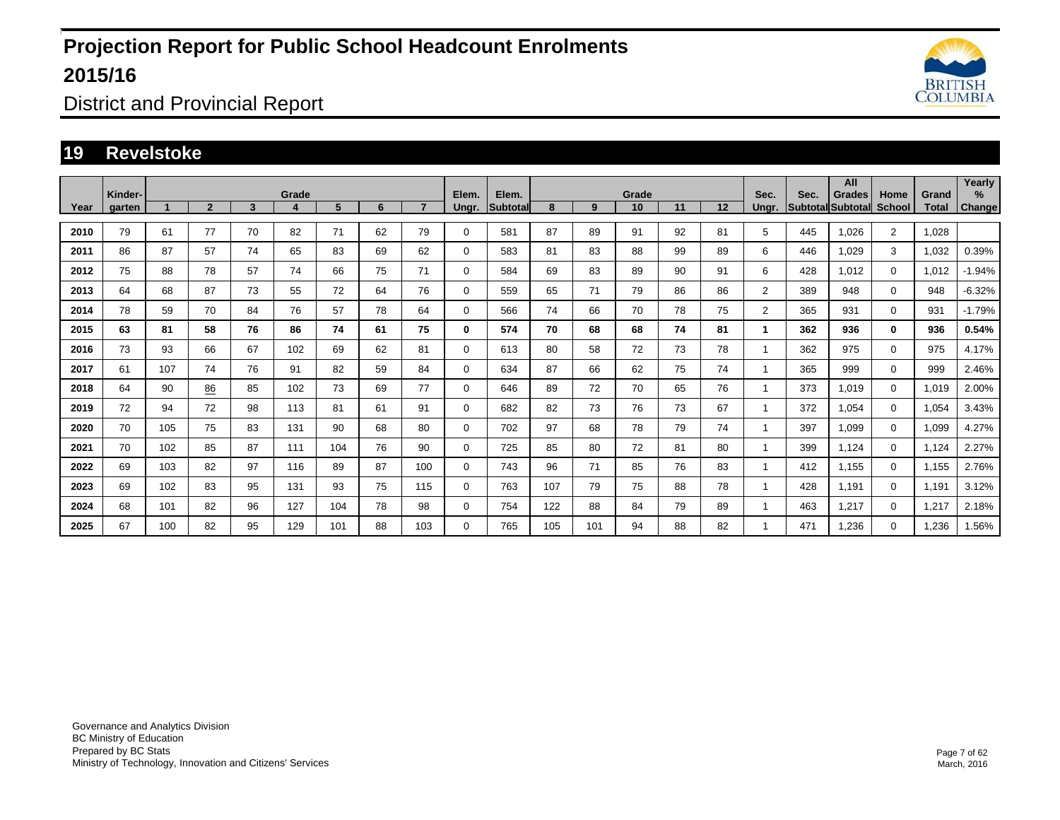# Projection Report for Public School Headcount Enrolments 2015/16

District and Provincial Report

## 19 Revelstoke

| Year | Kinder-garten | Grade 1 | 2 | 3 | 4 | 5 | 6 | 7 | Elem. Ungr. | Elem. Subtotal | Grade 8 | 9 | 10 | 11 | 12 | Sec. Ungr. | Sec. Subtotal | All Grades Subtotal | Home School | Grand Total | Yearly % Change |
|---|---|---|---|---|---|---|---|---|---|---|---|---|---|---|---|---|---|---|---|---|---|
| 2010 | 79 | 61 | 77 | 70 | 82 | 71 | 62 | 79 | 0 | 581 | 87 | 89 | 91 | 92 | 81 | 5 | 445 | 1,026 | 2 | 1,028 | |
| 2011 | 86 | 87 | 57 | 74 | 65 | 83 | 69 | 62 | 0 | 583 | 81 | 83 | 88 | 99 | 89 | 6 | 446 | 1,029 | 3 | 1,032 | 0.39% |
| 2012 | 75 | 88 | 78 | 57 | 74 | 66 | 75 | 71 | 0 | 584 | 69 | 83 | 89 | 90 | 91 | 6 | 428 | 1,012 | 0 | 1,012 | -1.94% |
| 2013 | 64 | 68 | 87 | 73 | 55 | 72 | 64 | 76 | 0 | 559 | 65 | 71 | 79 | 86 | 86 | 2 | 389 | 948 | 0 | 948 | -6.32% |
| 2014 | 78 | 59 | 70 | 84 | 76 | 57 | 78 | 64 | 0 | 566 | 74 | 66 | 70 | 78 | 75 | 2 | 365 | 931 | 0 | 931 | -1.79% |
| **2015** | **63** | **81** | **58** | **76** | **86** | **74** | **61** | **75** | **0** | **574** | **70** | **68** | **68** | **74** | **81** | **1** | **362** | **936** | **0** | **936** | **0.54%** |
| 2016 | 73 | 93 | 66 | 67 | 102 | 69 | 62 | 81 | 0 | 613 | 80 | 58 | 72 | 73 | 78 | 1 | 362 | 975 | 0 | 975 | 4.17% |
| 2017 | 61 | 107 | 74 | 76 | 91 | 82 | 59 | 84 | 0 | 634 | 87 | 66 | 62 | 75 | 74 | 1 | 365 | 999 | 0 | 999 | 2.46% |
| 2018 | 64 | 90 | 86 | 85 | 102 | 73 | 69 | 77 | 0 | 646 | 89 | 72 | 70 | 65 | 76 | 1 | 373 | 1,019 | 0 | 1,019 | 2.00% |
| 2019 | 72 | 94 | 72 | 98 | 113 | 81 | 61 | 91 | 0 | 682 | 82 | 73 | 76 | 73 | 67 | 1 | 372 | 1,054 | 0 | 1,054 | 3.43% |
| 2020 | 70 | 105 | 75 | 83 | 131 | 90 | 68 | 80 | 0 | 702 | 97 | 68 | 78 | 79 | 74 | 1 | 397 | 1,099 | 0 | 1,099 | 4.27% |
| 2021 | 70 | 102 | 85 | 87 | 111 | 104 | 76 | 90 | 0 | 725 | 85 | 80 | 72 | 81 | 80 | 1 | 399 | 1,124 | 0 | 1,124 | 2.27% |
| 2022 | 69 | 103 | 82 | 97 | 116 | 89 | 87 | 100 | 0 | 743 | 96 | 71 | 85 | 76 | 83 | 1 | 412 | 1,155 | 0 | 1,155 | 2.76% |
| 2023 | 69 | 102 | 83 | 95 | 131 | 93 | 75 | 115 | 0 | 763 | 107 | 79 | 75 | 88 | 78 | 1 | 428 | 1,191 | 0 | 1,191 | 3.12% |
| 2024 | 68 | 101 | 82 | 96 | 127 | 104 | 78 | 98 | 0 | 754 | 122 | 88 | 84 | 79 | 89 | 1 | 463 | 1,217 | 0 | 1,217 | 2.18% |
| 2025 | 67 | 100 | 82 | 95 | 129 | 101 | 88 | 103 | 0 | 765 | 105 | 101 | 94 | 88 | 82 | 1 | 471 | 1,236 | 0 | 1,236 | 1.56% |

Governance and Analytics Division
BC Ministry of Education
Prepared by BC Stats
Ministry of Technology, Innovation and Citizens' Services

March, 2016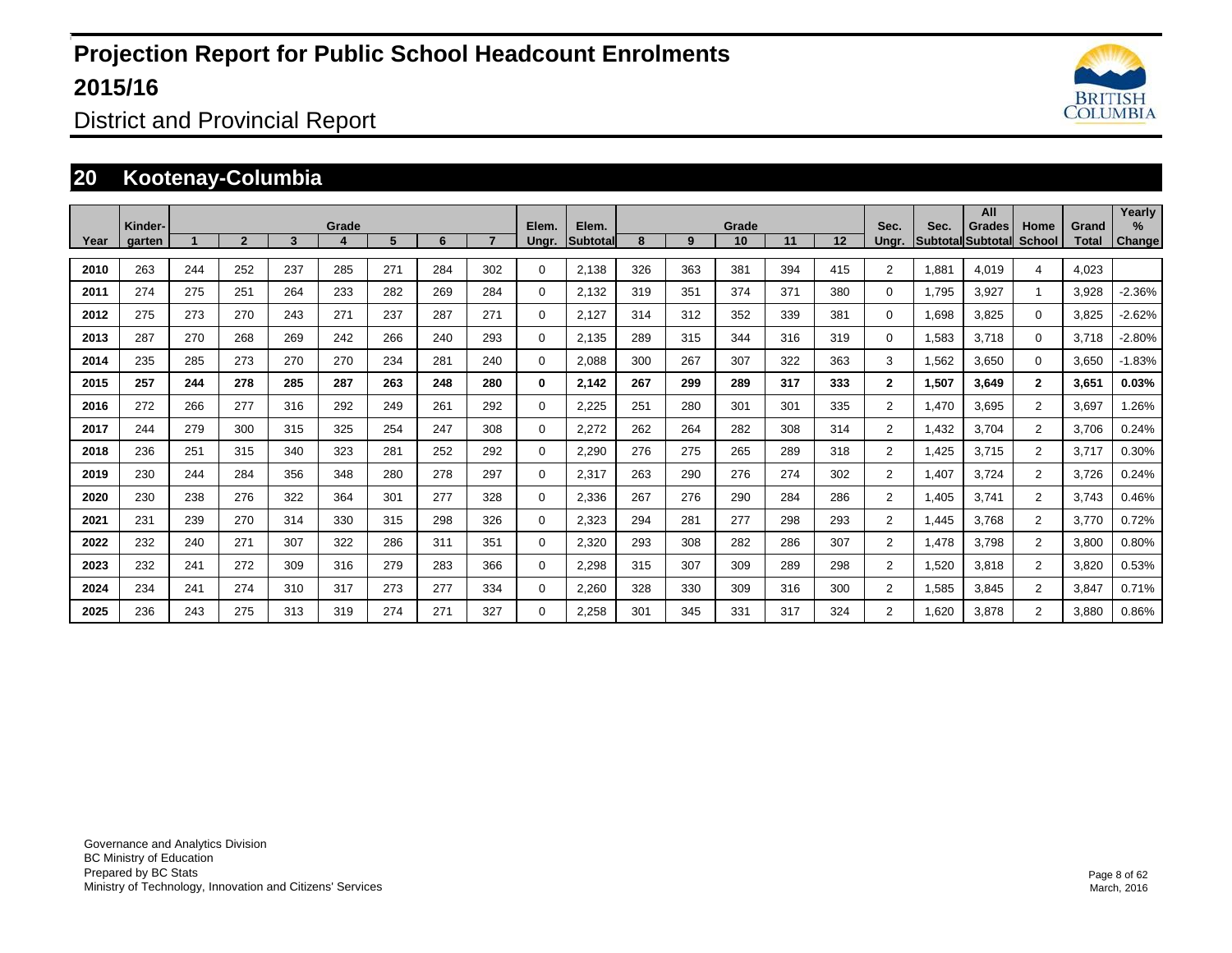# Projection Report for Public School Headcount Enrolments 2015/16

District and Provincial Report

## 20 Kootenay-Columbia

| Year | Kinder-garten | 1 | 2 | 3 | 4 | 5 | 6 | 7 | Elem. Ungr. | Elem. Subtotal | 8 | 9 | 10 | 11 | 12 | Sec. Ungr. | Sec. Subtotal | All Grades Subtotal | Home School | Grand Total | Yearly % Change |
|---|---|---|---|---|---|---|---|---|---|---|---|---|---|---|---|---|---|---|---|---|---|
| 2010 | 263 | 244 | 252 | 237 | 285 | 271 | 284 | 302 | 0 | 2,138 | 326 | 363 | 381 | 394 | 415 | 2 | 1,881 | 4,019 | 4 | 4,023 | |
| 2011 | 274 | 275 | 251 | 264 | 233 | 282 | 269 | 284 | 0 | 2,132 | 319 | 351 | 374 | 371 | 380 | 0 | 1,795 | 3,927 | 1 | 3,928 | -2.36% |
| 2012 | 275 | 273 | 270 | 243 | 271 | 237 | 287 | 271 | 0 | 2,127 | 314 | 312 | 352 | 339 | 381 | 0 | 1,698 | 3,825 | 0 | 3,825 | -2.62% |
| 2013 | 287 | 270 | 268 | 269 | 242 | 266 | 240 | 293 | 0 | 2,135 | 289 | 315 | 344 | 316 | 319 | 0 | 1,583 | 3,718 | 0 | 3,718 | -2.80% |
| 2014 | 235 | 285 | 273 | 270 | 270 | 234 | 281 | 240 | 0 | 2,088 | 300 | 267 | 307 | 322 | 363 | 3 | 1,562 | 3,650 | 0 | 3,650 | -1.83% |
| **2015** | **257** | **244** | **278** | **285** | **287** | **263** | **248** | **280** | **0** | **2,142** | **267** | **299** | **289** | **317** | **333** | **2** | **1,507** | **3,649** | **2** | **3,651** | **0.03%** |
| 2016 | 272 | 266 | 277 | 316 | 292 | 249 | 261 | 292 | 0 | 2,225 | 251 | 280 | 301 | 301 | 335 | 2 | 1,470 | 3,695 | 2 | 3,697 | 1.26% |
| 2017 | 244 | 279 | 300 | 315 | 325 | 254 | 247 | 308 | 0 | 2,272 | 262 | 264 | 282 | 308 | 314 | 2 | 1,432 | 3,704 | 2 | 3,706 | 0.24% |
| 2018 | 236 | 251 | 315 | 340 | 323 | 281 | 252 | 292 | 0 | 2,290 | 276 | 275 | 265 | 289 | 318 | 2 | 1,425 | 3,715 | 2 | 3,717 | 0.30% |
| 2019 | 230 | 244 | 284 | 356 | 348 | 280 | 278 | 297 | 0 | 2,317 | 263 | 290 | 276 | 274 | 302 | 2 | 1,407 | 3,724 | 2 | 3,726 | 0.24% |
| 2020 | 230 | 238 | 276 | 322 | 364 | 301 | 277 | 328 | 0 | 2,336 | 267 | 276 | 290 | 284 | 286 | 2 | 1,405 | 3,741 | 2 | 3,743 | 0.46% |
| 2021 | 231 | 239 | 270 | 314 | 330 | 315 | 298 | 326 | 0 | 2,323 | 294 | 281 | 277 | 298 | 293 | 2 | 1,445 | 3,768 | 2 | 3,770 | 0.72% |
| 2022 | 232 | 240 | 271 | 307 | 322 | 286 | 311 | 351 | 0 | 2,320 | 293 | 308 | 282 | 286 | 307 | 2 | 1,478 | 3,798 | 2 | 3,800 | 0.80% |
| 2023 | 232 | 241 | 272 | 309 | 316 | 279 | 283 | 366 | 0 | 2,298 | 315 | 307 | 309 | 289 | 298 | 2 | 1,520 | 3,818 | 2 | 3,820 | 0.53% |
| 2024 | 234 | 241 | 274 | 310 | 317 | 273 | 277 | 334 | 0 | 2,260 | 328 | 330 | 309 | 316 | 300 | 2 | 1,585 | 3,845 | 2 | 3,847 | 0.71% |
| 2025 | 236 | 243 | 275 | 313 | 319 | 274 | 271 | 327 | 0 | 2,258 | 301 | 345 | 331 | 317 | 324 | 2 | 1,620 | 3,878 | 2 | 3,880 | 0.86% |

Governance and Analytics Division
BC Ministry of Education
Prepared by BC Stats
Ministry of Technology, Innovation and Citizens' Services

March, 2016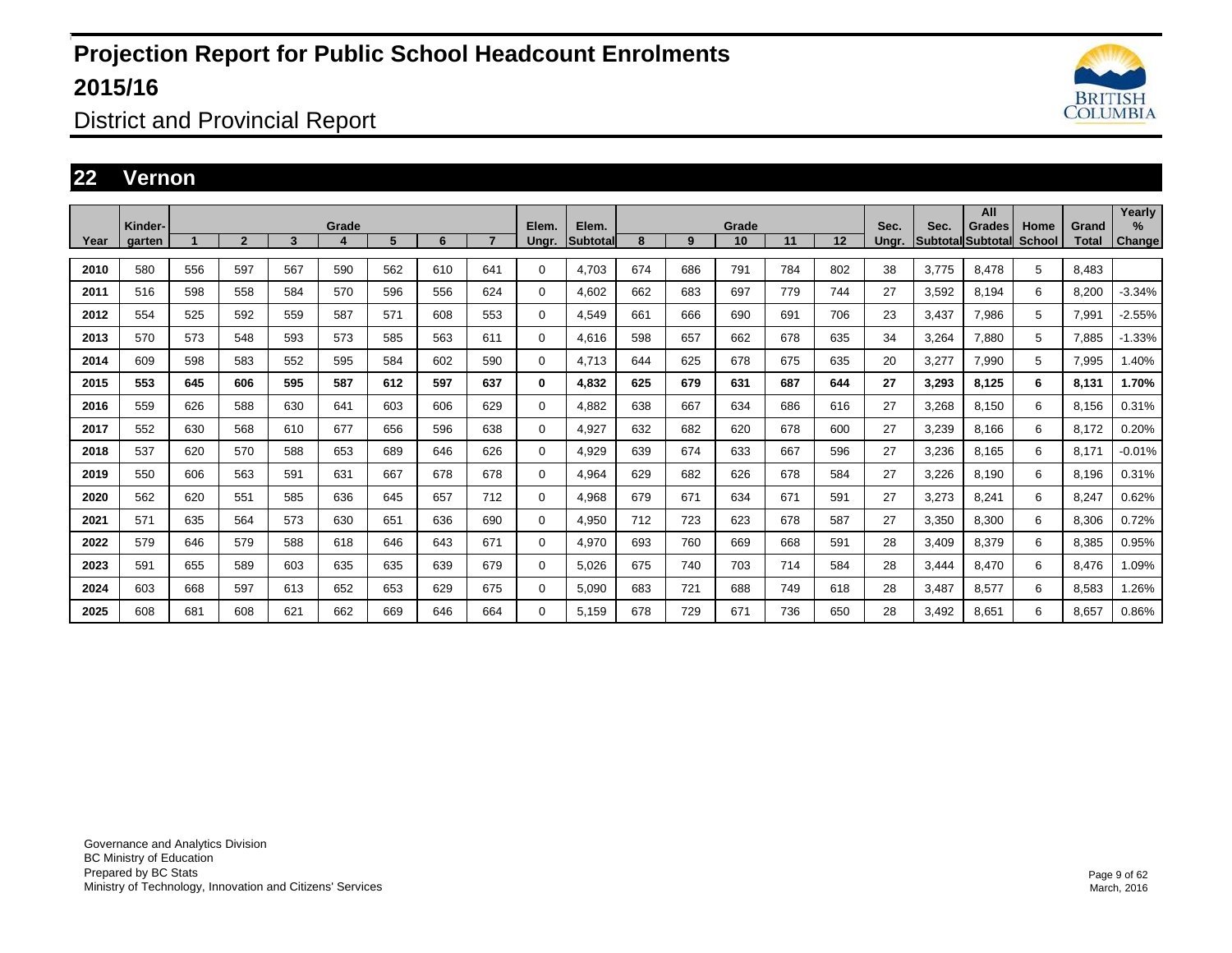# Projection Report for Public School Headcount Enrolments 2015/16

## District and Provincial Report

## 22 Vernon

| Year | Kinder-garten | Grade 1 | 2 | 3 | 4 | 5 | 6 | 7 | Elem. Ungr. | Elem. Subtotal | Grade 8 | 9 | 10 | 11 | 12 | Sec. Ungr. | Sec. Subtotal | All Grades Subtotal | Home School | Grand Total | Yearly % Change |
|---|---|---|---|---|---|---|---|---|---|---|---|---|---|---|---|---|---|---|---|---|---|
| 2010 | 580 | 556 | 597 | 567 | 590 | 562 | 610 | 641 | 0 | 4,703 | 674 | 686 | 791 | 784 | 802 | 38 | 3,775 | 8,478 | 5 | 8,483 | |
| 2011 | 516 | 598 | 558 | 584 | 570 | 596 | 556 | 624 | 0 | 4,602 | 662 | 683 | 697 | 779 | 744 | 27 | 3,592 | 8,194 | 6 | 8,200 | -3.34% |
| 2012 | 554 | 525 | 592 | 559 | 587 | 571 | 608 | 553 | 0 | 4,549 | 661 | 666 | 690 | 691 | 706 | 23 | 3,437 | 7,986 | 5 | 7,991 | -2.55% |
| 2013 | 570 | 573 | 548 | 593 | 573 | 585 | 563 | 611 | 0 | 4,616 | 598 | 657 | 662 | 678 | 635 | 34 | 3,264 | 7,880 | 5 | 7,885 | -1.33% |
| 2014 | 609 | 598 | 583 | 552 | 595 | 584 | 602 | 590 | 0 | 4,713 | 644 | 625 | 678 | 675 | 635 | 20 | 3,277 | 7,990 | 5 | 7,995 | 1.40% |
| **2015** | **553** | **645** | **606** | **595** | **587** | **612** | **597** | **637** | **0** | **4,832** | **625** | **679** | **631** | **687** | **644** | **27** | **3,293** | **8,125** | **6** | **8,131** | **1.70%** |
| 2016 | 559 | 626 | 588 | 630 | 641 | 603 | 606 | 629 | 0 | 4,882 | 638 | 667 | 634 | 686 | 616 | 27 | 3,268 | 8,150 | 6 | 8,156 | 0.31% |
| 2017 | 552 | 630 | 568 | 610 | 677 | 656 | 596 | 638 | 0 | 4,927 | 632 | 682 | 620 | 678 | 600 | 27 | 3,239 | 8,166 | 6 | 8,172 | 0.20% |
| 2018 | 537 | 620 | 570 | 588 | 653 | 689 | 646 | 626 | 0 | 4,929 | 639 | 674 | 633 | 667 | 596 | 27 | 3,236 | 8,165 | 6 | 8,171 | -0.01% |
| 2019 | 550 | 606 | 563 | 591 | 631 | 667 | 678 | 678 | 0 | 4,964 | 629 | 682 | 626 | 678 | 584 | 27 | 3,226 | 8,190 | 6 | 8,196 | 0.31% |
| 2020 | 562 | 620 | 551 | 585 | 636 | 645 | 657 | 712 | 0 | 4,968 | 679 | 671 | 634 | 671 | 591 | 27 | 3,273 | 8,241 | 6 | 8,247 | 0.62% |
| 2021 | 571 | 635 | 564 | 573 | 630 | 651 | 636 | 690 | 0 | 4,950 | 712 | 723 | 623 | 678 | 587 | 27 | 3,350 | 8,300 | 6 | 8,306 | 0.72% |
| 2022 | 579 | 646 | 579 | 588 | 618 | 646 | 643 | 671 | 0 | 4,970 | 693 | 760 | 669 | 668 | 591 | 28 | 3,409 | 8,379 | 6 | 8,385 | 0.95% |
| 2023 | 591 | 655 | 589 | 603 | 635 | 635 | 639 | 679 | 0 | 5,026 | 675 | 740 | 703 | 714 | 584 | 28 | 3,444 | 8,470 | 6 | 8,476 | 1.09% |
| 2024 | 603 | 668 | 597 | 613 | 652 | 653 | 629 | 675 | 0 | 5,090 | 683 | 721 | 688 | 749 | 618 | 28 | 3,487 | 8,577 | 6 | 8,583 | 1.26% |
| 2025 | 608 | 681 | 608 | 621 | 662 | 669 | 646 | 664 | 0 | 5,159 | 678 | 729 | 671 | 736 | 650 | 28 | 3,492 | 8,651 | 6 | 8,657 | 0.86% |

Governance and Analytics Division
BC Ministry of Education
Prepared by BC Stats
Ministry of Technology, Innovation and Citizens' Services

March, 2016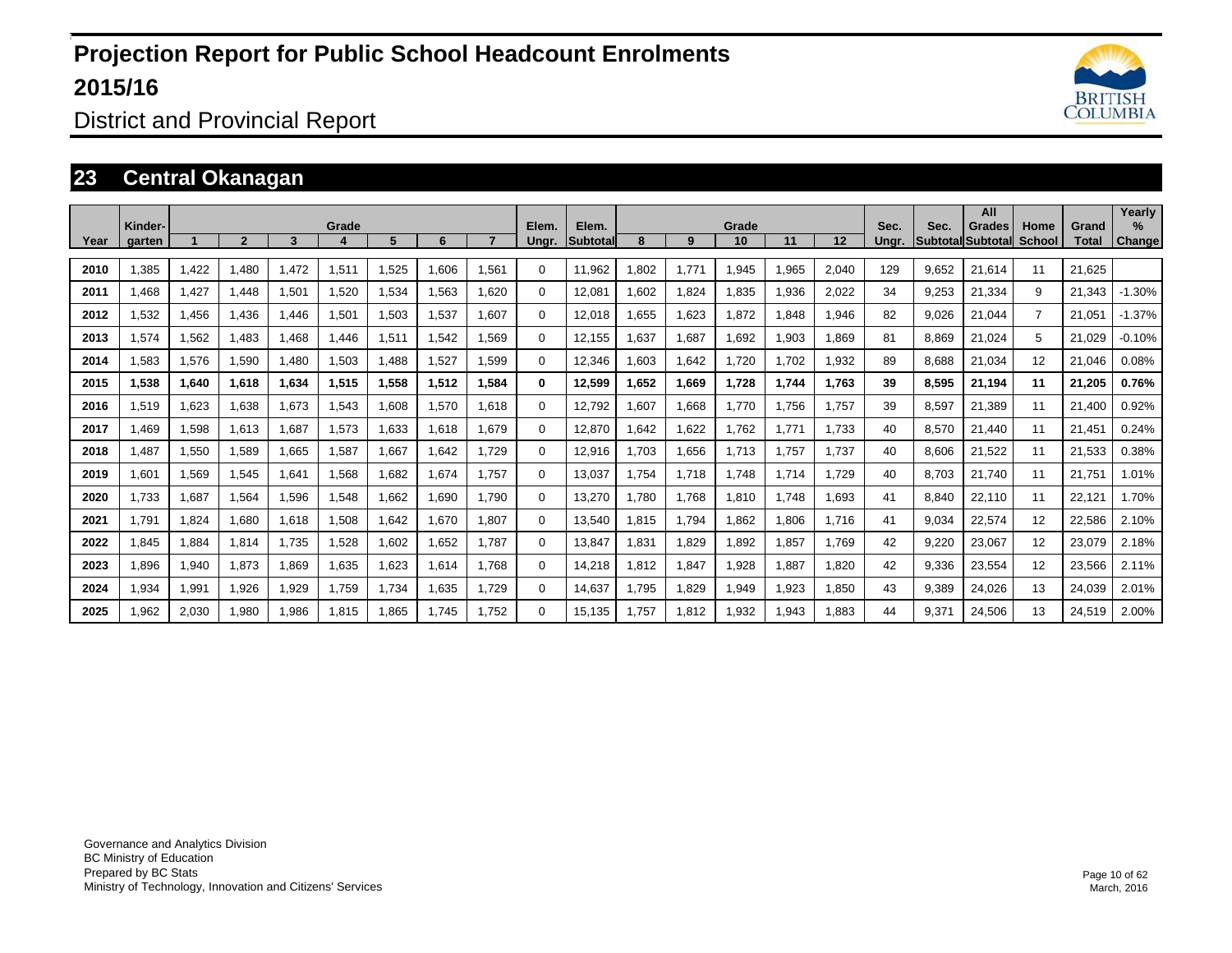# Projection Report for Public School Headcount Enrolments 2015/16

## District and Provincial Report

## 23 Central Okanagan

| Year | Kinder-garten | 1 | 2 | 3 | Grade 4 | 5 | 6 | 7 | Elem. Ungr. | Elem. Subtotal | 8 | 9 | Grade 10 | 11 | 12 | Sec. Ungr. | Sec. Subtotal | All Grades Subtotal | Home School | Grand Total | Yearly % Change |
|---|---|---|---|---|---|---|---|---|---|---|---|---|---|---|---|---|---|---|---|---|---|
| **2010** | 1,385 | 1,422 | 1,480 | 1,472 | 1,511 | 1,525 | 1,606 | 1,561 | 0 | 11,962 | 1,802 | 1,771 | 1,945 | 1,965 | 2,040 | 129 | 9,652 | 21,614 | 11 | 21,625 | |
| **2011** | 1,468 | 1,427 | 1,448 | 1,501 | 1,520 | 1,534 | 1,563 | 1,620 | 0 | 12,081 | 1,602 | 1,824 | 1,835 | 1,936 | 2,022 | 34 | 9,253 | 21,334 | 9 | 21,343 | -1.30% |
| **2012** | 1,532 | 1,456 | 1,436 | 1,446 | 1,501 | 1,503 | 1,537 | 1,607 | 0 | 12,018 | 1,655 | 1,623 | 1,872 | 1,848 | 1,946 | 82 | 9,026 | 21,044 | 7 | 21,051 | -1.37% |
| **2013** | 1,574 | 1,562 | 1,483 | 1,468 | 1,446 | 1,511 | 1,542 | 1,569 | 0 | 12,155 | 1,637 | 1,687 | 1,692 | 1,903 | 1,869 | 81 | 8,869 | 21,024 | 5 | 21,029 | -0.10% |
| **2014** | 1,583 | 1,576 | 1,590 | 1,480 | 1,503 | 1,488 | 1,527 | 1,599 | 0 | 12,346 | 1,603 | 1,642 | 1,720 | 1,702 | 1,932 | 89 | 8,688 | 21,034 | 12 | 21,046 | 0.08% |
| **2015** | **1,538** | **1,640** | **1,618** | **1,634** | **1,515** | **1,558** | **1,512** | **1,584** | **0** | **12,599** | **1,652** | **1,669** | **1,728** | **1,744** | **1,763** | **39** | **8,595** | **21,194** | **11** | **21,205** | **0.76%** |
| **2016** | 1,519 | 1,623 | 1,638 | 1,673 | 1,543 | 1,608 | 1,570 | 1,618 | 0 | 12,792 | 1,607 | 1,668 | 1,770 | 1,756 | 1,757 | 39 | 8,597 | 21,389 | 11 | 21,400 | 0.92% |
| **2017** | 1,469 | 1,598 | 1,613 | 1,687 | 1,573 | 1,633 | 1,618 | 1,679 | 0 | 12,870 | 1,642 | 1,622 | 1,762 | 1,771 | 1,733 | 40 | 8,570 | 21,440 | 11 | 21,451 | 0.24% |
| **2018** | 1,487 | 1,550 | 1,589 | 1,665 | 1,587 | 1,667 | 1,642 | 1,729 | 0 | 12,916 | 1,703 | 1,656 | 1,713 | 1,757 | 1,737 | 40 | 8,606 | 21,522 | 11 | 21,533 | 0.38% |
| **2019** | 1,601 | 1,569 | 1,545 | 1,641 | 1,568 | 1,682 | 1,674 | 1,757 | 0 | 13,037 | 1,754 | 1,718 | 1,748 | 1,714 | 1,729 | 40 | 8,703 | 21,740 | 11 | 21,751 | 1.01% |
| **2020** | 1,733 | 1,687 | 1,564 | 1,596 | 1,548 | 1,662 | 1,690 | 1,790 | 0 | 13,270 | 1,780 | 1,768 | 1,810 | 1,748 | 1,693 | 41 | 8,840 | 22,110 | 11 | 22,121 | 1.70% |
| **2021** | 1,791 | 1,824 | 1,680 | 1,618 | 1,508 | 1,642 | 1,670 | 1,807 | 0 | 13,540 | 1,815 | 1,794 | 1,862 | 1,806 | 1,716 | 41 | 9,034 | 22,574 | 12 | 22,586 | 2.10% |
| **2022** | 1,845 | 1,884 | 1,814 | 1,735 | 1,528 | 1,602 | 1,652 | 1,787 | 0 | 13,847 | 1,831 | 1,829 | 1,892 | 1,857 | 1,769 | 42 | 9,220 | 23,067 | 12 | 23,079 | 2.18% |
| **2023** | 1,896 | 1,940 | 1,873 | 1,869 | 1,635 | 1,623 | 1,614 | 1,768 | 0 | 14,218 | 1,812 | 1,847 | 1,928 | 1,887 | 1,820 | 42 | 9,336 | 23,554 | 12 | 23,566 | 2.11% |
| **2024** | 1,934 | 1,991 | 1,926 | 1,929 | 1,759 | 1,734 | 1,635 | 1,729 | 0 | 14,637 | 1,795 | 1,829 | 1,949 | 1,923 | 1,850 | 43 | 9,389 | 24,026 | 13 | 24,039 | 2.01% |
| **2025** | 1,962 | 2,030 | 1,980 | 1,986 | 1,815 | 1,865 | 1,745 | 1,752 | 0 | 15,135 | 1,757 | 1,812 | 1,932 | 1,943 | 1,883 | 44 | 9,371 | 24,506 | 13 | 24,519 | 2.00% |

Governance and Analytics Division
BC Ministry of Education
Prepared by BC Stats
Ministry of Technology, Innovation and Citizens' Services

March, 2016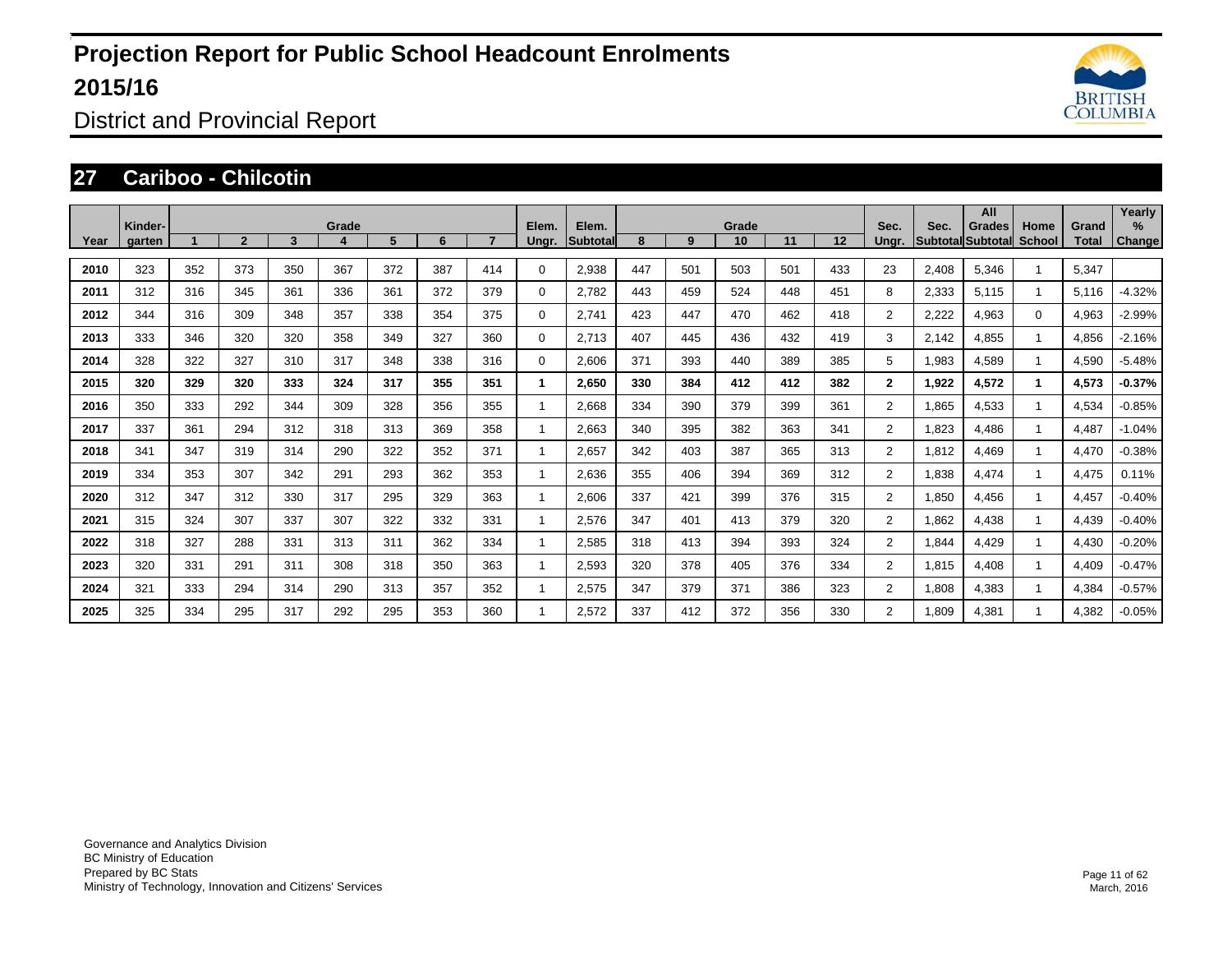# Projection Report for Public School Headcount Enrolments 2015/16

District and Provincial Report

## 27 Cariboo - Chilcotin

| Year | Kinder-garten | Grade 1 | Grade 2 | Grade 3 | Grade 4 | Grade 5 | Grade 6 | Grade 7 | Elem. Ungr. | Elem. Subtotal | Grade 8 | Grade 9 | Grade 10 | Grade 11 | Grade 12 | Sec. Ungr. | Sec. Subtotal | All Grades Subtotal | Home School | Grand Total | Yearly % Change |
|---|---|---|---|---|---|---|---|---|---|---|---|---|---|---|---|---|---|---|---|---|---|
| 2010 | 323 | 352 | 373 | 350 | 367 | 372 | 387 | 414 | 0 | 2,938 | 447 | 501 | 503 | 501 | 433 | 23 | 2,408 | 5,346 | 1 | 5,347 | |
| 2011 | 312 | 316 | 345 | 361 | 336 | 361 | 372 | 379 | 0 | 2,782 | 443 | 459 | 524 | 448 | 451 | 8 | 2,333 | 5,115 | 1 | 5,116 | -4.32% |
| 2012 | 344 | 316 | 309 | 348 | 357 | 338 | 354 | 375 | 0 | 2,741 | 423 | 447 | 470 | 462 | 418 | 2 | 2,222 | 4,963 | 0 | 4,963 | -2.99% |
| 2013 | 333 | 346 | 320 | 320 | 358 | 349 | 327 | 360 | 0 | 2,713 | 407 | 445 | 436 | 432 | 419 | 3 | 2,142 | 4,855 | 1 | 4,856 | -2.16% |
| 2014 | 328 | 322 | 327 | 310 | 317 | 348 | 338 | 316 | 0 | 2,606 | 371 | 393 | 440 | 389 | 385 | 5 | 1,983 | 4,589 | 1 | 4,590 | -5.48% |
| **2015** | **320** | **329** | **320** | **333** | **324** | **317** | **355** | **351** | **1** | **2,650** | **330** | **384** | **412** | **412** | **382** | **2** | **1,922** | **4,572** | **1** | **4,573** | **-0.37%** |
| 2016 | 350 | 333 | 292 | 344 | 309 | 328 | 356 | 355 | 1 | 2,668 | 334 | 390 | 379 | 399 | 361 | 2 | 1,865 | 4,533 | 1 | 4,534 | -0.85% |
| 2017 | 337 | 361 | 294 | 312 | 318 | 313 | 369 | 358 | 1 | 2,663 | 340 | 395 | 382 | 363 | 341 | 2 | 1,823 | 4,486 | 1 | 4,487 | -1.04% |
| 2018 | 341 | 347 | 319 | 314 | 290 | 322 | 352 | 371 | 1 | 2,657 | 342 | 403 | 387 | 365 | 313 | 2 | 1,812 | 4,469 | 1 | 4,470 | -0.38% |
| 2019 | 334 | 353 | 307 | 342 | 291 | 293 | 362 | 353 | 1 | 2,636 | 355 | 406 | 394 | 369 | 312 | 2 | 1,838 | 4,474 | 1 | 4,475 | 0.11% |
| 2020 | 312 | 347 | 312 | 330 | 317 | 295 | 329 | 363 | 1 | 2,606 | 337 | 421 | 399 | 376 | 315 | 2 | 1,850 | 4,456 | 1 | 4,457 | -0.40% |
| 2021 | 315 | 324 | 307 | 337 | 307 | 322 | 332 | 331 | 1 | 2,576 | 347 | 401 | 413 | 379 | 320 | 2 | 1,862 | 4,438 | 1 | 4,439 | -0.40% |
| 2022 | 318 | 327 | 288 | 331 | 313 | 311 | 362 | 334 | 1 | 2,585 | 318 | 413 | 394 | 393 | 324 | 2 | 1,844 | 4,429 | 1 | 4,430 | -0.20% |
| 2023 | 320 | 331 | 291 | 311 | 308 | 318 | 350 | 363 | 1 | 2,593 | 320 | 378 | 405 | 376 | 334 | 2 | 1,815 | 4,408 | 1 | 4,409 | -0.47% |
| 2024 | 321 | 333 | 294 | 314 | 290 | 313 | 357 | 352 | 1 | 2,575 | 347 | 379 | 371 | 386 | 323 | 2 | 1,808 | 4,383 | 1 | 4,384 | -0.57% |
| 2025 | 325 | 334 | 295 | 317 | 292 | 295 | 353 | 360 | 1 | 2,572 | 337 | 412 | 372 | 356 | 330 | 2 | 1,809 | 4,381 | 1 | 4,382 | -0.05% |

Governance and Analytics Division
BC Ministry of Education
Prepared by BC Stats
Ministry of Technology, Innovation and Citizens' Services

March, 2016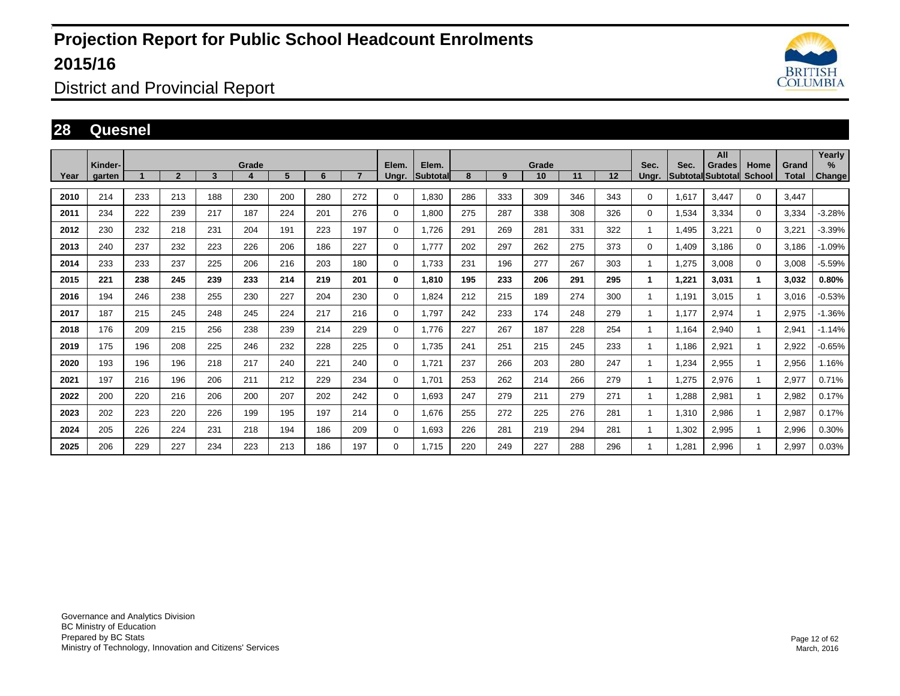# Projection Report for Public School Headcount Enrolments 2015/16

District and Provincial Report

## 28 Quesnel

| Year | Kinder-garten | Grade 1 | 2 | 3 | 4 | 5 | 6 | 7 | Elem. Ungr. | Elem. Subtotal | Grade 8 | 9 | 10 | 11 | 12 | Sec. Ungr. | Sec. Subtotal | All Grades Subtotal | Home School | Grand Total | Yearly % Change |
|---|---|---|---|---|---|---|---|---|---|---|---|---|---|---|---|---|---|---|---|---|---|
| 2010 | 214 | 233 | 213 | 188 | 230 | 200 | 280 | 272 | 0 | 1,830 | 286 | 333 | 309 | 346 | 343 | 0 | 1,617 | 3,447 | 0 | 3,447 | |
| 2011 | 234 | 222 | 239 | 217 | 187 | 224 | 201 | 276 | 0 | 1,800 | 275 | 287 | 338 | 308 | 326 | 0 | 1,534 | 3,334 | 0 | 3,334 | -3.28% |
| 2012 | 230 | 232 | 218 | 231 | 204 | 191 | 223 | 197 | 0 | 1,726 | 291 | 269 | 281 | 331 | 322 | 1 | 1,495 | 3,221 | 0 | 3,221 | -3.39% |
| 2013 | 240 | 237 | 232 | 223 | 226 | 206 | 186 | 227 | 0 | 1,777 | 202 | 297 | 262 | 275 | 373 | 0 | 1,409 | 3,186 | 0 | 3,186 | -1.09% |
| 2014 | 233 | 233 | 237 | 225 | 206 | 216 | 203 | 180 | 0 | 1,733 | 231 | 196 | 277 | 267 | 303 | 1 | 1,275 | 3,008 | 0 | 3,008 | -5.59% |
| **2015** | **221** | **238** | **245** | **239** | **233** | **214** | **219** | **201** | **0** | **1,810** | **195** | **233** | **206** | **291** | **295** | **1** | **1,221** | **3,031** | **1** | **3,032** | **0.80%** |
| 2016 | 194 | 246 | 238 | 255 | 230 | 227 | 204 | 230 | 0 | 1,824 | 212 | 215 | 189 | 274 | 300 | 1 | 1,191 | 3,015 | 1 | 3,016 | -0.53% |
| 2017 | 187 | 215 | 245 | 248 | 245 | 224 | 217 | 216 | 0 | 1,797 | 242 | 233 | 174 | 248 | 279 | 1 | 1,177 | 2,974 | 1 | 2,975 | -1.36% |
| 2018 | 176 | 209 | 215 | 256 | 238 | 239 | 214 | 229 | 0 | 1,776 | 227 | 267 | 187 | 228 | 254 | 1 | 1,164 | 2,940 | 1 | 2,941 | -1.14% |
| 2019 | 175 | 196 | 208 | 225 | 246 | 232 | 228 | 225 | 0 | 1,735 | 241 | 251 | 215 | 245 | 233 | 1 | 1,186 | 2,921 | 1 | 2,922 | -0.65% |
| 2020 | 193 | 196 | 196 | 218 | 217 | 240 | 221 | 240 | 0 | 1,721 | 237 | 266 | 203 | 280 | 247 | 1 | 1,234 | 2,955 | 1 | 2,956 | 1.16% |
| 2021 | 197 | 216 | 196 | 206 | 211 | 212 | 229 | 234 | 0 | 1,701 | 253 | 262 | 214 | 266 | 279 | 1 | 1,275 | 2,976 | 1 | 2,977 | 0.71% |
| 2022 | 200 | 220 | 216 | 206 | 200 | 207 | 202 | 242 | 0 | 1,693 | 247 | 279 | 211 | 279 | 271 | 1 | 1,288 | 2,981 | 1 | 2,982 | 0.17% |
| 2023 | 202 | 223 | 220 | 226 | 199 | 195 | 197 | 214 | 0 | 1,676 | 255 | 272 | 225 | 276 | 281 | 1 | 1,310 | 2,986 | 1 | 2,987 | 0.17% |
| 2024 | 205 | 226 | 224 | 231 | 218 | 194 | 186 | 209 | 0 | 1,693 | 226 | 281 | 219 | 294 | 281 | 1 | 1,302 | 2,995 | 1 | 2,996 | 0.30% |
| 2025 | 206 | 229 | 227 | 234 | 223 | 213 | 186 | 197 | 0 | 1,715 | 220 | 249 | 227 | 288 | 296 | 1 | 1,281 | 2,996 | 1 | 2,997 | 0.03% |

Governance and Analytics Division
BC Ministry of Education
Prepared by BC Stats
Ministry of Technology, Innovation and Citizens' Services

March, 2016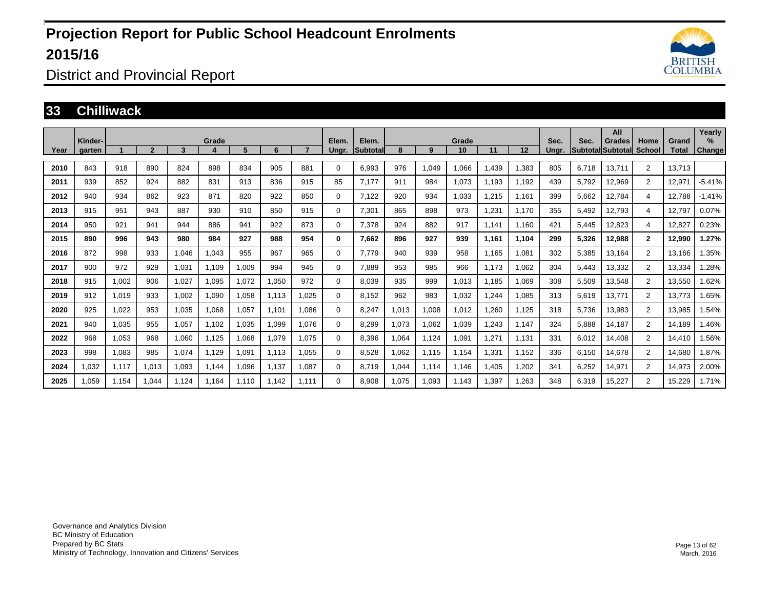# Projection Report for Public School Headcount Enrolments 2015/16

## District and Provincial Report

### 33 Chilliwack

| Year | Kinder-garten | 1 | 2 | 3 | Grade 4 | 5 | 6 | 7 | Elem. Ungr. | Elem. Subtotal | 8 | 9 | Grade 10 | 11 | 12 | Sec. Ungr. | Sec. Subtotal | All Grades Subtotal | Home School | Grand Total | Yearly % Change |
|---|---|---|---|---|---|---|---|---|---|---|---|---|---|---|---|---|---|---|---|---|---|
| 2010 | 843 | 918 | 890 | 824 | 898 | 834 | 905 | 881 | 0 | 6,993 | 976 | 1,049 | 1,066 | 1,439 | 1,383 | 805 | 6,718 | 13,711 | 2 | 13,713 | |
| 2011 | 939 | 852 | 924 | 882 | 831 | 913 | 836 | 915 | 85 | 7,177 | 911 | 984 | 1,073 | 1,193 | 1,192 | 439 | 5,792 | 12,969 | 2 | 12,971 | -5.41% |
| 2012 | 940 | 934 | 862 | 923 | 871 | 820 | 922 | 850 | 0 | 7,122 | 920 | 934 | 1,033 | 1,215 | 1,161 | 399 | 5,662 | 12,784 | 4 | 12,788 | -1.41% |
| 2013 | 915 | 951 | 943 | 887 | 930 | 910 | 850 | 915 | 0 | 7,301 | 865 | 898 | 973 | 1,231 | 1,170 | 355 | 5,492 | 12,793 | 4 | 12,797 | 0.07% |
| 2014 | 950 | 921 | 941 | 944 | 886 | 941 | 922 | 873 | 0 | 7,378 | 924 | 882 | 917 | 1,141 | 1,160 | 421 | 5,445 | 12,823 | 4 | 12,827 | 0.23% |
| **2015** | **890** | **996** | **943** | **980** | **984** | **927** | **988** | **954** | **0** | **7,662** | **896** | **927** | **939** | **1,161** | **1,104** | **299** | **5,326** | **12,988** | **2** | **12,990** | **1.27%** |
| 2016 | 872 | 998 | 933 | 1,046 | 1,043 | 955 | 967 | 965 | 0 | 7,779 | 940 | 939 | 958 | 1,165 | 1,081 | 302 | 5,385 | 13,164 | 2 | 13,166 | 1.35% |
| 2017 | 900 | 972 | 929 | 1,031 | 1,109 | 1,009 | 994 | 945 | 0 | 7,889 | 953 | 985 | 966 | 1,173 | 1,062 | 304 | 5,443 | 13,332 | 2 | 13,334 | 1.28% |
| 2018 | 915 | 1,002 | 906 | 1,027 | 1,095 | 1,072 | 1,050 | 972 | 0 | 8,039 | 935 | 999 | 1,013 | 1,185 | 1,069 | 308 | 5,509 | 13,548 | 2 | 13,550 | 1.62% |
| 2019 | 912 | 1,019 | 933 | 1,002 | 1,090 | 1,058 | 1,113 | 1,025 | 0 | 8,152 | 962 | 983 | 1,032 | 1,244 | 1,085 | 313 | 5,619 | 13,771 | 2 | 13,773 | 1.65% |
| 2020 | 925 | 1,022 | 953 | 1,035 | 1,068 | 1,057 | 1,101 | 1,086 | 0 | 8,247 | 1,013 | 1,008 | 1,012 | 1,260 | 1,125 | 318 | 5,736 | 13,983 | 2 | 13,985 | 1.54% |
| 2021 | 940 | 1,035 | 955 | 1,057 | 1,102 | 1,035 | 1,099 | 1,076 | 0 | 8,299 | 1,073 | 1,062 | 1,039 | 1,243 | 1,147 | 324 | 5,888 | 14,187 | 2 | 14,189 | 1.46% |
| 2022 | 968 | 1,053 | 968 | 1,060 | 1,125 | 1,068 | 1,079 | 1,075 | 0 | 8,396 | 1,064 | 1,124 | 1,091 | 1,271 | 1,131 | 331 | 6,012 | 14,408 | 2 | 14,410 | 1.56% |
| 2023 | 998 | 1,083 | 985 | 1,074 | 1,129 | 1,091 | 1,113 | 1,055 | 0 | 8,528 | 1,062 | 1,115 | 1,154 | 1,331 | 1,152 | 336 | 6,150 | 14,678 | 2 | 14,680 | 1.87% |
| 2024 | 1,032 | 1,117 | 1,013 | 1,093 | 1,144 | 1,096 | 1,137 | 1,087 | 0 | 8,719 | 1,044 | 1,114 | 1,146 | 1,405 | 1,202 | 341 | 6,252 | 14,971 | 2 | 14,973 | 2.00% |
| 2025 | 1,059 | 1,154 | 1,044 | 1,124 | 1,164 | 1,110 | 1,142 | 1,111 | 0 | 8,908 | 1,075 | 1,093 | 1,143 | 1,397 | 1,263 | 348 | 6,319 | 15,227 | 2 | 15,229 | 1.71% |

Governance and Analytics Division
BC Ministry of Education
Prepared by BC Stats
Ministry of Technology, Innovation and Citizens' Services

March, 2016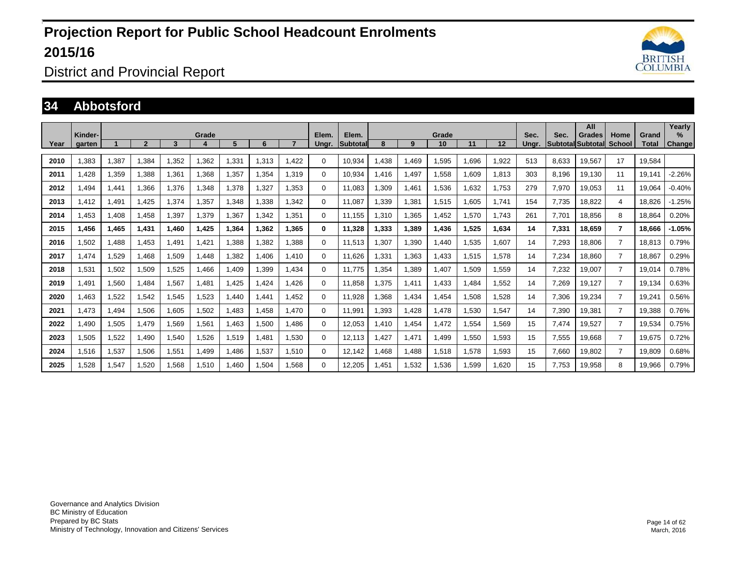# Projection Report for Public School Headcount Enrolments 2015/16

District and Provincial Report

## 34 Abbotsford

| Year | Kinder-garten | Grade 1 | 2 | 3 | 4 | 5 | 6 | 7 | Elem. Ungr. | Elem. Subtotal | Grade 8 | 9 | 10 | 11 | 12 | Sec. Ungr. | Sec. Subtotal | All Grades Subtotal | Home School | Grand Total | Yearly % Change |
|---|---|---|---|---|---|---|---|---|---|---|---|---|---|---|---|---|---|---|---|---|---|
| 2010 | 1,383 | 1,387 | 1,384 | 1,352 | 1,362 | 1,331 | 1,313 | 1,422 | 0 | 10,934 | 1,438 | 1,469 | 1,595 | 1,696 | 1,922 | 513 | 8,633 | 19,567 | 17 | 19,584 | |
| 2011 | 1,428 | 1,359 | 1,388 | 1,361 | 1,368 | 1,357 | 1,354 | 1,319 | 0 | 10,934 | 1,416 | 1,497 | 1,558 | 1,609 | 1,813 | 303 | 8,196 | 19,130 | 11 | 19,141 | -2.26% |
| 2012 | 1,494 | 1,441 | 1,366 | 1,376 | 1,348 | 1,378 | 1,327 | 1,353 | 0 | 11,083 | 1,309 | 1,461 | 1,536 | 1,632 | 1,753 | 279 | 7,970 | 19,053 | 11 | 19,064 | -0.40% |
| 2013 | 1,412 | 1,491 | 1,425 | 1,374 | 1,357 | 1,348 | 1,338 | 1,342 | 0 | 11,087 | 1,339 | 1,381 | 1,515 | 1,605 | 1,741 | 154 | 7,735 | 18,822 | 4 | 18,826 | -1.25% |
| 2014 | 1,453 | 1,408 | 1,458 | 1,397 | 1,379 | 1,367 | 1,342 | 1,351 | 0 | 11,155 | 1,310 | 1,365 | 1,452 | 1,570 | 1,743 | 261 | 7,701 | 18,856 | 8 | 18,864 | 0.20% |
| **2015** | **1,456** | **1,465** | **1,431** | **1,460** | **1,425** | **1,364** | **1,362** | **1,365** | **0** | **11,328** | **1,333** | **1,389** | **1,436** | **1,525** | **1,634** | **14** | **7,331** | **18,659** | **7** | **18,666** | **-1.05%** |
| 2016 | 1,502 | 1,488 | 1,453 | 1,491 | 1,421 | 1,388 | 1,382 | 1,388 | 0 | 11,513 | 1,307 | 1,390 | 1,440 | 1,535 | 1,607 | 14 | 7,293 | 18,806 | 7 | 18,813 | 0.79% |
| 2017 | 1,474 | 1,529 | 1,468 | 1,509 | 1,448 | 1,382 | 1,406 | 1,410 | 0 | 11,626 | 1,331 | 1,363 | 1,433 | 1,515 | 1,578 | 14 | 7,234 | 18,860 | 7 | 18,867 | 0.29% |
| 2018 | 1,531 | 1,502 | 1,509 | 1,525 | 1,466 | 1,409 | 1,399 | 1,434 | 0 | 11,775 | 1,354 | 1,389 | 1,407 | 1,509 | 1,559 | 14 | 7,232 | 19,007 | 7 | 19,014 | 0.78% |
| 2019 | 1,491 | 1,560 | 1,484 | 1,567 | 1,481 | 1,425 | 1,424 | 1,426 | 0 | 11,858 | 1,375 | 1,411 | 1,433 | 1,484 | 1,552 | 14 | 7,269 | 19,127 | 7 | 19,134 | 0.63% |
| 2020 | 1,463 | 1,522 | 1,542 | 1,545 | 1,523 | 1,440 | 1,441 | 1,452 | 0 | 11,928 | 1,368 | 1,434 | 1,454 | 1,508 | 1,528 | 14 | 7,306 | 19,234 | 7 | 19,241 | 0.56% |
| 2021 | 1,473 | 1,494 | 1,506 | 1,605 | 1,502 | 1,483 | 1,458 | 1,470 | 0 | 11,991 | 1,393 | 1,428 | 1,478 | 1,530 | 1,547 | 14 | 7,390 | 19,381 | 7 | 19,388 | 0.76% |
| 2022 | 1,490 | 1,505 | 1,479 | 1,569 | 1,561 | 1,463 | 1,500 | 1,486 | 0 | 12,053 | 1,410 | 1,454 | 1,472 | 1,554 | 1,569 | 15 | 7,474 | 19,527 | 7 | 19,534 | 0.75% |
| 2023 | 1,505 | 1,522 | 1,490 | 1,540 | 1,526 | 1,519 | 1,481 | 1,530 | 0 | 12,113 | 1,427 | 1,471 | 1,499 | 1,550 | 1,593 | 15 | 7,555 | 19,668 | 7 | 19,675 | 0.72% |
| 2024 | 1,516 | 1,537 | 1,506 | 1,551 | 1,499 | 1,486 | 1,537 | 1,510 | 0 | 12,142 | 1,468 | 1,488 | 1,518 | 1,578 | 1,593 | 15 | 7,660 | 19,802 | 7 | 19,809 | 0.68% |
| 2025 | 1,528 | 1,547 | 1,520 | 1,568 | 1,510 | 1,460 | 1,504 | 1,568 | 0 | 12,205 | 1,451 | 1,532 | 1,536 | 1,599 | 1,620 | 15 | 7,753 | 19,958 | 8 | 19,966 | 0.79% |

Governance and Analytics Division
BC Ministry of Education
Prepared by BC Stats
Ministry of Technology, Innovation and Citizens' Services

March, 2016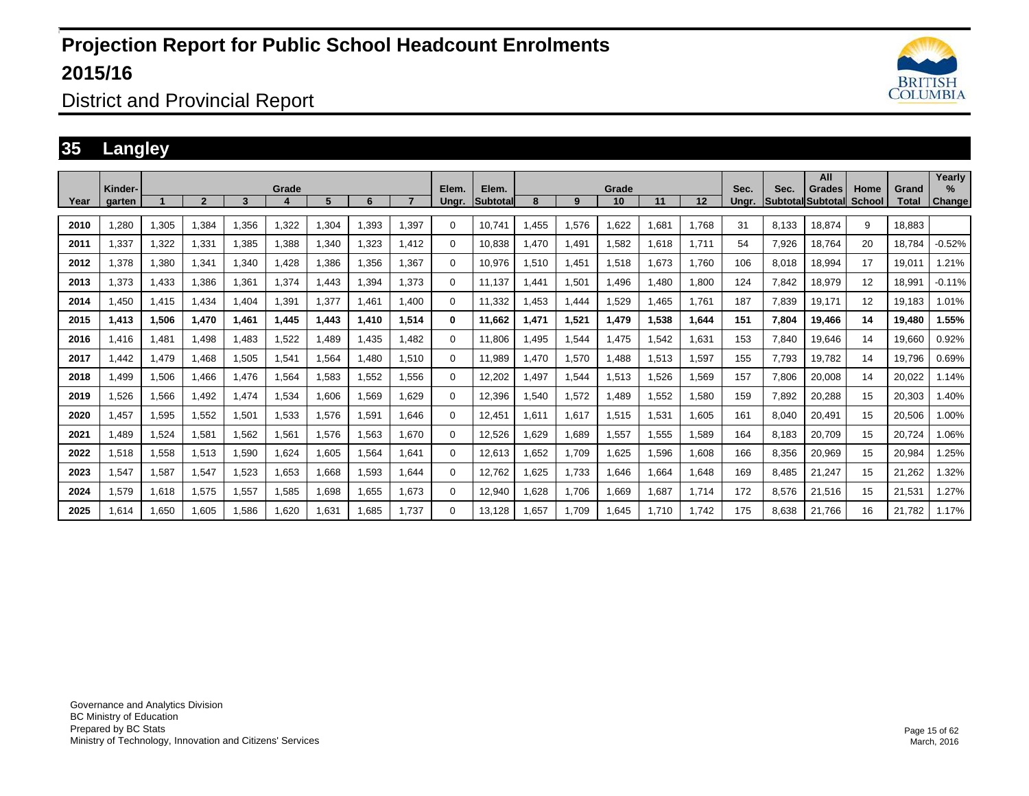# Projection Report for Public School Headcount Enrolments 2015/16

## District and Provincial Report

## 35 Langley

| Year | Kinder-garten | Grade 1 | Grade 2 | Grade 3 | Grade 4 | Grade 5 | Grade 6 | Grade 7 | Elem. Ungr. | Elem. Subtotal | Grade 8 | Grade 9 | Grade 10 | Grade 11 | Grade 12 | Sec. Ungr. | Sec. Subtotal | All Grades Subtotal | Home School | Grand Total | Yearly % Change |
|---|---|---|---|---|---|---|---|---|---|---|---|---|---|---|---|---|---|---|---|---|---|
| 2010 | 1,280 | 1,305 | 1,384 | 1,356 | 1,322 | 1,304 | 1,393 | 1,397 | 0 | 10,741 | 1,455 | 1,576 | 1,622 | 1,681 | 1,768 | 31 | 8,133 | 18,874 | 9 | 18,883 | |
| 2011 | 1,337 | 1,322 | 1,331 | 1,385 | 1,388 | 1,340 | 1,323 | 1,412 | 0 | 10,838 | 1,470 | 1,491 | 1,582 | 1,618 | 1,711 | 54 | 7,926 | 18,764 | 20 | 18,784 | -0.52% |
| 2012 | 1,378 | 1,380 | 1,341 | 1,340 | 1,428 | 1,386 | 1,356 | 1,367 | 0 | 10,976 | 1,510 | 1,451 | 1,518 | 1,673 | 1,760 | 106 | 8,018 | 18,994 | 17 | 19,011 | 1.21% |
| 2013 | 1,373 | 1,433 | 1,386 | 1,361 | 1,374 | 1,443 | 1,394 | 1,373 | 0 | 11,137 | 1,441 | 1,501 | 1,496 | 1,480 | 1,800 | 124 | 7,842 | 18,979 | 12 | 18,991 | -0.11% |
| 2014 | 1,450 | 1,415 | 1,434 | 1,404 | 1,391 | 1,377 | 1,461 | 1,400 | 0 | 11,332 | 1,453 | 1,444 | 1,529 | 1,465 | 1,761 | 187 | 7,839 | 19,171 | 12 | 19,183 | 1.01% |
| **2015** | **1,413** | **1,506** | **1,470** | **1,461** | **1,445** | **1,443** | **1,410** | **1,514** | **0** | **11,662** | **1,471** | **1,521** | **1,479** | **1,538** | **1,644** | **151** | **7,804** | **19,466** | **14** | **19,480** | **1.55%** |
| 2016 | 1,416 | 1,481 | 1,498 | 1,483 | 1,522 | 1,489 | 1,435 | 1,482 | 0 | 11,806 | 1,495 | 1,544 | 1,475 | 1,542 | 1,631 | 153 | 7,840 | 19,646 | 14 | 19,660 | 0.92% |
| 2017 | 1,442 | 1,479 | 1,468 | 1,505 | 1,541 | 1,564 | 1,480 | 1,510 | 0 | 11,989 | 1,470 | 1,570 | 1,488 | 1,513 | 1,597 | 155 | 7,793 | 19,782 | 14 | 19,796 | 0.69% |
| 2018 | 1,499 | 1,506 | 1,466 | 1,476 | 1,564 | 1,583 | 1,552 | 1,556 | 0 | 12,202 | 1,497 | 1,544 | 1,513 | 1,526 | 1,569 | 157 | 7,806 | 20,008 | 14 | 20,022 | 1.14% |
| 2019 | 1,526 | 1,566 | 1,492 | 1,474 | 1,534 | 1,606 | 1,569 | 1,629 | 0 | 12,396 | 1,540 | 1,572 | 1,489 | 1,552 | 1,580 | 159 | 7,892 | 20,288 | 15 | 20,303 | 1.40% |
| 2020 | 1,457 | 1,595 | 1,552 | 1,501 | 1,533 | 1,576 | 1,591 | 1,646 | 0 | 12,451 | 1,611 | 1,617 | 1,515 | 1,531 | 1,605 | 161 | 8,040 | 20,491 | 15 | 20,506 | 1.00% |
| 2021 | 1,489 | 1,524 | 1,581 | 1,562 | 1,561 | 1,576 | 1,563 | 1,670 | 0 | 12,526 | 1,629 | 1,689 | 1,557 | 1,555 | 1,589 | 164 | 8,183 | 20,709 | 15 | 20,724 | 1.06% |
| 2022 | 1,518 | 1,558 | 1,513 | 1,590 | 1,624 | 1,605 | 1,564 | 1,641 | 0 | 12,613 | 1,652 | 1,709 | 1,625 | 1,596 | 1,608 | 166 | 8,356 | 20,969 | 15 | 20,984 | 1.25% |
| 2023 | 1,547 | 1,587 | 1,547 | 1,523 | 1,653 | 1,668 | 1,593 | 1,644 | 0 | 12,762 | 1,625 | 1,733 | 1,646 | 1,664 | 1,648 | 169 | 8,485 | 21,247 | 15 | 21,262 | 1.32% |
| 2024 | 1,579 | 1,618 | 1,575 | 1,557 | 1,585 | 1,698 | 1,655 | 1,673 | 0 | 12,940 | 1,628 | 1,706 | 1,669 | 1,687 | 1,714 | 172 | 8,576 | 21,516 | 15 | 21,531 | 1.27% |
| 2025 | 1,614 | 1,650 | 1,605 | 1,586 | 1,620 | 1,631 | 1,685 | 1,737 | 0 | 13,128 | 1,657 | 1,709 | 1,645 | 1,710 | 1,742 | 175 | 8,638 | 21,766 | 16 | 21,782 | 1.17% |

Governance and Analytics Division
BC Ministry of Education
Prepared by BC Stats
Ministry of Technology, Innovation and Citizens' Services

March, 2016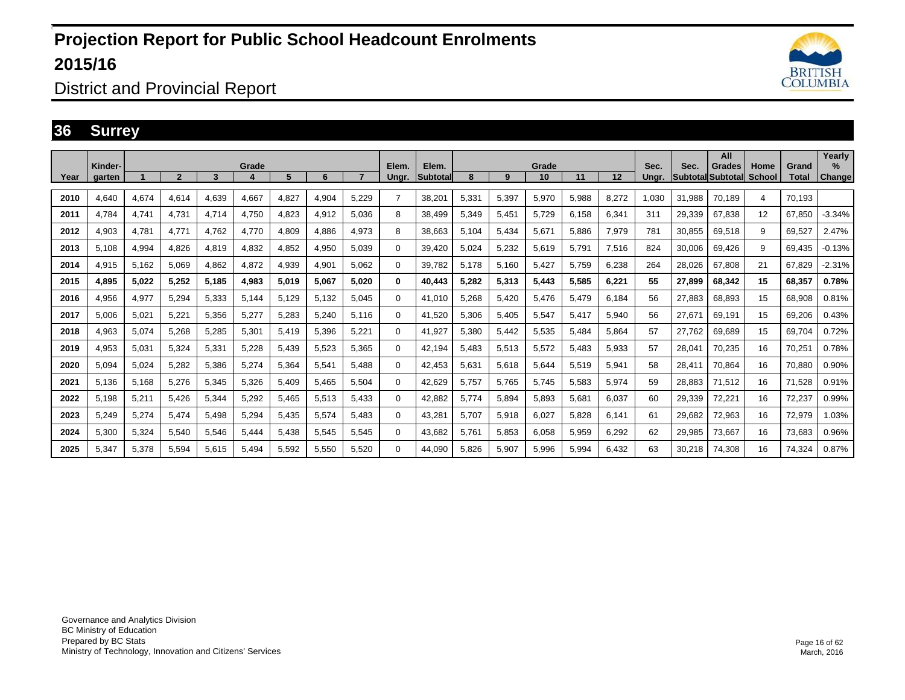# Projection Report for Public School Headcount Enrolments 2015/16

District and Provincial Report

## 36 Surrey

| Year | Kinder-garten | Grade 1 | 2 | 3 | 4 | 5 | 6 | 7 | Elem. Ungr. | Elem. Subtotal | Grade 8 | 9 | 10 | 11 | 12 | Sec. Ungr. | Sec. Subtotal | All Grades Subtotal | Home School | Grand Total | Yearly % Change |
|---|---|---|---|---|---|---|---|---|---|---|---|---|---|---|---|---|---|---|---|---|---|
| 2010 | 4,640 | 4,674 | 4,614 | 4,639 | 4,667 | 4,827 | 4,904 | 5,229 | 7 | 38,201 | 5,331 | 5,397 | 5,970 | 5,988 | 8,272 | 1,030 | 31,988 | 70,189 | 4 | 70,193 | |
| 2011 | 4,784 | 4,741 | 4,731 | 4,714 | 4,750 | 4,823 | 4,912 | 5,036 | 8 | 38,499 | 5,349 | 5,451 | 5,729 | 6,158 | 6,341 | 311 | 29,339 | 67,838 | 12 | 67,850 | -3.34% |
| 2012 | 4,903 | 4,781 | 4,771 | 4,762 | 4,770 | 4,809 | 4,886 | 4,973 | 8 | 38,663 | 5,104 | 5,434 | 5,671 | 5,886 | 7,979 | 781 | 30,855 | 69,518 | 9 | 69,527 | 2.47% |
| 2013 | 5,108 | 4,994 | 4,826 | 4,819 | 4,832 | 4,852 | 4,950 | 5,039 | 0 | 39,420 | 5,024 | 5,232 | 5,619 | 5,791 | 7,516 | 824 | 30,006 | 69,426 | 9 | 69,435 | -0.13% |
| 2014 | 4,915 | 5,162 | 5,069 | 4,862 | 4,872 | 4,939 | 4,901 | 5,062 | 0 | 39,782 | 5,178 | 5,160 | 5,427 | 5,759 | 6,238 | 264 | 28,026 | 67,808 | 21 | 67,829 | -2.31% |
| **2015** | **4,895** | **5,022** | **5,252** | **5,185** | **4,983** | **5,019** | **5,067** | **5,020** | **0** | **40,443** | **5,282** | **5,313** | **5,443** | **5,585** | **6,221** | **55** | **27,899** | **68,342** | **15** | **68,357** | **0.78%** |
| 2016 | 4,956 | 4,977 | 5,294 | 5,333 | 5,144 | 5,129 | 5,132 | 5,045 | 0 | 41,010 | 5,268 | 5,420 | 5,476 | 5,479 | 6,184 | 56 | 27,883 | 68,893 | 15 | 68,908 | 0.81% |
| 2017 | 5,006 | 5,021 | 5,221 | 5,356 | 5,277 | 5,283 | 5,240 | 5,116 | 0 | 41,520 | 5,306 | 5,405 | 5,547 | 5,417 | 5,940 | 56 | 27,671 | 69,191 | 15 | 69,206 | 0.43% |
| 2018 | 4,963 | 5,074 | 5,268 | 5,285 | 5,301 | 5,419 | 5,396 | 5,221 | 0 | 41,927 | 5,380 | 5,442 | 5,535 | 5,484 | 5,864 | 57 | 27,762 | 69,689 | 15 | 69,704 | 0.72% |
| 2019 | 4,953 | 5,031 | 5,324 | 5,331 | 5,228 | 5,439 | 5,523 | 5,365 | 0 | 42,194 | 5,483 | 5,513 | 5,572 | 5,483 | 5,933 | 57 | 28,041 | 70,235 | 16 | 70,251 | 0.78% |
| 2020 | 5,094 | 5,024 | 5,282 | 5,386 | 5,274 | 5,364 | 5,541 | 5,488 | 0 | 42,453 | 5,631 | 5,618 | 5,644 | 5,519 | 5,941 | 58 | 28,411 | 70,864 | 16 | 70,880 | 0.90% |
| 2021 | 5,136 | 5,168 | 5,276 | 5,345 | 5,326 | 5,409 | 5,465 | 5,504 | 0 | 42,629 | 5,757 | 5,765 | 5,745 | 5,583 | 5,974 | 59 | 28,883 | 71,512 | 16 | 71,528 | 0.91% |
| 2022 | 5,198 | 5,211 | 5,426 | 5,344 | 5,292 | 5,465 | 5,513 | 5,433 | 0 | 42,882 | 5,774 | 5,894 | 5,893 | 5,681 | 6,037 | 60 | 29,339 | 72,221 | 16 | 72,237 | 0.99% |
| 2023 | 5,249 | 5,274 | 5,474 | 5,498 | 5,294 | 5,435 | 5,574 | 5,483 | 0 | 43,281 | 5,707 | 5,918 | 6,027 | 5,828 | 6,141 | 61 | 29,682 | 72,963 | 16 | 72,979 | 1.03% |
| 2024 | 5,300 | 5,324 | 5,540 | 5,546 | 5,444 | 5,438 | 5,545 | 5,545 | 0 | 43,682 | 5,761 | 5,853 | 6,058 | 5,959 | 6,292 | 62 | 29,985 | 73,667 | 16 | 73,683 | 0.96% |
| 2025 | 5,347 | 5,378 | 5,594 | 5,615 | 5,494 | 5,592 | 5,550 | 5,520 | 0 | 44,090 | 5,826 | 5,907 | 5,996 | 5,994 | 6,432 | 63 | 30,218 | 74,308 | 16 | 74,324 | 0.87% |

Governance and Analytics Division
BC Ministry of Education
Prepared by BC Stats
Ministry of Technology, Innovation and Citizens' Services

March, 2016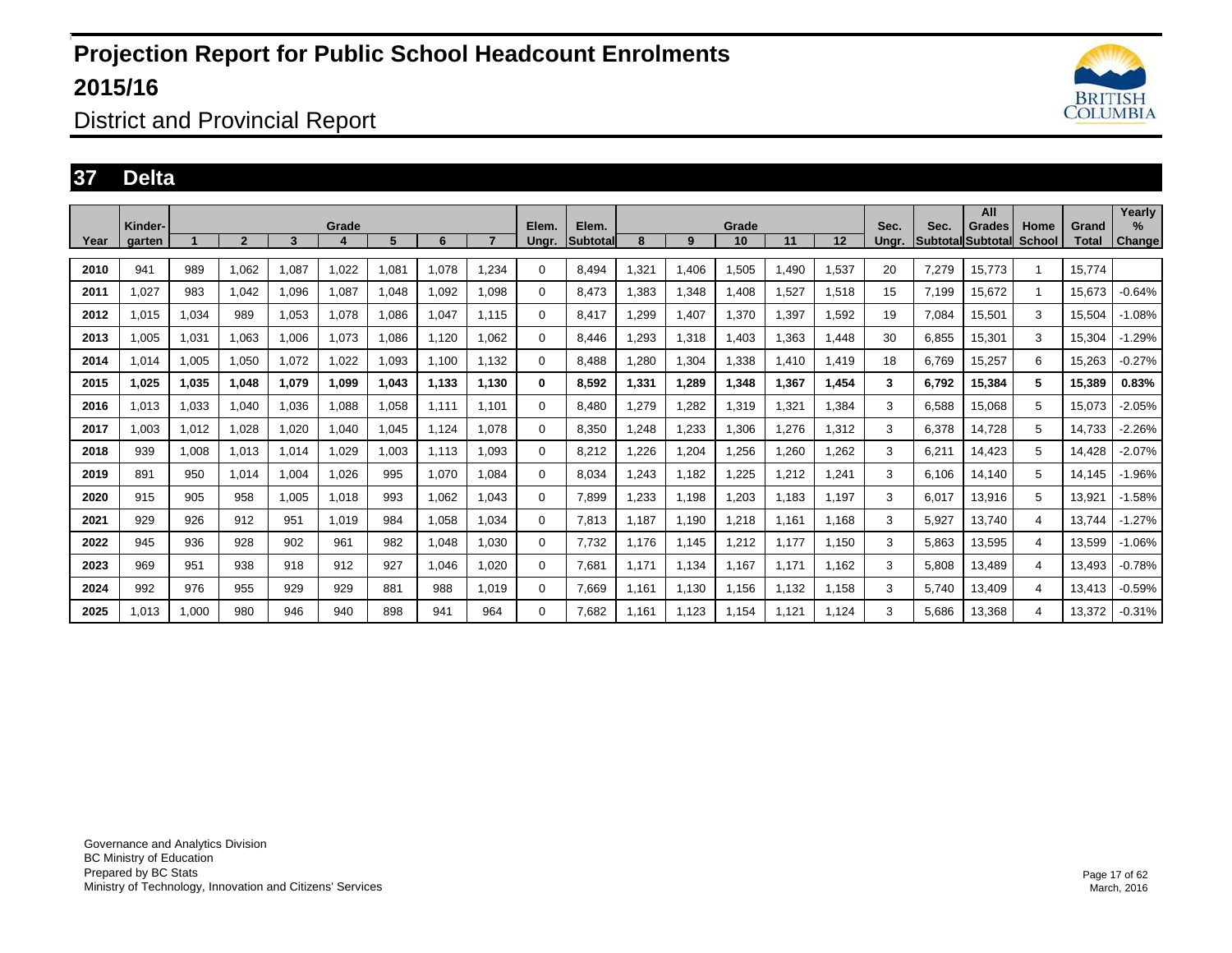# Projection Report for Public School Headcount Enrolments 2015/16

## District and Provincial Report

### 37 Delta

| Year | Kinder-garten | Grade 1 | 2 | 3 | 4 | 5 | 6 | 7 | Elem. Ungr. | Elem. Subtotal | Grade 8 | 9 | 10 | 11 | 12 | Sec. Ungr. | Sec. Subtotal | All Grades Subtotal | Home School | Grand Total | Yearly % Change |
|---|---|---|---|---|---|---|---|---|---|---|---|---|---|---|---|---|---|---|---|---|---|
| 2010 | 941 | 989 | 1,062 | 1,087 | 1,022 | 1,081 | 1,078 | 1,234 | 0 | 8,494 | 1,321 | 1,406 | 1,505 | 1,490 | 1,537 | 20 | 7,279 | 15,773 | 1 | 15,774 | |
| 2011 | 1,027 | 983 | 1,042 | 1,096 | 1,087 | 1,048 | 1,092 | 1,098 | 0 | 8,473 | 1,383 | 1,348 | 1,408 | 1,527 | 1,518 | 15 | 7,199 | 15,672 | 1 | 15,673 | -0.64% |
| 2012 | 1,015 | 1,034 | 989 | 1,053 | 1,078 | 1,086 | 1,047 | 1,115 | 0 | 8,417 | 1,299 | 1,407 | 1,370 | 1,397 | 1,592 | 19 | 7,084 | 15,501 | 3 | 15,504 | -1.08% |
| 2013 | 1,005 | 1,031 | 1,063 | 1,006 | 1,073 | 1,086 | 1,120 | 1,062 | 0 | 8,446 | 1,293 | 1,318 | 1,403 | 1,363 | 1,448 | 30 | 6,855 | 15,301 | 3 | 15,304 | -1.29% |
| 2014 | 1,014 | 1,005 | 1,050 | 1,072 | 1,022 | 1,093 | 1,100 | 1,132 | 0 | 8,488 | 1,280 | 1,304 | 1,338 | 1,410 | 1,419 | 18 | 6,769 | 15,257 | 6 | 15,263 | -0.27% |
| **2015** | **1,025** | **1,035** | **1,048** | **1,079** | **1,099** | **1,043** | **1,133** | **1,130** | **0** | **8,592** | **1,331** | **1,289** | **1,348** | **1,367** | **1,454** | **3** | **6,792** | **15,384** | **5** | **15,389** | **0.83%** |
| 2016 | 1,013 | 1,033 | 1,040 | 1,036 | 1,088 | 1,058 | 1,111 | 1,101 | 0 | 8,480 | 1,279 | 1,282 | 1,319 | 1,321 | 1,384 | 3 | 6,588 | 15,068 | 5 | 15,073 | -2.05% |
| 2017 | 1,003 | 1,012 | 1,028 | 1,020 | 1,040 | 1,045 | 1,124 | 1,078 | 0 | 8,350 | 1,248 | 1,233 | 1,306 | 1,276 | 1,312 | 3 | 6,378 | 14,728 | 5 | 14,733 | -2.26% |
| 2018 | 939 | 1,008 | 1,013 | 1,014 | 1,029 | 1,003 | 1,113 | 1,093 | 0 | 8,212 | 1,226 | 1,204 | 1,256 | 1,260 | 1,262 | 3 | 6,211 | 14,423 | 5 | 14,428 | -2.07% |
| 2019 | 891 | 950 | 1,014 | 1,004 | 1,026 | 995 | 1,070 | 1,084 | 0 | 8,034 | 1,243 | 1,182 | 1,225 | 1,212 | 1,241 | 3 | 6,106 | 14,140 | 5 | 14,145 | -1.96% |
| 2020 | 915 | 905 | 958 | 1,005 | 1,018 | 993 | 1,062 | 1,043 | 0 | 7,899 | 1,233 | 1,198 | 1,203 | 1,183 | 1,197 | 3 | 6,017 | 13,916 | 5 | 13,921 | -1.58% |
| 2021 | 929 | 926 | 912 | 951 | 1,019 | 984 | 1,058 | 1,034 | 0 | 7,813 | 1,187 | 1,190 | 1,218 | 1,161 | 1,168 | 3 | 5,927 | 13,740 | 4 | 13,744 | -1.27% |
| 2022 | 945 | 936 | 928 | 902 | 961 | 982 | 1,048 | 1,030 | 0 | 7,732 | 1,176 | 1,145 | 1,212 | 1,177 | 1,150 | 3 | 5,863 | 13,595 | 4 | 13,599 | -1.06% |
| 2023 | 969 | 951 | 938 | 918 | 912 | 927 | 1,046 | 1,020 | 0 | 7,681 | 1,171 | 1,134 | 1,167 | 1,171 | 1,162 | 3 | 5,808 | 13,489 | 4 | 13,493 | -0.78% |
| 2024 | 992 | 976 | 955 | 929 | 929 | 881 | 988 | 1,019 | 0 | 7,669 | 1,161 | 1,130 | 1,156 | 1,132 | 1,158 | 3 | 5,740 | 13,409 | 4 | 13,413 | -0.59% |
| 2025 | 1,013 | 1,000 | 980 | 946 | 940 | 898 | 941 | 964 | 0 | 7,682 | 1,161 | 1,123 | 1,154 | 1,121 | 1,124 | 3 | 5,686 | 13,368 | 4 | 13,372 | -0.31% |

Governance and Analytics Division
BC Ministry of Education
Prepared by BC Stats
Ministry of Technology, Innovation and Citizens' Services

March, 2016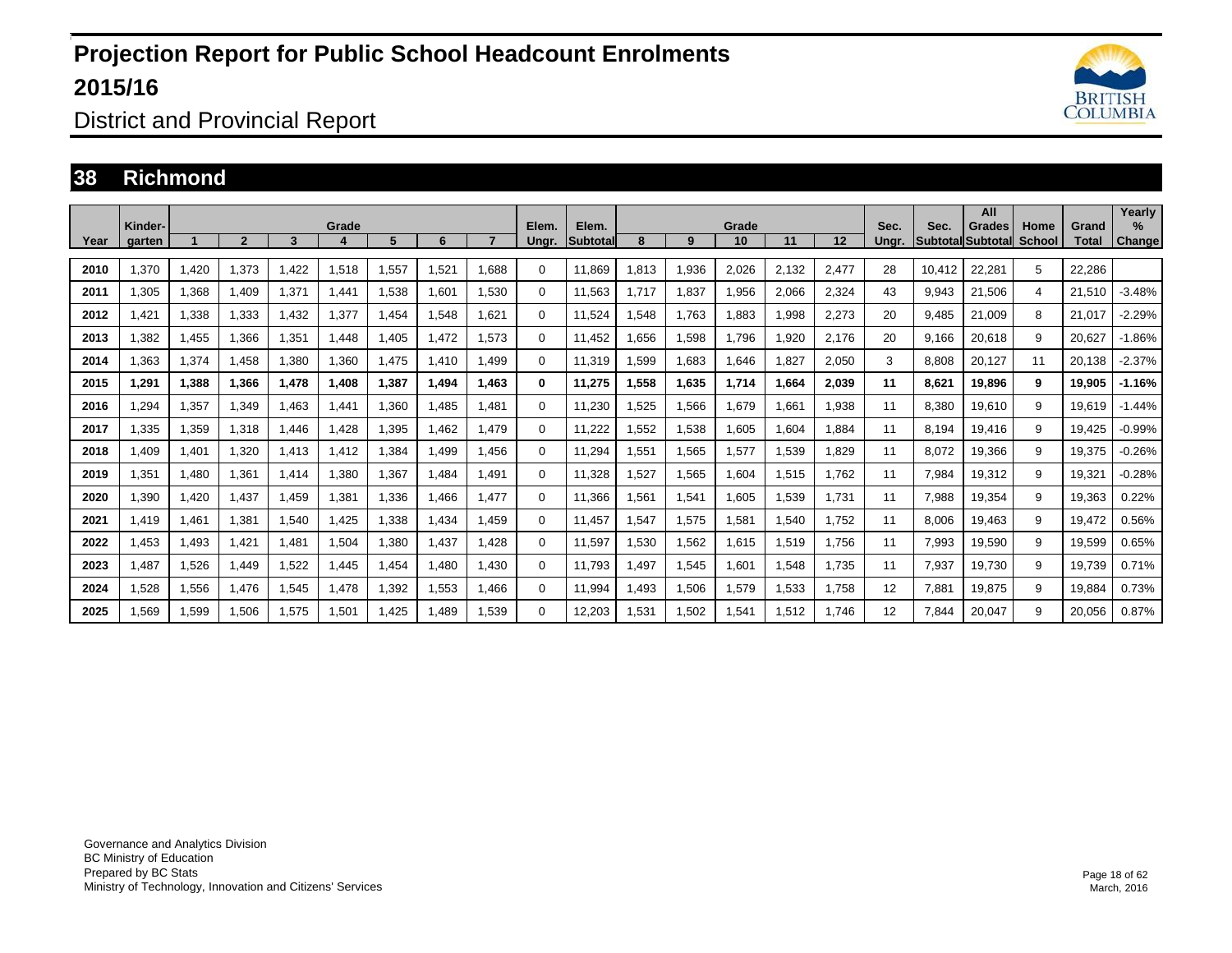# Projection Report for Public School Headcount Enrolments 2015/16

District and Provincial Report

## 38 Richmond

| Year | Kinder-garten | Grade 1 | 2 | 3 | 4 | 5 | 6 | 7 | Elem. Ungr. | Elem. Subtotal | Grade 8 | 9 | 10 | 11 | 12 | Sec. Ungr. | Sec. Subtotal | All Grades Subtotal | Home School | Grand Total | Yearly % Change |
|---|---|---|---|---|---|---|---|---|---|---|---|---|---|---|---|---|---|---|---|---|---|
| 2010 | 1,370 | 1,420 | 1,373 | 1,422 | 1,518 | 1,557 | 1,521 | 1,688 | 0 | 11,869 | 1,813 | 1,936 | 2,026 | 2,132 | 2,477 | 28 | 10,412 | 22,281 | 5 | 22,286 | |
| 2011 | 1,305 | 1,368 | 1,409 | 1,371 | 1,441 | 1,538 | 1,601 | 1,530 | 0 | 11,563 | 1,717 | 1,837 | 1,956 | 2,066 | 2,324 | 43 | 9,943 | 21,506 | 4 | 21,510 | -3.48% |
| 2012 | 1,421 | 1,338 | 1,333 | 1,432 | 1,377 | 1,454 | 1,548 | 1,621 | 0 | 11,524 | 1,548 | 1,763 | 1,883 | 1,998 | 2,273 | 20 | 9,485 | 21,009 | 8 | 21,017 | -2.29% |
| 2013 | 1,382 | 1,455 | 1,366 | 1,351 | 1,448 | 1,405 | 1,472 | 1,573 | 0 | 11,452 | 1,656 | 1,598 | 1,796 | 1,920 | 2,176 | 20 | 9,166 | 20,618 | 9 | 20,627 | -1.86% |
| 2014 | 1,363 | 1,374 | 1,458 | 1,380 | 1,360 | 1,475 | 1,410 | 1,499 | 0 | 11,319 | 1,599 | 1,683 | 1,646 | 1,827 | 2,050 | 3 | 8,808 | 20,127 | 11 | 20,138 | -2.37% |
| **2015** | **1,291** | **1,388** | **1,366** | **1,478** | **1,408** | **1,387** | **1,494** | **1,463** | **0** | **11,275** | **1,558** | **1,635** | **1,714** | **1,664** | **2,039** | **11** | **8,621** | **19,896** | **9** | **19,905** | **-1.16%** |
| 2016 | 1,294 | 1,357 | 1,349 | 1,463 | 1,441 | 1,360 | 1,485 | 1,481 | 0 | 11,230 | 1,525 | 1,566 | 1,679 | 1,661 | 1,938 | 11 | 8,380 | 19,610 | 9 | 19,619 | -1.44% |
| 2017 | 1,335 | 1,359 | 1,318 | 1,446 | 1,428 | 1,395 | 1,462 | 1,479 | 0 | 11,222 | 1,552 | 1,538 | 1,605 | 1,604 | 1,884 | 11 | 8,194 | 19,416 | 9 | 19,425 | -0.99% |
| 2018 | 1,409 | 1,401 | 1,320 | 1,413 | 1,412 | 1,384 | 1,499 | 1,456 | 0 | 11,294 | 1,551 | 1,565 | 1,577 | 1,539 | 1,829 | 11 | 8,072 | 19,366 | 9 | 19,375 | -0.26% |
| 2019 | 1,351 | 1,480 | 1,361 | 1,414 | 1,380 | 1,367 | 1,484 | 1,491 | 0 | 11,328 | 1,527 | 1,565 | 1,604 | 1,515 | 1,762 | 11 | 7,984 | 19,312 | 9 | 19,321 | -0.28% |
| 2020 | 1,390 | 1,420 | 1,437 | 1,459 | 1,381 | 1,336 | 1,466 | 1,477 | 0 | 11,366 | 1,561 | 1,541 | 1,605 | 1,539 | 1,731 | 11 | 7,988 | 19,354 | 9 | 19,363 | 0.22% |
| 2021 | 1,419 | 1,461 | 1,381 | 1,540 | 1,425 | 1,338 | 1,434 | 1,459 | 0 | 11,457 | 1,547 | 1,575 | 1,581 | 1,540 | 1,752 | 11 | 8,006 | 19,463 | 9 | 19,472 | 0.56% |
| 2022 | 1,453 | 1,493 | 1,421 | 1,481 | 1,504 | 1,380 | 1,437 | 1,428 | 0 | 11,597 | 1,530 | 1,562 | 1,615 | 1,519 | 1,756 | 11 | 7,993 | 19,590 | 9 | 19,599 | 0.65% |
| 2023 | 1,487 | 1,526 | 1,449 | 1,522 | 1,445 | 1,454 | 1,480 | 1,430 | 0 | 11,793 | 1,497 | 1,545 | 1,601 | 1,548 | 1,735 | 11 | 7,937 | 19,730 | 9 | 19,739 | 0.71% |
| 2024 | 1,528 | 1,556 | 1,476 | 1,545 | 1,478 | 1,392 | 1,553 | 1,466 | 0 | 11,994 | 1,493 | 1,506 | 1,579 | 1,533 | 1,758 | 12 | 7,881 | 19,875 | 9 | 19,884 | 0.73% |
| 2025 | 1,569 | 1,599 | 1,506 | 1,575 | 1,501 | 1,425 | 1,489 | 1,539 | 0 | 12,203 | 1,531 | 1,502 | 1,541 | 1,512 | 1,746 | 12 | 7,844 | 20,047 | 9 | 20,056 | 0.87% |

Governance and Analytics Division
BC Ministry of Education
Prepared by BC Stats
Ministry of Technology, Innovation and Citizens' Services

March, 2016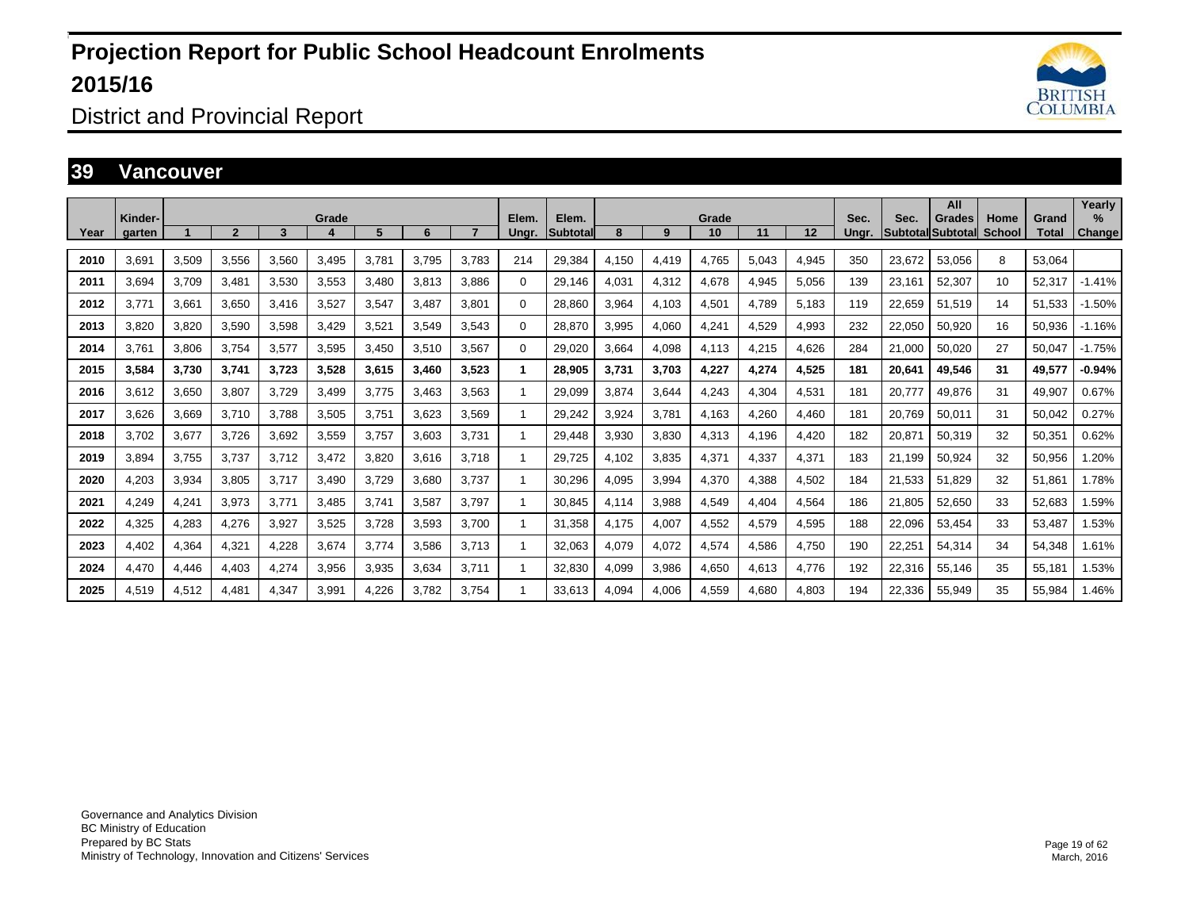# Projection Report for Public School Headcount Enrolments 2015/16

## District and Provincial Report

### 39 Vancouver

| Year | Kinder-garten | Grade 1 | 2 | 3 | 4 | 5 | 6 | 7 | Elem. Ungr. | Elem. Subtotal | Grade 8 | 9 | 10 | 11 | 12 | Sec. Ungr. | Sec. Subtotal | All Grades Subtotal | Home School | Grand Total | Yearly % Change |
|---|---|---|---|---|---|---|---|---|---|---|---|---|---|---|---|---|---|---|---|---|---|
| 2010 | 3,691 | 3,509 | 3,556 | 3,560 | 3,495 | 3,781 | 3,795 | 3,783 | 214 | 29,384 | 4,150 | 4,419 | 4,765 | 5,043 | 4,945 | 350 | 23,672 | 53,056 | 8 | 53,064 | |
| 2011 | 3,694 | 3,709 | 3,481 | 3,530 | 3,553 | 3,480 | 3,813 | 3,886 | 0 | 29,146 | 4,031 | 4,312 | 4,678 | 4,945 | 5,056 | 139 | 23,161 | 52,307 | 10 | 52,317 | -1.41% |
| 2012 | 3,771 | 3,661 | 3,650 | 3,416 | 3,527 | 3,547 | 3,487 | 3,801 | 0 | 28,860 | 3,964 | 4,103 | 4,501 | 4,789 | 5,183 | 119 | 22,659 | 51,519 | 14 | 51,533 | -1.50% |
| 2013 | 3,820 | 3,820 | 3,590 | 3,598 | 3,429 | 3,521 | 3,549 | 3,543 | 0 | 28,870 | 3,995 | 4,060 | 4,241 | 4,529 | 4,993 | 232 | 22,050 | 50,920 | 16 | 50,936 | -1.16% |
| 2014 | 3,761 | 3,806 | 3,754 | 3,577 | 3,595 | 3,450 | 3,510 | 3,567 | 0 | 29,020 | 3,664 | 4,098 | 4,113 | 4,215 | 4,626 | 284 | 21,000 | 50,020 | 27 | 50,047 | -1.75% |
| **2015** | **3,584** | **3,730** | **3,741** | **3,723** | **3,528** | **3,615** | **3,460** | **3,523** | **1** | **28,905** | **3,731** | **3,703** | **4,227** | **4,274** | **4,525** | **181** | **20,641** | **49,546** | **31** | **49,577** | **-0.94%** |
| 2016 | 3,612 | 3,650 | 3,807 | 3,729 | 3,499 | 3,775 | 3,463 | 3,563 | 1 | 29,099 | 3,874 | 3,644 | 4,243 | 4,304 | 4,531 | 181 | 20,777 | 49,876 | 31 | 49,907 | 0.67% |
| 2017 | 3,626 | 3,669 | 3,710 | 3,788 | 3,505 | 3,751 | 3,623 | 3,569 | 1 | 29,242 | 3,924 | 3,781 | 4,163 | 4,260 | 4,460 | 181 | 20,769 | 50,011 | 31 | 50,042 | 0.27% |
| 2018 | 3,702 | 3,677 | 3,726 | 3,692 | 3,559 | 3,757 | 3,603 | 3,731 | 1 | 29,448 | 3,930 | 3,830 | 4,313 | 4,196 | 4,420 | 182 | 20,871 | 50,319 | 32 | 50,351 | 0.62% |
| 2019 | 3,894 | 3,755 | 3,737 | 3,712 | 3,472 | 3,820 | 3,616 | 3,718 | 1 | 29,725 | 4,102 | 3,835 | 4,371 | 4,337 | 4,371 | 183 | 21,199 | 50,924 | 32 | 50,956 | 1.20% |
| 2020 | 4,203 | 3,934 | 3,805 | 3,717 | 3,490 | 3,729 | 3,680 | 3,737 | 1 | 30,296 | 4,095 | 3,994 | 4,370 | 4,388 | 4,502 | 184 | 21,533 | 51,829 | 32 | 51,861 | 1.78% |
| 2021 | 4,249 | 4,241 | 3,973 | 3,771 | 3,485 | 3,741 | 3,587 | 3,797 | 1 | 30,845 | 4,114 | 3,988 | 4,549 | 4,404 | 4,564 | 186 | 21,805 | 52,650 | 33 | 52,683 | 1.59% |
| 2022 | 4,325 | 4,283 | 4,276 | 3,927 | 3,525 | 3,728 | 3,593 | 3,700 | 1 | 31,358 | 4,175 | 4,007 | 4,552 | 4,579 | 4,595 | 188 | 22,096 | 53,454 | 33 | 53,487 | 1.53% |
| 2023 | 4,402 | 4,364 | 4,321 | 4,228 | 3,674 | 3,774 | 3,586 | 3,713 | 1 | 32,063 | 4,079 | 4,072 | 4,574 | 4,586 | 4,750 | 190 | 22,251 | 54,314 | 34 | 54,348 | 1.61% |
| 2024 | 4,470 | 4,446 | 4,403 | 4,274 | 3,956 | 3,935 | 3,634 | 3,711 | 1 | 32,830 | 4,099 | 3,986 | 4,650 | 4,613 | 4,776 | 192 | 22,316 | 55,146 | 35 | 55,181 | 1.53% |
| 2025 | 4,519 | 4,512 | 4,481 | 4,347 | 3,991 | 4,226 | 3,782 | 3,754 | 1 | 33,613 | 4,094 | 4,006 | 4,559 | 4,680 | 4,803 | 194 | 22,336 | 55,949 | 35 | 55,984 | 1.46% |

Governance and Analytics Division
BC Ministry of Education
Prepared by BC Stats
Ministry of Technology, Innovation and Citizens' Services

March, 2016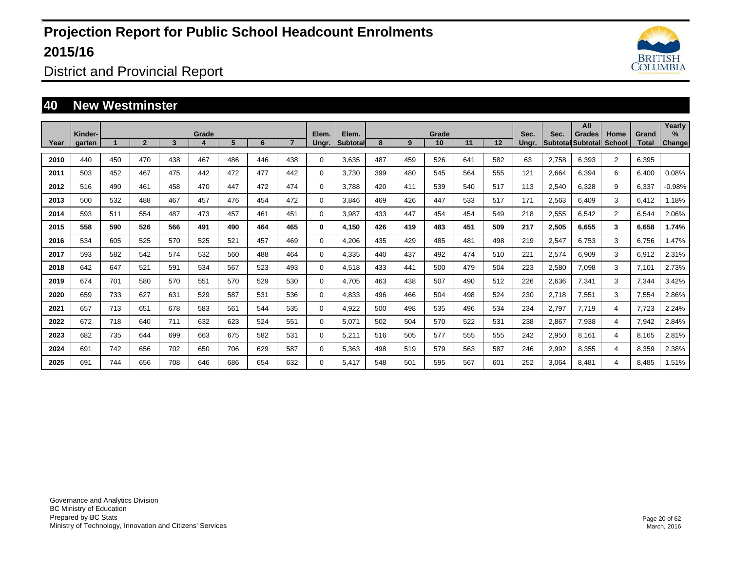# Projection Report for Public School Headcount Enrolments 2015/16

District and Provincial Report

## 40 New Westminster

| Year | Kinder-garten | Grade 1 | 2 | 3 | 4 | 5 | 6 | 7 | Elem. Ungr. | Elem. Subtotal | Grade 8 | 9 | 10 | 11 | 12 | Sec. Ungr. | Sec. Subtotal | All Grades Subtotal | Home School | Grand Total | Yearly % Change |
|---|---|---|---|---|---|---|---|---|---|---|---|---|---|---|---|---|---|---|---|---|---|
| 2010 | 440 | 450 | 470 | 438 | 467 | 486 | 446 | 438 | 0 | 3,635 | 487 | 459 | 526 | 641 | 582 | 63 | 2,758 | 6,393 | 2 | 6,395 | |
| 2011 | 503 | 452 | 467 | 475 | 442 | 472 | 477 | 442 | 0 | 3,730 | 399 | 480 | 545 | 564 | 555 | 121 | 2,664 | 6,394 | 6 | 6,400 | 0.08% |
| 2012 | 516 | 490 | 461 | 458 | 470 | 447 | 472 | 474 | 0 | 3,788 | 420 | 411 | 539 | 540 | 517 | 113 | 2,540 | 6,328 | 9 | 6,337 | -0.98% |
| 2013 | 500 | 532 | 488 | 467 | 457 | 476 | 454 | 472 | 0 | 3,846 | 469 | 426 | 447 | 533 | 517 | 171 | 2,563 | 6,409 | 3 | 6,412 | 1.18% |
| 2014 | 593 | 511 | 554 | 487 | 473 | 457 | 461 | 451 | 0 | 3,987 | 433 | 447 | 454 | 454 | 549 | 218 | 2,555 | 6,542 | 2 | 6,544 | 2.06% |
| **2015** | **558** | **590** | **526** | **566** | **491** | **490** | **464** | **465** | **0** | **4,150** | **426** | **419** | **483** | **451** | **509** | **217** | **2,505** | **6,655** | **3** | **6,658** | **1.74%** |
| 2016 | 534 | 605 | 525 | 570 | 525 | 521 | 457 | 469 | 0 | 4,206 | 435 | 429 | 485 | 481 | 498 | 219 | 2,547 | 6,753 | 3 | 6,756 | 1.47% |
| 2017 | 593 | 582 | 542 | 574 | 532 | 560 | 488 | 464 | 0 | 4,335 | 440 | 437 | 492 | 474 | 510 | 221 | 2,574 | 6,909 | 3 | 6,912 | 2.31% |
| 2018 | 642 | 647 | 521 | 591 | 534 | 567 | 523 | 493 | 0 | 4,518 | 433 | 441 | 500 | 479 | 504 | 223 | 2,580 | 7,098 | 3 | 7,101 | 2.73% |
| 2019 | 674 | 701 | 580 | 570 | 551 | 570 | 529 | 530 | 0 | 4,705 | 463 | 438 | 507 | 490 | 512 | 226 | 2,636 | 7,341 | 3 | 7,344 | 3.42% |
| 2020 | 659 | 733 | 627 | 631 | 529 | 587 | 531 | 536 | 0 | 4,833 | 496 | 466 | 504 | 498 | 524 | 230 | 2,718 | 7,551 | 3 | 7,554 | 2.86% |
| 2021 | 657 | 713 | 651 | 678 | 583 | 561 | 544 | 535 | 0 | 4,922 | 500 | 498 | 535 | 496 | 534 | 234 | 2,797 | 7,719 | 4 | 7,723 | 2.24% |
| 2022 | 672 | 718 | 640 | 711 | 632 | 623 | 524 | 551 | 0 | 5,071 | 502 | 504 | 570 | 522 | 531 | 238 | 2,867 | 7,938 | 4 | 7,942 | 2.84% |
| 2023 | 682 | 735 | 644 | 699 | 663 | 675 | 582 | 531 | 0 | 5,211 | 516 | 505 | 577 | 555 | 555 | 242 | 2,950 | 8,161 | 4 | 8,165 | 2.81% |
| 2024 | 691 | 742 | 656 | 702 | 650 | 706 | 629 | 587 | 0 | 5,363 | 498 | 519 | 579 | 563 | 587 | 246 | 2,992 | 8,355 | 4 | 8,359 | 2.38% |
| 2025 | 691 | 744 | 656 | 708 | 646 | 686 | 654 | 632 | 0 | 5,417 | 548 | 501 | 595 | 567 | 601 | 252 | 3,064 | 8,481 | 4 | 8,485 | 1.51% |

Governance and Analytics Division
BC Ministry of Education
Prepared by BC Stats
Ministry of Technology, Innovation and Citizens' Services

March, 2016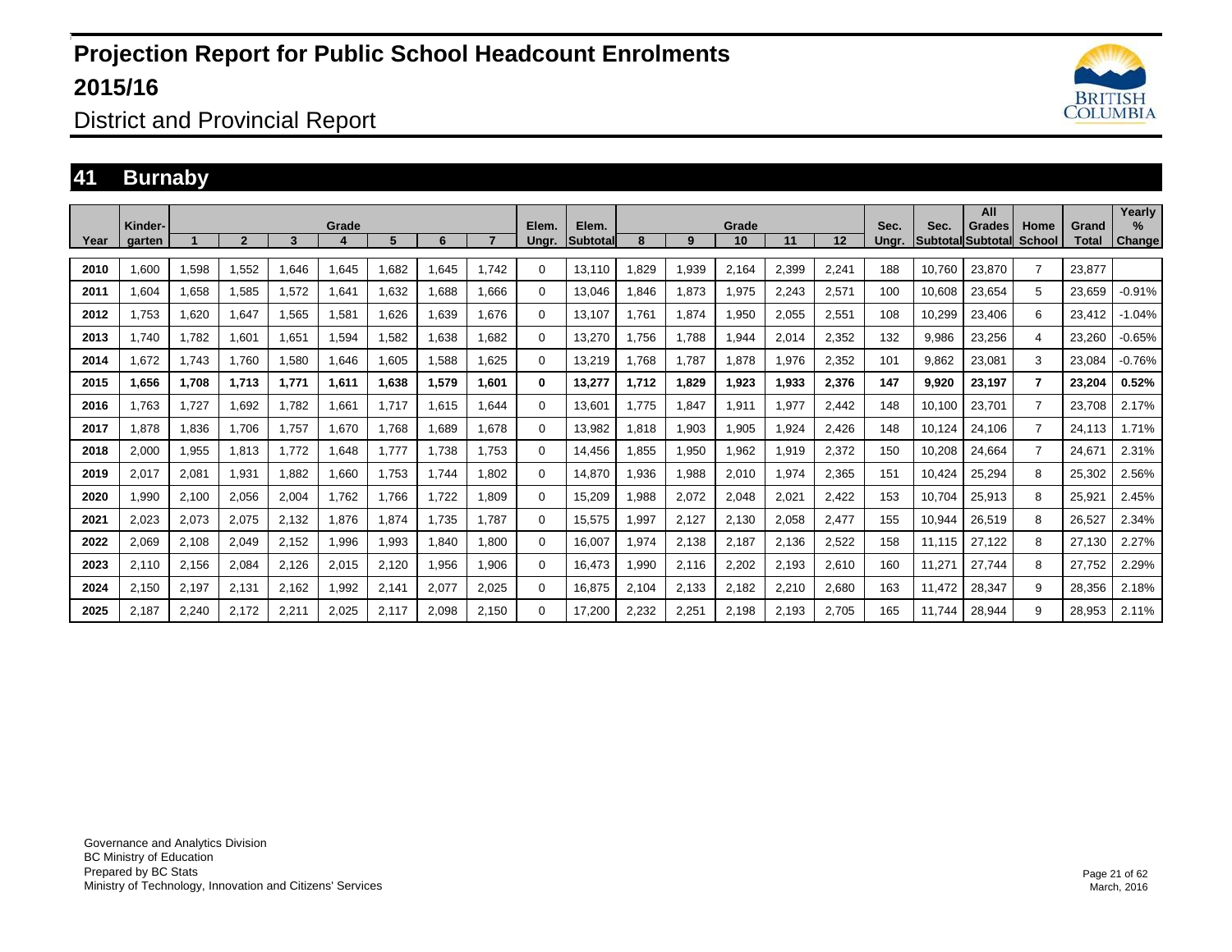# Projection Report for Public School Headcount Enrolments 2015/16

District and Provincial Report

## 41 Burnaby

| Year | Kinder-garten | Grade 1 | 2 | 3 | 4 | 5 | 6 | 7 | Elem. Ungr. | Elem. Subtotal | Grade 8 | 9 | 10 | 11 | 12 | Sec. Ungr. | Sec. Subtotal | All Grades Subtotal | Home School | Grand Total | Yearly % Change |
|---|---|---|---|---|---|---|---|---|---|---|---|---|---|---|---|---|---|---|---|---|---|
| 2010 | 1,600 | 1,598 | 1,552 | 1,646 | 1,645 | 1,682 | 1,645 | 1,742 | 0 | 13,110 | 1,829 | 1,939 | 2,164 | 2,399 | 2,241 | 188 | 10,760 | 23,870 | 7 | 23,877 | |
| 2011 | 1,604 | 1,658 | 1,585 | 1,572 | 1,641 | 1,632 | 1,688 | 1,666 | 0 | 13,046 | 1,846 | 1,873 | 1,975 | 2,243 | 2,571 | 100 | 10,608 | 23,654 | 5 | 23,659 | -0.91% |
| 2012 | 1,753 | 1,620 | 1,647 | 1,565 | 1,581 | 1,626 | 1,639 | 1,676 | 0 | 13,107 | 1,761 | 1,874 | 1,950 | 2,055 | 2,551 | 108 | 10,299 | 23,406 | 6 | 23,412 | -1.04% |
| 2013 | 1,740 | 1,782 | 1,601 | 1,651 | 1,594 | 1,582 | 1,638 | 1,682 | 0 | 13,270 | 1,756 | 1,788 | 1,944 | 2,014 | 2,352 | 132 | 9,986 | 23,256 | 4 | 23,260 | -0.65% |
| 2014 | 1,672 | 1,743 | 1,760 | 1,580 | 1,646 | 1,605 | 1,588 | 1,625 | 0 | 13,219 | 1,768 | 1,787 | 1,878 | 1,976 | 2,352 | 101 | 9,862 | 23,081 | 3 | 23,084 | -0.76% |
| **2015** | **1,656** | **1,708** | **1,713** | **1,771** | **1,611** | **1,638** | **1,579** | **1,601** | **0** | **13,277** | **1,712** | **1,829** | **1,923** | **1,933** | **2,376** | **147** | **9,920** | **23,197** | **7** | **23,204** | **0.52%** |
| 2016 | 1,763 | 1,727 | 1,692 | 1,782 | 1,661 | 1,717 | 1,615 | 1,644 | 0 | 13,601 | 1,775 | 1,847 | 1,911 | 1,977 | 2,442 | 148 | 10,100 | 23,701 | 7 | 23,708 | 2.17% |
| 2017 | 1,878 | 1,836 | 1,706 | 1,757 | 1,670 | 1,768 | 1,689 | 1,678 | 0 | 13,982 | 1,818 | 1,903 | 1,905 | 1,924 | 2,426 | 148 | 10,124 | 24,106 | 7 | 24,113 | 1.71% |
| 2018 | 2,000 | 1,955 | 1,813 | 1,772 | 1,648 | 1,777 | 1,738 | 1,753 | 0 | 14,456 | 1,855 | 1,950 | 1,962 | 1,919 | 2,372 | 150 | 10,208 | 24,664 | 7 | 24,671 | 2.31% |
| 2019 | 2,017 | 2,081 | 1,931 | 1,882 | 1,660 | 1,753 | 1,744 | 1,802 | 0 | 14,870 | 1,936 | 1,988 | 2,010 | 1,974 | 2,365 | 151 | 10,424 | 25,294 | 8 | 25,302 | 2.56% |
| 2020 | 1,990 | 2,100 | 2,056 | 2,004 | 1,762 | 1,766 | 1,722 | 1,809 | 0 | 15,209 | 1,988 | 2,072 | 2,048 | 2,021 | 2,422 | 153 | 10,704 | 25,913 | 8 | 25,921 | 2.45% |
| 2021 | 2,023 | 2,073 | 2,075 | 2,132 | 1,876 | 1,874 | 1,735 | 1,787 | 0 | 15,575 | 1,997 | 2,127 | 2,130 | 2,058 | 2,477 | 155 | 10,944 | 26,519 | 8 | 26,527 | 2.34% |
| 2022 | 2,069 | 2,108 | 2,049 | 2,152 | 1,996 | 1,993 | 1,840 | 1,800 | 0 | 16,007 | 1,974 | 2,138 | 2,187 | 2,136 | 2,522 | 158 | 11,115 | 27,122 | 8 | 27,130 | 2.27% |
| 2023 | 2,110 | 2,156 | 2,084 | 2,126 | 2,015 | 2,120 | 1,956 | 1,906 | 0 | 16,473 | 1,990 | 2,116 | 2,202 | 2,193 | 2,610 | 160 | 11,271 | 27,744 | 8 | 27,752 | 2.29% |
| 2024 | 2,150 | 2,197 | 2,131 | 2,162 | 1,992 | 2,141 | 2,077 | 2,025 | 0 | 16,875 | 2,104 | 2,133 | 2,182 | 2,210 | 2,680 | 163 | 11,472 | 28,347 | 9 | 28,356 | 2.18% |
| 2025 | 2,187 | 2,240 | 2,172 | 2,211 | 2,025 | 2,117 | 2,098 | 2,150 | 0 | 17,200 | 2,232 | 2,251 | 2,198 | 2,193 | 2,705 | 165 | 11,744 | 28,944 | 9 | 28,953 | 2.11% |

Governance and Analytics Division
BC Ministry of Education
Prepared by BC Stats
Ministry of Technology, Innovation and Citizens' Services

March, 2016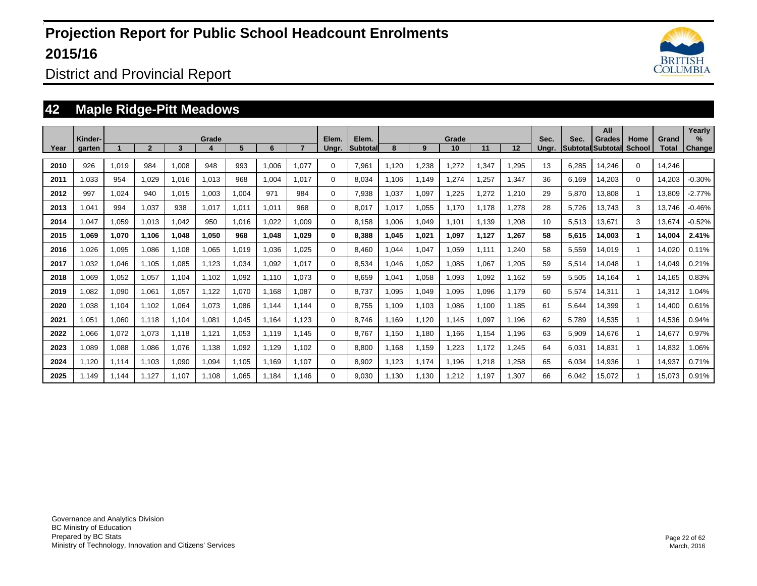# Projection Report for Public School Headcount Enrolments 2015/16

District and Provincial Report

## 42 Maple Ridge-Pitt Meadows

| Year | Kinder-garten | Grade 1 | 2 | 3 | 4 | 5 | 6 | 7 | Elem. Ungr. | Elem. Subtotal | Grade 8 | 9 | 10 | 11 | 12 | Sec. Ungr. | Sec. Subtotal | All Grades Subtotal | Home School | Grand Total | Yearly % Change |
|---|---|---|---|---|---|---|---|---|---|---|---|---|---|---|---|---|---|---|---|---|---|
| 2010 | 926 | 1,019 | 984 | 1,008 | 948 | 993 | 1,006 | 1,077 | 0 | 7,961 | 1,120 | 1,238 | 1,272 | 1,347 | 1,295 | 13 | 6,285 | 14,246 | 0 | 14,246 | |
| 2011 | 1,033 | 954 | 1,029 | 1,016 | 1,013 | 968 | 1,004 | 1,017 | 0 | 8,034 | 1,106 | 1,149 | 1,274 | 1,257 | 1,347 | 36 | 6,169 | 14,203 | 0 | 14,203 | -0.30% |
| 2012 | 997 | 1,024 | 940 | 1,015 | 1,003 | 1,004 | 971 | 984 | 0 | 7,938 | 1,037 | 1,097 | 1,225 | 1,272 | 1,210 | 29 | 5,870 | 13,808 | 1 | 13,809 | -2.77% |
| 2013 | 1,041 | 994 | 1,037 | 938 | 1,017 | 1,011 | 1,011 | 968 | 0 | 8,017 | 1,017 | 1,055 | 1,170 | 1,178 | 1,278 | 28 | 5,726 | 13,743 | 3 | 13,746 | -0.46% |
| 2014 | 1,047 | 1,059 | 1,013 | 1,042 | 950 | 1,016 | 1,022 | 1,009 | 0 | 8,158 | 1,006 | 1,049 | 1,101 | 1,139 | 1,208 | 10 | 5,513 | 13,671 | 3 | 13,674 | -0.52% |
| **2015** | **1,069** | **1,070** | **1,106** | **1,048** | **1,050** | **968** | **1,048** | **1,029** | **0** | **8,388** | **1,045** | **1,021** | **1,097** | **1,127** | **1,267** | **58** | **5,615** | **14,003** | **1** | **14,004** | **2.41%** |
| 2016 | 1,026 | 1,095 | 1,086 | 1,108 | 1,065 | 1,019 | 1,036 | 1,025 | 0 | 8,460 | 1,044 | 1,047 | 1,059 | 1,111 | 1,240 | 58 | 5,559 | 14,019 | 1 | 14,020 | 0.11% |
| 2017 | 1,032 | 1,046 | 1,105 | 1,085 | 1,123 | 1,034 | 1,092 | 1,017 | 0 | 8,534 | 1,046 | 1,052 | 1,085 | 1,067 | 1,205 | 59 | 5,514 | 14,048 | 1 | 14,049 | 0.21% |
| 2018 | 1,069 | 1,052 | 1,057 | 1,104 | 1,102 | 1,092 | 1,110 | 1,073 | 0 | 8,659 | 1,041 | 1,058 | 1,093 | 1,092 | 1,162 | 59 | 5,505 | 14,164 | 1 | 14,165 | 0.83% |
| 2019 | 1,082 | 1,090 | 1,061 | 1,057 | 1,122 | 1,070 | 1,168 | 1,087 | 0 | 8,737 | 1,095 | 1,049 | 1,095 | 1,096 | 1,179 | 60 | 5,574 | 14,311 | 1 | 14,312 | 1.04% |
| 2020 | 1,038 | 1,104 | 1,102 | 1,064 | 1,073 | 1,086 | 1,144 | 1,144 | 0 | 8,755 | 1,109 | 1,103 | 1,086 | 1,100 | 1,185 | 61 | 5,644 | 14,399 | 1 | 14,400 | 0.61% |
| 2021 | 1,051 | 1,060 | 1,118 | 1,104 | 1,081 | 1,045 | 1,164 | 1,123 | 0 | 8,746 | 1,169 | 1,120 | 1,145 | 1,097 | 1,196 | 62 | 5,789 | 14,535 | 1 | 14,536 | 0.94% |
| 2022 | 1,066 | 1,072 | 1,073 | 1,118 | 1,121 | 1,053 | 1,119 | 1,145 | 0 | 8,767 | 1,150 | 1,180 | 1,166 | 1,154 | 1,196 | 63 | 5,909 | 14,676 | 1 | 14,677 | 0.97% |
| 2023 | 1,089 | 1,088 | 1,086 | 1,076 | 1,138 | 1,092 | 1,129 | 1,102 | 0 | 8,800 | 1,168 | 1,159 | 1,223 | 1,172 | 1,245 | 64 | 6,031 | 14,831 | 1 | 14,832 | 1.06% |
| 2024 | 1,120 | 1,114 | 1,103 | 1,090 | 1,094 | 1,105 | 1,169 | 1,107 | 0 | 8,902 | 1,123 | 1,174 | 1,196 | 1,218 | 1,258 | 65 | 6,034 | 14,936 | 1 | 14,937 | 0.71% |
| 2025 | 1,149 | 1,144 | 1,127 | 1,107 | 1,108 | 1,065 | 1,184 | 1,146 | 0 | 9,030 | 1,130 | 1,130 | 1,212 | 1,197 | 1,307 | 66 | 6,042 | 15,072 | 1 | 15,073 | 0.91% |

Governance and Analytics Division
BC Ministry of Education
Prepared by BC Stats
Ministry of Technology, Innovation and Citizens' Services

March, 2016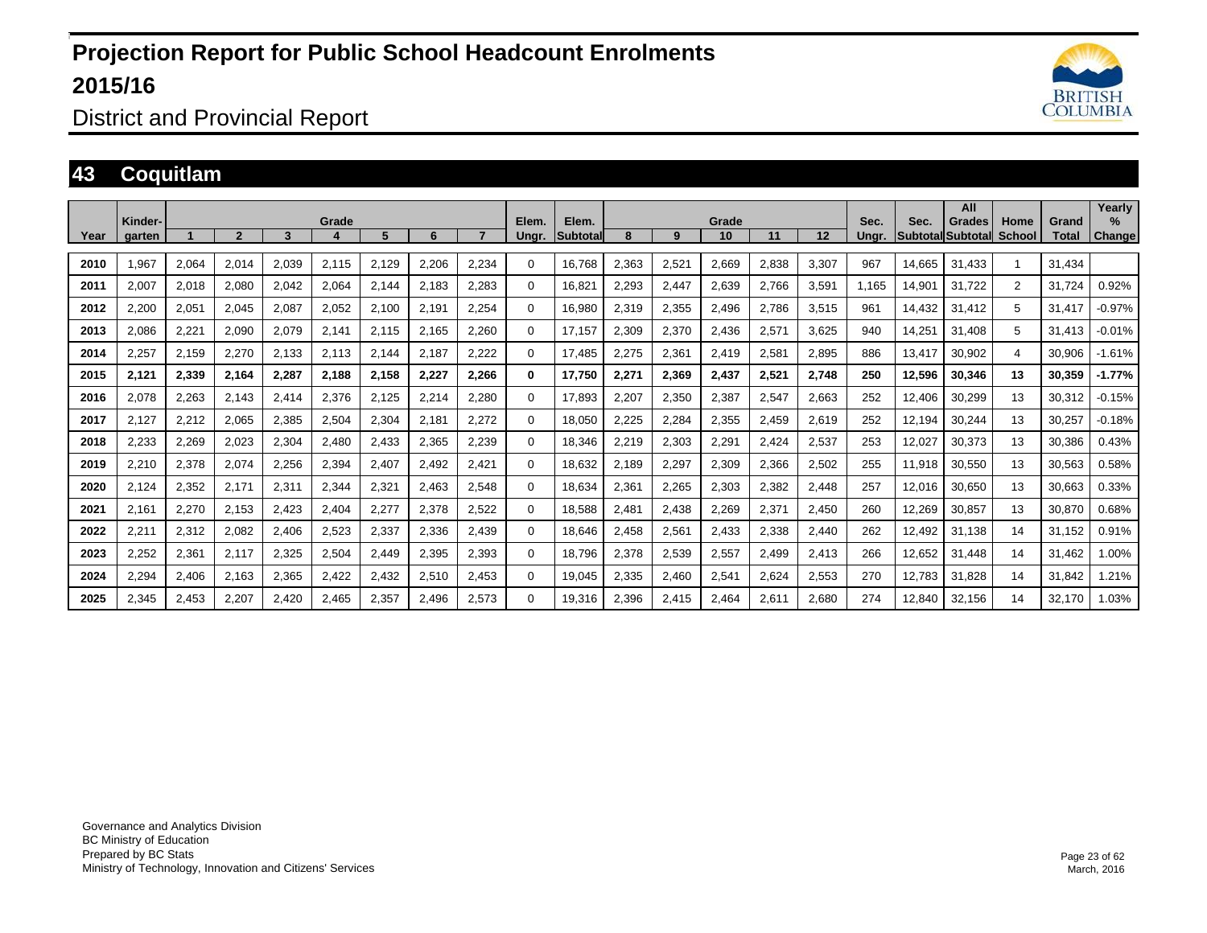# Projection Report for Public School Headcount Enrolments 2015/16

District and Provincial Report

## 43 Coquitlam

| Year | Kinder-garten | Grade 1 | 2 | 3 | 4 | 5 | 6 | 7 | Elem. Ungr. | Elem. Subtotal | Grade 8 | 9 | 10 | 11 | 12 | Sec. Ungr. | Sec. Subtotal | All Grades Subtotal | Home School | Grand Total | Yearly % Change |
|---|---|---|---|---|---|---|---|---|---|---|---|---|---|---|---|---|---|---|---|---|---|
| 2010 | 1,967 | 2,064 | 2,014 | 2,039 | 2,115 | 2,129 | 2,206 | 2,234 | 0 | 16,768 | 2,363 | 2,521 | 2,669 | 2,838 | 3,307 | 967 | 14,665 | 31,433 | 1 | 31,434 | |
| 2011 | 2,007 | 2,018 | 2,080 | 2,042 | 2,064 | 2,144 | 2,183 | 2,283 | 0 | 16,821 | 2,293 | 2,447 | 2,639 | 2,766 | 3,591 | 1,165 | 14,901 | 31,722 | 2 | 31,724 | 0.92% |
| 2012 | 2,200 | 2,051 | 2,045 | 2,087 | 2,052 | 2,100 | 2,191 | 2,254 | 0 | 16,980 | 2,319 | 2,355 | 2,496 | 2,786 | 3,515 | 961 | 14,432 | 31,412 | 5 | 31,417 | -0.97% |
| 2013 | 2,086 | 2,221 | 2,090 | 2,079 | 2,141 | 2,115 | 2,165 | 2,260 | 0 | 17,157 | 2,309 | 2,370 | 2,436 | 2,571 | 3,625 | 940 | 14,251 | 31,408 | 5 | 31,413 | -0.01% |
| 2014 | 2,257 | 2,159 | 2,270 | 2,133 | 2,113 | 2,144 | 2,187 | 2,222 | 0 | 17,485 | 2,275 | 2,361 | 2,419 | 2,581 | 2,895 | 886 | 13,417 | 30,902 | 4 | 30,906 | -1.61% |
| **2015** | **2,121** | **2,339** | **2,164** | **2,287** | **2,188** | **2,158** | **2,227** | **2,266** | **0** | **17,750** | **2,271** | **2,369** | **2,437** | **2,521** | **2,748** | **250** | **12,596** | **30,346** | **13** | **30,359** | **-1.77%** |
| 2016 | 2,078 | 2,263 | 2,143 | 2,414 | 2,376 | 2,125 | 2,214 | 2,280 | 0 | 17,893 | 2,207 | 2,350 | 2,387 | 2,547 | 2,663 | 252 | 12,406 | 30,299 | 13 | 30,312 | -0.15% |
| 2017 | 2,127 | 2,212 | 2,065 | 2,385 | 2,504 | 2,304 | 2,181 | 2,272 | 0 | 18,050 | 2,225 | 2,284 | 2,355 | 2,459 | 2,619 | 252 | 12,194 | 30,244 | 13 | 30,257 | -0.18% |
| 2018 | 2,233 | 2,269 | 2,023 | 2,304 | 2,480 | 2,433 | 2,365 | 2,239 | 0 | 18,346 | 2,219 | 2,303 | 2,291 | 2,424 | 2,537 | 253 | 12,027 | 30,373 | 13 | 30,386 | 0.43% |
| 2019 | 2,210 | 2,378 | 2,074 | 2,256 | 2,394 | 2,407 | 2,492 | 2,421 | 0 | 18,632 | 2,189 | 2,297 | 2,309 | 2,366 | 2,502 | 255 | 11,918 | 30,550 | 13 | 30,563 | 0.58% |
| 2020 | 2,124 | 2,352 | 2,171 | 2,311 | 2,344 | 2,321 | 2,463 | 2,548 | 0 | 18,634 | 2,361 | 2,265 | 2,303 | 2,382 | 2,448 | 257 | 12,016 | 30,650 | 13 | 30,663 | 0.33% |
| 2021 | 2,161 | 2,270 | 2,153 | 2,423 | 2,404 | 2,277 | 2,378 | 2,522 | 0 | 18,588 | 2,481 | 2,438 | 2,269 | 2,371 | 2,450 | 260 | 12,269 | 30,857 | 13 | 30,870 | 0.68% |
| 2022 | 2,211 | 2,312 | 2,082 | 2,406 | 2,523 | 2,337 | 2,336 | 2,439 | 0 | 18,646 | 2,458 | 2,561 | 2,433 | 2,338 | 2,440 | 262 | 12,492 | 31,138 | 14 | 31,152 | 0.91% |
| 2023 | 2,252 | 2,361 | 2,117 | 2,325 | 2,504 | 2,449 | 2,395 | 2,393 | 0 | 18,796 | 2,378 | 2,539 | 2,557 | 2,499 | 2,413 | 266 | 12,652 | 31,448 | 14 | 31,462 | 1.00% |
| 2024 | 2,294 | 2,406 | 2,163 | 2,365 | 2,422 | 2,432 | 2,510 | 2,453 | 0 | 19,045 | 2,335 | 2,460 | 2,541 | 2,624 | 2,553 | 270 | 12,783 | 31,828 | 14 | 31,842 | 1.21% |
| 2025 | 2,345 | 2,453 | 2,207 | 2,420 | 2,465 | 2,357 | 2,496 | 2,573 | 0 | 19,316 | 2,396 | 2,415 | 2,464 | 2,611 | 2,680 | 274 | 12,840 | 32,156 | 14 | 32,170 | 1.03% |

Governance and Analytics Division
BC Ministry of Education
Prepared by BC Stats
Ministry of Technology, Innovation and Citizens' Services

March, 2016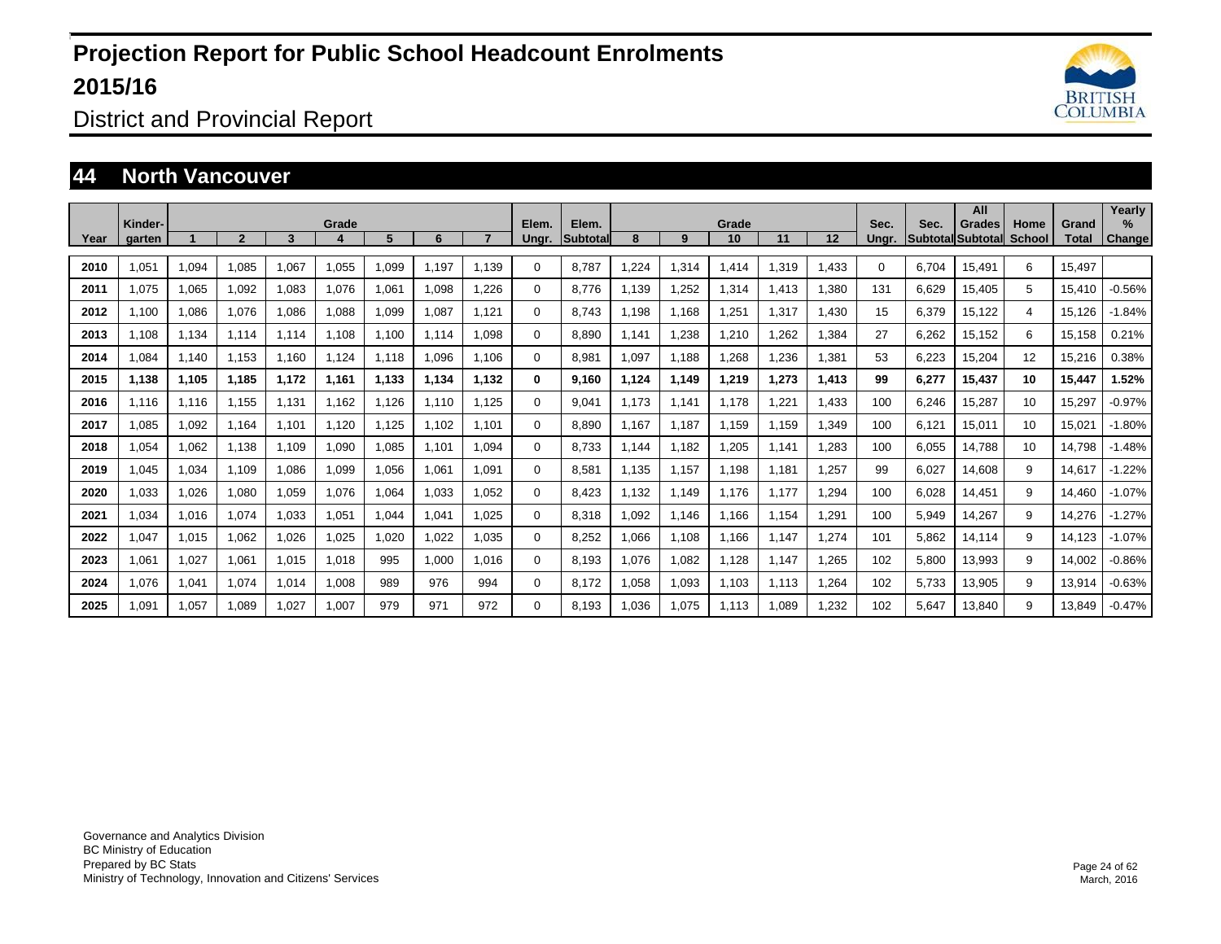# Projection Report for Public School Headcount Enrolments 2015/16

District and Provincial Report

## 44 North Vancouver

| Year | Kinder-garten | Grade 1 | 2 | 3 | 4 | 5 | 6 | 7 | Elem. Ungr. | Elem. Subtotal | Grade 8 | 9 | 10 | 11 | 12 | Sec. Ungr. | Sec. Subtotal | All Grades Subtotal | Home School | Grand Total | Yearly % Change |
|---|---|---|---|---|---|---|---|---|---|---|---|---|---|---|---|---|---|---|---|---|---|
| **2010** | 1,051 | 1,094 | 1,085 | 1,067 | 1,055 | 1,099 | 1,197 | 1,139 | 0 | 8,787 | 1,224 | 1,314 | 1,414 | 1,319 | 1,433 | 0 | 6,704 | 15,491 | 6 | 15,497 | |
| **2011** | 1,075 | 1,065 | 1,092 | 1,083 | 1,076 | 1,061 | 1,098 | 1,226 | 0 | 8,776 | 1,139 | 1,252 | 1,314 | 1,413 | 1,380 | 131 | 6,629 | 15,405 | 5 | 15,410 | -0.56% |
| **2012** | 1,100 | 1,086 | 1,076 | 1,086 | 1,088 | 1,099 | 1,087 | 1,121 | 0 | 8,743 | 1,198 | 1,168 | 1,251 | 1,317 | 1,430 | 15 | 6,379 | 15,122 | 4 | 15,126 | -1.84% |
| **2013** | 1,108 | 1,134 | 1,114 | 1,114 | 1,108 | 1,100 | 1,114 | 1,098 | 0 | 8,890 | 1,141 | 1,238 | 1,210 | 1,262 | 1,384 | 27 | 6,262 | 15,152 | 6 | 15,158 | 0.21% |
| **2014** | 1,084 | 1,140 | 1,153 | 1,160 | 1,124 | 1,118 | 1,096 | 1,106 | 0 | 8,981 | 1,097 | 1,188 | 1,268 | 1,236 | 1,381 | 53 | 6,223 | 15,204 | 12 | 15,216 | 0.38% |
| **2015** | **1,138** | **1,105** | **1,185** | **1,172** | **1,161** | **1,133** | **1,134** | **1,132** | **0** | **9,160** | **1,124** | **1,149** | **1,219** | **1,273** | **1,413** | **99** | **6,277** | **15,437** | **10** | **15,447** | **1.52%** |
| **2016** | 1,116 | 1,116 | 1,155 | 1,131 | 1,162 | 1,126 | 1,110 | 1,125 | 0 | 9,041 | 1,173 | 1,141 | 1,178 | 1,221 | 1,433 | 100 | 6,246 | 15,287 | 10 | 15,297 | -0.97% |
| **2017** | 1,085 | 1,092 | 1,164 | 1,101 | 1,120 | 1,125 | 1,102 | 1,101 | 0 | 8,890 | 1,167 | 1,187 | 1,159 | 1,159 | 1,349 | 100 | 6,121 | 15,011 | 10 | 15,021 | -1.80% |
| **2018** | 1,054 | 1,062 | 1,138 | 1,109 | 1,090 | 1,085 | 1,101 | 1,094 | 0 | 8,733 | 1,144 | 1,182 | 1,205 | 1,141 | 1,283 | 100 | 6,055 | 14,788 | 10 | 14,798 | -1.48% |
| **2019** | 1,045 | 1,034 | 1,109 | 1,086 | 1,099 | 1,056 | 1,061 | 1,091 | 0 | 8,581 | 1,135 | 1,157 | 1,198 | 1,181 | 1,257 | 99 | 6,027 | 14,608 | 9 | 14,617 | -1.22% |
| **2020** | 1,033 | 1,026 | 1,080 | 1,059 | 1,076 | 1,064 | 1,033 | 1,052 | 0 | 8,423 | 1,132 | 1,149 | 1,176 | 1,177 | 1,294 | 100 | 6,028 | 14,451 | 9 | 14,460 | -1.07% |
| **2021** | 1,034 | 1,016 | 1,074 | 1,033 | 1,051 | 1,044 | 1,041 | 1,025 | 0 | 8,318 | 1,092 | 1,146 | 1,166 | 1,154 | 1,291 | 100 | 5,949 | 14,267 | 9 | 14,276 | -1.27% |
| **2022** | 1,047 | 1,015 | 1,062 | 1,026 | 1,025 | 1,020 | 1,022 | 1,035 | 0 | 8,252 | 1,066 | 1,108 | 1,166 | 1,147 | 1,274 | 101 | 5,862 | 14,114 | 9 | 14,123 | -1.07% |
| **2023** | 1,061 | 1,027 | 1,061 | 1,015 | 1,018 | 995 | 1,000 | 1,016 | 0 | 8,193 | 1,076 | 1,082 | 1,128 | 1,147 | 1,265 | 102 | 5,800 | 13,993 | 9 | 14,002 | -0.86% |
| **2024** | 1,076 | 1,041 | 1,074 | 1,014 | 1,008 | 989 | 976 | 994 | 0 | 8,172 | 1,058 | 1,093 | 1,103 | 1,113 | 1,264 | 102 | 5,733 | 13,905 | 9 | 13,914 | -0.63% |
| **2025** | 1,091 | 1,057 | 1,089 | 1,027 | 1,007 | 979 | 971 | 972 | 0 | 8,193 | 1,036 | 1,075 | 1,113 | 1,089 | 1,232 | 102 | 5,647 | 13,840 | 9 | 13,849 | -0.47% |

Governance and Analytics Division
BC Ministry of Education
Prepared by BC Stats
Ministry of Technology, Innovation and Citizens' Services

March, 2016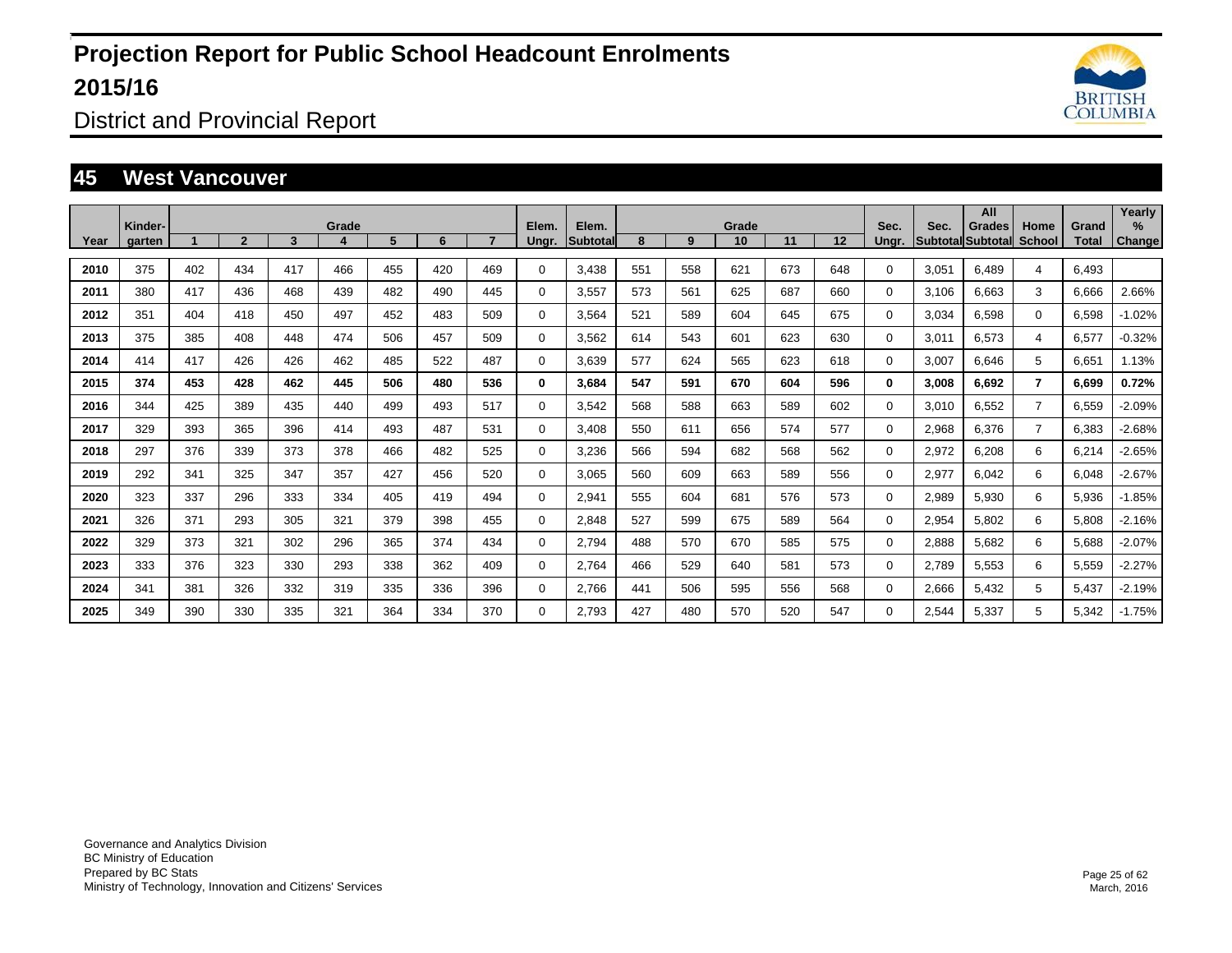# Projection Report for Public School Headcount Enrolments 2015/16

District and Provincial Report

## 45 West Vancouver

| Year | Kinder-garten | Grade 1 | 2 | 3 | 4 | 5 | 6 | 7 | Elem. Ungr. | Elem. Subtotal | Grade 8 | 9 | 10 | 11 | 12 | Sec. Ungr. | Sec. Subtotal | All Grades Subtotal | Home School | Grand Total | Yearly % Change |
|---|---|---|---|---|---|---|---|---|---|---|---|---|---|---|---|---|---|---|---|---|---|
| 2010 | 375 | 402 | 434 | 417 | 466 | 455 | 420 | 469 | 0 | 3,438 | 551 | 558 | 621 | 673 | 648 | 0 | 3,051 | 6,489 | 4 | 6,493 | |
| 2011 | 380 | 417 | 436 | 468 | 439 | 482 | 490 | 445 | 0 | 3,557 | 573 | 561 | 625 | 687 | 660 | 0 | 3,106 | 6,663 | 3 | 6,666 | 2.66% |
| 2012 | 351 | 404 | 418 | 450 | 497 | 452 | 483 | 509 | 0 | 3,564 | 521 | 589 | 604 | 645 | 675 | 0 | 3,034 | 6,598 | 0 | 6,598 | -1.02% |
| 2013 | 375 | 385 | 408 | 448 | 474 | 506 | 457 | 509 | 0 | 3,562 | 614 | 543 | 601 | 623 | 630 | 0 | 3,011 | 6,573 | 4 | 6,577 | -0.32% |
| 2014 | 414 | 417 | 426 | 426 | 462 | 485 | 522 | 487 | 0 | 3,639 | 577 | 624 | 565 | 623 | 618 | 0 | 3,007 | 6,646 | 5 | 6,651 | 1.13% |
| **2015** | **374** | **453** | **428** | **462** | **445** | **506** | **480** | **536** | **0** | **3,684** | **547** | **591** | **670** | **604** | **596** | **0** | **3,008** | **6,692** | **7** | **6,699** | **0.72%** |
| 2016 | 344 | 425 | 389 | 435 | 440 | 499 | 493 | 517 | 0 | 3,542 | 568 | 588 | 663 | 589 | 602 | 0 | 3,010 | 6,552 | 7 | 6,559 | -2.09% |
| 2017 | 329 | 393 | 365 | 396 | 414 | 493 | 487 | 531 | 0 | 3,408 | 550 | 611 | 656 | 574 | 577 | 0 | 2,968 | 6,376 | 7 | 6,383 | -2.68% |
| 2018 | 297 | 376 | 339 | 373 | 378 | 466 | 482 | 525 | 0 | 3,236 | 566 | 594 | 682 | 568 | 562 | 0 | 2,972 | 6,208 | 6 | 6,214 | -2.65% |
| 2019 | 292 | 341 | 325 | 347 | 357 | 427 | 456 | 520 | 0 | 3,065 | 560 | 609 | 663 | 589 | 556 | 0 | 2,977 | 6,042 | 6 | 6,048 | -2.67% |
| 2020 | 323 | 337 | 296 | 333 | 334 | 405 | 419 | 494 | 0 | 2,941 | 555 | 604 | 681 | 576 | 573 | 0 | 2,989 | 5,930 | 6 | 5,936 | -1.85% |
| 2021 | 326 | 371 | 293 | 305 | 321 | 379 | 398 | 455 | 0 | 2,848 | 527 | 599 | 675 | 589 | 564 | 0 | 2,954 | 5,802 | 6 | 5,808 | -2.16% |
| 2022 | 329 | 373 | 321 | 302 | 296 | 365 | 374 | 434 | 0 | 2,794 | 488 | 570 | 670 | 585 | 575 | 0 | 2,888 | 5,682 | 6 | 5,688 | -2.07% |
| 2023 | 333 | 376 | 323 | 330 | 293 | 338 | 362 | 409 | 0 | 2,764 | 466 | 529 | 640 | 581 | 573 | 0 | 2,789 | 5,553 | 6 | 5,559 | -2.27% |
| 2024 | 341 | 381 | 326 | 332 | 319 | 335 | 336 | 396 | 0 | 2,766 | 441 | 506 | 595 | 556 | 568 | 0 | 2,666 | 5,432 | 5 | 5,437 | -2.19% |
| 2025 | 349 | 390 | 330 | 335 | 321 | 364 | 334 | 370 | 0 | 2,793 | 427 | 480 | 570 | 520 | 547 | 0 | 2,544 | 5,337 | 5 | 5,342 | -1.75% |

Governance and Analytics Division
BC Ministry of Education
Prepared by BC Stats
Ministry of Technology, Innovation and Citizens' Services

March, 2016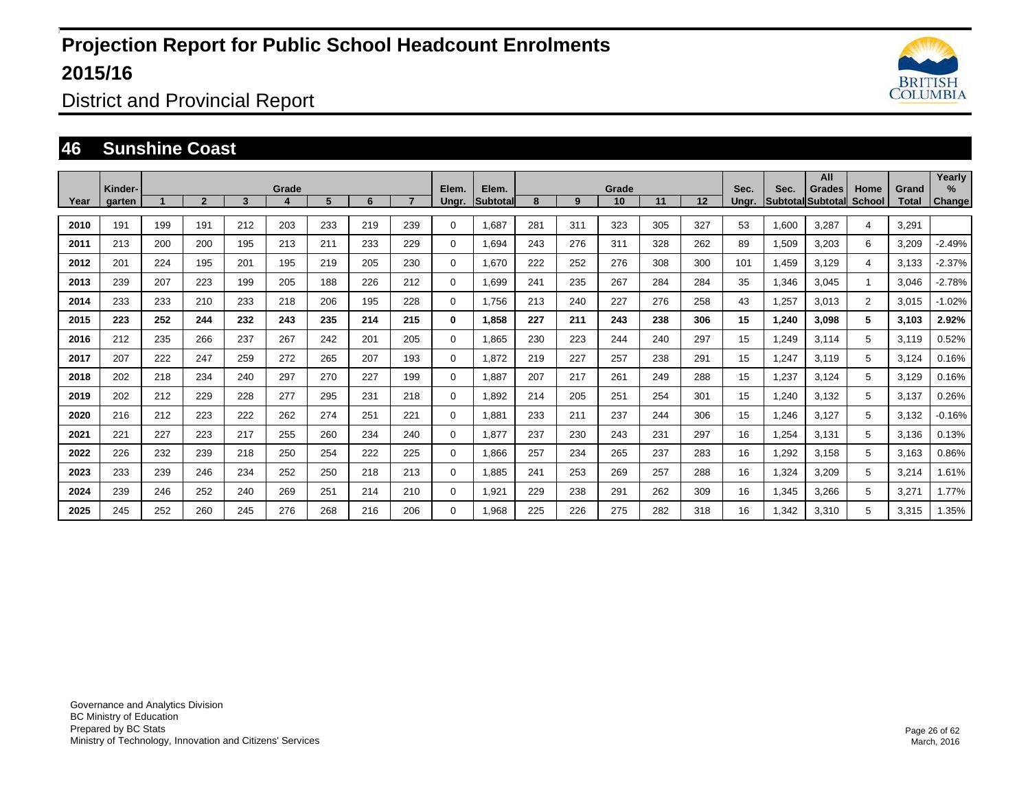# Projection Report for Public School Headcount Enrolments 2015/16

District and Provincial Report

## 46 Sunshine Coast

| Year | Kinder-garten | 1 | 2 | 3 | Grade 4 | 5 | 6 | 7 | Elem. Ungr. | Elem. Subtotal | 8 | 9 | Grade 10 | 11 | 12 | Sec. Ungr. | Sec. Subtotal | All Grades Subtotal | Home School | Grand Total | Yearly % Change |
|---|---|---|---|---|---|---|---|---|---|---|---|---|---|---|---|---|---|---|---|---|---|
| 2010 | 191 | 199 | 191 | 212 | 203 | 233 | 219 | 239 | 0 | 1,687 | 281 | 311 | 323 | 305 | 327 | 53 | 1,600 | 3,287 | 4 | 3,291 | |
| 2011 | 213 | 200 | 200 | 195 | 213 | 211 | 233 | 229 | 0 | 1,694 | 243 | 276 | 311 | 328 | 262 | 89 | 1,509 | 3,203 | 6 | 3,209 | -2.49% |
| 2012 | 201 | 224 | 195 | 201 | 195 | 219 | 205 | 230 | 0 | 1,670 | 222 | 252 | 276 | 308 | 300 | 101 | 1,459 | 3,129 | 4 | 3,133 | -2.37% |
| 2013 | 239 | 207 | 223 | 199 | 205 | 188 | 226 | 212 | 0 | 1,699 | 241 | 235 | 267 | 284 | 284 | 35 | 1,346 | 3,045 | 1 | 3,046 | -2.78% |
| 2014 | 233 | 233 | 210 | 233 | 218 | 206 | 195 | 228 | 0 | 1,756 | 213 | 240 | 227 | 276 | 258 | 43 | 1,257 | 3,013 | 2 | 3,015 | -1.02% |
| **2015** | **223** | **252** | **244** | **232** | **243** | **235** | **214** | **215** | **0** | **1,858** | **227** | **211** | **243** | **238** | **306** | **15** | **1,240** | **3,098** | **5** | **3,103** | **2.92%** |
| 2016 | 212 | 235 | 266 | 237 | 267 | 242 | 201 | 205 | 0 | 1,865 | 230 | 223 | 244 | 240 | 297 | 15 | 1,249 | 3,114 | 5 | 3,119 | 0.52% |
| 2017 | 207 | 222 | 247 | 259 | 272 | 265 | 207 | 193 | 0 | 1,872 | 219 | 227 | 257 | 238 | 291 | 15 | 1,247 | 3,119 | 5 | 3,124 | 0.16% |
| 2018 | 202 | 218 | 234 | 240 | 297 | 270 | 227 | 199 | 0 | 1,887 | 207 | 217 | 261 | 249 | 288 | 15 | 1,237 | 3,124 | 5 | 3,129 | 0.16% |
| 2019 | 202 | 212 | 229 | 228 | 277 | 295 | 231 | 218 | 0 | 1,892 | 214 | 205 | 251 | 254 | 301 | 15 | 1,240 | 3,132 | 5 | 3,137 | 0.26% |
| 2020 | 216 | 212 | 223 | 222 | 262 | 274 | 251 | 221 | 0 | 1,881 | 233 | 211 | 237 | 244 | 306 | 15 | 1,246 | 3,127 | 5 | 3,132 | -0.16% |
| 2021 | 221 | 227 | 223 | 217 | 255 | 260 | 234 | 240 | 0 | 1,877 | 237 | 230 | 243 | 231 | 297 | 16 | 1,254 | 3,131 | 5 | 3,136 | 0.13% |
| 2022 | 226 | 232 | 239 | 218 | 250 | 254 | 222 | 225 | 0 | 1,866 | 257 | 234 | 265 | 237 | 283 | 16 | 1,292 | 3,158 | 5 | 3,163 | 0.86% |
| 2023 | 233 | 239 | 246 | 234 | 252 | 250 | 218 | 213 | 0 | 1,885 | 241 | 253 | 269 | 257 | 288 | 16 | 1,324 | 3,209 | 5 | 3,214 | 1.61% |
| 2024 | 239 | 246 | 252 | 240 | 269 | 251 | 214 | 210 | 0 | 1,921 | 229 | 238 | 291 | 262 | 309 | 16 | 1,345 | 3,266 | 5 | 3,271 | 1.77% |
| 2025 | 245 | 252 | 260 | 245 | 276 | 268 | 216 | 206 | 0 | 1,968 | 225 | 226 | 275 | 282 | 318 | 16 | 1,342 | 3,310 | 5 | 3,315 | 1.35% |

Governance and Analytics Division
BC Ministry of Education
Prepared by BC Stats
Ministry of Technology, Innovation and Citizens' Services

March, 2016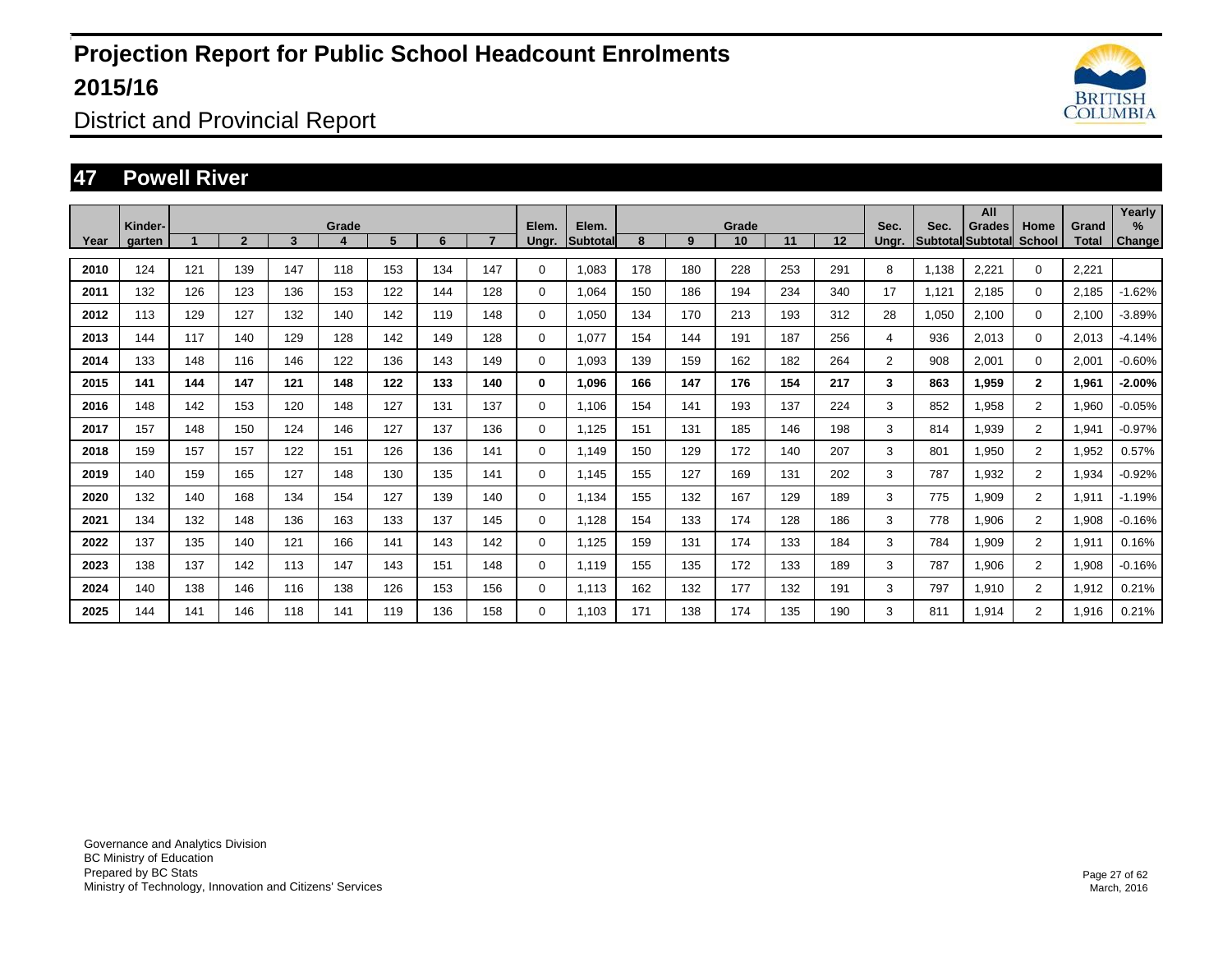# Projection Report for Public School Headcount Enrolments 2015/16

District and Provincial Report

## 47 Powell River

| Year | Kinder-garten | Grade 1 | 2 | 3 | 4 | 5 | 6 | 7 | Elem. Ungr. | Elem. Subtotal | Grade 8 | 9 | 10 | 11 | 12 | Sec. Ungr. | Sec. Subtotal | All Grades Subtotal | Home School | Grand Total | Yearly % Change |
|---|---|---|---|---|---|---|---|---|---|---|---|---|---|---|---|---|---|---|---|---|---|
| **2010** | 124 | 121 | 139 | 147 | 118 | 153 | 134 | 147 | 0 | 1,083 | 178 | 180 | 228 | 253 | 291 | 8 | 1,138 | 2,221 | 0 | 2,221 | |
| **2011** | 132 | 126 | 123 | 136 | 153 | 122 | 144 | 128 | 0 | 1,064 | 150 | 186 | 194 | 234 | 340 | 17 | 1,121 | 2,185 | 0 | 2,185 | -1.62% |
| **2012** | 113 | 129 | 127 | 132 | 140 | 142 | 119 | 148 | 0 | 1,050 | 134 | 170 | 213 | 193 | 312 | 28 | 1,050 | 2,100 | 0 | 2,100 | -3.89% |
| **2013** | 144 | 117 | 140 | 129 | 128 | 142 | 149 | 128 | 0 | 1,077 | 154 | 144 | 191 | 187 | 256 | 4 | 936 | 2,013 | 0 | 2,013 | -4.14% |
| **2014** | 133 | 148 | 116 | 146 | 122 | 136 | 143 | 149 | 0 | 1,093 | 139 | 159 | 162 | 182 | 264 | 2 | 908 | 2,001 | 0 | 2,001 | -0.60% |
| **2015** | **141** | **144** | **147** | **121** | **148** | **122** | **133** | **140** | **0** | **1,096** | **166** | **147** | **176** | **154** | **217** | **3** | **863** | **1,959** | **2** | **1,961** | **-2.00%** |
| **2016** | 148 | 142 | 153 | 120 | 148 | 127 | 131 | 137 | 0 | 1,106 | 154 | 141 | 193 | 137 | 224 | 3 | 852 | 1,958 | 2 | 1,960 | -0.05% |
| **2017** | 157 | 148 | 150 | 124 | 146 | 127 | 137 | 136 | 0 | 1,125 | 151 | 131 | 185 | 146 | 198 | 3 | 814 | 1,939 | 2 | 1,941 | -0.97% |
| **2018** | 159 | 157 | 157 | 122 | 151 | 126 | 136 | 141 | 0 | 1,149 | 150 | 129 | 172 | 140 | 207 | 3 | 801 | 1,950 | 2 | 1,952 | 0.57% |
| **2019** | 140 | 159 | 165 | 127 | 148 | 130 | 135 | 141 | 0 | 1,145 | 155 | 127 | 169 | 131 | 202 | 3 | 787 | 1,932 | 2 | 1,934 | -0.92% |
| **2020** | 132 | 140 | 168 | 134 | 154 | 127 | 139 | 140 | 0 | 1,134 | 155 | 132 | 167 | 129 | 189 | 3 | 775 | 1,909 | 2 | 1,911 | -1.19% |
| **2021** | 134 | 132 | 148 | 136 | 163 | 133 | 137 | 145 | 0 | 1,128 | 154 | 133 | 174 | 128 | 186 | 3 | 778 | 1,906 | 2 | 1,908 | -0.16% |
| **2022** | 137 | 135 | 140 | 121 | 166 | 141 | 143 | 142 | 0 | 1,125 | 159 | 131 | 174 | 133 | 184 | 3 | 784 | 1,909 | 2 | 1,911 | 0.16% |
| **2023** | 138 | 137 | 142 | 113 | 147 | 143 | 151 | 148 | 0 | 1,119 | 155 | 135 | 172 | 133 | 189 | 3 | 787 | 1,906 | 2 | 1,908 | -0.16% |
| **2024** | 140 | 138 | 146 | 116 | 138 | 126 | 153 | 156 | 0 | 1,113 | 162 | 132 | 177 | 132 | 191 | 3 | 797 | 1,910 | 2 | 1,912 | 0.21% |
| **2025** | 144 | 141 | 146 | 118 | 141 | 119 | 136 | 158 | 0 | 1,103 | 171 | 138 | 174 | 135 | 190 | 3 | 811 | 1,914 | 2 | 1,916 | 0.21% |

Governance and Analytics Division
BC Ministry of Education
Prepared by BC Stats
Ministry of Technology, Innovation and Citizens' Services

March, 2016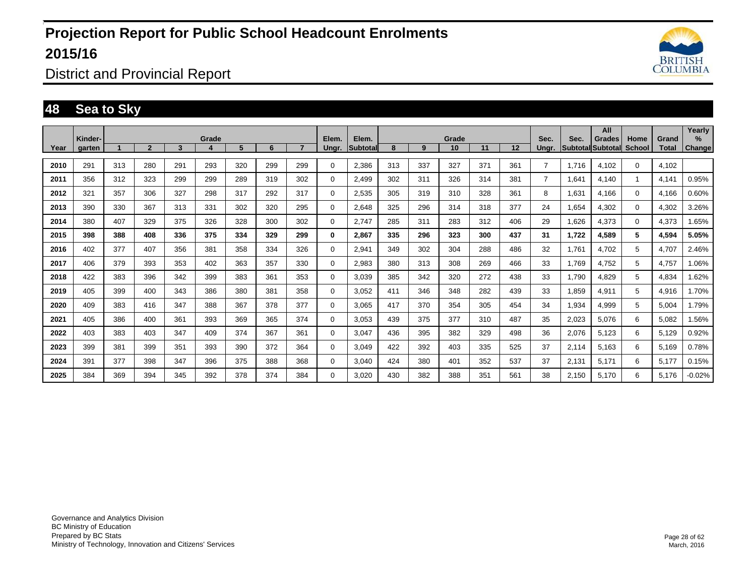# Projection Report for Public School Headcount Enrolments 2015/16

District and Provincial Report

## 48 Sea to Sky

| Year | Kinder-garten | Grade 1 | 2 | 3 | 4 | 5 | 6 | 7 | Elem. Ungr. | Elem. Subtotal | Grade 8 | 9 | 10 | 11 | 12 | Sec. Ungr. | Sec. Subtotal | All Grades Subtotal | Home School | Grand Total | Yearly % Change |
|---|---|---|---|---|---|---|---|---|---|---|---|---|---|---|---|---|---|---|---|---|---|
| 2010 | 291 | 313 | 280 | 291 | 293 | 320 | 299 | 299 | 0 | 2,386 | 313 | 337 | 327 | 371 | 361 | 7 | 1,716 | 4,102 | 0 | 4,102 | |
| 2011 | 356 | 312 | 323 | 299 | 299 | 289 | 319 | 302 | 0 | 2,499 | 302 | 311 | 326 | 314 | 381 | 7 | 1,641 | 4,140 | 1 | 4,141 | 0.95% |
| 2012 | 321 | 357 | 306 | 327 | 298 | 317 | 292 | 317 | 0 | 2,535 | 305 | 319 | 310 | 328 | 361 | 8 | 1,631 | 4,166 | 0 | 4,166 | 0.60% |
| 2013 | 390 | 330 | 367 | 313 | 331 | 302 | 320 | 295 | 0 | 2,648 | 325 | 296 | 314 | 318 | 377 | 24 | 1,654 | 4,302 | 0 | 4,302 | 3.26% |
| 2014 | 380 | 407 | 329 | 375 | 326 | 328 | 300 | 302 | 0 | 2,747 | 285 | 311 | 283 | 312 | 406 | 29 | 1,626 | 4,373 | 0 | 4,373 | 1.65% |
| **2015** | **398** | **388** | **408** | **336** | **375** | **334** | **329** | **299** | **0** | **2,867** | **335** | **296** | **323** | **300** | **437** | **31** | **1,722** | **4,589** | **5** | **4,594** | **5.05%** |
| 2016 | 402 | 377 | 407 | 356 | 381 | 358 | 334 | 326 | 0 | 2,941 | 349 | 302 | 304 | 288 | 486 | 32 | 1,761 | 4,702 | 5 | 4,707 | 2.46% |
| 2017 | 406 | 379 | 393 | 353 | 402 | 363 | 357 | 330 | 0 | 2,983 | 380 | 313 | 308 | 269 | 466 | 33 | 1,769 | 4,752 | 5 | 4,757 | 1.06% |
| 2018 | 422 | 383 | 396 | 342 | 399 | 383 | 361 | 353 | 0 | 3,039 | 385 | 342 | 320 | 272 | 438 | 33 | 1,790 | 4,829 | 5 | 4,834 | 1.62% |
| 2019 | 405 | 399 | 400 | 343 | 386 | 380 | 381 | 358 | 0 | 3,052 | 411 | 346 | 348 | 282 | 439 | 33 | 1,859 | 4,911 | 5 | 4,916 | 1.70% |
| 2020 | 409 | 383 | 416 | 347 | 388 | 367 | 378 | 377 | 0 | 3,065 | 417 | 370 | 354 | 305 | 454 | 34 | 1,934 | 4,999 | 5 | 5,004 | 1.79% |
| 2021 | 405 | 386 | 400 | 361 | 393 | 369 | 365 | 374 | 0 | 3,053 | 439 | 375 | 377 | 310 | 487 | 35 | 2,023 | 5,076 | 6 | 5,082 | 1.56% |
| 2022 | 403 | 383 | 403 | 347 | 409 | 374 | 367 | 361 | 0 | 3,047 | 436 | 395 | 382 | 329 | 498 | 36 | 2,076 | 5,123 | 6 | 5,129 | 0.92% |
| 2023 | 399 | 381 | 399 | 351 | 393 | 390 | 372 | 364 | 0 | 3,049 | 422 | 392 | 403 | 335 | 525 | 37 | 2,114 | 5,163 | 6 | 5,169 | 0.78% |
| 2024 | 391 | 377 | 398 | 347 | 396 | 375 | 388 | 368 | 0 | 3,040 | 424 | 380 | 401 | 352 | 537 | 37 | 2,131 | 5,171 | 6 | 5,177 | 0.15% |
| 2025 | 384 | 369 | 394 | 345 | 392 | 378 | 374 | 384 | 0 | 3,020 | 430 | 382 | 388 | 351 | 561 | 38 | 2,150 | 5,170 | 6 | 5,176 | -0.02% |

Governance and Analytics Division
BC Ministry of Education
Prepared by BC Stats
Ministry of Technology, Innovation and Citizens' Services

March, 2016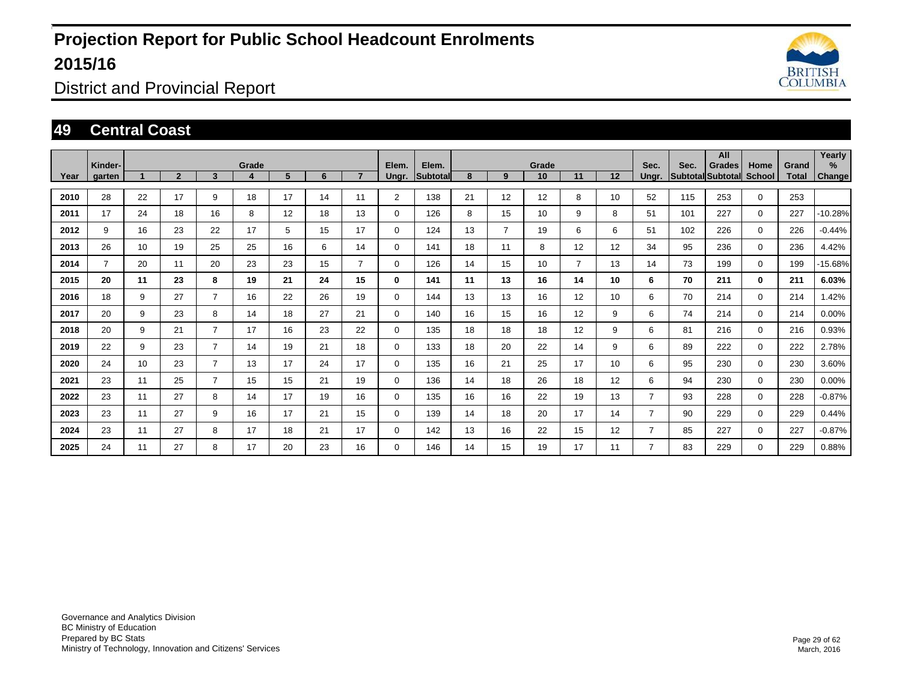# Projection Report for Public School Headcount Enrolments 2015/16

District and Provincial Report

## 49 Central Coast

| Year | Kinder-garten | Grade 1 | 2 | 3 | 4 | 5 | 6 | 7 | Elem. Ungr. | Elem. Subtotal | Grade 8 | 9 | 10 | 11 | 12 | Sec. Ungr. | Sec. Subtotal | All Grades Subtotal | Home School | Grand Total | Yearly % Change |
|---|---|---|---|---|---|---|---|---|---|---|---|---|---|---|---|---|---|---|---|---|---|
| 2010 | 28 | 22 | 17 | 9 | 18 | 17 | 14 | 11 | 2 | 138 | 21 | 12 | 12 | 8 | 10 | 52 | 115 | 253 | 0 | 253 | |
| 2011 | 17 | 24 | 18 | 16 | 8 | 12 | 18 | 13 | 0 | 126 | 8 | 15 | 10 | 9 | 8 | 51 | 101 | 227 | 0 | 227 | -10.28% |
| 2012 | 9 | 16 | 23 | 22 | 17 | 5 | 15 | 17 | 0 | 124 | 13 | 7 | 19 | 6 | 6 | 51 | 102 | 226 | 0 | 226 | -0.44% |
| 2013 | 26 | 10 | 19 | 25 | 25 | 16 | 6 | 14 | 0 | 141 | 18 | 11 | 8 | 12 | 12 | 34 | 95 | 236 | 0 | 236 | 4.42% |
| 2014 | 7 | 20 | 11 | 20 | 23 | 23 | 15 | 7 | 0 | 126 | 14 | 15 | 10 | 7 | 13 | 14 | 73 | 199 | 0 | 199 | -15.68% |
| **2015** | **20** | **11** | **23** | **8** | **19** | **21** | **24** | **15** | **0** | **141** | **11** | **13** | **16** | **14** | **10** | **6** | **70** | **211** | **0** | **211** | **6.03%** |
| 2016 | 18 | 9 | 27 | 7 | 16 | 22 | 26 | 19 | 0 | 144 | 13 | 13 | 16 | 12 | 10 | 6 | 70 | 214 | 0 | 214 | 1.42% |
| 2017 | 20 | 9 | 23 | 8 | 14 | 18 | 27 | 21 | 0 | 140 | 16 | 15 | 16 | 12 | 9 | 6 | 74 | 214 | 0 | 214 | 0.00% |
| 2018 | 20 | 9 | 21 | 7 | 17 | 16 | 23 | 22 | 0 | 135 | 18 | 18 | 18 | 12 | 9 | 6 | 81 | 216 | 0 | 216 | 0.93% |
| 2019 | 22 | 9 | 23 | 7 | 14 | 19 | 21 | 18 | 0 | 133 | 18 | 20 | 22 | 14 | 9 | 6 | 89 | 222 | 0 | 222 | 2.78% |
| 2020 | 24 | 10 | 23 | 7 | 13 | 17 | 24 | 17 | 0 | 135 | 16 | 21 | 25 | 17 | 10 | 6 | 95 | 230 | 0 | 230 | 3.60% |
| 2021 | 23 | 11 | 25 | 7 | 15 | 15 | 21 | 19 | 0 | 136 | 14 | 18 | 26 | 18 | 12 | 6 | 94 | 230 | 0 | 230 | 0.00% |
| 2022 | 23 | 11 | 27 | 8 | 14 | 17 | 19 | 16 | 0 | 135 | 16 | 16 | 22 | 19 | 13 | 7 | 93 | 228 | 0 | 228 | -0.87% |
| 2023 | 23 | 11 | 27 | 9 | 16 | 17 | 21 | 15 | 0 | 139 | 14 | 18 | 20 | 17 | 14 | 7 | 90 | 229 | 0 | 229 | 0.44% |
| 2024 | 23 | 11 | 27 | 8 | 17 | 18 | 21 | 17 | 0 | 142 | 13 | 16 | 22 | 15 | 12 | 7 | 85 | 227 | 0 | 227 | -0.87% |
| 2025 | 24 | 11 | 27 | 8 | 17 | 20 | 23 | 16 | 0 | 146 | 14 | 15 | 19 | 17 | 11 | 7 | 83 | 229 | 0 | 229 | 0.88% |

Governance and Analytics Division
BC Ministry of Education
Prepared by BC Stats
Ministry of Technology, Innovation and Citizens' Services

March, 2016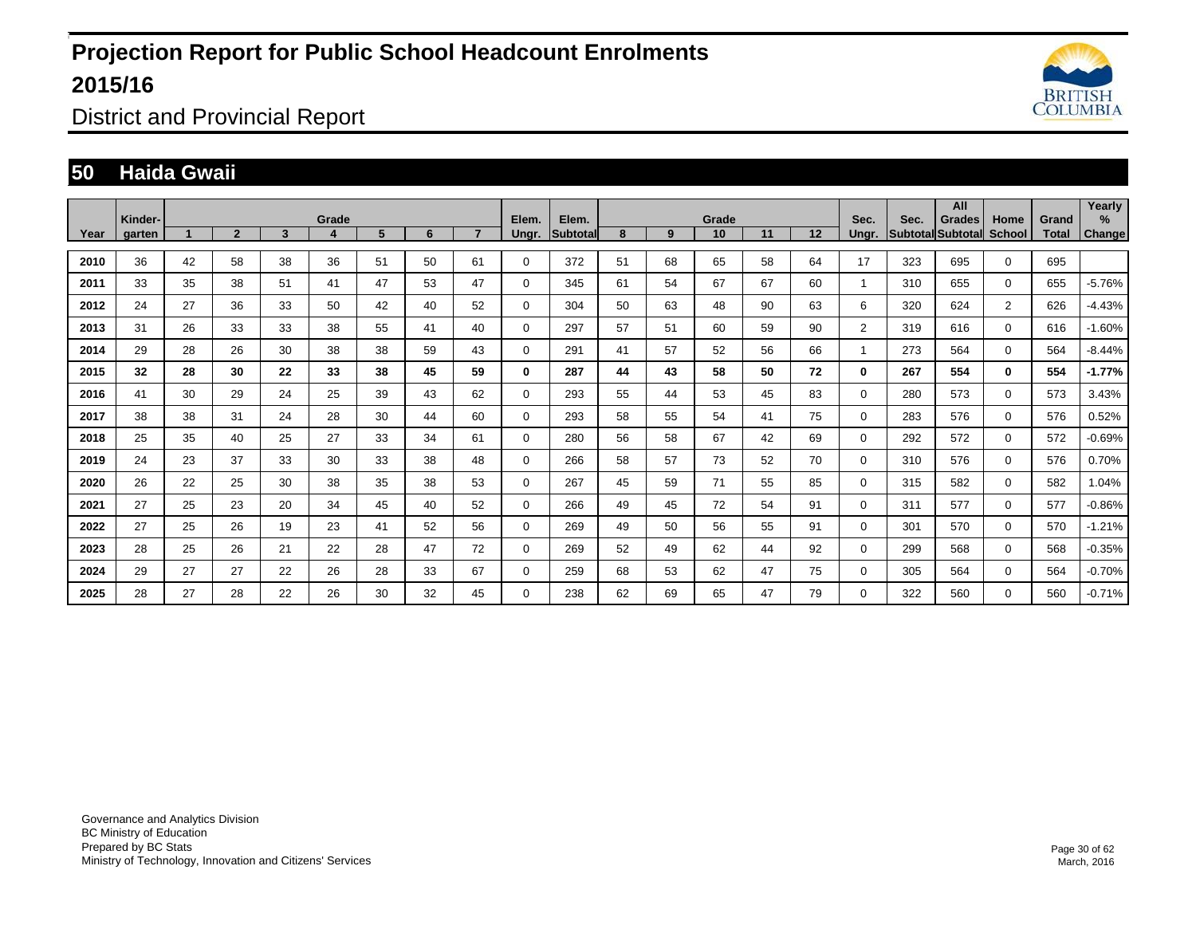# Projection Report for Public School Headcount Enrolments 2015/16

District and Provincial Report

## 50 Haida Gwaii

| Year | Kinder-garten | Grade 1 | 2 | 3 | 4 | 5 | 6 | 7 | Elem. Ungr. | Elem. Subtotal | Grade 8 | 9 | 10 | 11 | 12 | Sec. Ungr. | Sec. Subtotal | All Grades Subtotal | Home School | Grand Total | Yearly % Change |
|---|---|---|---|---|---|---|---|---|---|---|---|---|---|---|---|---|---|---|---|---|---|
| 2010 | 36 | 42 | 58 | 38 | 36 | 51 | 50 | 61 | 0 | 372 | 51 | 68 | 65 | 58 | 64 | 17 | 323 | 695 | 0 | 695 | |
| 2011 | 33 | 35 | 38 | 51 | 41 | 47 | 53 | 47 | 0 | 345 | 61 | 54 | 67 | 67 | 60 | 1 | 310 | 655 | 0 | 655 | -5.76% |
| 2012 | 24 | 27 | 36 | 33 | 50 | 42 | 40 | 52 | 0 | 304 | 50 | 63 | 48 | 90 | 63 | 6 | 320 | 624 | 2 | 626 | -4.43% |
| 2013 | 31 | 26 | 33 | 33 | 38 | 55 | 41 | 40 | 0 | 297 | 57 | 51 | 60 | 59 | 90 | 2 | 319 | 616 | 0 | 616 | -1.60% |
| 2014 | 29 | 28 | 26 | 30 | 38 | 38 | 59 | 43 | 0 | 291 | 41 | 57 | 52 | 56 | 66 | 1 | 273 | 564 | 0 | 564 | -8.44% |
| **2015** | **32** | **28** | **30** | **22** | **33** | **38** | **45** | **59** | **0** | **287** | **44** | **43** | **58** | **50** | **72** | **0** | **267** | **554** | **0** | **554** | **-1.77%** |
| 2016 | 41 | 30 | 29 | 24 | 25 | 39 | 43 | 62 | 0 | 293 | 55 | 44 | 53 | 45 | 83 | 0 | 280 | 573 | 0 | 573 | 3.43% |
| 2017 | 38 | 38 | 31 | 24 | 28 | 30 | 44 | 60 | 0 | 293 | 58 | 55 | 54 | 41 | 75 | 0 | 283 | 576 | 0 | 576 | 0.52% |
| 2018 | 25 | 35 | 40 | 25 | 27 | 33 | 34 | 61 | 0 | 280 | 56 | 58 | 67 | 42 | 69 | 0 | 292 | 572 | 0 | 572 | -0.69% |
| 2019 | 24 | 23 | 37 | 33 | 30 | 33 | 38 | 48 | 0 | 266 | 58 | 57 | 73 | 52 | 70 | 0 | 310 | 576 | 0 | 576 | 0.70% |
| 2020 | 26 | 22 | 25 | 30 | 38 | 35 | 38 | 53 | 0 | 267 | 45 | 59 | 71 | 55 | 85 | 0 | 315 | 582 | 0 | 582 | 1.04% |
| 2021 | 27 | 25 | 23 | 20 | 34 | 45 | 40 | 52 | 0 | 266 | 49 | 45 | 72 | 54 | 91 | 0 | 311 | 577 | 0 | 577 | -0.86% |
| 2022 | 27 | 25 | 26 | 19 | 23 | 41 | 52 | 56 | 0 | 269 | 49 | 50 | 56 | 55 | 91 | 0 | 301 | 570 | 0 | 570 | -1.21% |
| 2023 | 28 | 25 | 26 | 21 | 22 | 28 | 47 | 72 | 0 | 269 | 52 | 49 | 62 | 44 | 92 | 0 | 299 | 568 | 0 | 568 | -0.35% |
| 2024 | 29 | 27 | 27 | 22 | 26 | 28 | 33 | 67 | 0 | 259 | 68 | 53 | 62 | 47 | 75 | 0 | 305 | 564 | 0 | 564 | -0.70% |
| 2025 | 28 | 27 | 28 | 22 | 26 | 30 | 32 | 45 | 0 | 238 | 62 | 69 | 65 | 47 | 79 | 0 | 322 | 560 | 0 | 560 | -0.71% |

Governance and Analytics Division
BC Ministry of Education
Prepared by BC Stats
Ministry of Technology, Innovation and Citizens' Services

March, 2016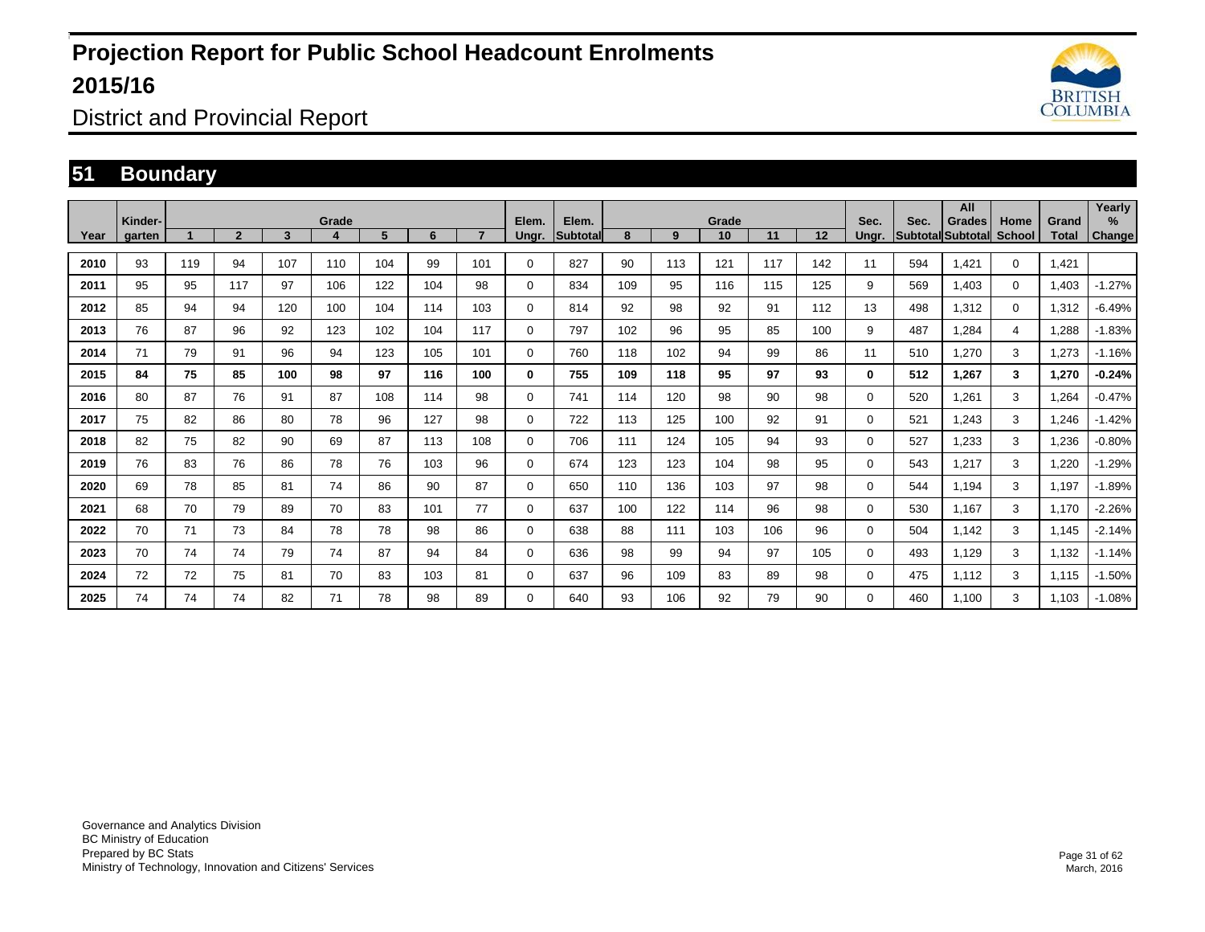# Projection Report for Public School Headcount Enrolments 2015/16

District and Provincial Report

## 51 Boundary

| Year | Kinder-garten | Grade 1 | 2 | 3 | 4 | 5 | 6 | 7 | Elem. Ungr. | Elem. Subtotal | Grade 8 | 9 | 10 | 11 | 12 | Sec. Ungr. | Sec. Subtotal | All Grades Subtotal | Home School | Grand Total | Yearly % Change |
|---|---|---|---|---|---|---|---|---|---|---|---|---|---|---|---|---|---|---|---|---|---|
| 2010 | 93 | 119 | 94 | 107 | 110 | 104 | 99 | 101 | 0 | 827 | 90 | 113 | 121 | 117 | 142 | 11 | 594 | 1,421 | 0 | 1,421 | |
| 2011 | 95 | 95 | 117 | 97 | 106 | 122 | 104 | 98 | 0 | 834 | 109 | 95 | 116 | 115 | 125 | 9 | 569 | 1,403 | 0 | 1,403 | -1.27% |
| 2012 | 85 | 94 | 94 | 120 | 100 | 104 | 114 | 103 | 0 | 814 | 92 | 98 | 92 | 91 | 112 | 13 | 498 | 1,312 | 0 | 1,312 | -6.49% |
| 2013 | 76 | 87 | 96 | 92 | 123 | 102 | 104 | 117 | 0 | 797 | 102 | 96 | 95 | 85 | 100 | 9 | 487 | 1,284 | 4 | 1,288 | -1.83% |
| 2014 | 71 | 79 | 91 | 96 | 94 | 123 | 105 | 101 | 0 | 760 | 118 | 102 | 94 | 99 | 86 | 11 | 510 | 1,270 | 3 | 1,273 | -1.16% |
| **2015** | **84** | **75** | **85** | **100** | **98** | **97** | **116** | **100** | **0** | **755** | **109** | **118** | **95** | **97** | **93** | **0** | **512** | **1,267** | **3** | **1,270** | **-0.24%** |
| 2016 | 80 | 87 | 76 | 91 | 87 | 108 | 114 | 98 | 0 | 741 | 114 | 120 | 98 | 90 | 98 | 0 | 520 | 1,261 | 3 | 1,264 | -0.47% |
| 2017 | 75 | 82 | 86 | 80 | 78 | 96 | 127 | 98 | 0 | 722 | 113 | 125 | 100 | 92 | 91 | 0 | 521 | 1,243 | 3 | 1,246 | -1.42% |
| 2018 | 82 | 75 | 82 | 90 | 69 | 87 | 113 | 108 | 0 | 706 | 111 | 124 | 105 | 94 | 93 | 0 | 527 | 1,233 | 3 | 1,236 | -0.80% |
| 2019 | 76 | 83 | 76 | 86 | 78 | 76 | 103 | 96 | 0 | 674 | 123 | 123 | 104 | 98 | 95 | 0 | 543 | 1,217 | 3 | 1,220 | -1.29% |
| 2020 | 69 | 78 | 85 | 81 | 74 | 86 | 90 | 87 | 0 | 650 | 110 | 136 | 103 | 97 | 98 | 0 | 544 | 1,194 | 3 | 1,197 | -1.89% |
| 2021 | 68 | 70 | 79 | 89 | 70 | 83 | 101 | 77 | 0 | 637 | 100 | 122 | 114 | 96 | 98 | 0 | 530 | 1,167 | 3 | 1,170 | -2.26% |
| 2022 | 70 | 71 | 73 | 84 | 78 | 78 | 98 | 86 | 0 | 638 | 88 | 111 | 103 | 106 | 96 | 0 | 504 | 1,142 | 3 | 1,145 | -2.14% |
| 2023 | 70 | 74 | 74 | 79 | 74 | 87 | 94 | 84 | 0 | 636 | 98 | 99 | 94 | 97 | 105 | 0 | 493 | 1,129 | 3 | 1,132 | -1.14% |
| 2024 | 72 | 72 | 75 | 81 | 70 | 83 | 103 | 81 | 0 | 637 | 96 | 109 | 83 | 89 | 98 | 0 | 475 | 1,112 | 3 | 1,115 | -1.50% |
| 2025 | 74 | 74 | 74 | 82 | 71 | 78 | 98 | 89 | 0 | 640 | 93 | 106 | 92 | 79 | 90 | 0 | 460 | 1,100 | 3 | 1,103 | -1.08% |

Governance and Analytics Division
BC Ministry of Education
Prepared by BC Stats
Ministry of Technology, Innovation and Citizens' Services

March, 2016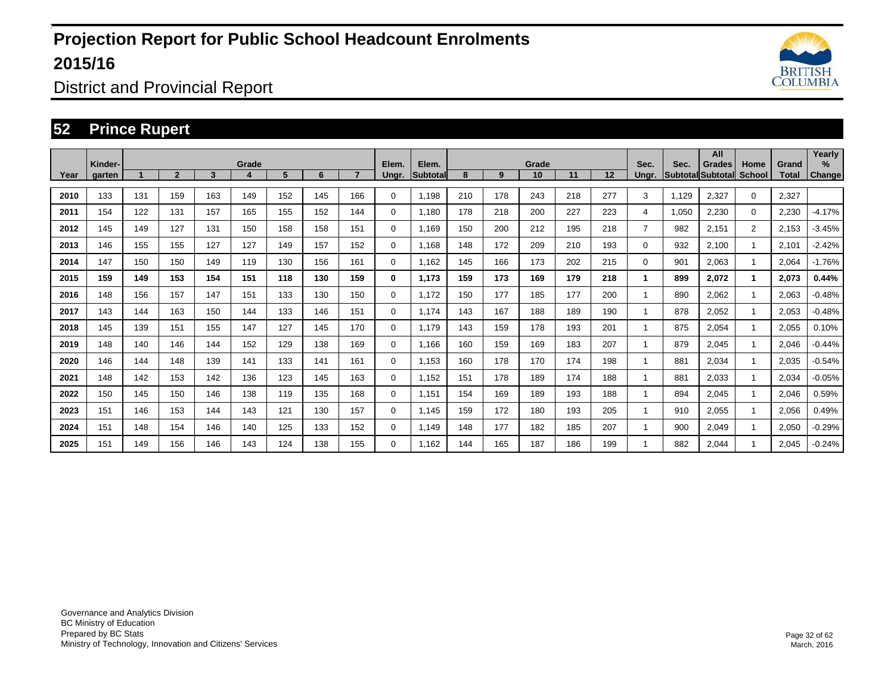# Projection Report for Public School Headcount Enrolments 2015/16

## District and Provincial Report

## 52 Prince Rupert

| Year | Kinder-garten | Grade 1 | 2 | 3 | 4 | 5 | 6 | 7 | Elem. Ungr. | Elem. Subtotal | Grade 8 | 9 | 10 | 11 | 12 | Sec. Ungr. | Sec. Subtotal | All Grades Subtotal | Home School | Grand Total | Yearly % Change |
|---|---|---|---|---|---|---|---|---|---|---|---|---|---|---|---|---|---|---|---|---|---|
| 2010 | 133 | 131 | 159 | 163 | 149 | 152 | 145 | 166 | 0 | 1,198 | 210 | 178 | 243 | 218 | 277 | 3 | 1,129 | 2,327 | 0 | 2,327 | |
| 2011 | 154 | 122 | 131 | 157 | 165 | 155 | 152 | 144 | 0 | 1,180 | 178 | 218 | 200 | 227 | 223 | 4 | 1,050 | 2,230 | 0 | 2,230 | -4.17% |
| 2012 | 145 | 149 | 127 | 131 | 150 | 158 | 158 | 151 | 0 | 1,169 | 150 | 200 | 212 | 195 | 218 | 7 | 982 | 2,151 | 2 | 2,153 | -3.45% |
| 2013 | 146 | 155 | 155 | 127 | 127 | 149 | 157 | 152 | 0 | 1,168 | 148 | 172 | 209 | 210 | 193 | 0 | 932 | 2,100 | 1 | 2,101 | -2.42% |
| 2014 | 147 | 150 | 150 | 149 | 119 | 130 | 156 | 161 | 0 | 1,162 | 145 | 166 | 173 | 202 | 215 | 0 | 901 | 2,063 | 1 | 2,064 | -1.76% |
| **2015** | **159** | **149** | **153** | **154** | **151** | **118** | **130** | **159** | **0** | **1,173** | **159** | **173** | **169** | **179** | **218** | **1** | **899** | **2,072** | **1** | **2,073** | **0.44%** |
| 2016 | 148 | 156 | 157 | 147 | 151 | 133 | 130 | 150 | 0 | 1,172 | 150 | 177 | 185 | 177 | 200 | 1 | 890 | 2,062 | 1 | 2,063 | -0.48% |
| 2017 | 143 | 144 | 163 | 150 | 144 | 133 | 146 | 151 | 0 | 1,174 | 143 | 167 | 188 | 189 | 190 | 1 | 878 | 2,052 | 1 | 2,053 | -0.48% |
| 2018 | 145 | 139 | 151 | 155 | 147 | 127 | 145 | 170 | 0 | 1,179 | 143 | 159 | 178 | 193 | 201 | 1 | 875 | 2,054 | 1 | 2,055 | 0.10% |
| 2019 | 148 | 140 | 146 | 144 | 152 | 129 | 138 | 169 | 0 | 1,166 | 160 | 159 | 169 | 183 | 207 | 1 | 879 | 2,045 | 1 | 2,046 | -0.44% |
| 2020 | 146 | 144 | 148 | 139 | 141 | 133 | 141 | 161 | 0 | 1,153 | 160 | 178 | 170 | 174 | 198 | 1 | 881 | 2,034 | 1 | 2,035 | -0.54% |
| 2021 | 148 | 142 | 153 | 142 | 136 | 123 | 145 | 163 | 0 | 1,152 | 151 | 178 | 189 | 174 | 188 | 1 | 881 | 2,033 | 1 | 2,034 | -0.05% |
| 2022 | 150 | 145 | 150 | 146 | 138 | 119 | 135 | 168 | 0 | 1,151 | 154 | 169 | 189 | 193 | 188 | 1 | 894 | 2,045 | 1 | 2,046 | 0.59% |
| 2023 | 151 | 146 | 153 | 144 | 143 | 121 | 130 | 157 | 0 | 1,145 | 159 | 172 | 180 | 193 | 205 | 1 | 910 | 2,055 | 1 | 2,056 | 0.49% |
| 2024 | 151 | 148 | 154 | 146 | 140 | 125 | 133 | 152 | 0 | 1,149 | 148 | 177 | 182 | 185 | 207 | 1 | 900 | 2,049 | 1 | 2,050 | -0.29% |
| 2025 | 151 | 149 | 156 | 146 | 143 | 124 | 138 | 155 | 0 | 1,162 | 144 | 165 | 187 | 186 | 199 | 1 | 882 | 2,044 | 1 | 2,045 | -0.24% |

Governance and Analytics Division
BC Ministry of Education
Prepared by BC Stats
Ministry of Technology, Innovation and Citizens' Services

March, 2016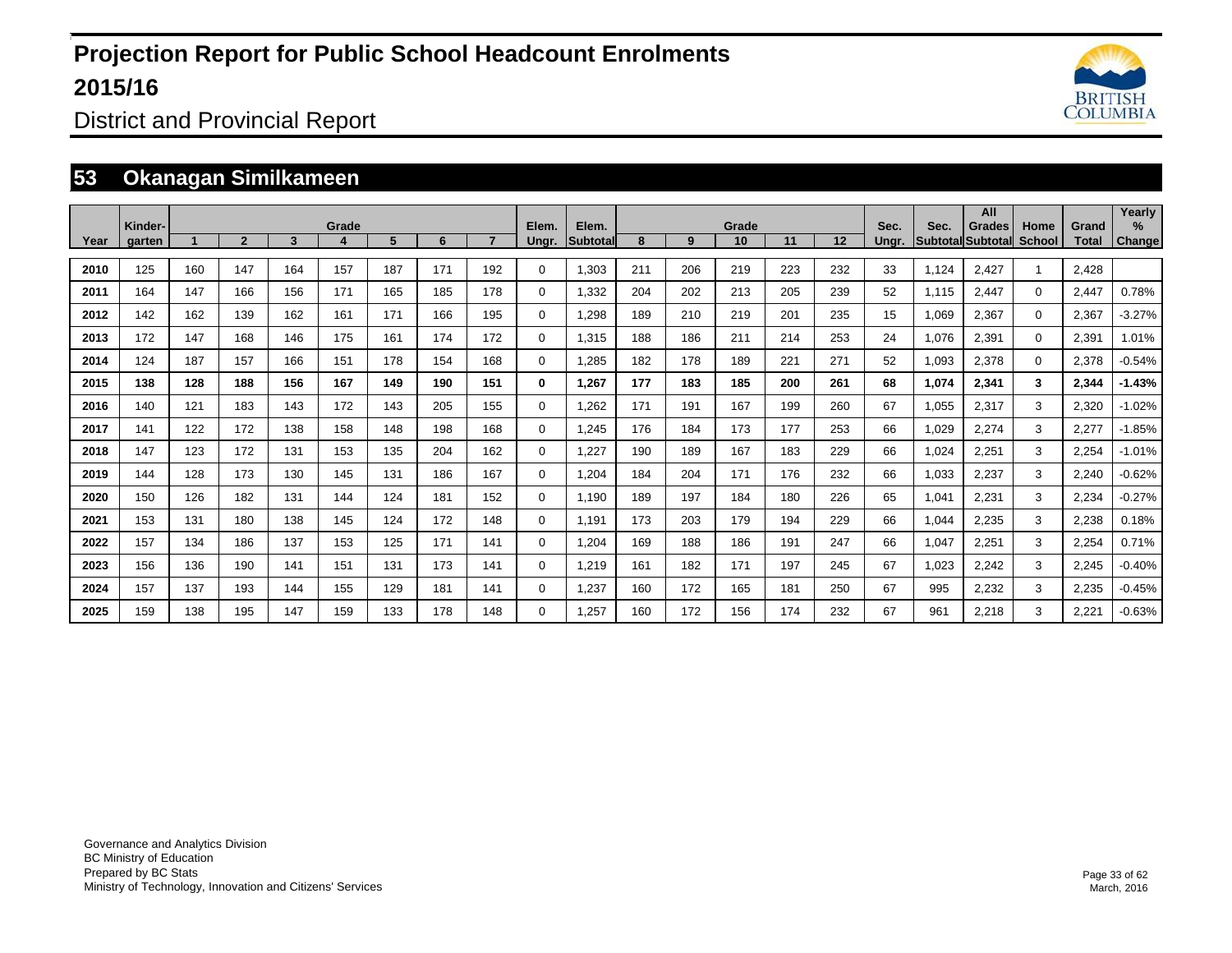# Projection Report for Public School Headcount Enrolments 2015/16

District and Provincial Report

## 53 Okanagan Similkameen

| Year | Kinder-garten | Grade 1 | 2 | 3 | 4 | 5 | 6 | 7 | Elem. Ungr. | Elem. Subtotal | Grade 8 | 9 | 10 | 11 | 12 | Sec. Ungr. | Sec. Subtotal | All Grades Subtotal | Home School | Grand Total | Yearly % Change |
|---|---|---|---|---|---|---|---|---|---|---|---|---|---|---|---|---|---|---|---|---|---|
| 2010 | 125 | 160 | 147 | 164 | 157 | 187 | 171 | 192 | 0 | 1,303 | 211 | 206 | 219 | 223 | 232 | 33 | 1,124 | 2,427 | 1 | 2,428 | |
| 2011 | 164 | 147 | 166 | 156 | 171 | 165 | 185 | 178 | 0 | 1,332 | 204 | 202 | 213 | 205 | 239 | 52 | 1,115 | 2,447 | 0 | 2,447 | 0.78% |
| 2012 | 142 | 162 | 139 | 162 | 161 | 171 | 166 | 195 | 0 | 1,298 | 189 | 210 | 219 | 201 | 235 | 15 | 1,069 | 2,367 | 0 | 2,367 | -3.27% |
| 2013 | 172 | 147 | 168 | 146 | 175 | 161 | 174 | 172 | 0 | 1,315 | 188 | 186 | 211 | 214 | 253 | 24 | 1,076 | 2,391 | 0 | 2,391 | 1.01% |
| 2014 | 124 | 187 | 157 | 166 | 151 | 178 | 154 | 168 | 0 | 1,285 | 182 | 178 | 189 | 221 | 271 | 52 | 1,093 | 2,378 | 0 | 2,378 | -0.54% |
| **2015** | **138** | **128** | **188** | **156** | **167** | **149** | **190** | **151** | **0** | **1,267** | **177** | **183** | **185** | **200** | **261** | **68** | **1,074** | **2,341** | **3** | **2,344** | **-1.43%** |
| 2016 | 140 | 121 | 183 | 143 | 172 | 143 | 205 | 155 | 0 | 1,262 | 171 | 191 | 167 | 199 | 260 | 67 | 1,055 | 2,317 | 3 | 2,320 | -1.02% |
| 2017 | 141 | 122 | 172 | 138 | 158 | 148 | 198 | 168 | 0 | 1,245 | 176 | 184 | 173 | 177 | 253 | 66 | 1,029 | 2,274 | 3 | 2,277 | -1.85% |
| 2018 | 147 | 123 | 172 | 131 | 153 | 135 | 204 | 162 | 0 | 1,227 | 190 | 189 | 167 | 183 | 229 | 66 | 1,024 | 2,251 | 3 | 2,254 | -1.01% |
| 2019 | 144 | 128 | 173 | 130 | 145 | 131 | 186 | 167 | 0 | 1,204 | 184 | 204 | 171 | 176 | 232 | 66 | 1,033 | 2,237 | 3 | 2,240 | -0.62% |
| 2020 | 150 | 126 | 182 | 131 | 144 | 124 | 181 | 152 | 0 | 1,190 | 189 | 197 | 184 | 180 | 226 | 65 | 1,041 | 2,231 | 3 | 2,234 | -0.27% |
| 2021 | 153 | 131 | 180 | 138 | 145 | 124 | 172 | 148 | 0 | 1,191 | 173 | 203 | 179 | 194 | 229 | 66 | 1,044 | 2,235 | 3 | 2,238 | 0.18% |
| 2022 | 157 | 134 | 186 | 137 | 153 | 125 | 171 | 141 | 0 | 1,204 | 169 | 188 | 186 | 191 | 247 | 66 | 1,047 | 2,251 | 3 | 2,254 | 0.71% |
| 2023 | 156 | 136 | 190 | 141 | 151 | 131 | 173 | 141 | 0 | 1,219 | 161 | 182 | 171 | 197 | 245 | 67 | 1,023 | 2,242 | 3 | 2,245 | -0.40% |
| 2024 | 157 | 137 | 193 | 144 | 155 | 129 | 181 | 141 | 0 | 1,237 | 160 | 172 | 165 | 181 | 250 | 67 | 995 | 2,232 | 3 | 2,235 | -0.45% |
| 2025 | 159 | 138 | 195 | 147 | 159 | 133 | 178 | 148 | 0 | 1,257 | 160 | 172 | 156 | 174 | 232 | 67 | 961 | 2,218 | 3 | 2,221 | -0.63% |

Governance and Analytics Division
BC Ministry of Education
Prepared by BC Stats
Ministry of Technology, Innovation and Citizens' Services

March, 2016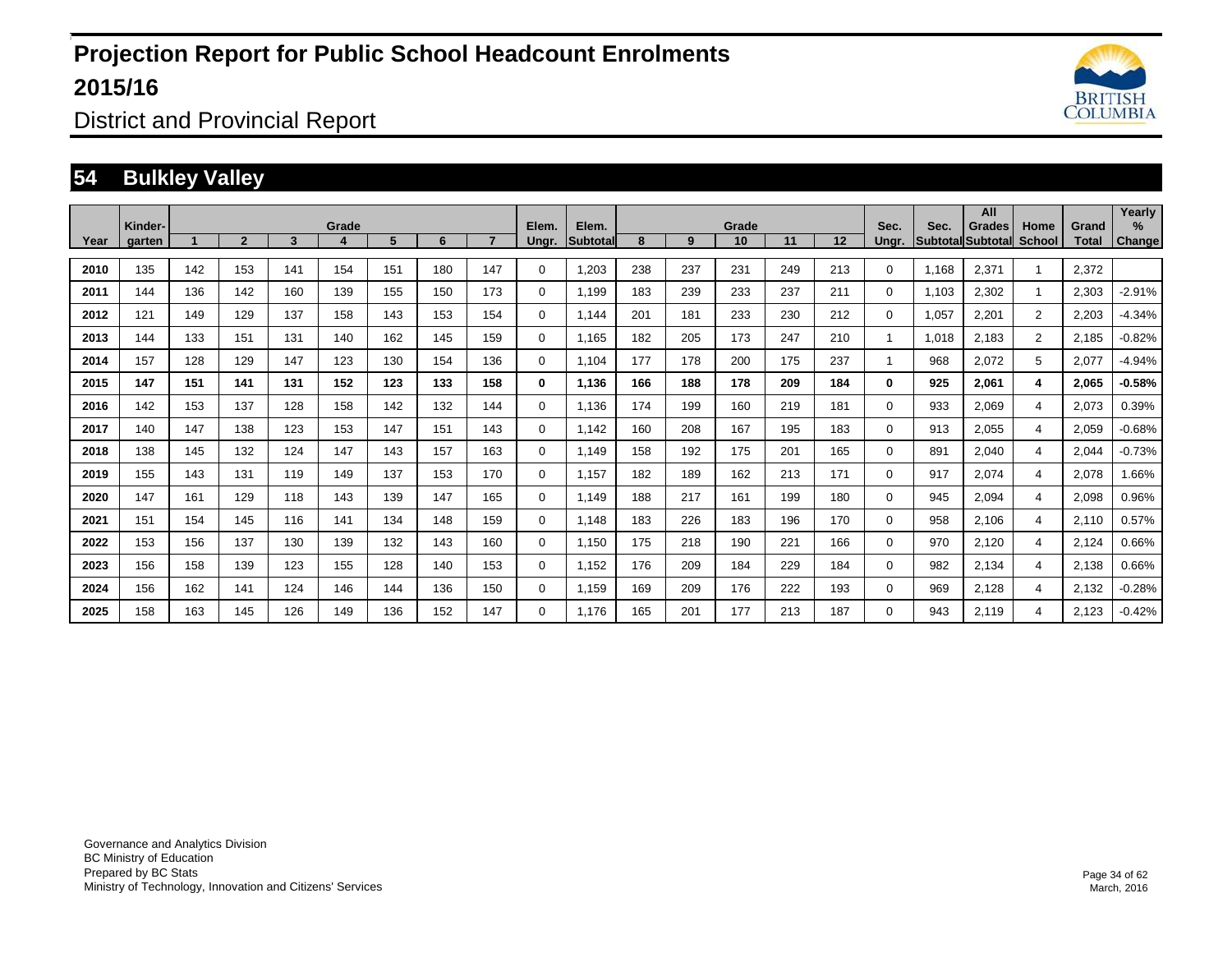# Projection Report for Public School Headcount Enrolments 2015/16

## District and Provincial Report

## 54 Bulkley Valley

| Year | Kinder-garten | 1 | 2 | 3 | Grade 4 | 5 | 6 | 7 | Elem. Ungr. | Elem. Subtotal | 8 | 9 | Grade 10 | 11 | 12 | Sec. Ungr. | Sec. Subtotal | All Grades Subtotal | Home School | Grand Total | Yearly % Change |
|---|---|---|---|---|---|---|---|---|---|---|---|---|---|---|---|---|---|---|---|---|---|
| 2010 | 135 | 142 | 153 | 141 | 154 | 151 | 180 | 147 | 0 | 1,203 | 238 | 237 | 231 | 249 | 213 | 0 | 1,168 | 2,371 | 1 | 2,372 | |
| 2011 | 144 | 136 | 142 | 160 | 139 | 155 | 150 | 173 | 0 | 1,199 | 183 | 239 | 233 | 237 | 211 | 0 | 1,103 | 2,302 | 1 | 2,303 | -2.91% |
| 2012 | 121 | 149 | 129 | 137 | 158 | 143 | 153 | 154 | 0 | 1,144 | 201 | 181 | 233 | 230 | 212 | 0 | 1,057 | 2,201 | 2 | 2,203 | -4.34% |
| 2013 | 144 | 133 | 151 | 131 | 140 | 162 | 145 | 159 | 0 | 1,165 | 182 | 205 | 173 | 247 | 210 | 1 | 1,018 | 2,183 | 2 | 2,185 | -0.82% |
| 2014 | 157 | 128 | 129 | 147 | 123 | 130 | 154 | 136 | 0 | 1,104 | 177 | 178 | 200 | 175 | 237 | 1 | 968 | 2,072 | 5 | 2,077 | -4.94% |
| **2015** | **147** | **151** | **141** | **131** | **152** | **123** | **133** | **158** | **0** | **1,136** | **166** | **188** | **178** | **209** | **184** | **0** | **925** | **2,061** | **4** | **2,065** | **-0.58%** |
| 2016 | 142 | 153 | 137 | 128 | 158 | 142 | 132 | 144 | 0 | 1,136 | 174 | 199 | 160 | 219 | 181 | 0 | 933 | 2,069 | 4 | 2,073 | 0.39% |
| 2017 | 140 | 147 | 138 | 123 | 153 | 147 | 151 | 143 | 0 | 1,142 | 160 | 208 | 167 | 195 | 183 | 0 | 913 | 2,055 | 4 | 2,059 | -0.68% |
| 2018 | 138 | 145 | 132 | 124 | 147 | 143 | 157 | 163 | 0 | 1,149 | 158 | 192 | 175 | 201 | 165 | 0 | 891 | 2,040 | 4 | 2,044 | -0.73% |
| 2019 | 155 | 143 | 131 | 119 | 149 | 137 | 153 | 170 | 0 | 1,157 | 182 | 189 | 162 | 213 | 171 | 0 | 917 | 2,074 | 4 | 2,078 | 1.66% |
| 2020 | 147 | 161 | 129 | 118 | 143 | 139 | 147 | 165 | 0 | 1,149 | 188 | 217 | 161 | 199 | 180 | 0 | 945 | 2,094 | 4 | 2,098 | 0.96% |
| 2021 | 151 | 154 | 145 | 116 | 141 | 134 | 148 | 159 | 0 | 1,148 | 183 | 226 | 183 | 196 | 170 | 0 | 958 | 2,106 | 4 | 2,110 | 0.57% |
| 2022 | 153 | 156 | 137 | 130 | 139 | 132 | 143 | 160 | 0 | 1,150 | 175 | 218 | 190 | 221 | 166 | 0 | 970 | 2,120 | 4 | 2,124 | 0.66% |
| 2023 | 156 | 158 | 139 | 123 | 155 | 128 | 140 | 153 | 0 | 1,152 | 176 | 209 | 184 | 229 | 184 | 0 | 982 | 2,134 | 4 | 2,138 | 0.66% |
| 2024 | 156 | 162 | 141 | 124 | 146 | 144 | 136 | 150 | 0 | 1,159 | 169 | 209 | 176 | 222 | 193 | 0 | 969 | 2,128 | 4 | 2,132 | -0.28% |
| 2025 | 158 | 163 | 145 | 126 | 149 | 136 | 152 | 147 | 0 | 1,176 | 165 | 201 | 177 | 213 | 187 | 0 | 943 | 2,119 | 4 | 2,123 | -0.42% |

Governance and Analytics Division
BC Ministry of Education
Prepared by BC Stats
Ministry of Technology, Innovation and Citizens' Services

March, 2016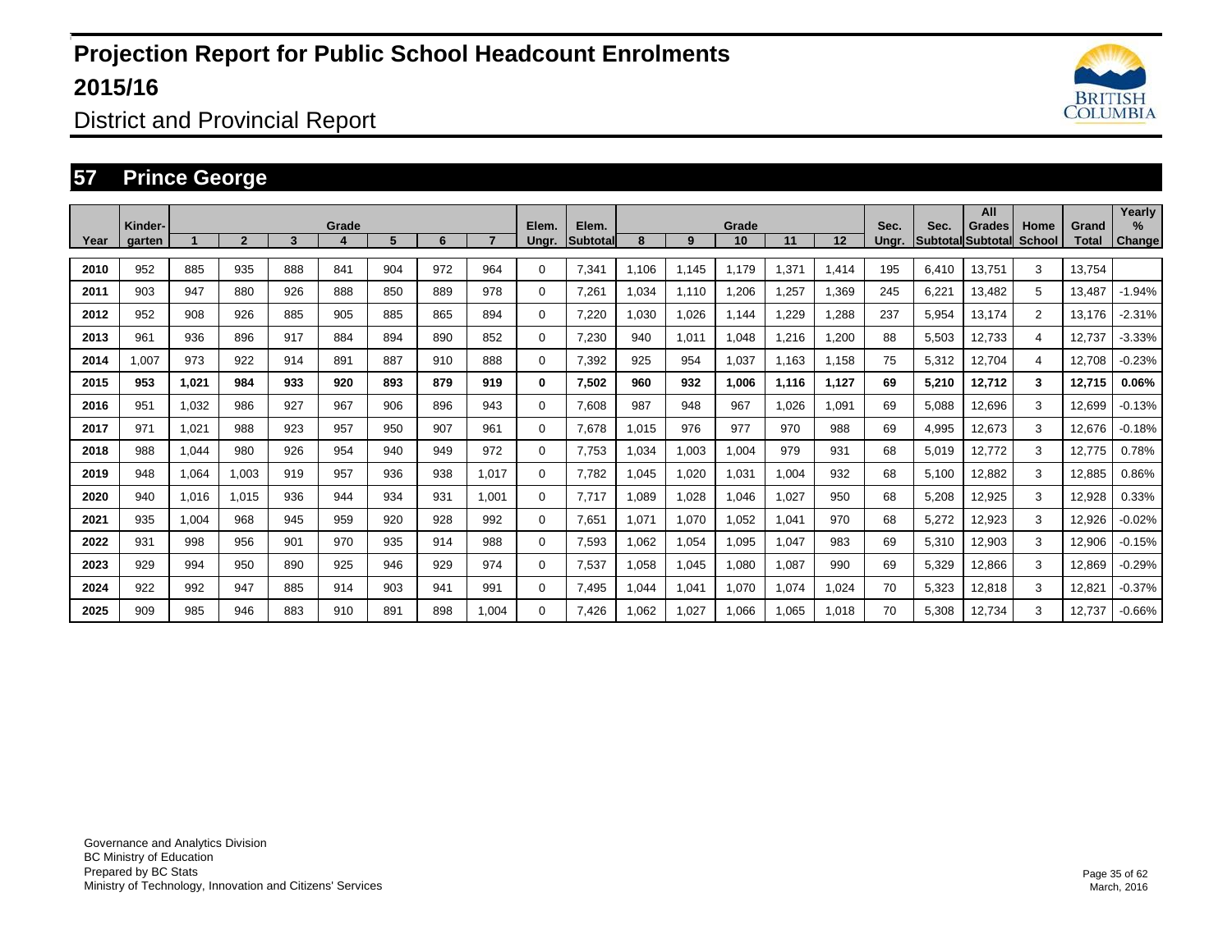# Projection Report for Public School Headcount Enrolments 2015/16

District and Provincial Report

## 57 Prince George

| Year | Kinder-garten | Grade 1 | 2 | 3 | 4 | 5 | 6 | 7 | Elem. Ungr. | Elem. Subtotal | Grade 8 | 9 | 10 | 11 | 12 | Sec. Ungr. | Sec. Subtotal | All Grades Subtotal | Home School | Grand Total | Yearly % Change |
|---|---|---|---|---|---|---|---|---|---|---|---|---|---|---|---|---|---|---|---|---|---|
| 2010 | 952 | 885 | 935 | 888 | 841 | 904 | 972 | 964 | 0 | 7,341 | 1,106 | 1,145 | 1,179 | 1,371 | 1,414 | 195 | 6,410 | 13,751 | 3 | 13,754 | |
| 2011 | 903 | 947 | 880 | 926 | 888 | 850 | 889 | 978 | 0 | 7,261 | 1,034 | 1,110 | 1,206 | 1,257 | 1,369 | 245 | 6,221 | 13,482 | 5 | 13,487 | -1.94% |
| 2012 | 952 | 908 | 926 | 885 | 905 | 885 | 865 | 894 | 0 | 7,220 | 1,030 | 1,026 | 1,144 | 1,229 | 1,288 | 237 | 5,954 | 13,174 | 2 | 13,176 | -2.31% |
| 2013 | 961 | 936 | 896 | 917 | 884 | 894 | 890 | 852 | 0 | 7,230 | 940 | 1,011 | 1,048 | 1,216 | 1,200 | 88 | 5,503 | 12,733 | 4 | 12,737 | -3.33% |
| 2014 | 1,007 | 973 | 922 | 914 | 891 | 887 | 910 | 888 | 0 | 7,392 | 925 | 954 | 1,037 | 1,163 | 1,158 | 75 | 5,312 | 12,704 | 4 | 12,708 | -0.23% |
| **2015** | **953** | **1,021** | **984** | **933** | **920** | **893** | **879** | **919** | **0** | **7,502** | **960** | **932** | **1,006** | **1,116** | **1,127** | **69** | **5,210** | **12,712** | **3** | **12,715** | **0.06%** |
| 2016 | 951 | 1,032 | 986 | 927 | 967 | 906 | 896 | 943 | 0 | 7,608 | 987 | 948 | 967 | 1,026 | 1,091 | 69 | 5,088 | 12,696 | 3 | 12,699 | -0.13% |
| 2017 | 971 | 1,021 | 988 | 923 | 957 | 950 | 907 | 961 | 0 | 7,678 | 1,015 | 976 | 977 | 970 | 988 | 69 | 4,995 | 12,673 | 3 | 12,676 | -0.18% |
| 2018 | 988 | 1,044 | 980 | 926 | 954 | 940 | 949 | 972 | 0 | 7,753 | 1,034 | 1,003 | 1,004 | 979 | 931 | 68 | 5,019 | 12,772 | 3 | 12,775 | 0.78% |
| 2019 | 948 | 1,064 | 1,003 | 919 | 957 | 936 | 938 | 1,017 | 0 | 7,782 | 1,045 | 1,020 | 1,031 | 1,004 | 932 | 68 | 5,100 | 12,882 | 3 | 12,885 | 0.86% |
| 2020 | 940 | 1,016 | 1,015 | 936 | 944 | 934 | 931 | 1,001 | 0 | 7,717 | 1,089 | 1,028 | 1,046 | 1,027 | 950 | 68 | 5,208 | 12,925 | 3 | 12,928 | 0.33% |
| 2021 | 935 | 1,004 | 968 | 945 | 959 | 920 | 928 | 992 | 0 | 7,651 | 1,071 | 1,070 | 1,052 | 1,041 | 970 | 68 | 5,272 | 12,923 | 3 | 12,926 | -0.02% |
| 2022 | 931 | 998 | 956 | 901 | 970 | 935 | 914 | 988 | 0 | 7,593 | 1,062 | 1,054 | 1,095 | 1,047 | 983 | 69 | 5,310 | 12,903 | 3 | 12,906 | -0.15% |
| 2023 | 929 | 994 | 950 | 890 | 925 | 946 | 929 | 974 | 0 | 7,537 | 1,058 | 1,045 | 1,080 | 1,087 | 990 | 69 | 5,329 | 12,866 | 3 | 12,869 | -0.29% |
| 2024 | 922 | 992 | 947 | 885 | 914 | 903 | 941 | 991 | 0 | 7,495 | 1,044 | 1,041 | 1,070 | 1,074 | 1,024 | 70 | 5,323 | 12,818 | 3 | 12,821 | -0.37% |
| 2025 | 909 | 985 | 946 | 883 | 910 | 891 | 898 | 1,004 | 0 | 7,426 | 1,062 | 1,027 | 1,066 | 1,065 | 1,018 | 70 | 5,308 | 12,734 | 3 | 12,737 | -0.66% |

Governance and Analytics Division
BC Ministry of Education
Prepared by BC Stats
Ministry of Technology, Innovation and Citizens' Services

March, 2016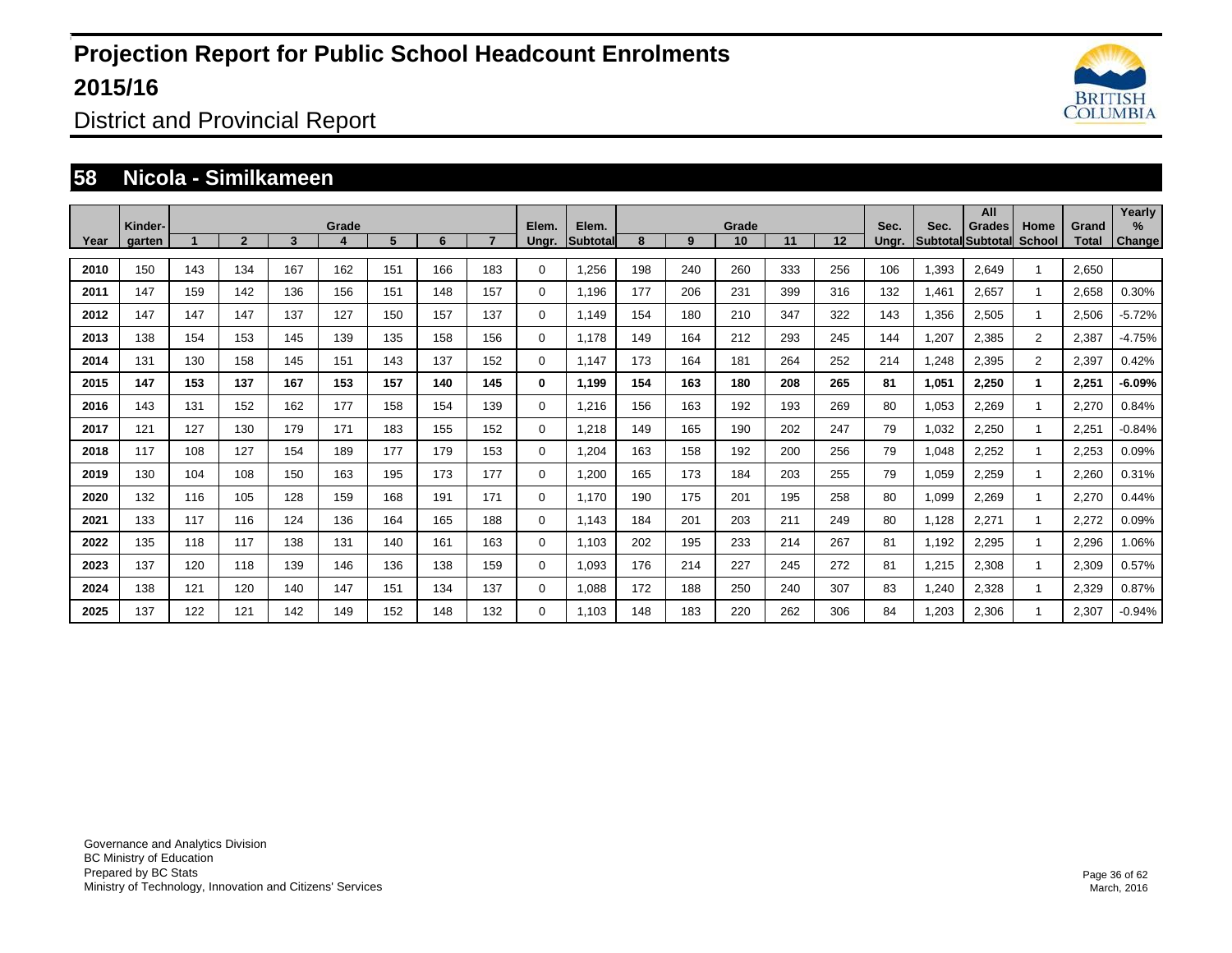# Projection Report for Public School Headcount Enrolments 2015/16

District and Provincial Report

## 58 Nicola - Similkameen

| Year | Kinder-garten | Grade 1 | 2 | 3 | 4 | 5 | 6 | 7 | Elem. Ungr. | Elem. Subtotal | 8 | 9 | Grade 10 | 11 | 12 | Sec. Ungr. | Sec. Subtotal | All Grades Subtotal | Home School | Grand Total | Yearly % Change |
|---|---|---|---|---|---|---|---|---|---|---|---|---|---|---|---|---|---|---|---|---|---|
| 2010 | 150 | 143 | 134 | 167 | 162 | 151 | 166 | 183 | 0 | 1,256 | 198 | 240 | 260 | 333 | 256 | 106 | 1,393 | 2,649 | 1 | 2,650 | |
| 2011 | 147 | 159 | 142 | 136 | 156 | 151 | 148 | 157 | 0 | 1,196 | 177 | 206 | 231 | 399 | 316 | 132 | 1,461 | 2,657 | 1 | 2,658 | 0.30% |
| 2012 | 147 | 147 | 147 | 137 | 127 | 150 | 157 | 137 | 0 | 1,149 | 154 | 180 | 210 | 347 | 322 | 143 | 1,356 | 2,505 | 1 | 2,506 | -5.72% |
| 2013 | 138 | 154 | 153 | 145 | 139 | 135 | 158 | 156 | 0 | 1,178 | 149 | 164 | 212 | 293 | 245 | 144 | 1,207 | 2,385 | 2 | 2,387 | -4.75% |
| 2014 | 131 | 130 | 158 | 145 | 151 | 143 | 137 | 152 | 0 | 1,147 | 173 | 164 | 181 | 264 | 252 | 214 | 1,248 | 2,395 | 2 | 2,397 | 0.42% |
| **2015** | **147** | **153** | **137** | **167** | **153** | **157** | **140** | **145** | **0** | **1,199** | **154** | **163** | **180** | **208** | **265** | **81** | **1,051** | **2,250** | **1** | **2,251** | **-6.09%** |
| 2016 | 143 | 131 | 152 | 162 | 177 | 158 | 154 | 139 | 0 | 1,216 | 156 | 163 | 192 | 193 | 269 | 80 | 1,053 | 2,269 | 1 | 2,270 | 0.84% |
| 2017 | 121 | 127 | 130 | 179 | 171 | 183 | 155 | 152 | 0 | 1,218 | 149 | 165 | 190 | 202 | 247 | 79 | 1,032 | 2,250 | 1 | 2,251 | -0.84% |
| 2018 | 117 | 108 | 127 | 154 | 189 | 177 | 179 | 153 | 0 | 1,204 | 163 | 158 | 192 | 200 | 256 | 79 | 1,048 | 2,252 | 1 | 2,253 | 0.09% |
| 2019 | 130 | 104 | 108 | 150 | 163 | 195 | 173 | 177 | 0 | 1,200 | 165 | 173 | 184 | 203 | 255 | 79 | 1,059 | 2,259 | 1 | 2,260 | 0.31% |
| 2020 | 132 | 116 | 105 | 128 | 159 | 168 | 191 | 171 | 0 | 1,170 | 190 | 175 | 201 | 195 | 258 | 80 | 1,099 | 2,269 | 1 | 2,270 | 0.44% |
| 2021 | 133 | 117 | 116 | 124 | 136 | 164 | 165 | 188 | 0 | 1,143 | 184 | 201 | 203 | 211 | 249 | 80 | 1,128 | 2,271 | 1 | 2,272 | 0.09% |
| 2022 | 135 | 118 | 117 | 138 | 131 | 140 | 161 | 163 | 0 | 1,103 | 202 | 195 | 233 | 214 | 267 | 81 | 1,192 | 2,295 | 1 | 2,296 | 1.06% |
| 2023 | 137 | 120 | 118 | 139 | 146 | 136 | 138 | 159 | 0 | 1,093 | 176 | 214 | 227 | 245 | 272 | 81 | 1,215 | 2,308 | 1 | 2,309 | 0.57% |
| 2024 | 138 | 121 | 120 | 140 | 147 | 151 | 134 | 137 | 0 | 1,088 | 172 | 188 | 250 | 240 | 307 | 83 | 1,240 | 2,328 | 1 | 2,329 | 0.87% |
| 2025 | 137 | 122 | 121 | 142 | 149 | 152 | 148 | 132 | 0 | 1,103 | 148 | 183 | 220 | 262 | 306 | 84 | 1,203 | 2,306 | 1 | 2,307 | -0.94% |

Governance and Analytics Division
BC Ministry of Education
Prepared by BC Stats
Ministry of Technology, Innovation and Citizens' Services

March, 2016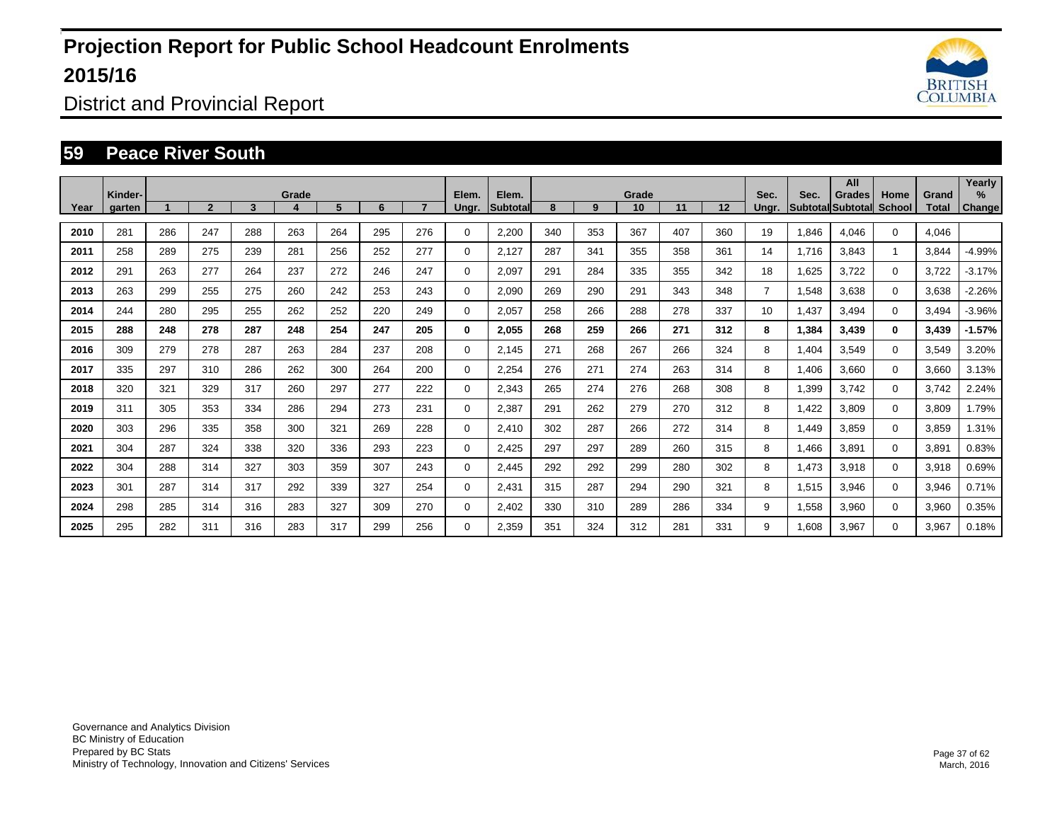# Projection Report for Public School Headcount Enrolments 2015/16

District and Provincial Report

## 59 Peace River South

| Year | Kinder-garten | Grade 1 | 2 | 3 | 4 | 5 | 6 | 7 | Elem. Ungr. | Elem. Subtotal | Grade 8 | 9 | 10 | 11 | 12 | Sec. Ungr. | Sec. Subtotal | All Grades Subtotal | Home School | Grand Total | Yearly % Change |
|---|---|---|---|---|---|---|---|---|---|---|---|---|---|---|---|---|---|---|---|---|---|
| 2010 | 281 | 286 | 247 | 288 | 263 | 264 | 295 | 276 | 0 | 2,200 | 340 | 353 | 367 | 407 | 360 | 19 | 1,846 | 4,046 | 0 | 4,046 | |
| 2011 | 258 | 289 | 275 | 239 | 281 | 256 | 252 | 277 | 0 | 2,127 | 287 | 341 | 355 | 358 | 361 | 14 | 1,716 | 3,843 | 1 | 3,844 | -4.99% |
| 2012 | 291 | 263 | 277 | 264 | 237 | 272 | 246 | 247 | 0 | 2,097 | 291 | 284 | 335 | 355 | 342 | 18 | 1,625 | 3,722 | 0 | 3,722 | -3.17% |
| 2013 | 263 | 299 | 255 | 275 | 260 | 242 | 253 | 243 | 0 | 2,090 | 269 | 290 | 291 | 343 | 348 | 7 | 1,548 | 3,638 | 0 | 3,638 | -2.26% |
| 2014 | 244 | 280 | 295 | 255 | 262 | 252 | 220 | 249 | 0 | 2,057 | 258 | 266 | 288 | 278 | 337 | 10 | 1,437 | 3,494 | 0 | 3,494 | -3.96% |
| **2015** | **288** | **248** | **278** | **287** | **248** | **254** | **247** | **205** | **0** | **2,055** | **268** | **259** | **266** | **271** | **312** | **8** | **1,384** | **3,439** | **0** | **3,439** | **-1.57%** |
| 2016 | 309 | 279 | 278 | 287 | 263 | 284 | 237 | 208 | 0 | 2,145 | 271 | 268 | 267 | 266 | 324 | 8 | 1,404 | 3,549 | 0 | 3,549 | 3.20% |
| 2017 | 335 | 297 | 310 | 286 | 262 | 300 | 264 | 200 | 0 | 2,254 | 276 | 271 | 274 | 263 | 314 | 8 | 1,406 | 3,660 | 0 | 3,660 | 3.13% |
| 2018 | 320 | 321 | 329 | 317 | 260 | 297 | 277 | 222 | 0 | 2,343 | 265 | 274 | 276 | 268 | 308 | 8 | 1,399 | 3,742 | 0 | 3,742 | 2.24% |
| 2019 | 311 | 305 | 353 | 334 | 286 | 294 | 273 | 231 | 0 | 2,387 | 291 | 262 | 279 | 270 | 312 | 8 | 1,422 | 3,809 | 0 | 3,809 | 1.79% |
| 2020 | 303 | 296 | 335 | 358 | 300 | 321 | 269 | 228 | 0 | 2,410 | 302 | 287 | 266 | 272 | 314 | 8 | 1,449 | 3,859 | 0 | 3,859 | 1.31% |
| 2021 | 304 | 287 | 324 | 338 | 320 | 336 | 293 | 223 | 0 | 2,425 | 297 | 297 | 289 | 260 | 315 | 8 | 1,466 | 3,891 | 0 | 3,891 | 0.83% |
| 2022 | 304 | 288 | 314 | 327 | 303 | 359 | 307 | 243 | 0 | 2,445 | 292 | 292 | 299 | 280 | 302 | 8 | 1,473 | 3,918 | 0 | 3,918 | 0.69% |
| 2023 | 301 | 287 | 314 | 317 | 292 | 339 | 327 | 254 | 0 | 2,431 | 315 | 287 | 294 | 290 | 321 | 8 | 1,515 | 3,946 | 0 | 3,946 | 0.71% |
| 2024 | 298 | 285 | 314 | 316 | 283 | 327 | 309 | 270 | 0 | 2,402 | 330 | 310 | 289 | 286 | 334 | 9 | 1,558 | 3,960 | 0 | 3,960 | 0.35% |
| 2025 | 295 | 282 | 311 | 316 | 283 | 317 | 299 | 256 | 0 | 2,359 | 351 | 324 | 312 | 281 | 331 | 9 | 1,608 | 3,967 | 0 | 3,967 | 0.18% |

Governance and Analytics Division
BC Ministry of Education
Prepared by BC Stats
Ministry of Technology, Innovation and Citizens' Services

March, 2016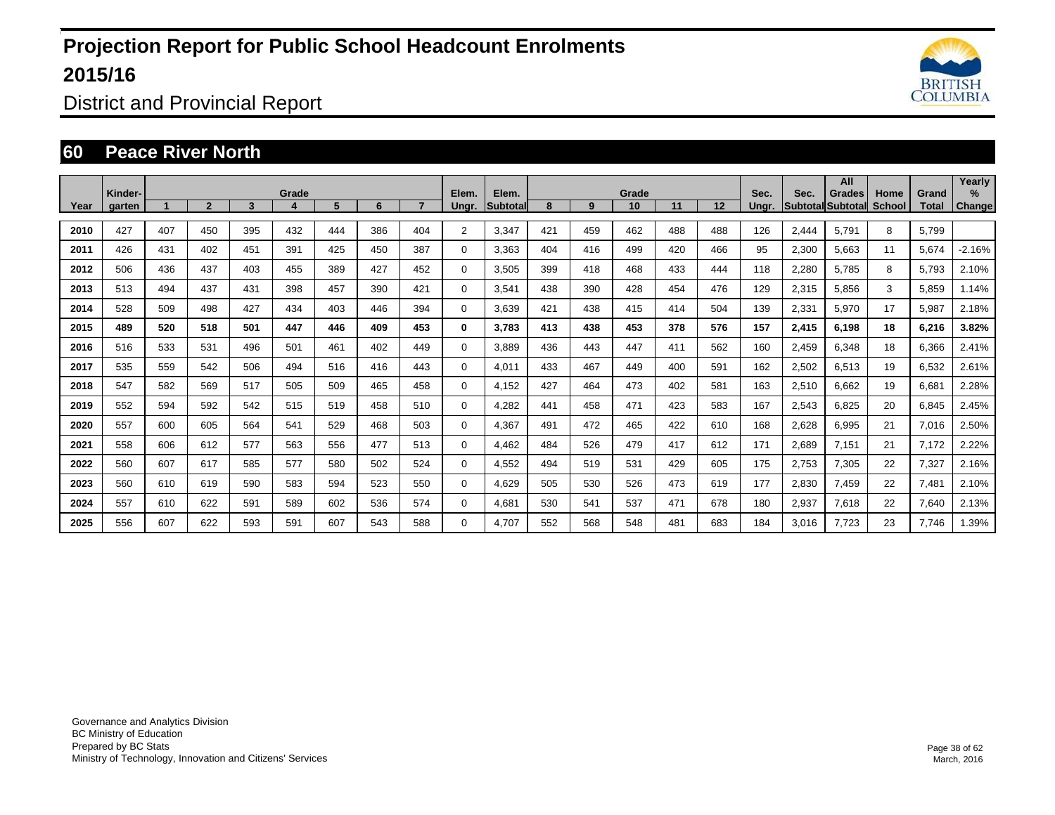# Projection Report for Public School Headcount Enrolments 2015/16

District and Provincial Report

## 60 Peace River North

| Year | Kinder-garten | Grade 1 | 2 | 3 | 4 | 5 | 6 | 7 | Elem. Ungr. | Elem. Subtotal | Grade 8 | 9 | 10 | 11 | 12 | Sec. Ungr. | Sec. Subtotal | All Grades Subtotal | Home School | Grand Total | Yearly % Change |
|---|---|---|---|---|---|---|---|---|---|---|---|---|---|---|---|---|---|---|---|---|---|
| 2010 | 427 | 407 | 450 | 395 | 432 | 444 | 386 | 404 | 2 | 3,347 | 421 | 459 | 462 | 488 | 488 | 126 | 2,444 | 5,791 | 8 | 5,799 | |
| 2011 | 426 | 431 | 402 | 451 | 391 | 425 | 450 | 387 | 0 | 3,363 | 404 | 416 | 499 | 420 | 466 | 95 | 2,300 | 5,663 | 11 | 5,674 | -2.16% |
| 2012 | 506 | 436 | 437 | 403 | 455 | 389 | 427 | 452 | 0 | 3,505 | 399 | 418 | 468 | 433 | 444 | 118 | 2,280 | 5,785 | 8 | 5,793 | 2.10% |
| 2013 | 513 | 494 | 437 | 431 | 398 | 457 | 390 | 421 | 0 | 3,541 | 438 | 390 | 428 | 454 | 476 | 129 | 2,315 | 5,856 | 3 | 5,859 | 1.14% |
| 2014 | 528 | 509 | 498 | 427 | 434 | 403 | 446 | 394 | 0 | 3,639 | 421 | 438 | 415 | 414 | 504 | 139 | 2,331 | 5,970 | 17 | 5,987 | 2.18% |
| **2015** | **489** | **520** | **518** | **501** | **447** | **446** | **409** | **453** | **0** | **3,783** | **413** | **438** | **453** | **378** | **576** | **157** | **2,415** | **6,198** | **18** | **6,216** | **3.82%** |
| 2016 | 516 | 533 | 531 | 496 | 501 | 461 | 402 | 449 | 0 | 3,889 | 436 | 443 | 447 | 411 | 562 | 160 | 2,459 | 6,348 | 18 | 6,366 | 2.41% |
| 2017 | 535 | 559 | 542 | 506 | 494 | 516 | 416 | 443 | 0 | 4,011 | 433 | 467 | 449 | 400 | 591 | 162 | 2,502 | 6,513 | 19 | 6,532 | 2.61% |
| 2018 | 547 | 582 | 569 | 517 | 505 | 509 | 465 | 458 | 0 | 4,152 | 427 | 464 | 473 | 402 | 581 | 163 | 2,510 | 6,662 | 19 | 6,681 | 2.28% |
| 2019 | 552 | 594 | 592 | 542 | 515 | 519 | 458 | 510 | 0 | 4,282 | 441 | 458 | 471 | 423 | 583 | 167 | 2,543 | 6,825 | 20 | 6,845 | 2.45% |
| 2020 | 557 | 600 | 605 | 564 | 541 | 529 | 468 | 503 | 0 | 4,367 | 491 | 472 | 465 | 422 | 610 | 168 | 2,628 | 6,995 | 21 | 7,016 | 2.50% |
| 2021 | 558 | 606 | 612 | 577 | 563 | 556 | 477 | 513 | 0 | 4,462 | 484 | 526 | 479 | 417 | 612 | 171 | 2,689 | 7,151 | 21 | 7,172 | 2.22% |
| 2022 | 560 | 607 | 617 | 585 | 577 | 580 | 502 | 524 | 0 | 4,552 | 494 | 519 | 531 | 429 | 605 | 175 | 2,753 | 7,305 | 22 | 7,327 | 2.16% |
| 2023 | 560 | 610 | 619 | 590 | 583 | 594 | 523 | 550 | 0 | 4,629 | 505 | 530 | 526 | 473 | 619 | 177 | 2,830 | 7,459 | 22 | 7,481 | 2.10% |
| 2024 | 557 | 610 | 622 | 591 | 589 | 602 | 536 | 574 | 0 | 4,681 | 530 | 541 | 537 | 471 | 678 | 180 | 2,937 | 7,618 | 22 | 7,640 | 2.13% |
| 2025 | 556 | 607 | 622 | 593 | 591 | 607 | 543 | 588 | 0 | 4,707 | 552 | 568 | 548 | 481 | 683 | 184 | 3,016 | 7,723 | 23 | 7,746 | 1.39% |

Governance and Analytics Division
BC Ministry of Education
Prepared by BC Stats
Ministry of Technology, Innovation and Citizens' Services

March, 2016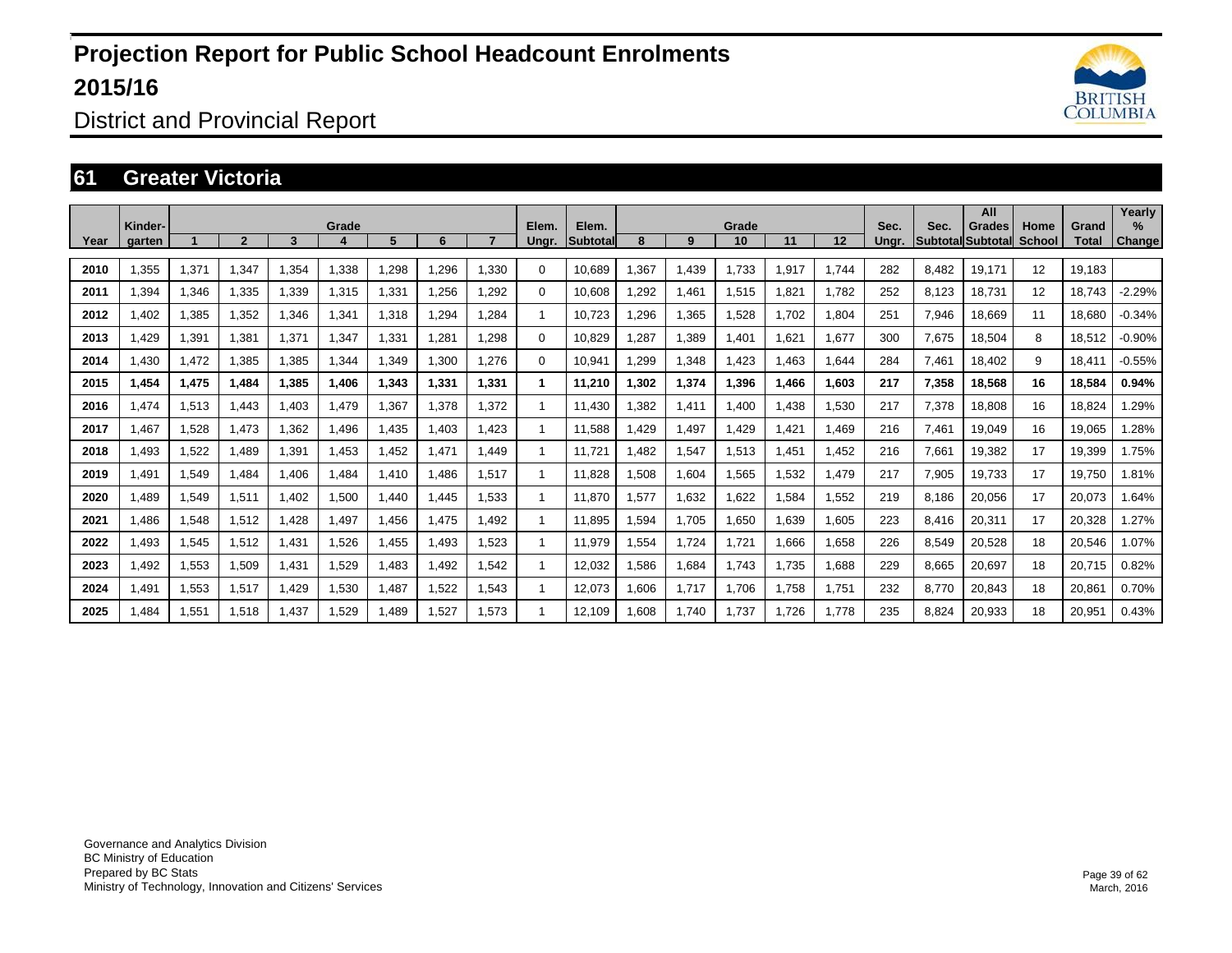# Projection Report for Public School Headcount Enrolments 2015/16

District and Provincial Report

## 61 Greater Victoria

| Year | Kinder-garten | Grade 1 | 2 | 3 | 4 | 5 | 6 | 7 | Elem. Ungr. | Elem. Subtotal | Grade 8 | 9 | 10 | 11 | 12 | Sec. Ungr. | Sec. Subtotal | All Grades Subtotal | Home School | Grand Total | Yearly % Change |
|---|---|---|---|---|---|---|---|---|---|---|---|---|---|---|---|---|---|---|---|---|---|
| 2010 | 1,355 | 1,371 | 1,347 | 1,354 | 1,338 | 1,298 | 1,296 | 1,330 | 0 | 10,689 | 1,367 | 1,439 | 1,733 | 1,917 | 1,744 | 282 | 8,482 | 19,171 | 12 | 19,183 | |
| 2011 | 1,394 | 1,346 | 1,335 | 1,339 | 1,315 | 1,331 | 1,256 | 1,292 | 0 | 10,608 | 1,292 | 1,461 | 1,515 | 1,821 | 1,782 | 252 | 8,123 | 18,731 | 12 | 18,743 | -2.29% |
| 2012 | 1,402 | 1,385 | 1,352 | 1,346 | 1,341 | 1,318 | 1,294 | 1,284 | 1 | 10,723 | 1,296 | 1,365 | 1,528 | 1,702 | 1,804 | 251 | 7,946 | 18,669 | 11 | 18,680 | -0.34% |
| 2013 | 1,429 | 1,391 | 1,381 | 1,371 | 1,347 | 1,331 | 1,281 | 1,298 | 0 | 10,829 | 1,287 | 1,389 | 1,401 | 1,621 | 1,677 | 300 | 7,675 | 18,504 | 8 | 18,512 | -0.90% |
| 2014 | 1,430 | 1,472 | 1,385 | 1,385 | 1,344 | 1,349 | 1,300 | 1,276 | 0 | 10,941 | 1,299 | 1,348 | 1,423 | 1,463 | 1,644 | 284 | 7,461 | 18,402 | 9 | 18,411 | -0.55% |
| **2015** | **1,454** | **1,475** | **1,484** | **1,385** | **1,406** | **1,343** | **1,331** | **1,331** | **1** | **11,210** | **1,302** | **1,374** | **1,396** | **1,466** | **1,603** | **217** | **7,358** | **18,568** | **16** | **18,584** | **0.94%** |
| 2016 | 1,474 | 1,513 | 1,443 | 1,403 | 1,479 | 1,367 | 1,378 | 1,372 | 1 | 11,430 | 1,382 | 1,411 | 1,400 | 1,438 | 1,530 | 217 | 7,378 | 18,808 | 16 | 18,824 | 1.29% |
| 2017 | 1,467 | 1,528 | 1,473 | 1,362 | 1,496 | 1,435 | 1,403 | 1,423 | 1 | 11,588 | 1,429 | 1,497 | 1,429 | 1,421 | 1,469 | 216 | 7,461 | 19,049 | 16 | 19,065 | 1.28% |
| 2018 | 1,493 | 1,522 | 1,489 | 1,391 | 1,453 | 1,452 | 1,471 | 1,449 | 1 | 11,721 | 1,482 | 1,547 | 1,513 | 1,451 | 1,452 | 216 | 7,661 | 19,382 | 17 | 19,399 | 1.75% |
| 2019 | 1,491 | 1,549 | 1,484 | 1,406 | 1,484 | 1,410 | 1,486 | 1,517 | 1 | 11,828 | 1,508 | 1,604 | 1,565 | 1,532 | 1,479 | 217 | 7,905 | 19,733 | 17 | 19,750 | 1.81% |
| 2020 | 1,489 | 1,549 | 1,511 | 1,402 | 1,500 | 1,440 | 1,445 | 1,533 | 1 | 11,870 | 1,577 | 1,632 | 1,622 | 1,584 | 1,552 | 219 | 8,186 | 20,056 | 17 | 20,073 | 1.64% |
| 2021 | 1,486 | 1,548 | 1,512 | 1,428 | 1,497 | 1,456 | 1,475 | 1,492 | 1 | 11,895 | 1,594 | 1,705 | 1,650 | 1,639 | 1,605 | 223 | 8,416 | 20,311 | 17 | 20,328 | 1.27% |
| 2022 | 1,493 | 1,545 | 1,512 | 1,431 | 1,526 | 1,455 | 1,493 | 1,523 | 1 | 11,979 | 1,554 | 1,724 | 1,721 | 1,666 | 1,658 | 226 | 8,549 | 20,528 | 18 | 20,546 | 1.07% |
| 2023 | 1,492 | 1,553 | 1,509 | 1,431 | 1,529 | 1,483 | 1,492 | 1,542 | 1 | 12,032 | 1,586 | 1,684 | 1,743 | 1,735 | 1,688 | 229 | 8,665 | 20,697 | 18 | 20,715 | 0.82% |
| 2024 | 1,491 | 1,553 | 1,517 | 1,429 | 1,530 | 1,487 | 1,522 | 1,543 | 1 | 12,073 | 1,606 | 1,717 | 1,706 | 1,758 | 1,751 | 232 | 8,770 | 20,843 | 18 | 20,861 | 0.70% |
| 2025 | 1,484 | 1,551 | 1,518 | 1,437 | 1,529 | 1,489 | 1,527 | 1,573 | 1 | 12,109 | 1,608 | 1,740 | 1,737 | 1,726 | 1,778 | 235 | 8,824 | 20,933 | 18 | 20,951 | 0.43% |

Governance and Analytics Division
BC Ministry of Education
Prepared by BC Stats
Ministry of Technology, Innovation and Citizens' Services

March, 2016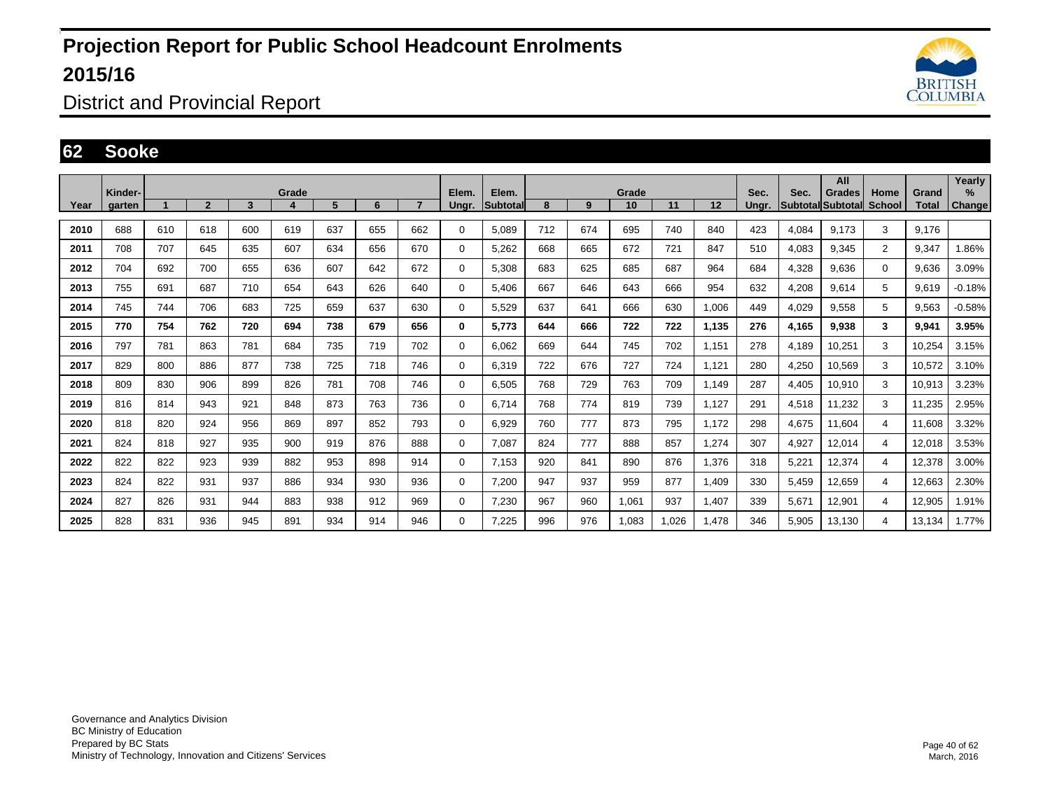# Projection Report for Public School Headcount Enrolments 2015/16

## District and Provincial Report

### 62 Sooke

| Year | Kinder-garten | Grade 1 | Grade 2 | Grade 3 | Grade 4 | Grade 5 | Grade 6 | Grade 7 | Elem. Ungr. | Elem. Subtotal | Grade 8 | Grade 9 | Grade 10 | Grade 11 | Grade 12 | Sec. Ungr. | Sec. Subtotal | All Grades Subtotal | Home School | Grand Total | Yearly % Change |
|---|---|---|---|---|---|---|---|---|---|---|---|---|---|---|---|---|---|---|---|---|---|
| 2010 | 688 | 610 | 618 | 600 | 619 | 637 | 655 | 662 | 0 | 5,089 | 712 | 674 | 695 | 740 | 840 | 423 | 4,084 | 9,173 | 3 | 9,176 | |
| 2011 | 708 | 707 | 645 | 635 | 607 | 634 | 656 | 670 | 0 | 5,262 | 668 | 665 | 672 | 721 | 847 | 510 | 4,083 | 9,345 | 2 | 9,347 | 1.86% |
| 2012 | 704 | 692 | 700 | 655 | 636 | 607 | 642 | 672 | 0 | 5,308 | 683 | 625 | 685 | 687 | 964 | 684 | 4,328 | 9,636 | 0 | 9,636 | 3.09% |
| 2013 | 755 | 691 | 687 | 710 | 654 | 643 | 626 | 640 | 0 | 5,406 | 667 | 646 | 643 | 666 | 954 | 632 | 4,208 | 9,614 | 5 | 9,619 | -0.18% |
| 2014 | 745 | 744 | 706 | 683 | 725 | 659 | 637 | 630 | 0 | 5,529 | 637 | 641 | 666 | 630 | 1,006 | 449 | 4,029 | 9,558 | 5 | 9,563 | -0.58% |
| **2015** | **770** | **754** | **762** | **720** | **694** | **738** | **679** | **656** | **0** | **5,773** | **644** | **666** | **722** | **722** | **1,135** | **276** | **4,165** | **9,938** | **3** | **9,941** | **3.95%** |
| 2016 | 797 | 781 | 863 | 781 | 684 | 735 | 719 | 702 | 0 | 6,062 | 669 | 644 | 745 | 702 | 1,151 | 278 | 4,189 | 10,251 | 3 | 10,254 | 3.15% |
| 2017 | 829 | 800 | 886 | 877 | 738 | 725 | 718 | 746 | 0 | 6,319 | 722 | 676 | 727 | 724 | 1,121 | 280 | 4,250 | 10,569 | 3 | 10,572 | 3.10% |
| 2018 | 809 | 830 | 906 | 899 | 826 | 781 | 708 | 746 | 0 | 6,505 | 768 | 729 | 763 | 709 | 1,149 | 287 | 4,405 | 10,910 | 3 | 10,913 | 3.23% |
| 2019 | 816 | 814 | 943 | 921 | 848 | 873 | 763 | 736 | 0 | 6,714 | 768 | 774 | 819 | 739 | 1,127 | 291 | 4,518 | 11,232 | 3 | 11,235 | 2.95% |
| 2020 | 818 | 820 | 924 | 956 | 869 | 897 | 852 | 793 | 0 | 6,929 | 760 | 777 | 873 | 795 | 1,172 | 298 | 4,675 | 11,604 | 4 | 11,608 | 3.32% |
| 2021 | 824 | 818 | 927 | 935 | 900 | 919 | 876 | 888 | 0 | 7,087 | 824 | 777 | 888 | 857 | 1,274 | 307 | 4,927 | 12,014 | 4 | 12,018 | 3.53% |
| 2022 | 822 | 822 | 923 | 939 | 882 | 953 | 898 | 914 | 0 | 7,153 | 920 | 841 | 890 | 876 | 1,376 | 318 | 5,221 | 12,374 | 4 | 12,378 | 3.00% |
| 2023 | 824 | 822 | 931 | 937 | 886 | 934 | 930 | 936 | 0 | 7,200 | 947 | 937 | 959 | 877 | 1,409 | 330 | 5,459 | 12,659 | 4 | 12,663 | 2.30% |
| 2024 | 827 | 826 | 931 | 944 | 883 | 938 | 912 | 969 | 0 | 7,230 | 967 | 960 | 1,061 | 937 | 1,407 | 339 | 5,671 | 12,901 | 4 | 12,905 | 1.91% |
| 2025 | 828 | 831 | 936 | 945 | 891 | 934 | 914 | 946 | 0 | 7,225 | 996 | 976 | 1,083 | 1,026 | 1,478 | 346 | 5,905 | 13,130 | 4 | 13,134 | 1.77% |

Governance and Analytics Division
BC Ministry of Education
Prepared by BC Stats
Ministry of Technology, Innovation and Citizens' Services

March, 2016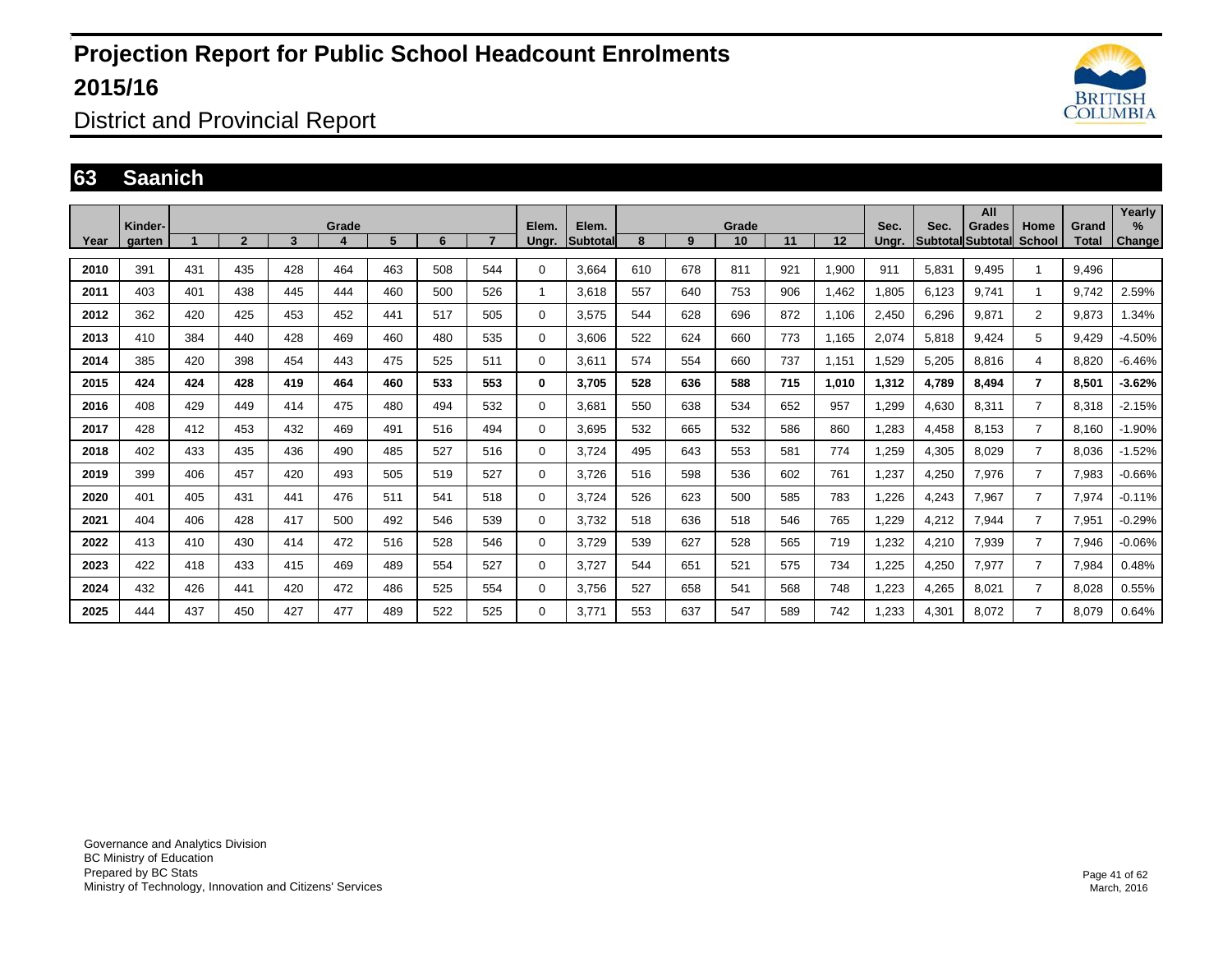# Projection Report for Public School Headcount Enrolments 2015/16

## District and Provincial Report

## 63 Saanich

| Year | Kinder-garten | Grade 1 | 2 | 3 | 4 | 5 | 6 | 7 | Elem. Ungr. | Elem. Subtotal | Grade 8 | 9 | 10 | 11 | 12 | Sec. Ungr. | Sec. Subtotal | All Grades Subtotal | Home School | Grand Total | Yearly % Change |
|---|---|---|---|---|---|---|---|---|---|---|---|---|---|---|---|---|---|---|---|---|---|
| 2010 | 391 | 431 | 435 | 428 | 464 | 463 | 508 | 544 | 0 | 3,664 | 610 | 678 | 811 | 921 | 1,900 | 911 | 5,831 | 9,495 | 1 | 9,496 | |
| 2011 | 403 | 401 | 438 | 445 | 444 | 460 | 500 | 526 | 1 | 3,618 | 557 | 640 | 753 | 906 | 1,462 | 1,805 | 6,123 | 9,741 | 1 | 9,742 | 2.59% |
| 2012 | 362 | 420 | 425 | 453 | 452 | 441 | 517 | 505 | 0 | 3,575 | 544 | 628 | 696 | 872 | 1,106 | 2,450 | 6,296 | 9,871 | 2 | 9,873 | 1.34% |
| 2013 | 410 | 384 | 440 | 428 | 469 | 460 | 480 | 535 | 0 | 3,606 | 522 | 624 | 660 | 773 | 1,165 | 2,074 | 5,818 | 9,424 | 5 | 9,429 | -4.50% |
| 2014 | 385 | 420 | 398 | 454 | 443 | 475 | 525 | 511 | 0 | 3,611 | 574 | 554 | 660 | 737 | 1,151 | 1,529 | 5,205 | 8,816 | 4 | 8,820 | -6.46% |
| **2015** | **424** | **424** | **428** | **419** | **464** | **460** | **533** | **553** | **0** | **3,705** | **528** | **636** | **588** | **715** | **1,010** | **1,312** | **4,789** | **8,494** | **7** | **8,501** | **-3.62%** |
| 2016 | 408 | 429 | 449 | 414 | 475 | 480 | 494 | 532 | 0 | 3,681 | 550 | 638 | 534 | 652 | 957 | 1,299 | 4,630 | 8,311 | 7 | 8,318 | -2.15% |
| 2017 | 428 | 412 | 453 | 432 | 469 | 491 | 516 | 494 | 0 | 3,695 | 532 | 665 | 532 | 586 | 860 | 1,283 | 4,458 | 8,153 | 7 | 8,160 | -1.90% |
| 2018 | 402 | 433 | 435 | 436 | 490 | 485 | 527 | 516 | 0 | 3,724 | 495 | 643 | 553 | 581 | 774 | 1,259 | 4,305 | 8,029 | 7 | 8,036 | -1.52% |
| 2019 | 399 | 406 | 457 | 420 | 493 | 505 | 519 | 527 | 0 | 3,726 | 516 | 598 | 536 | 602 | 761 | 1,237 | 4,250 | 7,976 | 7 | 7,983 | -0.66% |
| 2020 | 401 | 405 | 431 | 441 | 476 | 511 | 541 | 518 | 0 | 3,724 | 526 | 623 | 500 | 585 | 783 | 1,226 | 4,243 | 7,967 | 7 | 7,974 | -0.11% |
| 2021 | 404 | 406 | 428 | 417 | 500 | 492 | 546 | 539 | 0 | 3,732 | 518 | 636 | 518 | 546 | 765 | 1,229 | 4,212 | 7,944 | 7 | 7,951 | -0.29% |
| 2022 | 413 | 410 | 430 | 414 | 472 | 516 | 528 | 546 | 0 | 3,729 | 539 | 627 | 528 | 565 | 719 | 1,232 | 4,210 | 7,939 | 7 | 7,946 | -0.06% |
| 2023 | 422 | 418 | 433 | 415 | 469 | 489 | 554 | 527 | 0 | 3,727 | 544 | 651 | 521 | 575 | 734 | 1,225 | 4,250 | 7,977 | 7 | 7,984 | 0.48% |
| 2024 | 432 | 426 | 441 | 420 | 472 | 486 | 525 | 554 | 0 | 3,756 | 527 | 658 | 541 | 568 | 748 | 1,223 | 4,265 | 8,021 | 7 | 8,028 | 0.55% |
| 2025 | 444 | 437 | 450 | 427 | 477 | 489 | 522 | 525 | 0 | 3,771 | 553 | 637 | 547 | 589 | 742 | 1,233 | 4,301 | 8,072 | 7 | 8,079 | 0.64% |

Governance and Analytics Division
BC Ministry of Education
Prepared by BC Stats
Ministry of Technology, Innovation and Citizens' Services

March, 2016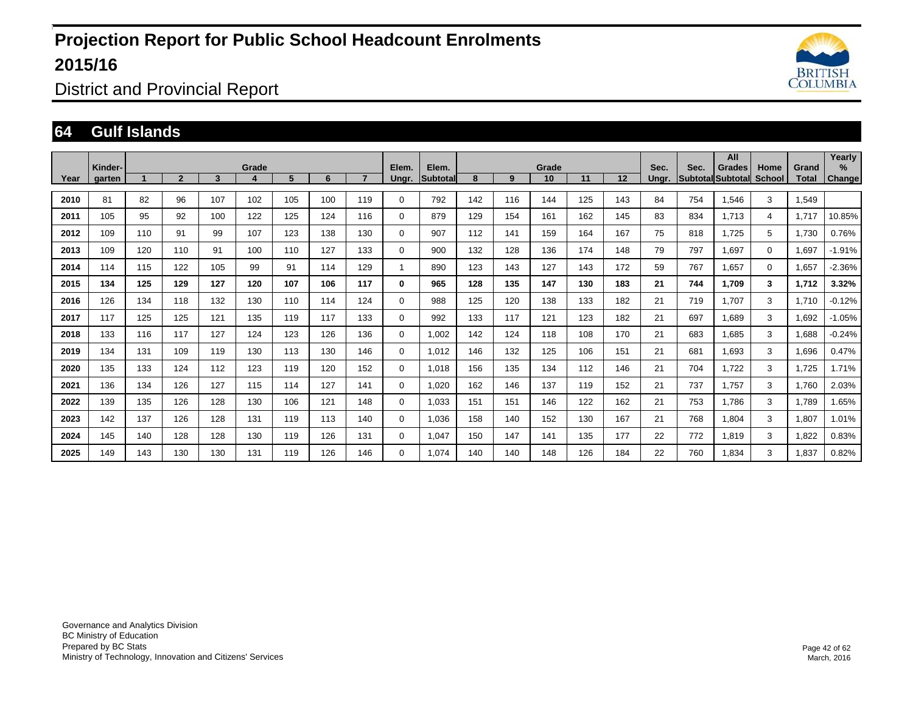# Projection Report for Public School Headcount Enrolments 2015/16

District and Provincial Report

## 64 Gulf Islands

| Year | Kinder-garten | Grade 1 | 2 | 3 | 4 | 5 | 6 | 7 | Elem. Ungr. | Elem. Subtotal | Grade 8 | 9 | 10 | 11 | 12 | Sec. Ungr. | Sec. Subtotal | All Grades Subtotal | Home School | Grand Total | Yearly % Change |
|---|---|---|---|---|---|---|---|---|---|---|---|---|---|---|---|---|---|---|---|---|---|
| 2010 | 81 | 82 | 96 | 107 | 102 | 105 | 100 | 119 | 0 | 792 | 142 | 116 | 144 | 125 | 143 | 84 | 754 | 1,546 | 3 | 1,549 | |
| 2011 | 105 | 95 | 92 | 100 | 122 | 125 | 124 | 116 | 0 | 879 | 129 | 154 | 161 | 162 | 145 | 83 | 834 | 1,713 | 4 | 1,717 | 10.85% |
| 2012 | 109 | 110 | 91 | 99 | 107 | 123 | 138 | 130 | 0 | 907 | 112 | 141 | 159 | 164 | 167 | 75 | 818 | 1,725 | 5 | 1,730 | 0.76% |
| 2013 | 109 | 120 | 110 | 91 | 100 | 110 | 127 | 133 | 0 | 900 | 132 | 128 | 136 | 174 | 148 | 79 | 797 | 1,697 | 0 | 1,697 | -1.91% |
| 2014 | 114 | 115 | 122 | 105 | 99 | 91 | 114 | 129 | 1 | 890 | 123 | 143 | 127 | 143 | 172 | 59 | 767 | 1,657 | 0 | 1,657 | -2.36% |
| **2015** | **134** | **125** | **129** | **127** | **120** | **107** | **106** | **117** | **0** | **965** | **128** | **135** | **147** | **130** | **183** | **21** | **744** | **1,709** | **3** | **1,712** | **3.32%** |
| 2016 | 126 | 134 | 118 | 132 | 130 | 110 | 114 | 124 | 0 | 988 | 125 | 120 | 138 | 133 | 182 | 21 | 719 | 1,707 | 3 | 1,710 | -0.12% |
| 2017 | 117 | 125 | 125 | 121 | 135 | 119 | 117 | 133 | 0 | 992 | 133 | 117 | 121 | 123 | 182 | 21 | 697 | 1,689 | 3 | 1,692 | -1.05% |
| 2018 | 133 | 116 | 117 | 127 | 124 | 123 | 126 | 136 | 0 | 1,002 | 142 | 124 | 118 | 108 | 170 | 21 | 683 | 1,685 | 3 | 1,688 | -0.24% |
| 2019 | 134 | 131 | 109 | 119 | 130 | 113 | 130 | 146 | 0 | 1,012 | 146 | 132 | 125 | 106 | 151 | 21 | 681 | 1,693 | 3 | 1,696 | 0.47% |
| 2020 | 135 | 133 | 124 | 112 | 123 | 119 | 120 | 152 | 0 | 1,018 | 156 | 135 | 134 | 112 | 146 | 21 | 704 | 1,722 | 3 | 1,725 | 1.71% |
| 2021 | 136 | 134 | 126 | 127 | 115 | 114 | 127 | 141 | 0 | 1,020 | 162 | 146 | 137 | 119 | 152 | 21 | 737 | 1,757 | 3 | 1,760 | 2.03% |
| 2022 | 139 | 135 | 126 | 128 | 130 | 106 | 121 | 148 | 0 | 1,033 | 151 | 151 | 146 | 122 | 162 | 21 | 753 | 1,786 | 3 | 1,789 | 1.65% |
| 2023 | 142 | 137 | 126 | 128 | 131 | 119 | 113 | 140 | 0 | 1,036 | 158 | 140 | 152 | 130 | 167 | 21 | 768 | 1,804 | 3 | 1,807 | 1.01% |
| 2024 | 145 | 140 | 128 | 128 | 130 | 119 | 126 | 131 | 0 | 1,047 | 150 | 147 | 141 | 135 | 177 | 22 | 772 | 1,819 | 3 | 1,822 | 0.83% |
| 2025 | 149 | 143 | 130 | 130 | 131 | 119 | 126 | 146 | 0 | 1,074 | 140 | 140 | 148 | 126 | 184 | 22 | 760 | 1,834 | 3 | 1,837 | 0.82% |

Governance and Analytics Division
BC Ministry of Education
Prepared by BC Stats
Ministry of Technology, Innovation and Citizens' Services

March, 2016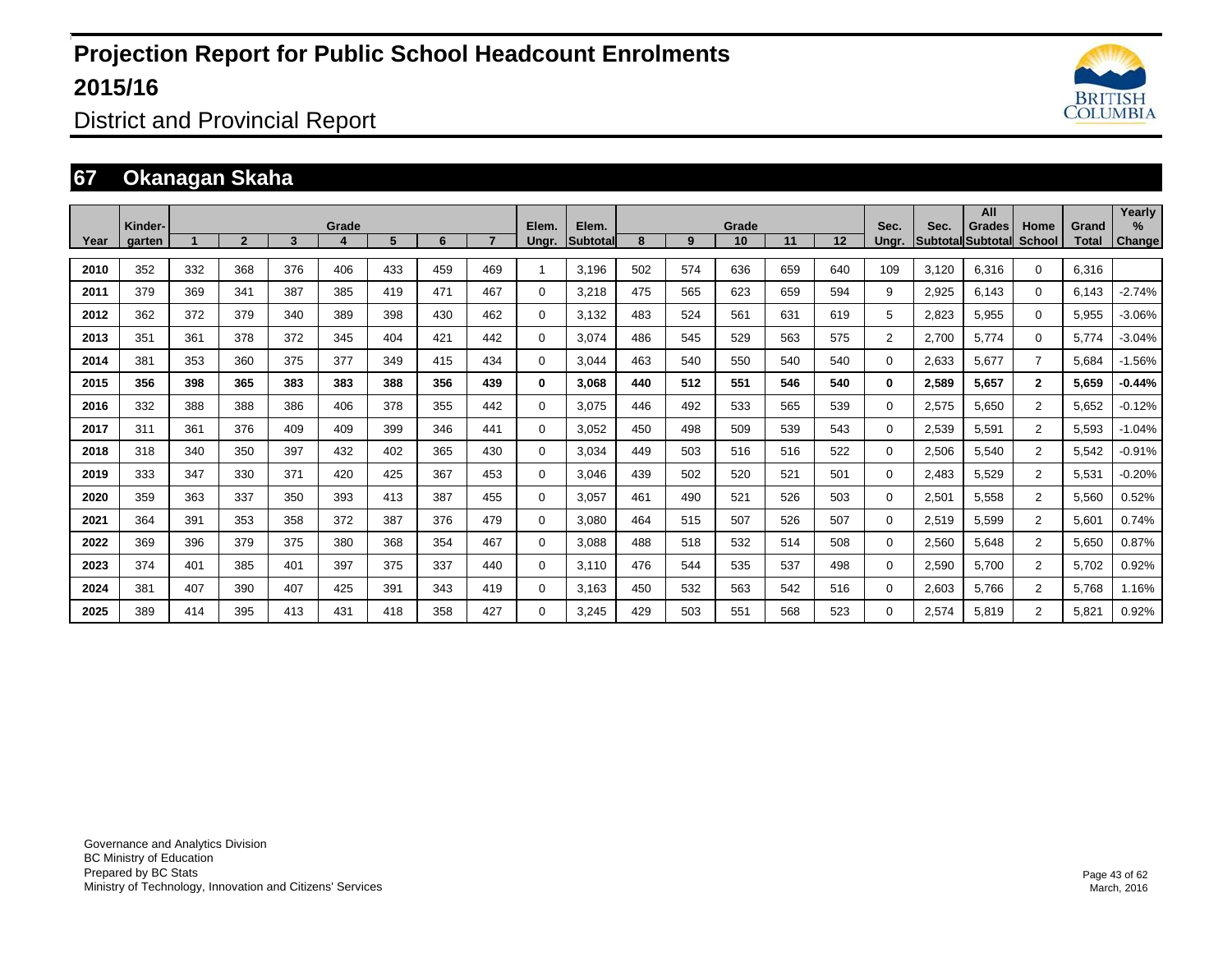# Projection Report for Public School Headcount Enrolments 2015/16

District and Provincial Report

## 67 Okanagan Skaha

| Year | Kinder-garten | 1 | 2 | 3 | Grade 4 | 5 | 6 | 7 | Elem. Ungr. | Elem. Subtotal | 8 | 9 | Grade 10 | 11 | 12 | Sec. Ungr. | Sec. Subtotal | All Grades Subtotal | Home School | Grand Total | Yearly % Change |
|---|---|---|---|---|---|---|---|---|---|---|---|---|---|---|---|---|---|---|---|---|---|
| 2010 | 352 | 332 | 368 | 376 | 406 | 433 | 459 | 469 | 1 | 3,196 | 502 | 574 | 636 | 659 | 640 | 109 | 3,120 | 6,316 | 0 | 6,316 | |
| 2011 | 379 | 369 | 341 | 387 | 385 | 419 | 471 | 467 | 0 | 3,218 | 475 | 565 | 623 | 659 | 594 | 9 | 2,925 | 6,143 | 0 | 6,143 | -2.74% |
| 2012 | 362 | 372 | 379 | 340 | 389 | 398 | 430 | 462 | 0 | 3,132 | 483 | 524 | 561 | 631 | 619 | 5 | 2,823 | 5,955 | 0 | 5,955 | -3.06% |
| 2013 | 351 | 361 | 378 | 372 | 345 | 404 | 421 | 442 | 0 | 3,074 | 486 | 545 | 529 | 563 | 575 | 2 | 2,700 | 5,774 | 0 | 5,774 | -3.04% |
| 2014 | 381 | 353 | 360 | 375 | 377 | 349 | 415 | 434 | 0 | 3,044 | 463 | 540 | 550 | 540 | 540 | 0 | 2,633 | 5,677 | 7 | 5,684 | -1.56% |
| **2015** | **356** | **398** | **365** | **383** | **383** | **388** | **356** | **439** | **0** | **3,068** | **440** | **512** | **551** | **546** | **540** | **0** | **2,589** | **5,657** | **2** | **5,659** | **-0.44%** |
| 2016 | 332 | 388 | 388 | 386 | 406 | 378 | 355 | 442 | 0 | 3,075 | 446 | 492 | 533 | 565 | 539 | 0 | 2,575 | 5,650 | 2 | 5,652 | -0.12% |
| 2017 | 311 | 361 | 376 | 409 | 409 | 399 | 346 | 441 | 0 | 3,052 | 450 | 498 | 509 | 539 | 543 | 0 | 2,539 | 5,591 | 2 | 5,593 | -1.04% |
| 2018 | 318 | 340 | 350 | 397 | 432 | 402 | 365 | 430 | 0 | 3,034 | 449 | 503 | 516 | 516 | 522 | 0 | 2,506 | 5,540 | 2 | 5,542 | -0.91% |
| 2019 | 333 | 347 | 330 | 371 | 420 | 425 | 367 | 453 | 0 | 3,046 | 439 | 502 | 520 | 521 | 501 | 0 | 2,483 | 5,529 | 2 | 5,531 | -0.20% |
| 2020 | 359 | 363 | 337 | 350 | 393 | 413 | 387 | 455 | 0 | 3,057 | 461 | 490 | 521 | 526 | 503 | 0 | 2,501 | 5,558 | 2 | 5,560 | 0.52% |
| 2021 | 364 | 391 | 353 | 358 | 372 | 387 | 376 | 479 | 0 | 3,080 | 464 | 515 | 507 | 526 | 507 | 0 | 2,519 | 5,599 | 2 | 5,601 | 0.74% |
| 2022 | 369 | 396 | 379 | 375 | 380 | 368 | 354 | 467 | 0 | 3,088 | 488 | 518 | 532 | 514 | 508 | 0 | 2,560 | 5,648 | 2 | 5,650 | 0.87% |
| 2023 | 374 | 401 | 385 | 401 | 397 | 375 | 337 | 440 | 0 | 3,110 | 476 | 544 | 535 | 537 | 498 | 0 | 2,590 | 5,700 | 2 | 5,702 | 0.92% |
| 2024 | 381 | 407 | 390 | 407 | 425 | 391 | 343 | 419 | 0 | 3,163 | 450 | 532 | 563 | 542 | 516 | 0 | 2,603 | 5,766 | 2 | 5,768 | 1.16% |
| 2025 | 389 | 414 | 395 | 413 | 431 | 418 | 358 | 427 | 0 | 3,245 | 429 | 503 | 551 | 568 | 523 | 0 | 2,574 | 5,819 | 2 | 5,821 | 0.92% |

Governance and Analytics Division
BC Ministry of Education
Prepared by BC Stats
Ministry of Technology, Innovation and Citizens' Services

March, 2016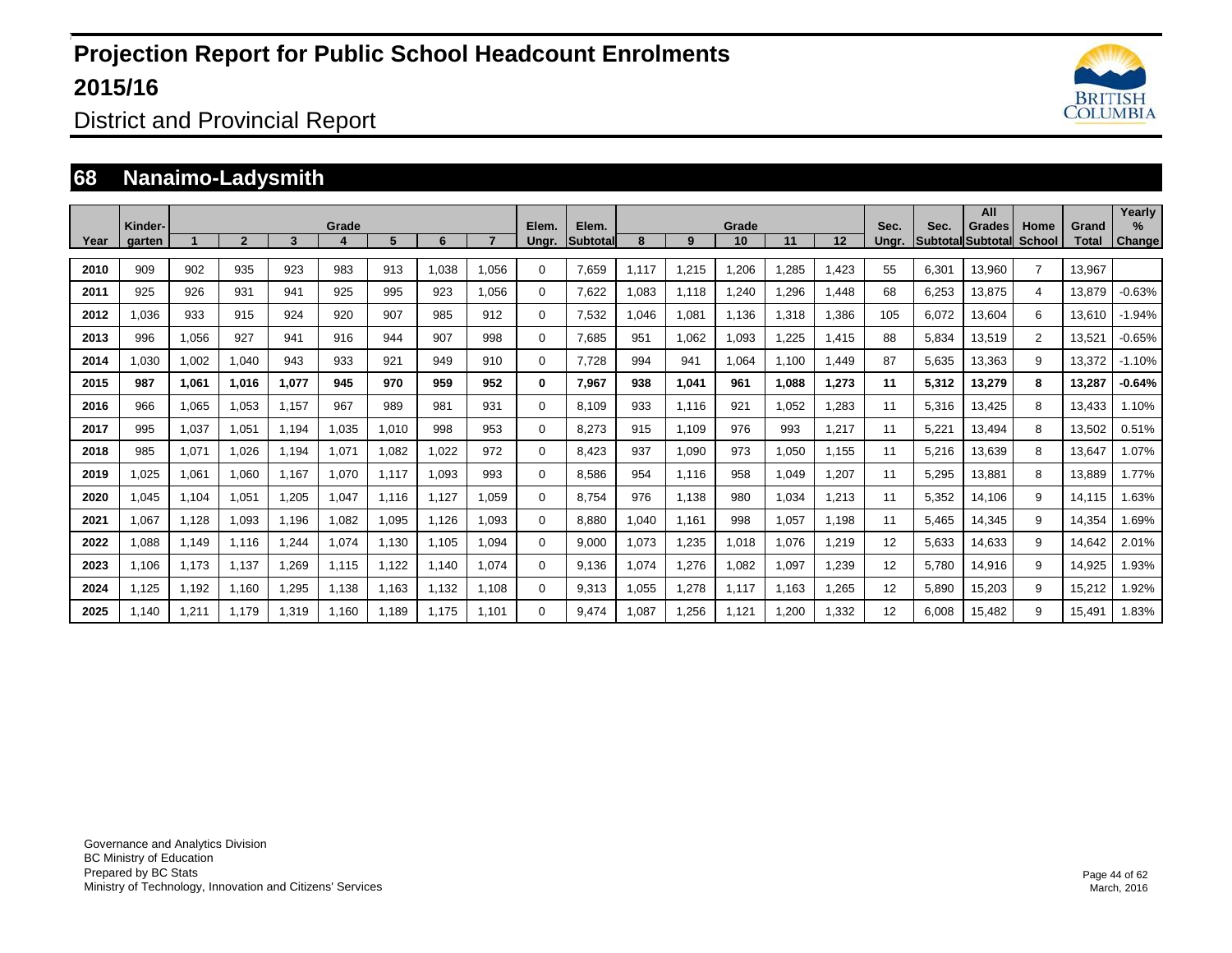# Projection Report for Public School Headcount Enrolments 2015/16

District and Provincial Report

## 68 Nanaimo-Ladysmith

| Year | Kinder-garten | Grade 1 | Grade 2 | Grade 3 | Grade 4 | Grade 5 | Grade 6 | Grade 7 | Elem. Ungr. | Elem. Subtotal | Grade 8 | Grade 9 | Grade 10 | Grade 11 | Grade 12 | Sec. Ungr. | Sec. Subtotal | All Grades Subtotal | Home School | Grand Total | Yearly % Change |
|---|---|---|---|---|---|---|---|---|---|---|---|---|---|---|---|---|---|---|---|---|---|
| 2010 | 909 | 902 | 935 | 923 | 983 | 913 | 1,038 | 1,056 | 0 | 7,659 | 1,117 | 1,215 | 1,206 | 1,285 | 1,423 | 55 | 6,301 | 13,960 | 7 | 13,967 | |
| 2011 | 925 | 926 | 931 | 941 | 925 | 995 | 923 | 1,056 | 0 | 7,622 | 1,083 | 1,118 | 1,240 | 1,296 | 1,448 | 68 | 6,253 | 13,875 | 4 | 13,879 | -0.63% |
| 2012 | 1,036 | 933 | 915 | 924 | 920 | 907 | 985 | 912 | 0 | 7,532 | 1,046 | 1,081 | 1,136 | 1,318 | 1,386 | 105 | 6,072 | 13,604 | 6 | 13,610 | -1.94% |
| 2013 | 996 | 1,056 | 927 | 941 | 916 | 944 | 907 | 998 | 0 | 7,685 | 951 | 1,062 | 1,093 | 1,225 | 1,415 | 88 | 5,834 | 13,519 | 2 | 13,521 | -0.65% |
| 2014 | 1,030 | 1,002 | 1,040 | 943 | 933 | 921 | 949 | 910 | 0 | 7,728 | 994 | 941 | 1,064 | 1,100 | 1,449 | 87 | 5,635 | 13,363 | 9 | 13,372 | -1.10% |
| **2015** | **987** | **1,061** | **1,016** | **1,077** | **945** | **970** | **959** | **952** | **0** | **7,967** | **938** | **1,041** | **961** | **1,088** | **1,273** | **11** | **5,312** | **13,279** | **8** | **13,287** | **-0.64%** |
| 2016 | 966 | 1,065 | 1,053 | 1,157 | 967 | 989 | 981 | 931 | 0 | 8,109 | 933 | 1,116 | 921 | 1,052 | 1,283 | 11 | 5,316 | 13,425 | 8 | 13,433 | 1.10% |
| 2017 | 995 | 1,037 | 1,051 | 1,194 | 1,035 | 1,010 | 998 | 953 | 0 | 8,273 | 915 | 1,109 | 976 | 993 | 1,217 | 11 | 5,221 | 13,494 | 8 | 13,502 | 0.51% |
| 2018 | 985 | 1,071 | 1,026 | 1,194 | 1,071 | 1,082 | 1,022 | 972 | 0 | 8,423 | 937 | 1,090 | 973 | 1,050 | 1,155 | 11 | 5,216 | 13,639 | 8 | 13,647 | 1.07% |
| 2019 | 1,025 | 1,061 | 1,060 | 1,167 | 1,070 | 1,117 | 1,093 | 993 | 0 | 8,586 | 954 | 1,116 | 958 | 1,049 | 1,207 | 11 | 5,295 | 13,881 | 8 | 13,889 | 1.77% |
| 2020 | 1,045 | 1,104 | 1,051 | 1,205 | 1,047 | 1,116 | 1,127 | 1,059 | 0 | 8,754 | 976 | 1,138 | 980 | 1,034 | 1,213 | 11 | 5,352 | 14,106 | 9 | 14,115 | 1.63% |
| 2021 | 1,067 | 1,128 | 1,093 | 1,196 | 1,082 | 1,095 | 1,126 | 1,093 | 0 | 8,880 | 1,040 | 1,161 | 998 | 1,057 | 1,198 | 11 | 5,465 | 14,345 | 9 | 14,354 | 1.69% |
| 2022 | 1,088 | 1,149 | 1,116 | 1,244 | 1,074 | 1,130 | 1,105 | 1,094 | 0 | 9,000 | 1,073 | 1,235 | 1,018 | 1,076 | 1,219 | 12 | 5,633 | 14,633 | 9 | 14,642 | 2.01% |
| 2023 | 1,106 | 1,173 | 1,137 | 1,269 | 1,115 | 1,122 | 1,140 | 1,074 | 0 | 9,136 | 1,074 | 1,276 | 1,082 | 1,097 | 1,239 | 12 | 5,780 | 14,916 | 9 | 14,925 | 1.93% |
| 2024 | 1,125 | 1,192 | 1,160 | 1,295 | 1,138 | 1,163 | 1,132 | 1,108 | 0 | 9,313 | 1,055 | 1,278 | 1,117 | 1,163 | 1,265 | 12 | 5,890 | 15,203 | 9 | 15,212 | 1.92% |
| 2025 | 1,140 | 1,211 | 1,179 | 1,319 | 1,160 | 1,189 | 1,175 | 1,101 | 0 | 9,474 | 1,087 | 1,256 | 1,121 | 1,200 | 1,332 | 12 | 6,008 | 15,482 | 9 | 15,491 | 1.83% |

Governance and Analytics Division
BC Ministry of Education
Prepared by BC Stats
Ministry of Technology, Innovation and Citizens' Services

March, 2016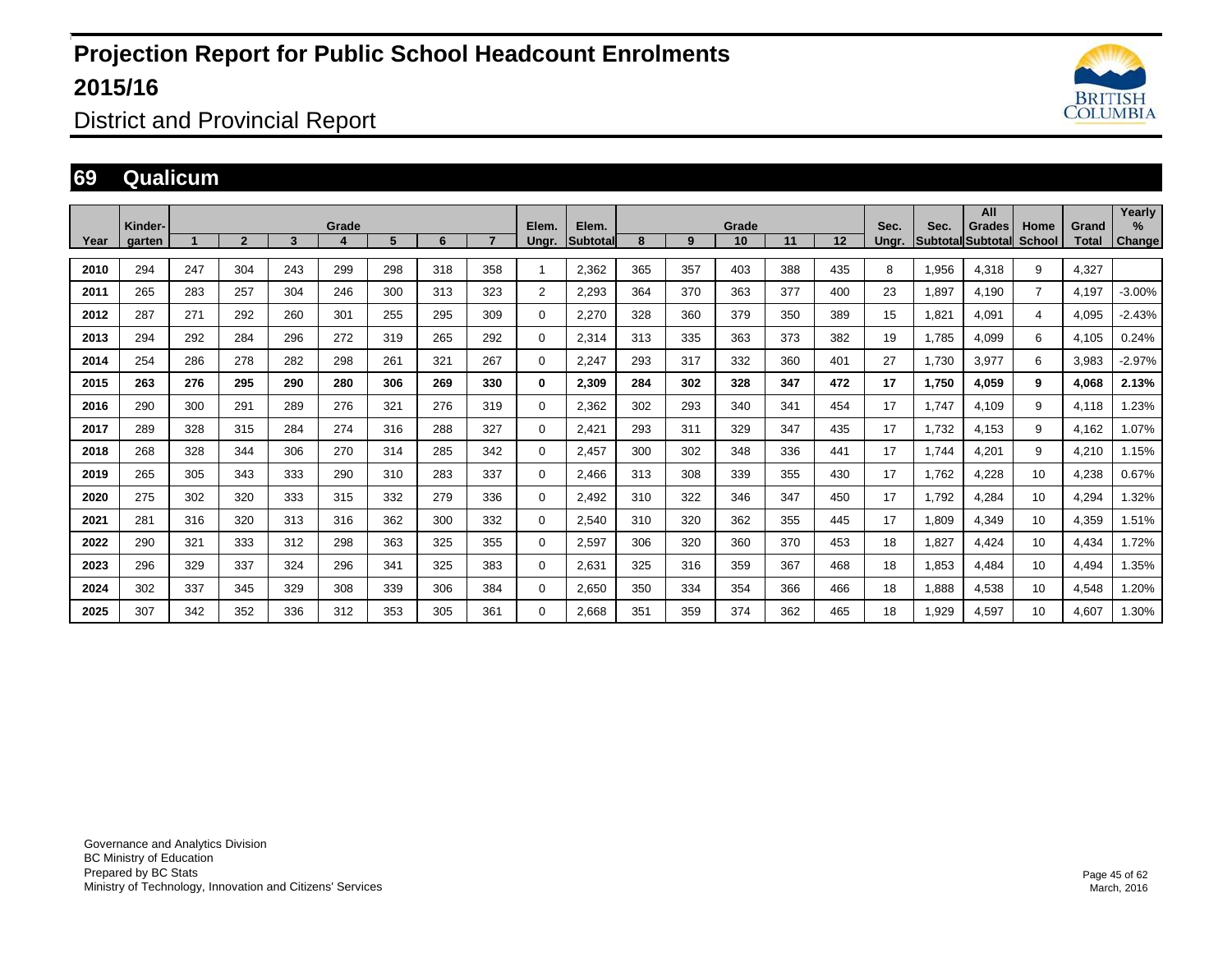# Projection Report for Public School Headcount Enrolments 2015/16

## District and Provincial Report

## 69 Qualicum

| Year | Kinder-garten | Grade 1 | 2 | 3 | 4 | 5 | 6 | 7 | Elem. Ungr. | Elem. Subtotal | Grade 8 | 9 | 10 | 11 | 12 | Sec. Ungr. | Sec. Subtotal | All Grades Subtotal | Home School | Grand Total | Yearly % Change |
|---|---|---|---|---|---|---|---|---|---|---|---|---|---|---|---|---|---|---|---|---|---|
| 2010 | 294 | 247 | 304 | 243 | 299 | 298 | 318 | 358 | 1 | 2,362 | 365 | 357 | 403 | 388 | 435 | 8 | 1,956 | 4,318 | 9 | 4,327 | |
| 2011 | 265 | 283 | 257 | 304 | 246 | 300 | 313 | 323 | 2 | 2,293 | 364 | 370 | 363 | 377 | 400 | 23 | 1,897 | 4,190 | 7 | 4,197 | -3.00% |
| 2012 | 287 | 271 | 292 | 260 | 301 | 255 | 295 | 309 | 0 | 2,270 | 328 | 360 | 379 | 350 | 389 | 15 | 1,821 | 4,091 | 4 | 4,095 | -2.43% |
| 2013 | 294 | 292 | 284 | 296 | 272 | 319 | 265 | 292 | 0 | 2,314 | 313 | 335 | 363 | 373 | 382 | 19 | 1,785 | 4,099 | 6 | 4,105 | 0.24% |
| 2014 | 254 | 286 | 278 | 282 | 298 | 261 | 321 | 267 | 0 | 2,247 | 293 | 317 | 332 | 360 | 401 | 27 | 1,730 | 3,977 | 6 | 3,983 | -2.97% |
| **2015** | **263** | **276** | **295** | **290** | **280** | **306** | **269** | **330** | **0** | **2,309** | **284** | **302** | **328** | **347** | **472** | **17** | **1,750** | **4,059** | **9** | **4,068** | **2.13%** |
| 2016 | 290 | 300 | 291 | 289 | 276 | 321 | 276 | 319 | 0 | 2,362 | 302 | 293 | 340 | 341 | 454 | 17 | 1,747 | 4,109 | 9 | 4,118 | 1.23% |
| 2017 | 289 | 328 | 315 | 284 | 274 | 316 | 288 | 327 | 0 | 2,421 | 293 | 311 | 329 | 347 | 435 | 17 | 1,732 | 4,153 | 9 | 4,162 | 1.07% |
| 2018 | 268 | 328 | 344 | 306 | 270 | 314 | 285 | 342 | 0 | 2,457 | 300 | 302 | 348 | 336 | 441 | 17 | 1,744 | 4,201 | 9 | 4,210 | 1.15% |
| 2019 | 265 | 305 | 343 | 333 | 290 | 310 | 283 | 337 | 0 | 2,466 | 313 | 308 | 339 | 355 | 430 | 17 | 1,762 | 4,228 | 10 | 4,238 | 0.67% |
| 2020 | 275 | 302 | 320 | 333 | 315 | 332 | 279 | 336 | 0 | 2,492 | 310 | 322 | 346 | 347 | 450 | 17 | 1,792 | 4,284 | 10 | 4,294 | 1.32% |
| 2021 | 281 | 316 | 320 | 313 | 316 | 362 | 300 | 332 | 0 | 2,540 | 310 | 320 | 362 | 355 | 445 | 17 | 1,809 | 4,349 | 10 | 4,359 | 1.51% |
| 2022 | 290 | 321 | 333 | 312 | 298 | 363 | 325 | 355 | 0 | 2,597 | 306 | 320 | 360 | 370 | 453 | 18 | 1,827 | 4,424 | 10 | 4,434 | 1.72% |
| 2023 | 296 | 329 | 337 | 324 | 296 | 341 | 325 | 383 | 0 | 2,631 | 325 | 316 | 359 | 367 | 468 | 18 | 1,853 | 4,484 | 10 | 4,494 | 1.35% |
| 2024 | 302 | 337 | 345 | 329 | 308 | 339 | 306 | 384 | 0 | 2,650 | 350 | 334 | 354 | 366 | 466 | 18 | 1,888 | 4,538 | 10 | 4,548 | 1.20% |
| 2025 | 307 | 342 | 352 | 336 | 312 | 353 | 305 | 361 | 0 | 2,668 | 351 | 359 | 374 | 362 | 465 | 18 | 1,929 | 4,597 | 10 | 4,607 | 1.30% |

Governance and Analytics Division
BC Ministry of Education
Prepared by BC Stats
Ministry of Technology, Innovation and Citizens' Services

March, 2016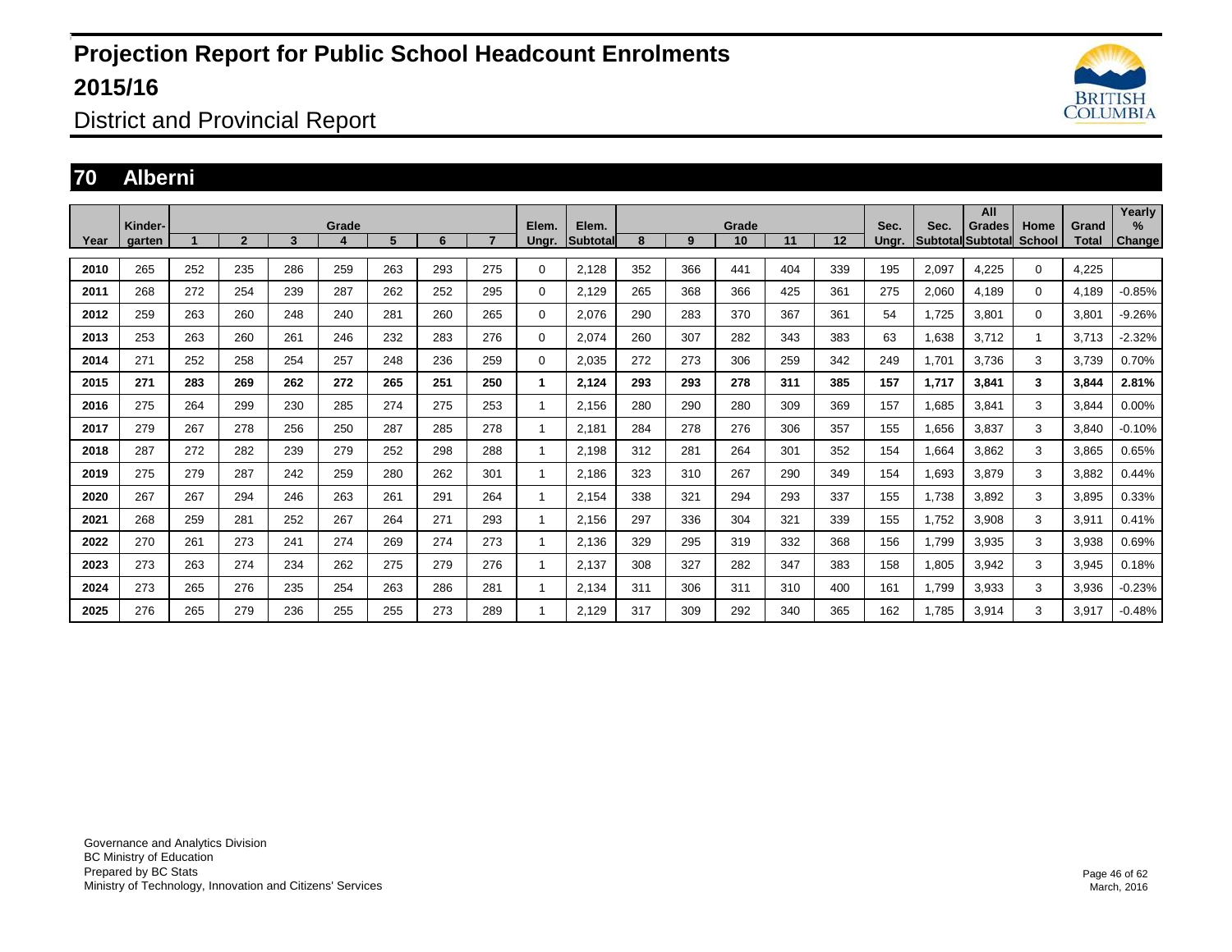# Projection Report for Public School Headcount Enrolments 2015/16

## District and Provincial Report

## 70 Alberni

| Year | Kinder-garten | Grade 1 | 2 | 3 | 4 | 5 | 6 | 7 | Elem. Ungr. | Elem. Subtotal | Grade 8 | 9 | 10 | 11 | 12 | Sec. Ungr. | Sec. Subtotal | All Grades Subtotal | Home School | Grand Total | Yearly % Change |
|---|---|---|---|---|---|---|---|---|---|---|---|---|---|---|---|---|---|---|---|---|---|
| 2010 | 265 | 252 | 235 | 286 | 259 | 263 | 293 | 275 | 0 | 2,128 | 352 | 366 | 441 | 404 | 339 | 195 | 2,097 | 4,225 | 0 | 4,225 | |
| 2011 | 268 | 272 | 254 | 239 | 287 | 262 | 252 | 295 | 0 | 2,129 | 265 | 368 | 366 | 425 | 361 | 275 | 2,060 | 4,189 | 0 | 4,189 | -0.85% |
| 2012 | 259 | 263 | 260 | 248 | 240 | 281 | 260 | 265 | 0 | 2,076 | 290 | 283 | 370 | 367 | 361 | 54 | 1,725 | 3,801 | 0 | 3,801 | -9.26% |
| 2013 | 253 | 263 | 260 | 261 | 246 | 232 | 283 | 276 | 0 | 2,074 | 260 | 307 | 282 | 343 | 383 | 63 | 1,638 | 3,712 | 1 | 3,713 | -2.32% |
| 2014 | 271 | 252 | 258 | 254 | 257 | 248 | 236 | 259 | 0 | 2,035 | 272 | 273 | 306 | 259 | 342 | 249 | 1,701 | 3,736 | 3 | 3,739 | 0.70% |
| **2015** | **271** | **283** | **269** | **262** | **272** | **265** | **251** | **250** | **1** | **2,124** | **293** | **293** | **278** | **311** | **385** | **157** | **1,717** | **3,841** | **3** | **3,844** | **2.81%** |
| 2016 | 275 | 264 | 299 | 230 | 285 | 274 | 275 | 253 | 1 | 2,156 | 280 | 290 | 280 | 309 | 369 | 157 | 1,685 | 3,841 | 3 | 3,844 | 0.00% |
| 2017 | 279 | 267 | 278 | 256 | 250 | 287 | 285 | 278 | 1 | 2,181 | 284 | 278 | 276 | 306 | 357 | 155 | 1,656 | 3,837 | 3 | 3,840 | -0.10% |
| 2018 | 287 | 272 | 282 | 239 | 279 | 252 | 298 | 288 | 1 | 2,198 | 312 | 281 | 264 | 301 | 352 | 154 | 1,664 | 3,862 | 3 | 3,865 | 0.65% |
| 2019 | 275 | 279 | 287 | 242 | 259 | 280 | 262 | 301 | 1 | 2,186 | 323 | 310 | 267 | 290 | 349 | 154 | 1,693 | 3,879 | 3 | 3,882 | 0.44% |
| 2020 | 267 | 267 | 294 | 246 | 263 | 261 | 291 | 264 | 1 | 2,154 | 338 | 321 | 294 | 293 | 337 | 155 | 1,738 | 3,892 | 3 | 3,895 | 0.33% |
| 2021 | 268 | 259 | 281 | 252 | 267 | 264 | 271 | 293 | 1 | 2,156 | 297 | 336 | 304 | 321 | 339 | 155 | 1,752 | 3,908 | 3 | 3,911 | 0.41% |
| 2022 | 270 | 261 | 273 | 241 | 274 | 269 | 274 | 273 | 1 | 2,136 | 329 | 295 | 319 | 332 | 368 | 156 | 1,799 | 3,935 | 3 | 3,938 | 0.69% |
| 2023 | 273 | 263 | 274 | 234 | 262 | 275 | 279 | 276 | 1 | 2,137 | 308 | 327 | 282 | 347 | 383 | 158 | 1,805 | 3,942 | 3 | 3,945 | 0.18% |
| 2024 | 273 | 265 | 276 | 235 | 254 | 263 | 286 | 281 | 1 | 2,134 | 311 | 306 | 311 | 310 | 400 | 161 | 1,799 | 3,933 | 3 | 3,936 | -0.23% |
| 2025 | 276 | 265 | 279 | 236 | 255 | 255 | 273 | 289 | 1 | 2,129 | 317 | 309 | 292 | 340 | 365 | 162 | 1,785 | 3,914 | 3 | 3,917 | -0.48% |

Governance and Analytics Division
BC Ministry of Education
Prepared by BC Stats
Ministry of Technology, Innovation and Citizens' Services

March, 2016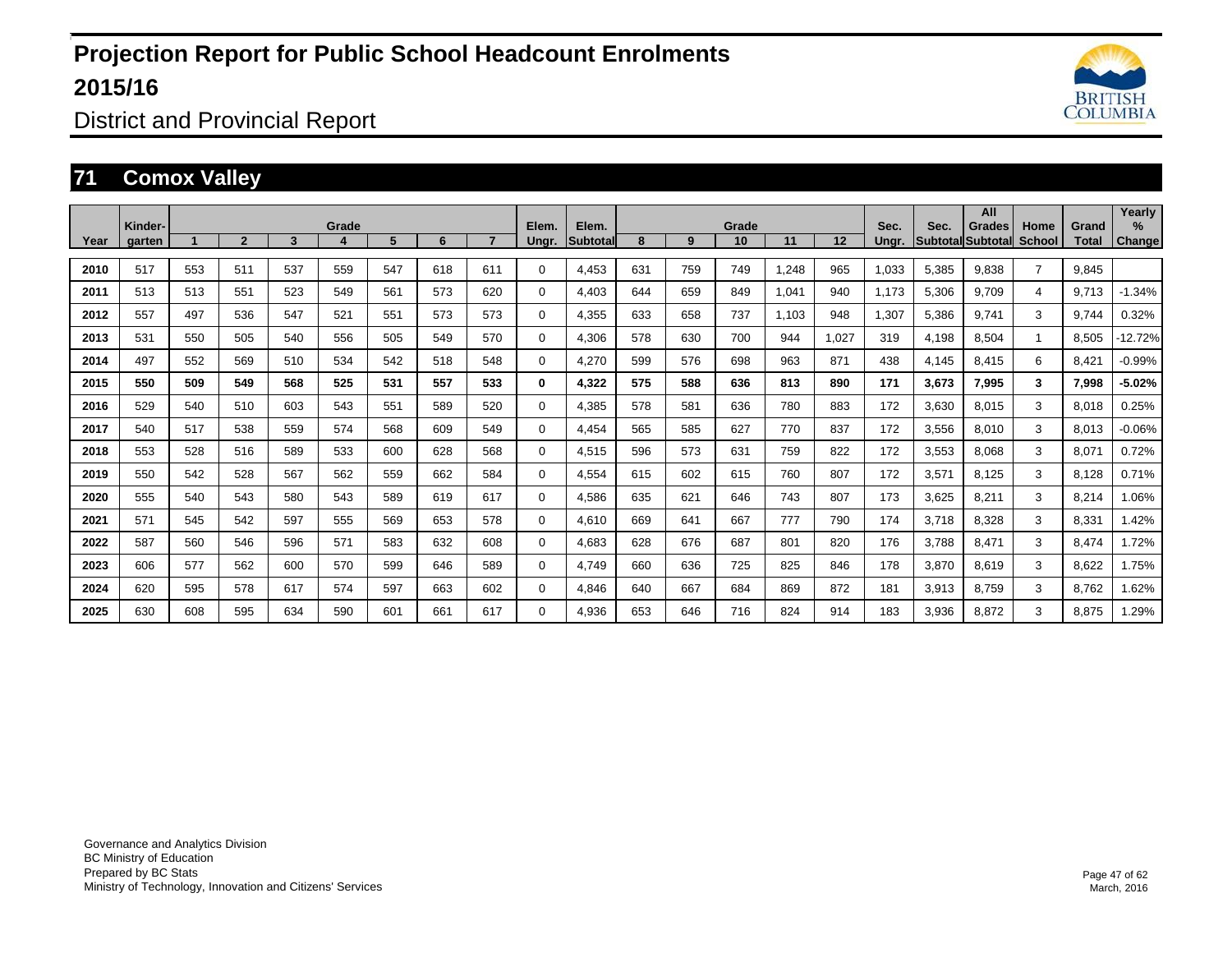# Projection Report for Public School Headcount Enrolments 2015/16

District and Provincial Report

## 71 Comox Valley

| Year | Kinder-garten | 1 | 2 | 3 | Grade 4 | 5 | 6 | 7 | Elem. Ungr. | Elem. Subtotal | 8 | 9 | Grade 10 | 11 | 12 | Sec. Ungr. | Sec. Subtotal | All Grades Subtotal | Home School | Grand Total | Yearly % Change |
|---|---|---|---|---|---|---|---|---|---|---|---|---|---|---|---|---|---|---|---|---|---|
| 2010 | 517 | 553 | 511 | 537 | 559 | 547 | 618 | 611 | 0 | 4,453 | 631 | 759 | 749 | 1,248 | 965 | 1,033 | 5,385 | 9,838 | 7 | 9,845 | |
| 2011 | 513 | 513 | 551 | 523 | 549 | 561 | 573 | 620 | 0 | 4,403 | 644 | 659 | 849 | 1,041 | 940 | 1,173 | 5,306 | 9,709 | 4 | 9,713 | -1.34% |
| 2012 | 557 | 497 | 536 | 547 | 521 | 551 | 573 | 573 | 0 | 4,355 | 633 | 658 | 737 | 1,103 | 948 | 1,307 | 5,386 | 9,741 | 3 | 9,744 | 0.32% |
| 2013 | 531 | 550 | 505 | 540 | 556 | 505 | 549 | 570 | 0 | 4,306 | 578 | 630 | 700 | 944 | 1,027 | 319 | 4,198 | 8,504 | 1 | 8,505 | -12.72% |
| 2014 | 497 | 552 | 569 | 510 | 534 | 542 | 518 | 548 | 0 | 4,270 | 599 | 576 | 698 | 963 | 871 | 438 | 4,145 | 8,415 | 6 | 8,421 | -0.99% |
| **2015** | **550** | **509** | **549** | **568** | **525** | **531** | **557** | **533** | **0** | **4,322** | **575** | **588** | **636** | **813** | **890** | **171** | **3,673** | **7,995** | **3** | **7,998** | **-5.02%** |
| 2016 | 529 | 540 | 510 | 603 | 543 | 551 | 589 | 520 | 0 | 4,385 | 578 | 581 | 636 | 780 | 883 | 172 | 3,630 | 8,015 | 3 | 8,018 | 0.25% |
| 2017 | 540 | 517 | 538 | 559 | 574 | 568 | 609 | 549 | 0 | 4,454 | 565 | 585 | 627 | 770 | 837 | 172 | 3,556 | 8,010 | 3 | 8,013 | -0.06% |
| 2018 | 553 | 528 | 516 | 589 | 533 | 600 | 628 | 568 | 0 | 4,515 | 596 | 573 | 631 | 759 | 822 | 172 | 3,553 | 8,068 | 3 | 8,071 | 0.72% |
| 2019 | 550 | 542 | 528 | 567 | 562 | 559 | 662 | 584 | 0 | 4,554 | 615 | 602 | 615 | 760 | 807 | 172 | 3,571 | 8,125 | 3 | 8,128 | 0.71% |
| 2020 | 555 | 540 | 543 | 580 | 543 | 589 | 619 | 617 | 0 | 4,586 | 635 | 621 | 646 | 743 | 807 | 173 | 3,625 | 8,211 | 3 | 8,214 | 1.06% |
| 2021 | 571 | 545 | 542 | 597 | 555 | 569 | 653 | 578 | 0 | 4,610 | 669 | 641 | 667 | 777 | 790 | 174 | 3,718 | 8,328 | 3 | 8,331 | 1.42% |
| 2022 | 587 | 560 | 546 | 596 | 571 | 583 | 632 | 608 | 0 | 4,683 | 628 | 676 | 687 | 801 | 820 | 176 | 3,788 | 8,471 | 3 | 8,474 | 1.72% |
| 2023 | 606 | 577 | 562 | 600 | 570 | 599 | 646 | 589 | 0 | 4,749 | 660 | 636 | 725 | 825 | 846 | 178 | 3,870 | 8,619 | 3 | 8,622 | 1.75% |
| 2024 | 620 | 595 | 578 | 617 | 574 | 597 | 663 | 602 | 0 | 4,846 | 640 | 667 | 684 | 869 | 872 | 181 | 3,913 | 8,759 | 3 | 8,762 | 1.62% |
| 2025 | 630 | 608 | 595 | 634 | 590 | 601 | 661 | 617 | 0 | 4,936 | 653 | 646 | 716 | 824 | 914 | 183 | 3,936 | 8,872 | 3 | 8,875 | 1.29% |

Governance and Analytics Division
BC Ministry of Education
Prepared by BC Stats
Ministry of Technology, Innovation and Citizens' Services

March, 2016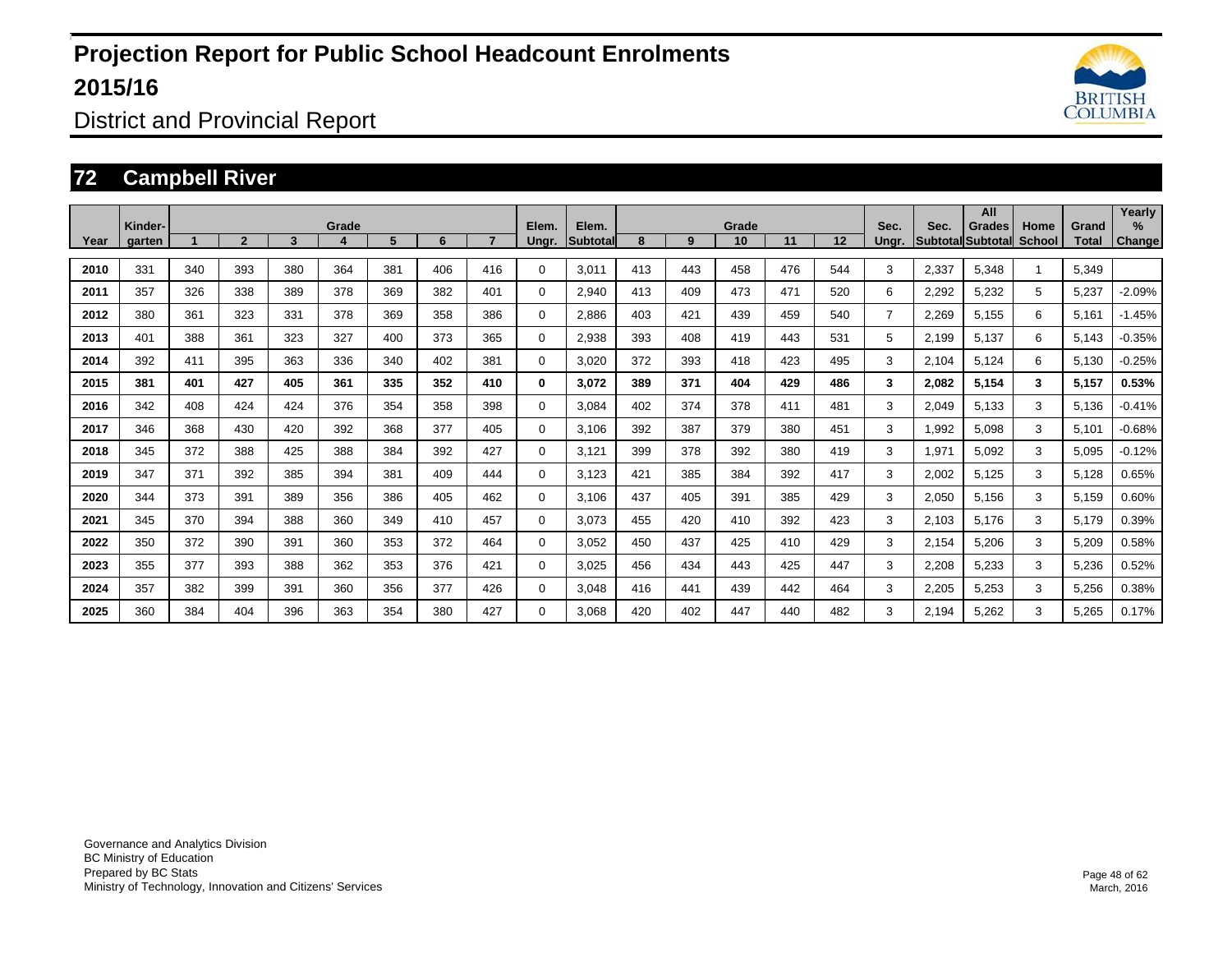# Projection Report for Public School Headcount Enrolments 2015/16

District and Provincial Report

## 72 Campbell River

| Year | Kinder-garten | Grade 1 | 2 | 3 | 4 | 5 | 6 | 7 | Elem. Ungr. | Elem. Subtotal | Grade 8 | 9 | 10 | 11 | 12 | Sec. Ungr. | Sec. Subtotal | All Grades Subtotal | Home School | Grand Total | Yearly % Change |
|---|---|---|---|---|---|---|---|---|---|---|---|---|---|---|---|---|---|---|---|---|---|
| 2010 | 331 | 340 | 393 | 380 | 364 | 381 | 406 | 416 | 0 | 3,011 | 413 | 443 | 458 | 476 | 544 | 3 | 2,337 | 5,348 | 1 | 5,349 | |
| 2011 | 357 | 326 | 338 | 389 | 378 | 369 | 382 | 401 | 0 | 2,940 | 413 | 409 | 473 | 471 | 520 | 6 | 2,292 | 5,232 | 5 | 5,237 | -2.09% |
| 2012 | 380 | 361 | 323 | 331 | 378 | 369 | 358 | 386 | 0 | 2,886 | 403 | 421 | 439 | 459 | 540 | 7 | 2,269 | 5,155 | 6 | 5,161 | -1.45% |
| 2013 | 401 | 388 | 361 | 323 | 327 | 400 | 373 | 365 | 0 | 2,938 | 393 | 408 | 419 | 443 | 531 | 5 | 2,199 | 5,137 | 6 | 5,143 | -0.35% |
| 2014 | 392 | 411 | 395 | 363 | 336 | 340 | 402 | 381 | 0 | 3,020 | 372 | 393 | 418 | 423 | 495 | 3 | 2,104 | 5,124 | 6 | 5,130 | -0.25% |
| **2015** | **381** | **401** | **427** | **405** | **361** | **335** | **352** | **410** | **0** | **3,072** | **389** | **371** | **404** | **429** | **486** | **3** | **2,082** | **5,154** | **3** | **5,157** | **0.53%** |
| 2016 | 342 | 408 | 424 | 424 | 376 | 354 | 358 | 398 | 0 | 3,084 | 402 | 374 | 378 | 411 | 481 | 3 | 2,049 | 5,133 | 3 | 5,136 | -0.41% |
| 2017 | 346 | 368 | 430 | 420 | 392 | 368 | 377 | 405 | 0 | 3,106 | 392 | 387 | 379 | 380 | 451 | 3 | 1,992 | 5,098 | 3 | 5,101 | -0.68% |
| 2018 | 345 | 372 | 388 | 425 | 388 | 384 | 392 | 427 | 0 | 3,121 | 399 | 378 | 392 | 380 | 419 | 3 | 1,971 | 5,092 | 3 | 5,095 | -0.12% |
| 2019 | 347 | 371 | 392 | 385 | 394 | 381 | 409 | 444 | 0 | 3,123 | 421 | 385 | 384 | 392 | 417 | 3 | 2,002 | 5,125 | 3 | 5,128 | 0.65% |
| 2020 | 344 | 373 | 391 | 389 | 356 | 386 | 405 | 462 | 0 | 3,106 | 437 | 405 | 391 | 385 | 429 | 3 | 2,050 | 5,156 | 3 | 5,159 | 0.60% |
| 2021 | 345 | 370 | 394 | 388 | 360 | 349 | 410 | 457 | 0 | 3,073 | 455 | 420 | 410 | 392 | 423 | 3 | 2,103 | 5,176 | 3 | 5,179 | 0.39% |
| 2022 | 350 | 372 | 390 | 391 | 360 | 353 | 372 | 464 | 0 | 3,052 | 450 | 437 | 425 | 410 | 429 | 3 | 2,154 | 5,206 | 3 | 5,209 | 0.58% |
| 2023 | 355 | 377 | 393 | 388 | 362 | 353 | 376 | 421 | 0 | 3,025 | 456 | 434 | 443 | 425 | 447 | 3 | 2,208 | 5,233 | 3 | 5,236 | 0.52% |
| 2024 | 357 | 382 | 399 | 391 | 360 | 356 | 377 | 426 | 0 | 3,048 | 416 | 441 | 439 | 442 | 464 | 3 | 2,205 | 5,253 | 3 | 5,256 | 0.38% |
| 2025 | 360 | 384 | 404 | 396 | 363 | 354 | 380 | 427 | 0 | 3,068 | 420 | 402 | 447 | 440 | 482 | 3 | 2,194 | 5,262 | 3 | 5,265 | 0.17% |

Governance and Analytics Division
BC Ministry of Education
Prepared by BC Stats
Ministry of Technology, Innovation and Citizens' Services

March, 2016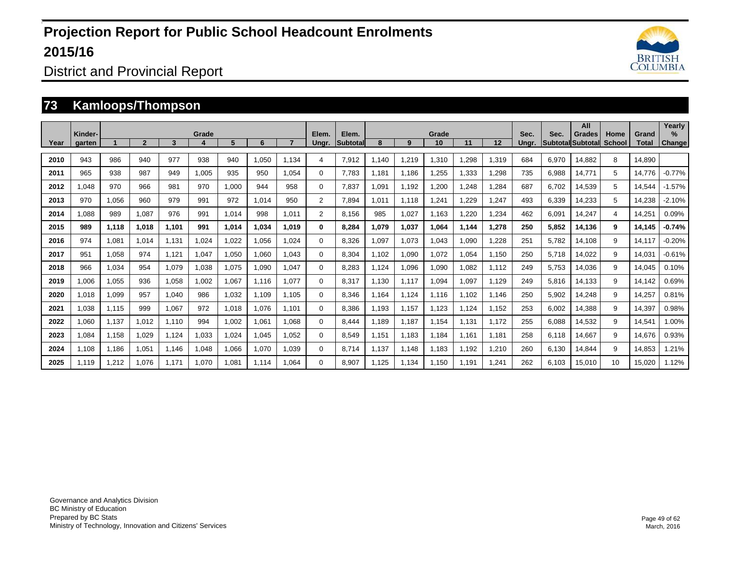# Projection Report for Public School Headcount Enrolments 2015/16

## District and Provincial Report

## 73 Kamloops/Thompson

| Year | Kinder-garten | Grade 1 | 2 | 3 | 4 | 5 | 6 | 7 | Elem. Ungr. | Elem. Subtotal | Grade 8 | 9 | 10 | 11 | 12 | Sec. Ungr. | Sec. Subtotal | All Grades Subtotal | Home School | Grand Total | Yearly % Change |
|---|---|---|---|---|---|---|---|---|---|---|---|---|---|---|---|---|---|---|---|---|---|
| 2010 | 943 | 986 | 940 | 977 | 938 | 940 | 1,050 | 1,134 | 4 | 7,912 | 1,140 | 1,219 | 1,310 | 1,298 | 1,319 | 684 | 6,970 | 14,882 | 8 | 14,890 | |
| 2011 | 965 | 938 | 987 | 949 | 1,005 | 935 | 950 | 1,054 | 0 | 7,783 | 1,181 | 1,186 | 1,255 | 1,333 | 1,298 | 735 | 6,988 | 14,771 | 5 | 14,776 | -0.77% |
| 2012 | 1,048 | 970 | 966 | 981 | 970 | 1,000 | 944 | 958 | 0 | 7,837 | 1,091 | 1,192 | 1,200 | 1,248 | 1,284 | 687 | 6,702 | 14,539 | 5 | 14,544 | -1.57% |
| 2013 | 970 | 1,056 | 960 | 979 | 991 | 972 | 1,014 | 950 | 2 | 7,894 | 1,011 | 1,118 | 1,241 | 1,229 | 1,247 | 493 | 6,339 | 14,233 | 5 | 14,238 | -2.10% |
| 2014 | 1,088 | 989 | 1,087 | 976 | 991 | 1,014 | 998 | 1,011 | 2 | 8,156 | 985 | 1,027 | 1,163 | 1,220 | 1,234 | 462 | 6,091 | 14,247 | 4 | 14,251 | 0.09% |
| **2015** | **989** | **1,118** | **1,018** | **1,101** | **991** | **1,014** | **1,034** | **1,019** | **0** | **8,284** | **1,079** | **1,037** | **1,064** | **1,144** | **1,278** | **250** | **5,852** | **14,136** | **9** | **14,145** | **-0.74%** |
| 2016 | 974 | 1,081 | 1,014 | 1,131 | 1,024 | 1,022 | 1,056 | 1,024 | 0 | 8,326 | 1,097 | 1,073 | 1,043 | 1,090 | 1,228 | 251 | 5,782 | 14,108 | 9 | 14,117 | -0.20% |
| 2017 | 951 | 1,058 | 974 | 1,121 | 1,047 | 1,050 | 1,060 | 1,043 | 0 | 8,304 | 1,102 | 1,090 | 1,072 | 1,054 | 1,150 | 250 | 5,718 | 14,022 | 9 | 14,031 | -0.61% |
| 2018 | 966 | 1,034 | 954 | 1,079 | 1,038 | 1,075 | 1,090 | 1,047 | 0 | 8,283 | 1,124 | 1,096 | 1,090 | 1,082 | 1,112 | 249 | 5,753 | 14,036 | 9 | 14,045 | 0.10% |
| 2019 | 1,006 | 1,055 | 936 | 1,058 | 1,002 | 1,067 | 1,116 | 1,077 | 0 | 8,317 | 1,130 | 1,117 | 1,094 | 1,097 | 1,129 | 249 | 5,816 | 14,133 | 9 | 14,142 | 0.69% |
| 2020 | 1,018 | 1,099 | 957 | 1,040 | 986 | 1,032 | 1,109 | 1,105 | 0 | 8,346 | 1,164 | 1,124 | 1,116 | 1,102 | 1,146 | 250 | 5,902 | 14,248 | 9 | 14,257 | 0.81% |
| 2021 | 1,038 | 1,115 | 999 | 1,067 | 972 | 1,018 | 1,076 | 1,101 | 0 | 8,386 | 1,193 | 1,157 | 1,123 | 1,124 | 1,152 | 253 | 6,002 | 14,388 | 9 | 14,397 | 0.98% |
| 2022 | 1,060 | 1,137 | 1,012 | 1,110 | 994 | 1,002 | 1,061 | 1,068 | 0 | 8,444 | 1,189 | 1,187 | 1,154 | 1,131 | 1,172 | 255 | 6,088 | 14,532 | 9 | 14,541 | 1.00% |
| 2023 | 1,084 | 1,158 | 1,029 | 1,124 | 1,033 | 1,024 | 1,045 | 1,052 | 0 | 8,549 | 1,151 | 1,183 | 1,184 | 1,161 | 1,181 | 258 | 6,118 | 14,667 | 9 | 14,676 | 0.93% |
| 2024 | 1,108 | 1,186 | 1,051 | 1,146 | 1,048 | 1,066 | 1,070 | 1,039 | 0 | 8,714 | 1,137 | 1,148 | 1,183 | 1,192 | 1,210 | 260 | 6,130 | 14,844 | 9 | 14,853 | 1.21% |
| 2025 | 1,119 | 1,212 | 1,076 | 1,171 | 1,070 | 1,081 | 1,114 | 1,064 | 0 | 8,907 | 1,125 | 1,134 | 1,150 | 1,191 | 1,241 | 262 | 6,103 | 15,010 | 10 | 15,020 | 1.12% |

Governance and Analytics Division
BC Ministry of Education
Prepared by BC Stats
Ministry of Technology, Innovation and Citizens' Services

March, 2016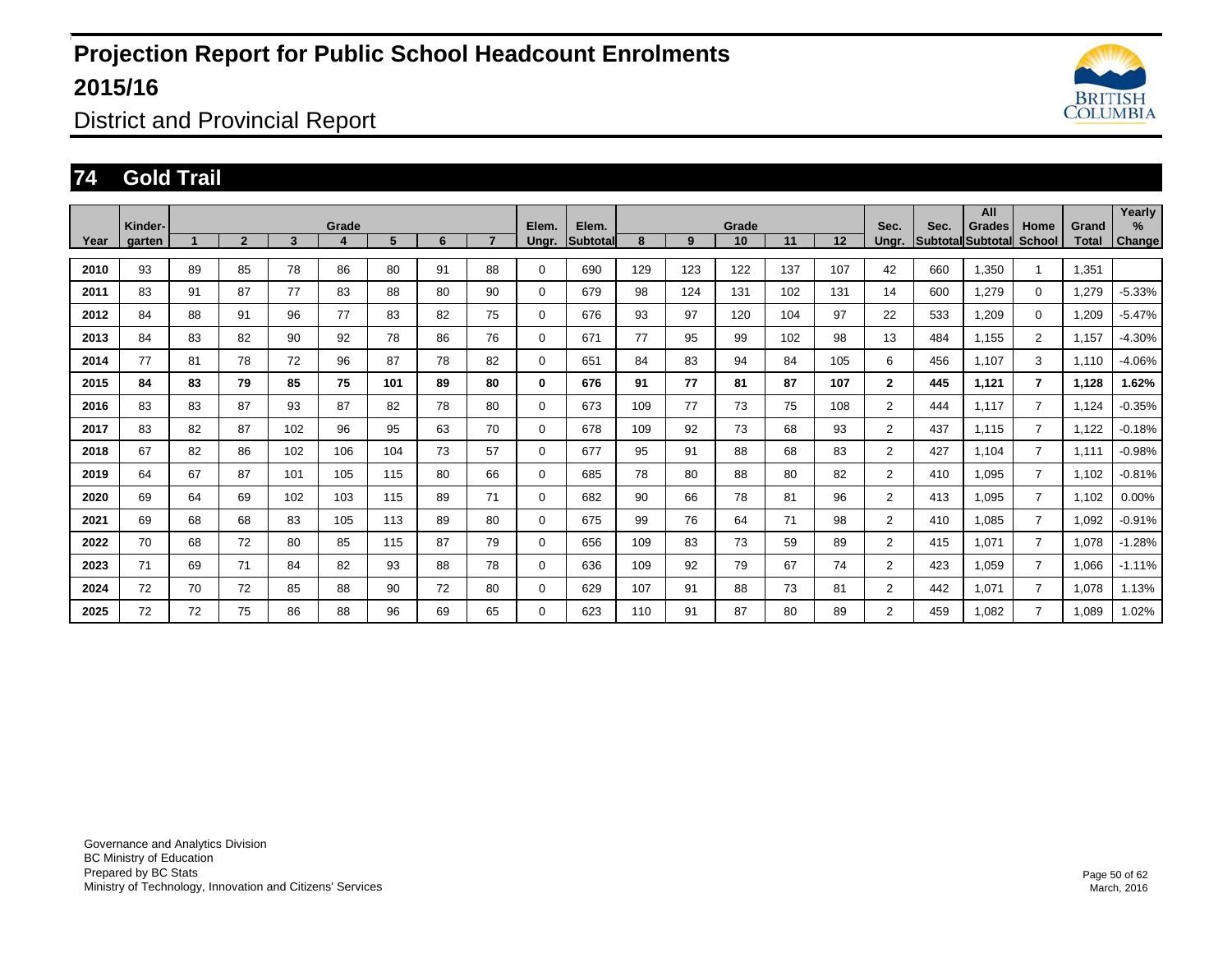# Projection Report for Public School Headcount Enrolments 2015/16

District and Provincial Report

## 74 Gold Trail

| Year | Kinder-garten | Grade 1 | 2 | 3 | 4 | 5 | 6 | 7 | Elem. Ungr. | Elem. Subtotal | Grade 8 | 9 | 10 | 11 | 12 | Sec. Ungr. | Sec. Subtotal | All Grades Subtotal | Home School | Grand Total | Yearly % Change |
|---|---|---|---|---|---|---|---|---|---|---|---|---|---|---|---|---|---|---|---|---|---|
| 2010 | 93 | 89 | 85 | 78 | 86 | 80 | 91 | 88 | 0 | 690 | 129 | 123 | 122 | 137 | 107 | 42 | 660 | 1,350 | 1 | 1,351 | |
| 2011 | 83 | 91 | 87 | 77 | 83 | 88 | 80 | 90 | 0 | 679 | 98 | 124 | 131 | 102 | 131 | 14 | 600 | 1,279 | 0 | 1,279 | -5.33% |
| 2012 | 84 | 88 | 91 | 96 | 77 | 83 | 82 | 75 | 0 | 676 | 93 | 97 | 120 | 104 | 97 | 22 | 533 | 1,209 | 0 | 1,209 | -5.47% |
| 2013 | 84 | 83 | 82 | 90 | 92 | 78 | 86 | 76 | 0 | 671 | 77 | 95 | 99 | 102 | 98 | 13 | 484 | 1,155 | 2 | 1,157 | -4.30% |
| 2014 | 77 | 81 | 78 | 72 | 96 | 87 | 78 | 82 | 0 | 651 | 84 | 83 | 94 | 84 | 105 | 6 | 456 | 1,107 | 3 | 1,110 | -4.06% |
| **2015** | **84** | **83** | **79** | **85** | **75** | **101** | **89** | **80** | **0** | **676** | **91** | **77** | **81** | **87** | **107** | **2** | **445** | **1,121** | **7** | **1,128** | **1.62%** |
| 2016 | 83 | 83 | 87 | 93 | 87 | 82 | 78 | 80 | 0 | 673 | 109 | 77 | 73 | 75 | 108 | 2 | 444 | 1,117 | 7 | 1,124 | -0.35% |
| 2017 | 83 | 82 | 87 | 102 | 96 | 95 | 63 | 70 | 0 | 678 | 109 | 92 | 73 | 68 | 93 | 2 | 437 | 1,115 | 7 | 1,122 | -0.18% |
| 2018 | 67 | 82 | 86 | 102 | 106 | 104 | 73 | 57 | 0 | 677 | 95 | 91 | 88 | 68 | 83 | 2 | 427 | 1,104 | 7 | 1,111 | -0.98% |
| 2019 | 64 | 67 | 87 | 101 | 105 | 115 | 80 | 66 | 0 | 685 | 78 | 80 | 88 | 80 | 82 | 2 | 410 | 1,095 | 7 | 1,102 | -0.81% |
| 2020 | 69 | 64 | 69 | 102 | 103 | 115 | 89 | 71 | 0 | 682 | 90 | 66 | 78 | 81 | 96 | 2 | 413 | 1,095 | 7 | 1,102 | 0.00% |
| 2021 | 69 | 68 | 68 | 83 | 105 | 113 | 89 | 80 | 0 | 675 | 99 | 76 | 64 | 71 | 98 | 2 | 410 | 1,085 | 7 | 1,092 | -0.91% |
| 2022 | 70 | 68 | 72 | 80 | 85 | 115 | 87 | 79 | 0 | 656 | 109 | 83 | 73 | 59 | 89 | 2 | 415 | 1,071 | 7 | 1,078 | -1.28% |
| 2023 | 71 | 69 | 71 | 84 | 82 | 93 | 88 | 78 | 0 | 636 | 109 | 92 | 79 | 67 | 74 | 2 | 423 | 1,059 | 7 | 1,066 | -1.11% |
| 2024 | 72 | 70 | 72 | 85 | 88 | 90 | 72 | 80 | 0 | 629 | 107 | 91 | 88 | 73 | 81 | 2 | 442 | 1,071 | 7 | 1,078 | 1.13% |
| 2025 | 72 | 72 | 75 | 86 | 88 | 96 | 69 | 65 | 0 | 623 | 110 | 91 | 87 | 80 | 89 | 2 | 459 | 1,082 | 7 | 1,089 | 1.02% |

Governance and Analytics Division
BC Ministry of Education
Prepared by BC Stats
Ministry of Technology, Innovation and Citizens' Services

March, 2016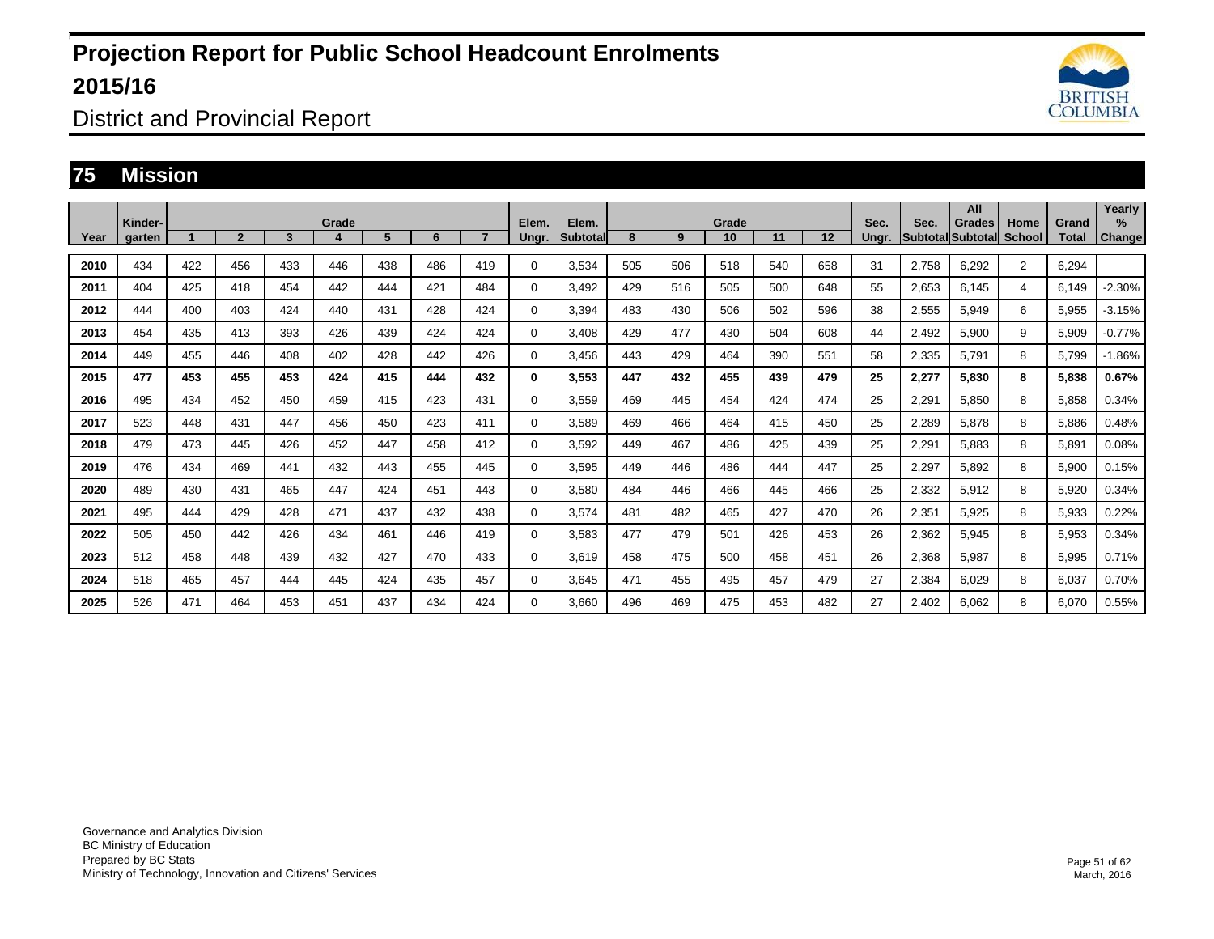# Projection Report for Public School Headcount Enrolments 2015/16

District and Provincial Report

## 75 Mission

| Year | Kinder-garten | 1 | 2 | 3 | Grade 4 | 5 | 6 | 7 | Elem. Ungr. | Elem. Subtotal | 8 | 9 | Grade 10 | 11 | 12 | Sec. Ungr. | Sec. Subtotal | All Grades Subtotal | Home School | Grand Total | Yearly % Change |
|---|---|---|---|---|---|---|---|---|---|---|---|---|---|---|---|---|---|---|---|---|---|
| 2010 | 434 | 422 | 456 | 433 | 446 | 438 | 486 | 419 | 0 | 3,534 | 505 | 506 | 518 | 540 | 658 | 31 | 2,758 | 6,292 | 2 | 6,294 | |
| 2011 | 404 | 425 | 418 | 454 | 442 | 444 | 421 | 484 | 0 | 3,492 | 429 | 516 | 505 | 500 | 648 | 55 | 2,653 | 6,145 | 4 | 6,149 | -2.30% |
| 2012 | 444 | 400 | 403 | 424 | 440 | 431 | 428 | 424 | 0 | 3,394 | 483 | 430 | 506 | 502 | 596 | 38 | 2,555 | 5,949 | 6 | 5,955 | -3.15% |
| 2013 | 454 | 435 | 413 | 393 | 426 | 439 | 424 | 424 | 0 | 3,408 | 429 | 477 | 430 | 504 | 608 | 44 | 2,492 | 5,900 | 9 | 5,909 | -0.77% |
| 2014 | 449 | 455 | 446 | 408 | 402 | 428 | 442 | 426 | 0 | 3,456 | 443 | 429 | 464 | 390 | 551 | 58 | 2,335 | 5,791 | 8 | 5,799 | -1.86% |
| **2015** | **477** | **453** | **455** | **453** | **424** | **415** | **444** | **432** | **0** | **3,553** | **447** | **432** | **455** | **439** | **479** | **25** | **2,277** | **5,830** | **8** | **5,838** | **0.67%** |
| 2016 | 495 | 434 | 452 | 450 | 459 | 415 | 423 | 431 | 0 | 3,559 | 469 | 445 | 454 | 424 | 474 | 25 | 2,291 | 5,850 | 8 | 5,858 | 0.34% |
| 2017 | 523 | 448 | 431 | 447 | 456 | 450 | 423 | 411 | 0 | 3,589 | 469 | 466 | 464 | 415 | 450 | 25 | 2,289 | 5,878 | 8 | 5,886 | 0.48% |
| 2018 | 479 | 473 | 445 | 426 | 452 | 447 | 458 | 412 | 0 | 3,592 | 449 | 467 | 486 | 425 | 439 | 25 | 2,291 | 5,883 | 8 | 5,891 | 0.08% |
| 2019 | 476 | 434 | 469 | 441 | 432 | 443 | 455 | 445 | 0 | 3,595 | 449 | 446 | 486 | 444 | 447 | 25 | 2,297 | 5,892 | 8 | 5,900 | 0.15% |
| 2020 | 489 | 430 | 431 | 465 | 447 | 424 | 451 | 443 | 0 | 3,580 | 484 | 446 | 466 | 445 | 466 | 25 | 2,332 | 5,912 | 8 | 5,920 | 0.34% |
| 2021 | 495 | 444 | 429 | 428 | 471 | 437 | 432 | 438 | 0 | 3,574 | 481 | 482 | 465 | 427 | 470 | 26 | 2,351 | 5,925 | 8 | 5,933 | 0.22% |
| 2022 | 505 | 450 | 442 | 426 | 434 | 461 | 446 | 419 | 0 | 3,583 | 477 | 479 | 501 | 426 | 453 | 26 | 2,362 | 5,945 | 8 | 5,953 | 0.34% |
| 2023 | 512 | 458 | 448 | 439 | 432 | 427 | 470 | 433 | 0 | 3,619 | 458 | 475 | 500 | 458 | 451 | 26 | 2,368 | 5,987 | 8 | 5,995 | 0.71% |
| 2024 | 518 | 465 | 457 | 444 | 445 | 424 | 435 | 457 | 0 | 3,645 | 471 | 455 | 495 | 457 | 479 | 27 | 2,384 | 6,029 | 8 | 6,037 | 0.70% |
| 2025 | 526 | 471 | 464 | 453 | 451 | 437 | 434 | 424 | 0 | 3,660 | 496 | 469 | 475 | 453 | 482 | 27 | 2,402 | 6,062 | 8 | 6,070 | 0.55% |

Governance and Analytics Division
BC Ministry of Education
Prepared by BC Stats
Ministry of Technology, Innovation and Citizens' Services

March, 2016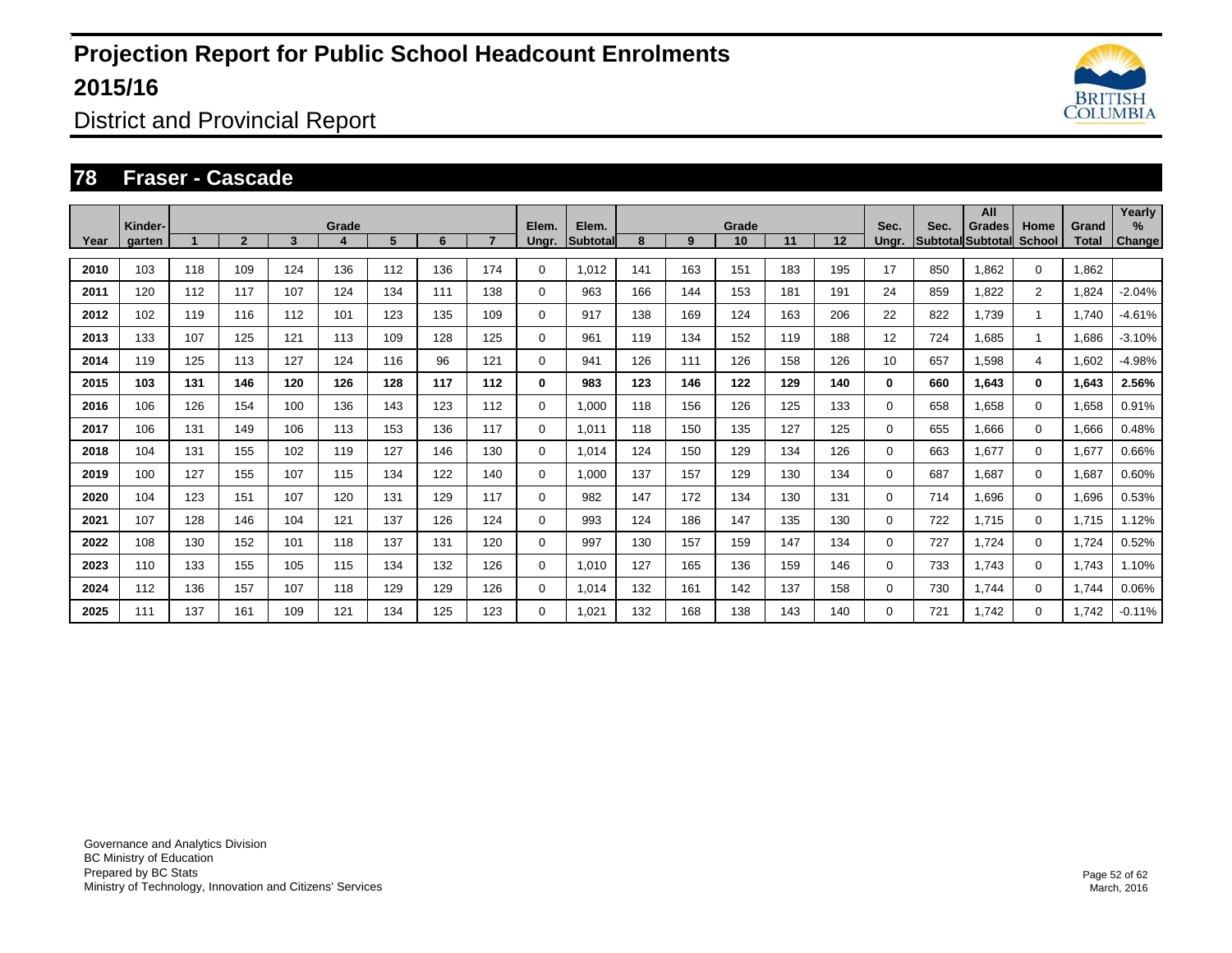# Projection Report for Public School Headcount Enrolments 2015/16

District and Provincial Report

## 78 Fraser - Cascade

| Year | Kinder-garten | Grade 1 | 2 | 3 | 4 | 5 | 6 | 7 | Elem. Ungr. | Elem. Subtotal | Grade 8 | 9 | 10 | 11 | 12 | Sec. Ungr. | Sec. Subtotal | All Grades Subtotal | Home School | Grand Total | Yearly % Change |
|---|---|---|---|---|---|---|---|---|---|---|---|---|---|---|---|---|---|---|---|---|---|
| 2010 | 103 | 118 | 109 | 124 | 136 | 112 | 136 | 174 | 0 | 1,012 | 141 | 163 | 151 | 183 | 195 | 17 | 850 | 1,862 | 0 | 1,862 | |
| 2011 | 120 | 112 | 117 | 107 | 124 | 134 | 111 | 138 | 0 | 963 | 166 | 144 | 153 | 181 | 191 | 24 | 859 | 1,822 | 2 | 1,824 | -2.04% |
| 2012 | 102 | 119 | 116 | 112 | 101 | 123 | 135 | 109 | 0 | 917 | 138 | 169 | 124 | 163 | 206 | 22 | 822 | 1,739 | 1 | 1,740 | -4.61% |
| 2013 | 133 | 107 | 125 | 121 | 113 | 109 | 128 | 125 | 0 | 961 | 119 | 134 | 152 | 119 | 188 | 12 | 724 | 1,685 | 1 | 1,686 | -3.10% |
| 2014 | 119 | 125 | 113 | 127 | 124 | 116 | 96 | 121 | 0 | 941 | 126 | 111 | 126 | 158 | 126 | 10 | 657 | 1,598 | 4 | 1,602 | -4.98% |
| **2015** | **103** | **131** | **146** | **120** | **126** | **128** | **117** | **112** | **0** | **983** | **123** | **146** | **122** | **129** | **140** | **0** | **660** | **1,643** | **0** | **1,643** | **2.56%** |
| 2016 | 106 | 126 | 154 | 100 | 136 | 143 | 123 | 112 | 0 | 1,000 | 118 | 156 | 126 | 125 | 133 | 0 | 658 | 1,658 | 0 | 1,658 | 0.91% |
| 2017 | 106 | 131 | 149 | 106 | 113 | 153 | 136 | 117 | 0 | 1,011 | 118 | 150 | 135 | 127 | 125 | 0 | 655 | 1,666 | 0 | 1,666 | 0.48% |
| 2018 | 104 | 131 | 155 | 102 | 119 | 127 | 146 | 130 | 0 | 1,014 | 124 | 150 | 129 | 134 | 126 | 0 | 663 | 1,677 | 0 | 1,677 | 0.66% |
| 2019 | 100 | 127 | 155 | 107 | 115 | 134 | 122 | 140 | 0 | 1,000 | 137 | 157 | 129 | 130 | 134 | 0 | 687 | 1,687 | 0 | 1,687 | 0.60% |
| 2020 | 104 | 123 | 151 | 107 | 120 | 131 | 129 | 117 | 0 | 982 | 147 | 172 | 134 | 130 | 131 | 0 | 714 | 1,696 | 0 | 1,696 | 0.53% |
| 2021 | 107 | 128 | 146 | 104 | 121 | 137 | 126 | 124 | 0 | 993 | 124 | 186 | 147 | 135 | 130 | 0 | 722 | 1,715 | 0 | 1,715 | 1.12% |
| 2022 | 108 | 130 | 152 | 101 | 118 | 137 | 131 | 120 | 0 | 997 | 130 | 157 | 159 | 147 | 134 | 0 | 727 | 1,724 | 0 | 1,724 | 0.52% |
| 2023 | 110 | 133 | 155 | 105 | 115 | 134 | 132 | 126 | 0 | 1,010 | 127 | 165 | 136 | 159 | 146 | 0 | 733 | 1,743 | 0 | 1,743 | 1.10% |
| 2024 | 112 | 136 | 157 | 107 | 118 | 129 | 129 | 126 | 0 | 1,014 | 132 | 161 | 142 | 137 | 158 | 0 | 730 | 1,744 | 0 | 1,744 | 0.06% |
| 2025 | 111 | 137 | 161 | 109 | 121 | 134 | 125 | 123 | 0 | 1,021 | 132 | 168 | 138 | 143 | 140 | 0 | 721 | 1,742 | 0 | 1,742 | -0.11% |

Governance and Analytics Division
BC Ministry of Education
Prepared by BC Stats
Ministry of Technology, Innovation and Citizens' Services

March, 2016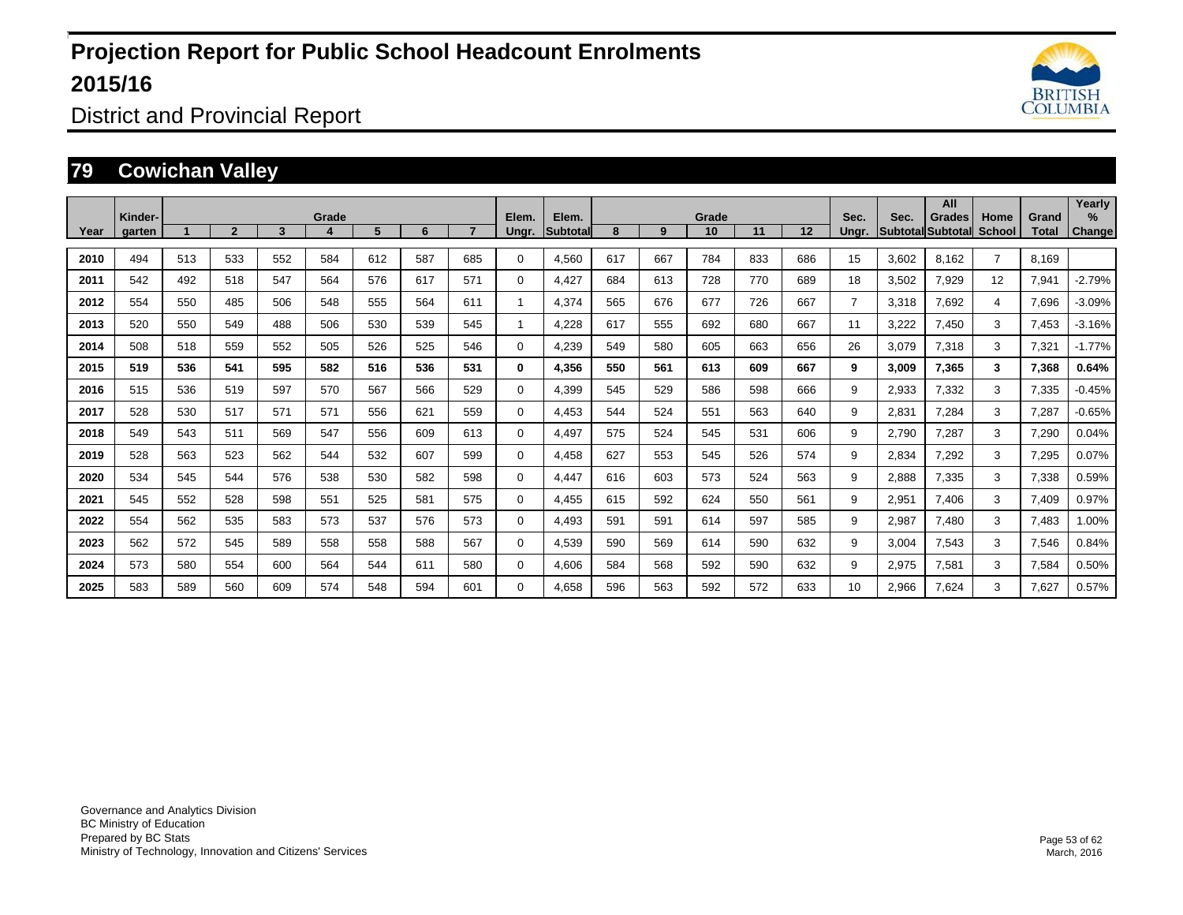# Projection Report for Public School Headcount Enrolments 2015/16

District and Provincial Report

## 79 Cowichan Valley

| Year | Kinder-garten | Grade 1 | 2 | 3 | 4 | 5 | 6 | 7 | Elem. Ungr. | Elem. Subtotal | Grade 8 | 9 | 10 | 11 | 12 | Sec. Ungr. | Sec. Subtotal | All Grades Subtotal | Home School | Grand Total | Yearly % Change |
|---|---|---|---|---|---|---|---|---|---|---|---|---|---|---|---|---|---|---|---|---|---|
| 2010 | 494 | 513 | 533 | 552 | 584 | 612 | 587 | 685 | 0 | 4,560 | 617 | 667 | 784 | 833 | 686 | 15 | 3,602 | 8,162 | 7 | 8,169 | |
| 2011 | 542 | 492 | 518 | 547 | 564 | 576 | 617 | 571 | 0 | 4,427 | 684 | 613 | 728 | 770 | 689 | 18 | 3,502 | 7,929 | 12 | 7,941 | -2.79% |
| 2012 | 554 | 550 | 485 | 506 | 548 | 555 | 564 | 611 | 1 | 4,374 | 565 | 676 | 677 | 726 | 667 | 7 | 3,318 | 7,692 | 4 | 7,696 | -3.09% |
| 2013 | 520 | 550 | 549 | 488 | 506 | 530 | 539 | 545 | 1 | 4,228 | 617 | 555 | 692 | 680 | 667 | 11 | 3,222 | 7,450 | 3 | 7,453 | -3.16% |
| 2014 | 508 | 518 | 559 | 552 | 505 | 526 | 525 | 546 | 0 | 4,239 | 549 | 580 | 605 | 663 | 656 | 26 | 3,079 | 7,318 | 3 | 7,321 | -1.77% |
| **2015** | **519** | **536** | **541** | **595** | **582** | **516** | **536** | **531** | **0** | **4,356** | **550** | **561** | **613** | **609** | **667** | **9** | **3,009** | **7,365** | **3** | **7,368** | **0.64%** |
| 2016 | 515 | 536 | 519 | 597 | 570 | 567 | 566 | 529 | 0 | 4,399 | 545 | 529 | 586 | 598 | 666 | 9 | 2,933 | 7,332 | 3 | 7,335 | -0.45% |
| 2017 | 528 | 530 | 517 | 571 | 571 | 556 | 621 | 559 | 0 | 4,453 | 544 | 524 | 551 | 563 | 640 | 9 | 2,831 | 7,284 | 3 | 7,287 | -0.65% |
| 2018 | 549 | 543 | 511 | 569 | 547 | 556 | 609 | 613 | 0 | 4,497 | 575 | 524 | 545 | 531 | 606 | 9 | 2,790 | 7,287 | 3 | 7,290 | 0.04% |
| 2019 | 528 | 563 | 523 | 562 | 544 | 532 | 607 | 599 | 0 | 4,458 | 627 | 553 | 545 | 526 | 574 | 9 | 2,834 | 7,292 | 3 | 7,295 | 0.07% |
| 2020 | 534 | 545 | 544 | 576 | 538 | 530 | 582 | 598 | 0 | 4,447 | 616 | 603 | 573 | 524 | 563 | 9 | 2,888 | 7,335 | 3 | 7,338 | 0.59% |
| 2021 | 545 | 552 | 528 | 598 | 551 | 525 | 581 | 575 | 0 | 4,455 | 615 | 592 | 624 | 550 | 561 | 9 | 2,951 | 7,406 | 3 | 7,409 | 0.97% |
| 2022 | 554 | 562 | 535 | 583 | 573 | 537 | 576 | 573 | 0 | 4,493 | 591 | 591 | 614 | 597 | 585 | 9 | 2,987 | 7,480 | 3 | 7,483 | 1.00% |
| 2023 | 562 | 572 | 545 | 589 | 558 | 558 | 588 | 567 | 0 | 4,539 | 590 | 569 | 614 | 590 | 632 | 9 | 3,004 | 7,543 | 3 | 7,546 | 0.84% |
| 2024 | 573 | 580 | 554 | 600 | 564 | 544 | 611 | 580 | 0 | 4,606 | 584 | 568 | 592 | 590 | 632 | 9 | 2,975 | 7,581 | 3 | 7,584 | 0.50% |
| 2025 | 583 | 589 | 560 | 609 | 574 | 548 | 594 | 601 | 0 | 4,658 | 596 | 563 | 592 | 572 | 633 | 10 | 2,966 | 7,624 | 3 | 7,627 | 0.57% |

Governance and Analytics Division
BC Ministry of Education
Prepared by BC Stats
Ministry of Technology, Innovation and Citizens' Services

March, 2016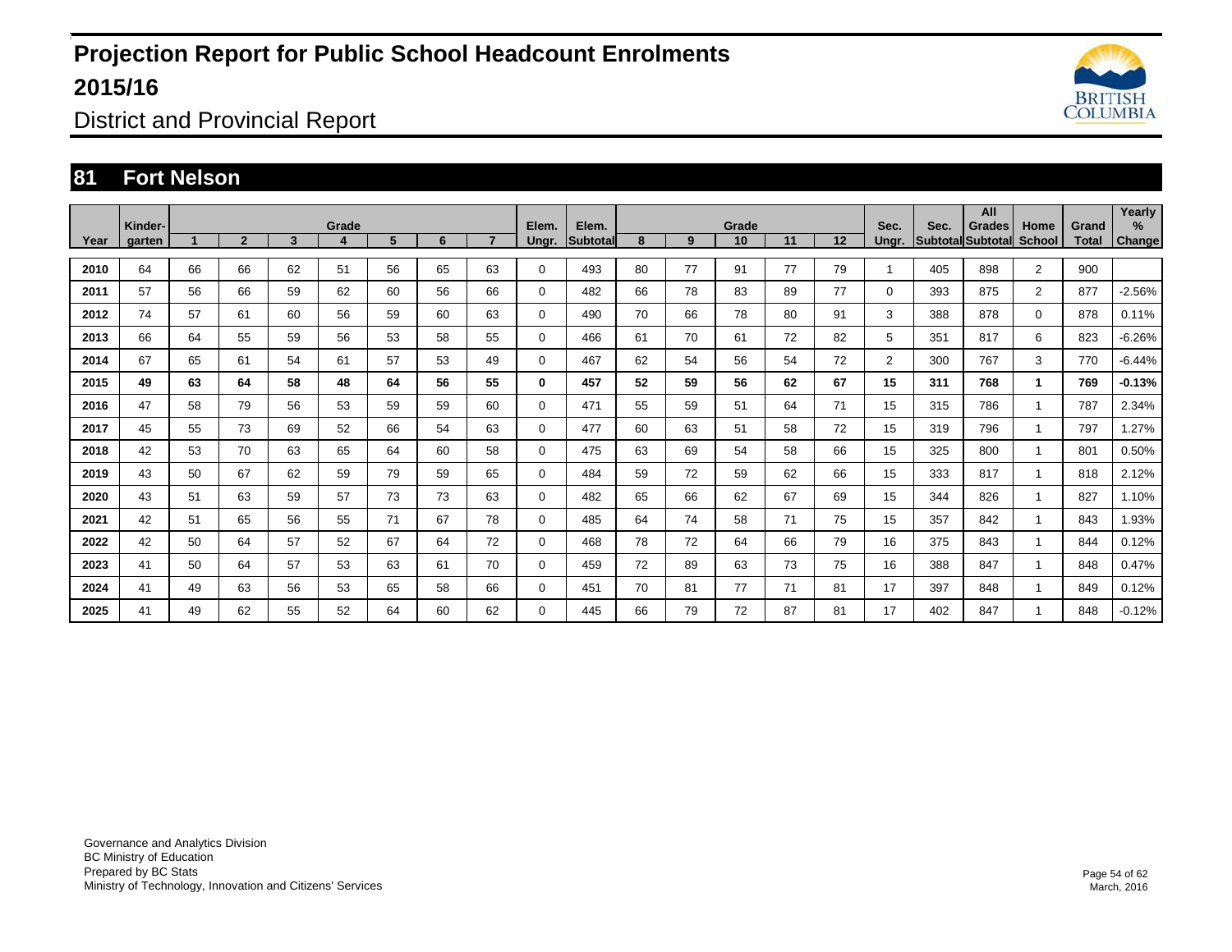# Projection Report for Public School Headcount Enrolments 2015/16

District and Provincial Report

## 81 Fort Nelson

| Year | Kinder-garten | Grade 1 | 2 | 3 | 4 | 5 | 6 | 7 | Elem. Ungr. | Elem. Subtotal | Grade 8 | 9 | 10 | 11 | 12 | Sec. Ungr. | Sec. Subtotal | All Grades Subtotal | Home School | Grand Total | Yearly % Change |
|---|---|---|---|---|---|---|---|---|---|---|---|---|---|---|---|---|---|---|---|---|---|
| 2010 | 64 | 66 | 66 | 62 | 51 | 56 | 65 | 63 | 0 | 493 | 80 | 77 | 91 | 77 | 79 | 1 | 405 | 898 | 2 | 900 | |
| 2011 | 57 | 56 | 66 | 59 | 62 | 60 | 56 | 66 | 0 | 482 | 66 | 78 | 83 | 89 | 77 | 0 | 393 | 875 | 2 | 877 | -2.56% |
| 2012 | 74 | 57 | 61 | 60 | 56 | 59 | 60 | 63 | 0 | 490 | 70 | 66 | 78 | 80 | 91 | 3 | 388 | 878 | 0 | 878 | 0.11% |
| 2013 | 66 | 64 | 55 | 59 | 56 | 53 | 58 | 55 | 0 | 466 | 61 | 70 | 61 | 72 | 82 | 5 | 351 | 817 | 6 | 823 | -6.26% |
| 2014 | 67 | 65 | 61 | 54 | 61 | 57 | 53 | 49 | 0 | 467 | 62 | 54 | 56 | 54 | 72 | 2 | 300 | 767 | 3 | 770 | -6.44% |
| **2015** | **49** | **63** | **64** | **58** | **48** | **64** | **56** | **55** | **0** | **457** | **52** | **59** | **56** | **62** | **67** | **15** | **311** | **768** | **1** | **769** | **-0.13%** |
| 2016 | 47 | 58 | 79 | 56 | 53 | 59 | 59 | 60 | 0 | 471 | 55 | 59 | 51 | 64 | 71 | 15 | 315 | 786 | 1 | 787 | 2.34% |
| 2017 | 45 | 55 | 73 | 69 | 52 | 66 | 54 | 63 | 0 | 477 | 60 | 63 | 51 | 58 | 72 | 15 | 319 | 796 | 1 | 797 | 1.27% |
| 2018 | 42 | 53 | 70 | 63 | 65 | 64 | 60 | 58 | 0 | 475 | 63 | 69 | 54 | 58 | 66 | 15 | 325 | 800 | 1 | 801 | 0.50% |
| 2019 | 43 | 50 | 67 | 62 | 59 | 79 | 59 | 65 | 0 | 484 | 59 | 72 | 59 | 62 | 66 | 15 | 333 | 817 | 1 | 818 | 2.12% |
| 2020 | 43 | 51 | 63 | 59 | 57 | 73 | 73 | 63 | 0 | 482 | 65 | 66 | 62 | 67 | 69 | 15 | 344 | 826 | 1 | 827 | 1.10% |
| 2021 | 42 | 51 | 65 | 56 | 55 | 71 | 67 | 78 | 0 | 485 | 64 | 74 | 58 | 71 | 75 | 15 | 357 | 842 | 1 | 843 | 1.93% |
| 2022 | 42 | 50 | 64 | 57 | 52 | 67 | 64 | 72 | 0 | 468 | 78 | 72 | 64 | 66 | 79 | 16 | 375 | 843 | 1 | 844 | 0.12% |
| 2023 | 41 | 50 | 64 | 57 | 53 | 63 | 61 | 70 | 0 | 459 | 72 | 89 | 63 | 73 | 75 | 16 | 388 | 847 | 1 | 848 | 0.47% |
| 2024 | 41 | 49 | 63 | 56 | 53 | 65 | 58 | 66 | 0 | 451 | 70 | 81 | 77 | 71 | 81 | 17 | 397 | 848 | 1 | 849 | 0.12% |
| 2025 | 41 | 49 | 62 | 55 | 52 | 64 | 60 | 62 | 0 | 445 | 66 | 79 | 72 | 87 | 81 | 17 | 402 | 847 | 1 | 848 | -0.12% |

Governance and Analytics Division
BC Ministry of Education
Prepared by BC Stats
Ministry of Technology, Innovation and Citizens' Services

March, 2016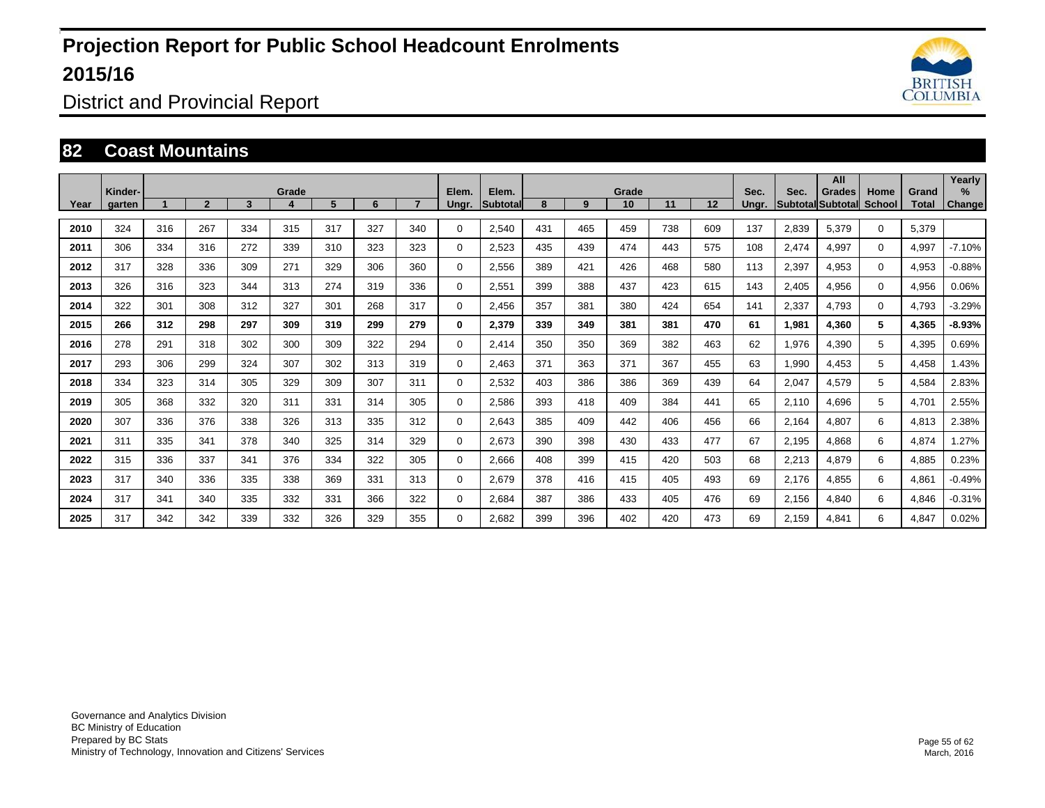# Projection Report for Public School Headcount Enrolments 2015/16

## District and Provincial Report

### 82 Coast Mountains

| Year | Kinder-garten | Grade 1 | 2 | 3 | 4 | 5 | 6 | 7 | Elem. Ungr. | Elem. Subtotal | Grade 8 | 9 | 10 | 11 | 12 | Sec. Ungr. | Sec. Subtotal | All Grades Subtotal | Home School | Grand Total | Yearly % Change |
|---|---|---|---|---|---|---|---|---|---|---|---|---|---|---|---|---|---|---|---|---|---|
| 2010 | 324 | 316 | 267 | 334 | 315 | 317 | 327 | 340 | 0 | 2,540 | 431 | 465 | 459 | 738 | 609 | 137 | 2,839 | 5,379 | 0 | 5,379 | |
| 2011 | 306 | 334 | 316 | 272 | 339 | 310 | 323 | 323 | 0 | 2,523 | 435 | 439 | 474 | 443 | 575 | 108 | 2,474 | 4,997 | 0 | 4,997 | -7.10% |
| 2012 | 317 | 328 | 336 | 309 | 271 | 329 | 306 | 360 | 0 | 2,556 | 389 | 421 | 426 | 468 | 580 | 113 | 2,397 | 4,953 | 0 | 4,953 | -0.88% |
| 2013 | 326 | 316 | 323 | 344 | 313 | 274 | 319 | 336 | 0 | 2,551 | 399 | 388 | 437 | 423 | 615 | 143 | 2,405 | 4,956 | 0 | 4,956 | 0.06% |
| 2014 | 322 | 301 | 308 | 312 | 327 | 301 | 268 | 317 | 0 | 2,456 | 357 | 381 | 380 | 424 | 654 | 141 | 2,337 | 4,793 | 0 | 4,793 | -3.29% |
| **2015** | **266** | **312** | **298** | **297** | **309** | **319** | **299** | **279** | **0** | **2,379** | **339** | **349** | **381** | **381** | **470** | **61** | **1,981** | **4,360** | **5** | **4,365** | **-8.93%** |
| 2016 | 278 | 291 | 318 | 302 | 300 | 309 | 322 | 294 | 0 | 2,414 | 350 | 350 | 369 | 382 | 463 | 62 | 1,976 | 4,390 | 5 | 4,395 | 0.69% |
| 2017 | 293 | 306 | 299 | 324 | 307 | 302 | 313 | 319 | 0 | 2,463 | 371 | 363 | 371 | 367 | 455 | 63 | 1,990 | 4,453 | 5 | 4,458 | 1.43% |
| 2018 | 334 | 323 | 314 | 305 | 329 | 309 | 307 | 311 | 0 | 2,532 | 403 | 386 | 386 | 369 | 439 | 64 | 2,047 | 4,579 | 5 | 4,584 | 2.83% |
| 2019 | 305 | 368 | 332 | 320 | 311 | 331 | 314 | 305 | 0 | 2,586 | 393 | 418 | 409 | 384 | 441 | 65 | 2,110 | 4,696 | 5 | 4,701 | 2.55% |
| 2020 | 307 | 336 | 376 | 338 | 326 | 313 | 335 | 312 | 0 | 2,643 | 385 | 409 | 442 | 406 | 456 | 66 | 2,164 | 4,807 | 6 | 4,813 | 2.38% |
| 2021 | 311 | 335 | 341 | 378 | 340 | 325 | 314 | 329 | 0 | 2,673 | 390 | 398 | 430 | 433 | 477 | 67 | 2,195 | 4,868 | 6 | 4,874 | 1.27% |
| 2022 | 315 | 336 | 337 | 341 | 376 | 334 | 322 | 305 | 0 | 2,666 | 408 | 399 | 415 | 420 | 503 | 68 | 2,213 | 4,879 | 6 | 4,885 | 0.23% |
| 2023 | 317 | 340 | 336 | 335 | 338 | 369 | 331 | 313 | 0 | 2,679 | 378 | 416 | 415 | 405 | 493 | 69 | 2,176 | 4,855 | 6 | 4,861 | -0.49% |
| 2024 | 317 | 341 | 340 | 335 | 332 | 331 | 366 | 322 | 0 | 2,684 | 387 | 386 | 433 | 405 | 476 | 69 | 2,156 | 4,840 | 6 | 4,846 | -0.31% |
| 2025 | 317 | 342 | 342 | 339 | 332 | 326 | 329 | 355 | 0 | 2,682 | 399 | 396 | 402 | 420 | 473 | 69 | 2,159 | 4,841 | 6 | 4,847 | 0.02% |

Governance and Analytics Division
BC Ministry of Education
Prepared by BC Stats
Ministry of Technology, Innovation and Citizens' Services

March, 2016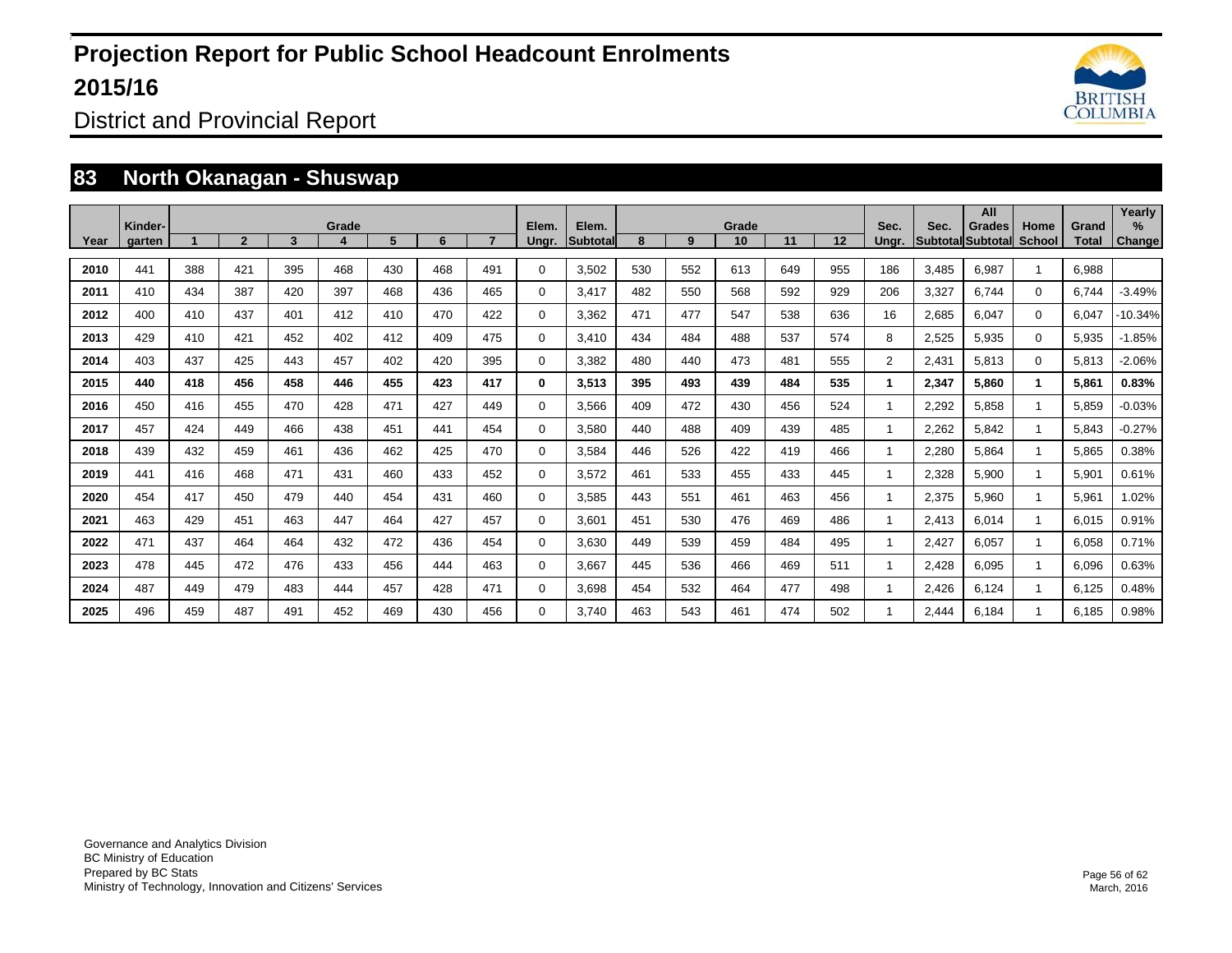# Projection Report for Public School Headcount Enrolments 2015/16

District and Provincial Report

## 83 North Okanagan - Shuswap

| Year | Kinder-garten | Grade 1 | 2 | 3 | 4 | 5 | 6 | 7 | Elem. Ungr. | Elem. Subtotal | Grade 8 | 9 | 10 | 11 | 12 | Sec. Ungr. | Sec. Subtotal | All Grades Subtotal | Home School | Grand Total | Yearly % Change |
|---|---|---|---|---|---|---|---|---|---|---|---|---|---|---|---|---|---|---|---|---|---|
| 2010 | 441 | 388 | 421 | 395 | 468 | 430 | 468 | 491 | 0 | 3,502 | 530 | 552 | 613 | 649 | 955 | 186 | 3,485 | 6,987 | 1 | 6,988 | |
| 2011 | 410 | 434 | 387 | 420 | 397 | 468 | 436 | 465 | 0 | 3,417 | 482 | 550 | 568 | 592 | 929 | 206 | 3,327 | 6,744 | 0 | 6,744 | -3.49% |
| 2012 | 400 | 410 | 437 | 401 | 412 | 410 | 470 | 422 | 0 | 3,362 | 471 | 477 | 547 | 538 | 636 | 16 | 2,685 | 6,047 | 0 | 6,047 | -10.34% |
| 2013 | 429 | 410 | 421 | 452 | 402 | 412 | 409 | 475 | 0 | 3,410 | 434 | 484 | 488 | 537 | 574 | 8 | 2,525 | 5,935 | 0 | 5,935 | -1.85% |
| 2014 | 403 | 437 | 425 | 443 | 457 | 402 | 420 | 395 | 0 | 3,382 | 480 | 440 | 473 | 481 | 555 | 2 | 2,431 | 5,813 | 0 | 5,813 | -2.06% |
| **2015** | **440** | **418** | **456** | **458** | **446** | **455** | **423** | **417** | **0** | **3,513** | **395** | **493** | **439** | **484** | **535** | **1** | **2,347** | **5,860** | **1** | **5,861** | **0.83%** |
| 2016 | 450 | 416 | 455 | 470 | 428 | 471 | 427 | 449 | 0 | 3,566 | 409 | 472 | 430 | 456 | 524 | 1 | 2,292 | 5,858 | 1 | 5,859 | -0.03% |
| 2017 | 457 | 424 | 449 | 466 | 438 | 451 | 441 | 454 | 0 | 3,580 | 440 | 488 | 409 | 439 | 485 | 1 | 2,262 | 5,842 | 1 | 5,843 | -0.27% |
| 2018 | 439 | 432 | 459 | 461 | 436 | 462 | 425 | 470 | 0 | 3,584 | 446 | 526 | 422 | 419 | 466 | 1 | 2,280 | 5,864 | 1 | 5,865 | 0.38% |
| 2019 | 441 | 416 | 468 | 471 | 431 | 460 | 433 | 452 | 0 | 3,572 | 461 | 533 | 455 | 433 | 445 | 1 | 2,328 | 5,900 | 1 | 5,901 | 0.61% |
| 2020 | 454 | 417 | 450 | 479 | 440 | 454 | 431 | 460 | 0 | 3,585 | 443 | 551 | 461 | 463 | 456 | 1 | 2,375 | 5,960 | 1 | 5,961 | 1.02% |
| 2021 | 463 | 429 | 451 | 463 | 447 | 464 | 427 | 457 | 0 | 3,601 | 451 | 530 | 476 | 469 | 486 | 1 | 2,413 | 6,014 | 1 | 6,015 | 0.91% |
| 2022 | 471 | 437 | 464 | 464 | 432 | 472 | 436 | 454 | 0 | 3,630 | 449 | 539 | 459 | 484 | 495 | 1 | 2,427 | 6,057 | 1 | 6,058 | 0.71% |
| 2023 | 478 | 445 | 472 | 476 | 433 | 456 | 444 | 463 | 0 | 3,667 | 445 | 536 | 466 | 469 | 511 | 1 | 2,428 | 6,095 | 1 | 6,096 | 0.63% |
| 2024 | 487 | 449 | 479 | 483 | 444 | 457 | 428 | 471 | 0 | 3,698 | 454 | 532 | 464 | 477 | 498 | 1 | 2,426 | 6,124 | 1 | 6,125 | 0.48% |
| 2025 | 496 | 459 | 487 | 491 | 452 | 469 | 430 | 456 | 0 | 3,740 | 463 | 543 | 461 | 474 | 502 | 1 | 2,444 | 6,184 | 1 | 6,185 | 0.98% |

Governance and Analytics Division
BC Ministry of Education
Prepared by BC Stats
Ministry of Technology, Innovation and Citizens' Services

March, 2016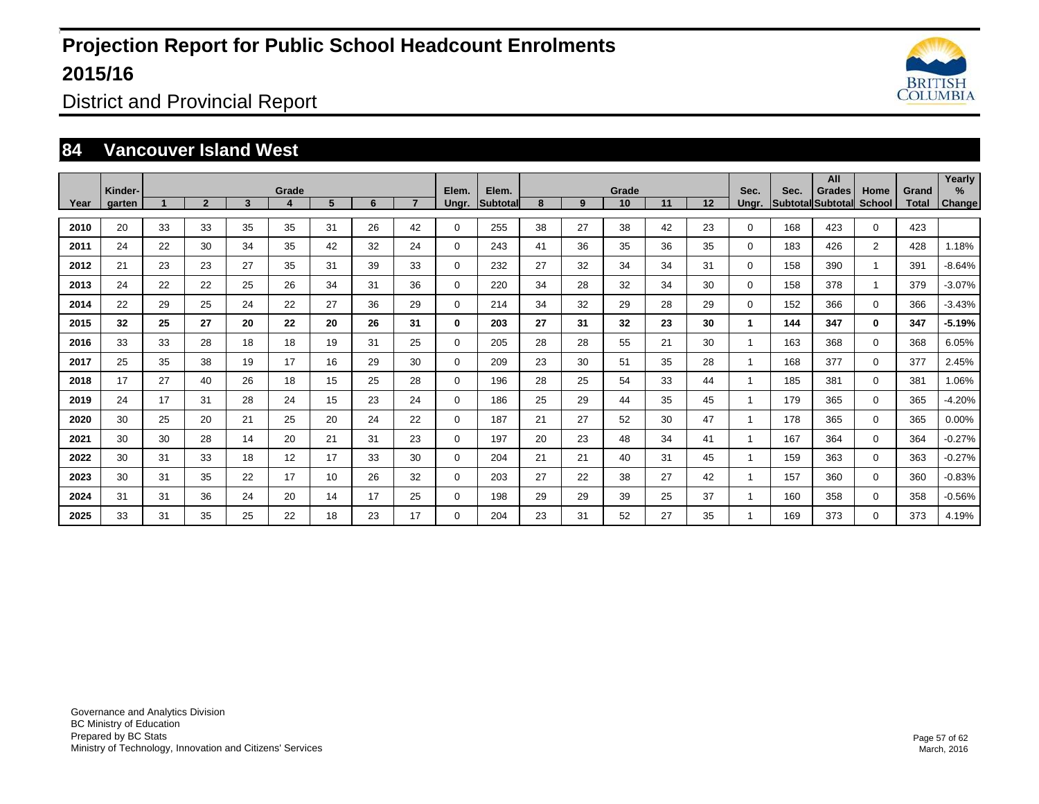# Projection Report for Public School Headcount Enrolments 2015/16

District and Provincial Report

## 84 Vancouver Island West

| Year | Kinder-garten | Grade 1 | 2 | 3 | 4 | 5 | 6 | 7 | Elem. Ungr. | Elem. Subtotal | Grade 8 | 9 | 10 | 11 | 12 | Sec. Ungr. | Sec. Subtotal | All Grades Subtotal | Home School | Grand Total | Yearly % Change |
|---|---|---|---|---|---|---|---|---|---|---|---|---|---|---|---|---|---|---|---|---|---|
| 2010 | 20 | 33 | 33 | 35 | 35 | 31 | 26 | 42 | 0 | 255 | 38 | 27 | 38 | 42 | 23 | 0 | 168 | 423 | 0 | 423 | |
| 2011 | 24 | 22 | 30 | 34 | 35 | 42 | 32 | 24 | 0 | 243 | 41 | 36 | 35 | 36 | 35 | 0 | 183 | 426 | 2 | 428 | 1.18% |
| 2012 | 21 | 23 | 23 | 27 | 35 | 31 | 39 | 33 | 0 | 232 | 27 | 32 | 34 | 34 | 31 | 0 | 158 | 390 | 1 | 391 | -8.64% |
| 2013 | 24 | 22 | 22 | 25 | 26 | 34 | 31 | 36 | 0 | 220 | 34 | 28 | 32 | 34 | 30 | 0 | 158 | 378 | 1 | 379 | -3.07% |
| 2014 | 22 | 29 | 25 | 24 | 22 | 27 | 36 | 29 | 0 | 214 | 34 | 32 | 29 | 28 | 29 | 0 | 152 | 366 | 0 | 366 | -3.43% |
| **2015** | **32** | **25** | **27** | **20** | **22** | **20** | **26** | **31** | **0** | **203** | **27** | **31** | **32** | **23** | **30** | **1** | **144** | **347** | **0** | **347** | **-5.19%** |
| 2016 | 33 | 33 | 28 | 18 | 18 | 19 | 31 | 25 | 0 | 205 | 28 | 28 | 55 | 21 | 30 | 1 | 163 | 368 | 0 | 368 | 6.05% |
| 2017 | 25 | 35 | 38 | 19 | 17 | 16 | 29 | 30 | 0 | 209 | 23 | 30 | 51 | 35 | 28 | 1 | 168 | 377 | 0 | 377 | 2.45% |
| 2018 | 17 | 27 | 40 | 26 | 18 | 15 | 25 | 28 | 0 | 196 | 28 | 25 | 54 | 33 | 44 | 1 | 185 | 381 | 0 | 381 | 1.06% |
| 2019 | 24 | 17 | 31 | 28 | 24 | 15 | 23 | 24 | 0 | 186 | 25 | 29 | 44 | 35 | 45 | 1 | 179 | 365 | 0 | 365 | -4.20% |
| 2020 | 30 | 25 | 20 | 21 | 25 | 20 | 24 | 22 | 0 | 187 | 21 | 27 | 52 | 30 | 47 | 1 | 178 | 365 | 0 | 365 | 0.00% |
| 2021 | 30 | 30 | 28 | 14 | 20 | 21 | 31 | 23 | 0 | 197 | 20 | 23 | 48 | 34 | 41 | 1 | 167 | 364 | 0 | 364 | -0.27% |
| 2022 | 30 | 31 | 33 | 18 | 12 | 17 | 33 | 30 | 0 | 204 | 21 | 21 | 40 | 31 | 45 | 1 | 159 | 363 | 0 | 363 | -0.27% |
| 2023 | 30 | 31 | 35 | 22 | 17 | 10 | 26 | 32 | 0 | 203 | 27 | 22 | 38 | 27 | 42 | 1 | 157 | 360 | 0 | 360 | -0.83% |
| 2024 | 31 | 31 | 36 | 24 | 20 | 14 | 17 | 25 | 0 | 198 | 29 | 29 | 39 | 25 | 37 | 1 | 160 | 358 | 0 | 358 | -0.56% |
| 2025 | 33 | 31 | 35 | 25 | 22 | 18 | 23 | 17 | 0 | 204 | 23 | 31 | 52 | 27 | 35 | 1 | 169 | 373 | 0 | 373 | 4.19% |

Governance and Analytics Division
BC Ministry of Education
Prepared by BC Stats
Ministry of Technology, Innovation and Citizens' Services

March, 2016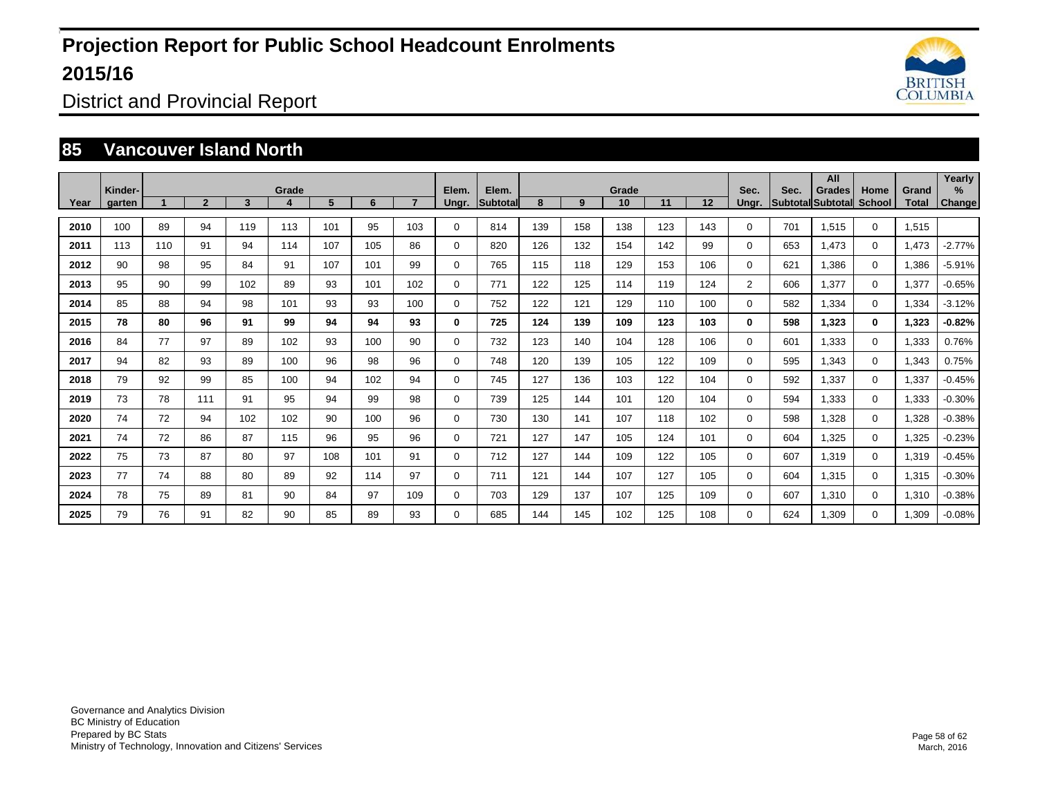# Projection Report for Public School Headcount Enrolments 2015/16

## District and Provincial Report

## 85 Vancouver Island North

| Year | Kinder-garten | Grade 1 | 2 | 3 | 4 | 5 | 6 | 7 | Elem. Ungr. | Elem. Subtotal | Grade 8 | 9 | 10 | 11 | 12 | Sec. Ungr. | Sec. Subtotal | All Grades Subtotal | Home School | Grand Total | Yearly % Change |
|---|---|---|---|---|---|---|---|---|---|---|---|---|---|---|---|---|---|---|---|---|---|
| 2010 | 100 | 89 | 94 | 119 | 113 | 101 | 95 | 103 | 0 | 814 | 139 | 158 | 138 | 123 | 143 | 0 | 701 | 1,515 | 0 | 1,515 | |
| 2011 | 113 | 110 | 91 | 94 | 114 | 107 | 105 | 86 | 0 | 820 | 126 | 132 | 154 | 142 | 99 | 0 | 653 | 1,473 | 0 | 1,473 | -2.77% |
| 2012 | 90 | 98 | 95 | 84 | 91 | 107 | 101 | 99 | 0 | 765 | 115 | 118 | 129 | 153 | 106 | 0 | 621 | 1,386 | 0 | 1,386 | -5.91% |
| 2013 | 95 | 90 | 99 | 102 | 89 | 93 | 101 | 102 | 0 | 771 | 122 | 125 | 114 | 119 | 124 | 2 | 606 | 1,377 | 0 | 1,377 | -0.65% |
| 2014 | 85 | 88 | 94 | 98 | 101 | 93 | 93 | 100 | 0 | 752 | 122 | 121 | 129 | 110 | 100 | 0 | 582 | 1,334 | 0 | 1,334 | -3.12% |
| **2015** | **78** | **80** | **96** | **91** | **99** | **94** | **94** | **93** | **0** | **725** | **124** | **139** | **109** | **123** | **103** | **0** | **598** | **1,323** | **0** | **1,323** | **-0.82%** |
| 2016 | 84 | 77 | 97 | 89 | 102 | 93 | 100 | 90 | 0 | 732 | 123 | 140 | 104 | 128 | 106 | 0 | 601 | 1,333 | 0 | 1,333 | 0.76% |
| 2017 | 94 | 82 | 93 | 89 | 100 | 96 | 98 | 96 | 0 | 748 | 120 | 139 | 105 | 122 | 109 | 0 | 595 | 1,343 | 0 | 1,343 | 0.75% |
| 2018 | 79 | 92 | 99 | 85 | 100 | 94 | 102 | 94 | 0 | 745 | 127 | 136 | 103 | 122 | 104 | 0 | 592 | 1,337 | 0 | 1,337 | -0.45% |
| 2019 | 73 | 78 | 111 | 91 | 95 | 94 | 99 | 98 | 0 | 739 | 125 | 144 | 101 | 120 | 104 | 0 | 594 | 1,333 | 0 | 1,333 | -0.30% |
| 2020 | 74 | 72 | 94 | 102 | 102 | 90 | 100 | 96 | 0 | 730 | 130 | 141 | 107 | 118 | 102 | 0 | 598 | 1,328 | 0 | 1,328 | -0.38% |
| 2021 | 74 | 72 | 86 | 87 | 115 | 96 | 95 | 96 | 0 | 721 | 127 | 147 | 105 | 124 | 101 | 0 | 604 | 1,325 | 0 | 1,325 | -0.23% |
| 2022 | 75 | 73 | 87 | 80 | 97 | 108 | 101 | 91 | 0 | 712 | 127 | 144 | 109 | 122 | 105 | 0 | 607 | 1,319 | 0 | 1,319 | -0.45% |
| 2023 | 77 | 74 | 88 | 80 | 89 | 92 | 114 | 97 | 0 | 711 | 121 | 144 | 107 | 127 | 105 | 0 | 604 | 1,315 | 0 | 1,315 | -0.30% |
| 2024 | 78 | 75 | 89 | 81 | 90 | 84 | 97 | 109 | 0 | 703 | 129 | 137 | 107 | 125 | 109 | 0 | 607 | 1,310 | 0 | 1,310 | -0.38% |
| 2025 | 79 | 76 | 91 | 82 | 90 | 85 | 89 | 93 | 0 | 685 | 144 | 145 | 102 | 125 | 108 | 0 | 624 | 1,309 | 0 | 1,309 | -0.08% |

Governance and Analytics Division
BC Ministry of Education
Prepared by BC Stats
Ministry of Technology, Innovation and Citizens' Services

March, 2016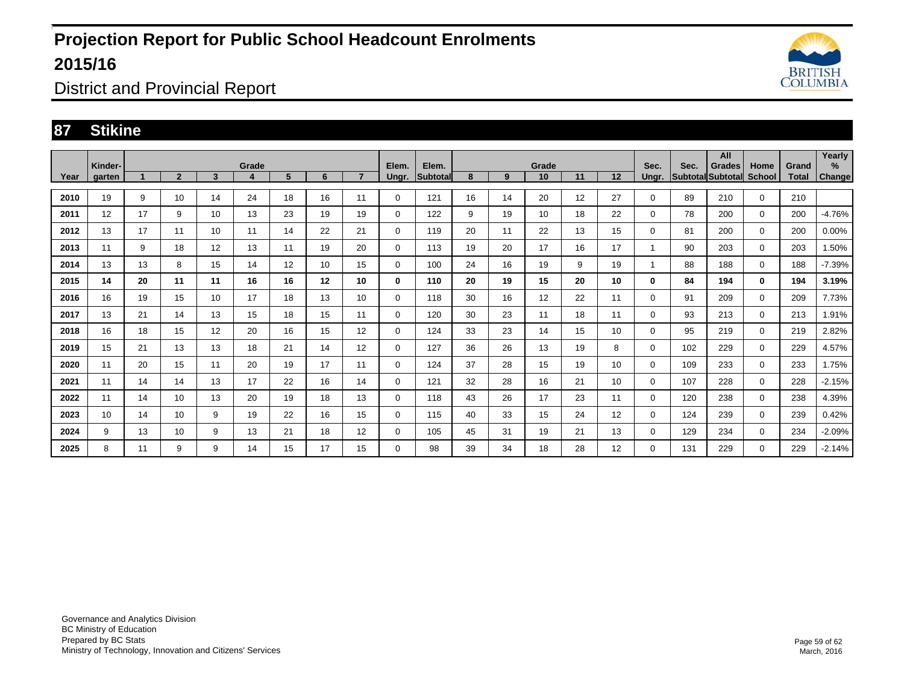# Projection Report for Public School Headcount Enrolments 2015/16

District and Provincial Report

## 87 Stikine

| Year | Kindergarten | Grade 1 | 2 | 3 | 4 | 5 | 6 | 7 | Elem. Ungr. | Elem. Subtotal | Grade 8 | 9 | 10 | 11 | 12 | Sec. Ungr. | Sec. Subtotal | All Grades Subtotal | Home School | Grand Total | Yearly % Change |
|---|---|---|---|---|---|---|---|---|---|---|---|---|---|---|---|---|---|---|---|---|---|
| 2010 | 19 | 9 | 10 | 14 | 24 | 18 | 16 | 11 | 0 | 121 | 16 | 14 | 20 | 12 | 27 | 0 | 89 | 210 | 0 | 210 | |
| 2011 | 12 | 17 | 9 | 10 | 13 | 23 | 19 | 19 | 0 | 122 | 9 | 19 | 10 | 18 | 22 | 0 | 78 | 200 | 0 | 200 | -4.76% |
| 2012 | 13 | 17 | 11 | 10 | 11 | 14 | 22 | 21 | 0 | 119 | 20 | 11 | 22 | 13 | 15 | 0 | 81 | 200 | 0 | 200 | 0.00% |
| 2013 | 11 | 9 | 18 | 12 | 13 | 11 | 19 | 20 | 0 | 113 | 19 | 20 | 17 | 16 | 17 | 1 | 90 | 203 | 0 | 203 | 1.50% |
| 2014 | 13 | 13 | 8 | 15 | 14 | 12 | 10 | 15 | 0 | 100 | 24 | 16 | 19 | 9 | 19 | 1 | 88 | 188 | 0 | 188 | -7.39% |
| **2015** | **14** | **20** | **11** | **11** | **16** | **16** | **12** | **10** | **0** | **110** | **20** | **19** | **15** | **20** | **10** | **0** | **84** | **194** | **0** | **194** | **3.19%** |
| 2016 | 16 | 19 | 15 | 10 | 17 | 18 | 13 | 10 | 0 | 118 | 30 | 16 | 12 | 22 | 11 | 0 | 91 | 209 | 0 | 209 | 7.73% |
| 2017 | 13 | 21 | 14 | 13 | 15 | 18 | 15 | 11 | 0 | 120 | 30 | 23 | 11 | 18 | 11 | 0 | 93 | 213 | 0 | 213 | 1.91% |
| 2018 | 16 | 18 | 15 | 12 | 20 | 16 | 15 | 12 | 0 | 124 | 33 | 23 | 14 | 15 | 10 | 0 | 95 | 219 | 0 | 219 | 2.82% |
| 2019 | 15 | 21 | 13 | 13 | 18 | 21 | 14 | 12 | 0 | 127 | 36 | 26 | 13 | 19 | 8 | 0 | 102 | 229 | 0 | 229 | 4.57% |
| 2020 | 11 | 20 | 15 | 11 | 20 | 19 | 17 | 11 | 0 | 124 | 37 | 28 | 15 | 19 | 10 | 0 | 109 | 233 | 0 | 233 | 1.75% |
| 2021 | 11 | 14 | 14 | 13 | 17 | 22 | 16 | 14 | 0 | 121 | 32 | 28 | 16 | 21 | 10 | 0 | 107 | 228 | 0 | 228 | -2.15% |
| 2022 | 11 | 14 | 10 | 13 | 20 | 19 | 18 | 13 | 0 | 118 | 43 | 26 | 17 | 23 | 11 | 0 | 120 | 238 | 0 | 238 | 4.39% |
| 2023 | 10 | 14 | 10 | 9 | 19 | 22 | 16 | 15 | 0 | 115 | 40 | 33 | 15 | 24 | 12 | 0 | 124 | 239 | 0 | 239 | 0.42% |
| 2024 | 9 | 13 | 10 | 9 | 13 | 21 | 18 | 12 | 0 | 105 | 45 | 31 | 19 | 21 | 13 | 0 | 129 | 234 | 0 | 234 | -2.09% |
| 2025 | 8 | 11 | 9 | 9 | 14 | 15 | 17 | 15 | 0 | 98 | 39 | 34 | 18 | 28 | 12 | 0 | 131 | 229 | 0 | 229 | -2.14% |

Governance and Analytics Division
BC Ministry of Education
Prepared by BC Stats
Ministry of Technology, Innovation and Citizens' Services

March, 2016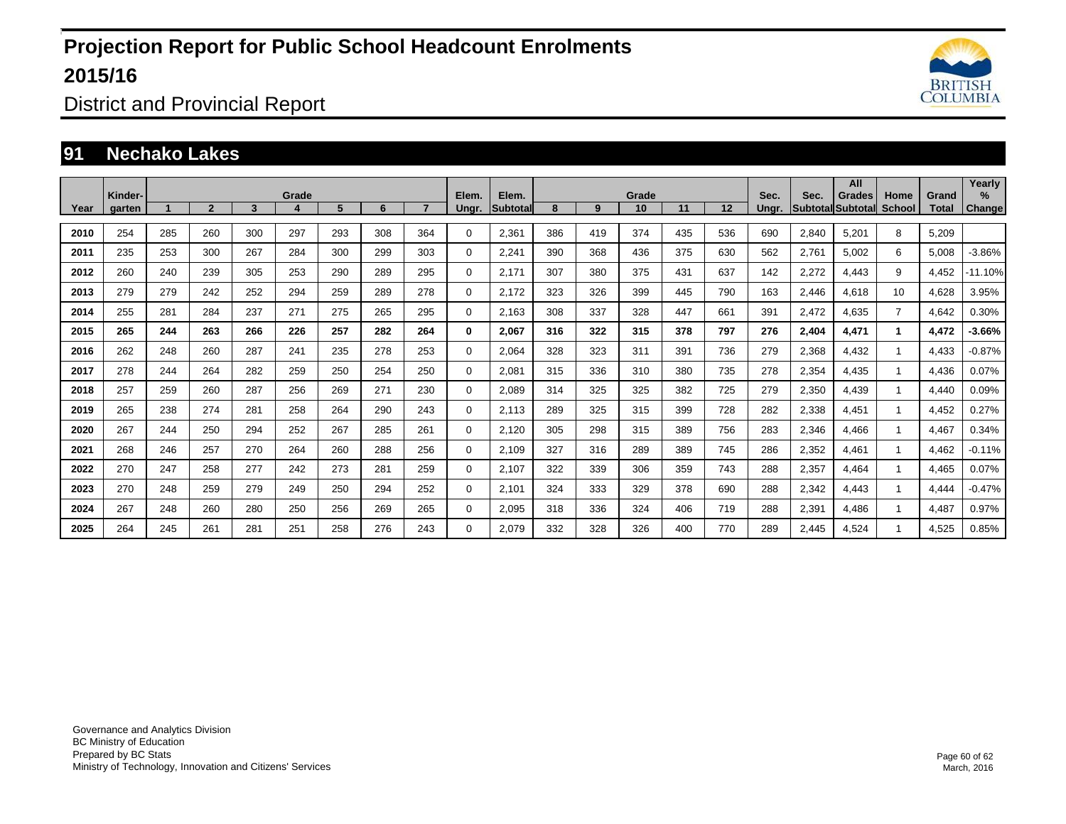# Projection Report for Public School Headcount Enrolments 2015/16

## District and Provincial Report

## 91 Nechako Lakes

| Year | Kinder-garten | Grade 1 | 2 | 3 | 4 | 5 | 6 | 7 | Elem. Ungr. | Elem. Subtotal | Grade 8 | 9 | 10 | 11 | 12 | Sec. Ungr. | Sec. Subtotal | All Grades Subtotal | Home School | Grand Total | Yearly % Change |
|---|---|---|---|---|---|---|---|---|---|---|---|---|---|---|---|---|---|---|---|---|---|
| 2010 | 254 | 285 | 260 | 300 | 297 | 293 | 308 | 364 | 0 | 2,361 | 386 | 419 | 374 | 435 | 536 | 690 | 2,840 | 5,201 | 8 | 5,209 | |
| 2011 | 235 | 253 | 300 | 267 | 284 | 300 | 299 | 303 | 0 | 2,241 | 390 | 368 | 436 | 375 | 630 | 562 | 2,761 | 5,002 | 6 | 5,008 | -3.86% |
| 2012 | 260 | 240 | 239 | 305 | 253 | 290 | 289 | 295 | 0 | 2,171 | 307 | 380 | 375 | 431 | 637 | 142 | 2,272 | 4,443 | 9 | 4,452 | -11.10% |
| 2013 | 279 | 279 | 242 | 252 | 294 | 259 | 289 | 278 | 0 | 2,172 | 323 | 326 | 399 | 445 | 790 | 163 | 2,446 | 4,618 | 10 | 4,628 | 3.95% |
| 2014 | 255 | 281 | 284 | 237 | 271 | 275 | 265 | 295 | 0 | 2,163 | 308 | 337 | 328 | 447 | 661 | 391 | 2,472 | 4,635 | 7 | 4,642 | 0.30% |
| **2015** | **265** | **244** | **263** | **266** | **226** | **257** | **282** | **264** | **0** | **2,067** | **316** | **322** | **315** | **378** | **797** | **276** | **2,404** | **4,471** | **1** | **4,472** | **-3.66%** |
| 2016 | 262 | 248 | 260 | 287 | 241 | 235 | 278 | 253 | 0 | 2,064 | 328 | 323 | 311 | 391 | 736 | 279 | 2,368 | 4,432 | 1 | 4,433 | -0.87% |
| 2017 | 278 | 244 | 264 | 282 | 259 | 250 | 254 | 250 | 0 | 2,081 | 315 | 336 | 310 | 380 | 735 | 278 | 2,354 | 4,435 | 1 | 4,436 | 0.07% |
| 2018 | 257 | 259 | 260 | 287 | 256 | 269 | 271 | 230 | 0 | 2,089 | 314 | 325 | 325 | 382 | 725 | 279 | 2,350 | 4,439 | 1 | 4,440 | 0.09% |
| 2019 | 265 | 238 | 274 | 281 | 258 | 264 | 290 | 243 | 0 | 2,113 | 289 | 325 | 315 | 399 | 728 | 282 | 2,338 | 4,451 | 1 | 4,452 | 0.27% |
| 2020 | 267 | 244 | 250 | 294 | 252 | 267 | 285 | 261 | 0 | 2,120 | 305 | 298 | 315 | 389 | 756 | 283 | 2,346 | 4,466 | 1 | 4,467 | 0.34% |
| 2021 | 268 | 246 | 257 | 270 | 264 | 260 | 288 | 256 | 0 | 2,109 | 327 | 316 | 289 | 389 | 745 | 286 | 2,352 | 4,461 | 1 | 4,462 | -0.11% |
| 2022 | 270 | 247 | 258 | 277 | 242 | 273 | 281 | 259 | 0 | 2,107 | 322 | 339 | 306 | 359 | 743 | 288 | 2,357 | 4,464 | 1 | 4,465 | 0.07% |
| 2023 | 270 | 248 | 259 | 279 | 249 | 250 | 294 | 252 | 0 | 2,101 | 324 | 333 | 329 | 378 | 690 | 288 | 2,342 | 4,443 | 1 | 4,444 | -0.47% |
| 2024 | 267 | 248 | 260 | 280 | 250 | 256 | 269 | 265 | 0 | 2,095 | 318 | 336 | 324 | 406 | 719 | 288 | 2,391 | 4,486 | 1 | 4,487 | 0.97% |
| 2025 | 264 | 245 | 261 | 281 | 251 | 258 | 276 | 243 | 0 | 2,079 | 332 | 328 | 326 | 400 | 770 | 289 | 2,445 | 4,524 | 1 | 4,525 | 0.85% |

Governance and Analytics Division
BC Ministry of Education
Prepared by BC Stats
Ministry of Technology, Innovation and Citizens' Services

March, 2016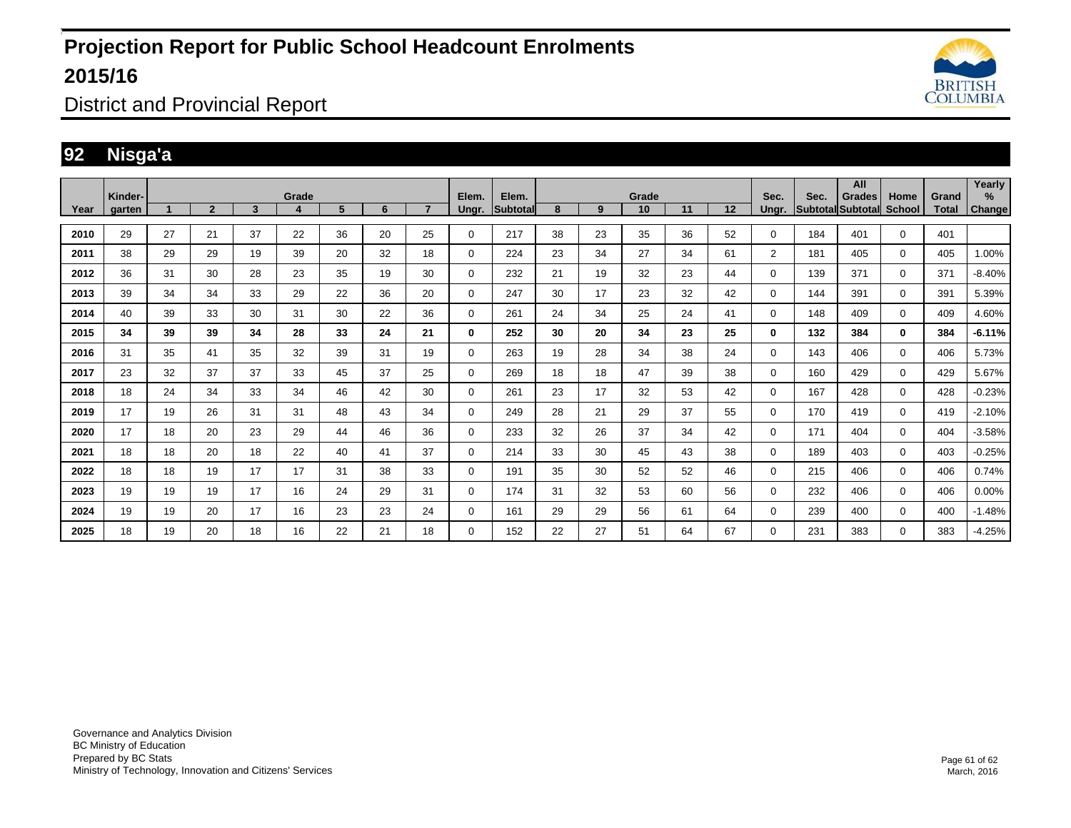# Projection Report for Public School Headcount Enrolments 2015/16

District and Provincial Report

## 92 Nisga'a

| Year | Kinder-garten | Grade 1 | 2 | 3 | 4 | 5 | 6 | 7 | Elem. Ungr. | Elem. Subtotal | 8 | 9 | 10 | 11 | 12 | Sec. Ungr. | Sec. Subtotal | All Grades Subtotal | Home School | Grand Total | Yearly % Change |
|---|---|---|---|---|---|---|---|---|---|---|---|---|---|---|---|---|---|---|---|---|---|
| **2010** | 29 | 27 | 21 | 37 | 22 | 36 | 20 | 25 | 0 | 217 | 38 | 23 | 35 | 36 | 52 | 0 | 184 | 401 | 0 | 401 | |
| **2011** | 38 | 29 | 29 | 19 | 39 | 20 | 32 | 18 | 0 | 224 | 23 | 34 | 27 | 34 | 61 | 2 | 181 | 405 | 0 | 405 | 1.00% |
| **2012** | 36 | 31 | 30 | 28 | 23 | 35 | 19 | 30 | 0 | 232 | 21 | 19 | 32 | 23 | 44 | 0 | 139 | 371 | 0 | 371 | -8.40% |
| **2013** | 39 | 34 | 34 | 33 | 29 | 22 | 36 | 20 | 0 | 247 | 30 | 17 | 23 | 32 | 42 | 0 | 144 | 391 | 0 | 391 | 5.39% |
| **2014** | 40 | 39 | 33 | 30 | 31 | 30 | 22 | 36 | 0 | 261 | 24 | 34 | 25 | 24 | 41 | 0 | 148 | 409 | 0 | 409 | 4.60% |
| **2015** | **34** | **39** | **39** | **34** | **28** | **33** | **24** | **21** | **0** | **252** | **30** | **20** | **34** | **23** | **25** | **0** | **132** | **384** | **0** | **384** | **-6.11%** |
| **2016** | 31 | 35 | 41 | 35 | 32 | 39 | 31 | 19 | 0 | 263 | 19 | 28 | 34 | 38 | 24 | 0 | 143 | 406 | 0 | 406 | 5.73% |
| **2017** | 23 | 32 | 37 | 37 | 33 | 45 | 37 | 25 | 0 | 269 | 18 | 18 | 47 | 39 | 38 | 0 | 160 | 429 | 0 | 429 | 5.67% |
| **2018** | 18 | 24 | 34 | 33 | 34 | 46 | 42 | 30 | 0 | 261 | 23 | 17 | 32 | 53 | 42 | 0 | 167 | 428 | 0 | 428 | -0.23% |
| **2019** | 17 | 19 | 26 | 31 | 31 | 48 | 43 | 34 | 0 | 249 | 28 | 21 | 29 | 37 | 55 | 0 | 170 | 419 | 0 | 419 | -2.10% |
| **2020** | 17 | 18 | 20 | 23 | 29 | 44 | 46 | 36 | 0 | 233 | 32 | 26 | 37 | 34 | 42 | 0 | 171 | 404 | 0 | 404 | -3.58% |
| **2021** | 18 | 18 | 20 | 18 | 22 | 40 | 41 | 37 | 0 | 214 | 33 | 30 | 45 | 43 | 38 | 0 | 189 | 403 | 0 | 403 | -0.25% |
| **2022** | 18 | 18 | 19 | 17 | 17 | 31 | 38 | 33 | 0 | 191 | 35 | 30 | 52 | 52 | 46 | 0 | 215 | 406 | 0 | 406 | 0.74% |
| **2023** | 19 | 19 | 19 | 17 | 16 | 24 | 29 | 31 | 0 | 174 | 31 | 32 | 53 | 60 | 56 | 0 | 232 | 406 | 0 | 406 | 0.00% |
| **2024** | 19 | 19 | 20 | 17 | 16 | 23 | 23 | 24 | 0 | 161 | 29 | 29 | 56 | 61 | 64 | 0 | 239 | 400 | 0 | 400 | -1.48% |
| **2025** | 18 | 19 | 20 | 18 | 16 | 22 | 21 | 18 | 0 | 152 | 22 | 27 | 51 | 64 | 67 | 0 | 231 | 383 | 0 | 383 | -4.25% |

Governance and Analytics Division
BC Ministry of Education
Prepared by BC Stats
Ministry of Technology, Innovation and Citizens' Services

March, 2016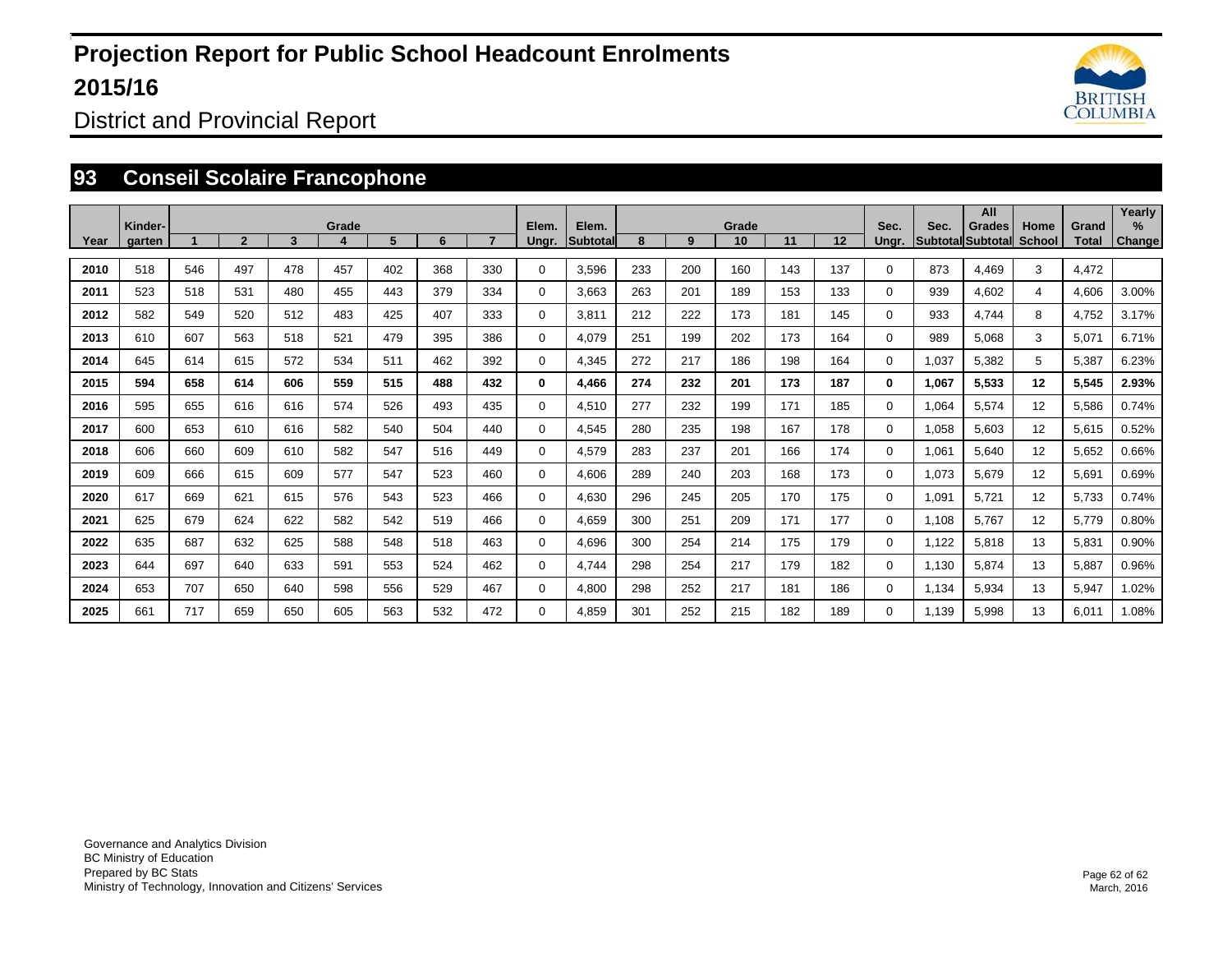# Projection Report for Public School Headcount Enrolments

## 2015/16

District and Provincial Report

## 93 Conseil Scolaire Francophone

| Year | Kinder-garten | Grade 1 | 2 | 3 | 4 | 5 | 6 | 7 | Elem. Ungr. | Elem. Subtotal | Grade 8 | 9 | 10 | 11 | 12 | Sec. Ungr. | Sec. Subtotal | All Grades Subtotal | Home School | Grand Total | Yearly % Change |
|---|---|---|---|---|---|---|---|---|---|---|---|---|---|---|---|---|---|---|---|---|---|
| 2010 | 518 | 546 | 497 | 478 | 457 | 402 | 368 | 330 | 0 | 3,596 | 233 | 200 | 160 | 143 | 137 | 0 | 873 | 4,469 | 3 | 4,472 | |
| 2011 | 523 | 518 | 531 | 480 | 455 | 443 | 379 | 334 | 0 | 3,663 | 263 | 201 | 189 | 153 | 133 | 0 | 939 | 4,602 | 4 | 4,606 | 3.00% |
| 2012 | 582 | 549 | 520 | 512 | 483 | 425 | 407 | 333 | 0 | 3,811 | 212 | 222 | 173 | 181 | 145 | 0 | 933 | 4,744 | 8 | 4,752 | 3.17% |
| 2013 | 610 | 607 | 563 | 518 | 521 | 479 | 395 | 386 | 0 | 4,079 | 251 | 199 | 202 | 173 | 164 | 0 | 989 | 5,068 | 3 | 5,071 | 6.71% |
| 2014 | 645 | 614 | 615 | 572 | 534 | 511 | 462 | 392 | 0 | 4,345 | 272 | 217 | 186 | 198 | 164 | 0 | 1,037 | 5,382 | 5 | 5,387 | 6.23% |
| **2015** | **594** | **658** | **614** | **606** | **559** | **515** | **488** | **432** | **0** | **4,466** | **274** | **232** | **201** | **173** | **187** | **0** | **1,067** | **5,533** | **12** | **5,545** | **2.93%** |
| 2016 | 595 | 655 | 616 | 616 | 574 | 526 | 493 | 435 | 0 | 4,510 | 277 | 232 | 199 | 171 | 185 | 0 | 1,064 | 5,574 | 12 | 5,586 | 0.74% |
| 2017 | 600 | 653 | 610 | 616 | 582 | 540 | 504 | 440 | 0 | 4,545 | 280 | 235 | 198 | 167 | 178 | 0 | 1,058 | 5,603 | 12 | 5,615 | 0.52% |
| 2018 | 606 | 660 | 609 | 610 | 582 | 547 | 516 | 449 | 0 | 4,579 | 283 | 237 | 201 | 166 | 174 | 0 | 1,061 | 5,640 | 12 | 5,652 | 0.66% |
| 2019 | 609 | 666 | 615 | 609 | 577 | 547 | 523 | 460 | 0 | 4,606 | 289 | 240 | 203 | 168 | 173 | 0 | 1,073 | 5,679 | 12 | 5,691 | 0.69% |
| 2020 | 617 | 669 | 621 | 615 | 576 | 543 | 523 | 466 | 0 | 4,630 | 296 | 245 | 205 | 170 | 175 | 0 | 1,091 | 5,721 | 12 | 5,733 | 0.74% |
| 2021 | 625 | 679 | 624 | 622 | 582 | 542 | 519 | 466 | 0 | 4,659 | 300 | 251 | 209 | 171 | 177 | 0 | 1,108 | 5,767 | 12 | 5,779 | 0.80% |
| 2022 | 635 | 687 | 632 | 625 | 588 | 548 | 518 | 463 | 0 | 4,696 | 300 | 254 | 214 | 175 | 179 | 0 | 1,122 | 5,818 | 13 | 5,831 | 0.90% |
| 2023 | 644 | 697 | 640 | 633 | 591 | 553 | 524 | 462 | 0 | 4,744 | 298 | 254 | 217 | 179 | 182 | 0 | 1,130 | 5,874 | 13 | 5,887 | 0.96% |
| 2024 | 653 | 707 | 650 | 640 | 598 | 556 | 529 | 467 | 0 | 4,800 | 298 | 252 | 217 | 181 | 186 | 0 | 1,134 | 5,934 | 13 | 5,947 | 1.02% |
| 2025 | 661 | 717 | 659 | 650 | 605 | 563 | 532 | 472 | 0 | 4,859 | 301 | 252 | 215 | 182 | 189 | 0 | 1,139 | 5,998 | 13 | 6,011 | 1.08% |

Governance and Analytics Division
BC Ministry of Education
Prepared by BC Stats
Ministry of Technology, Innovation and Citizens' Services

March, 2016